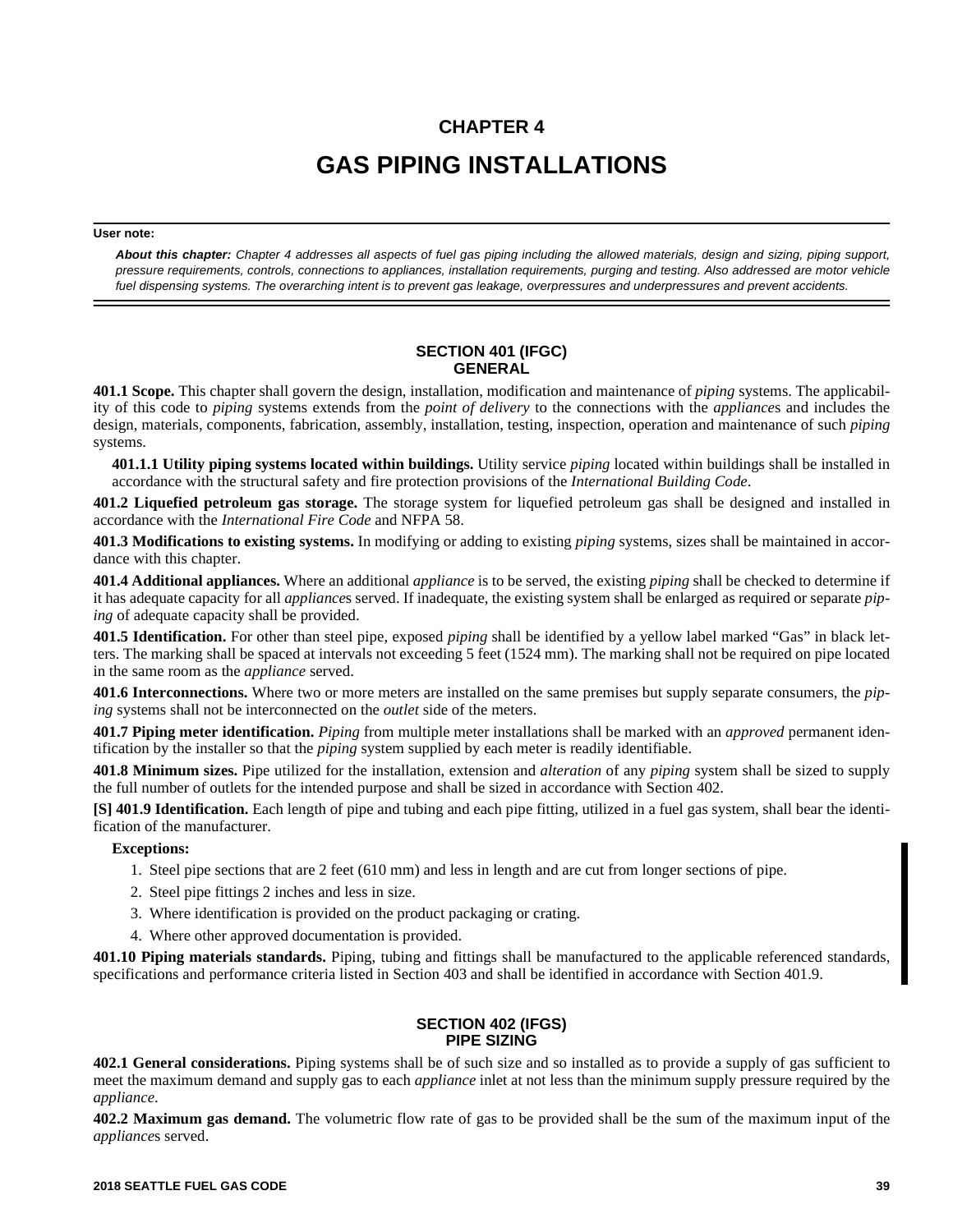# CHAPTER 4

# GAS PIPING INSTALLATIONS

**User note:**

***About this chapter:*** *Chapter 4 addresses all aspects of fuel gas piping including the allowed materials, design and sizing, piping support, pressure requirements, controls, connections to appliances, installation requirements, purging and testing. Also addressed are motor vehicle fuel dispensing systems. The overarching intent is to prevent gas leakage, overpressures and underpressures and prevent accidents.*

## SECTION 401 (IFGC) GENERAL

**401.1 Scope.** This chapter shall govern the design, installation, modification and maintenance of *piping* systems. The applicability of this code to *piping* systems extends from the *point of delivery* to the connections with the *appliance*s and includes the design, materials, components, fabrication, assembly, installation, testing, inspection, operation and maintenance of such *piping* systems.

**401.1.1 Utility piping systems located within buildings.** Utility service *piping* located within buildings shall be installed in accordance with the structural safety and fire protection provisions of the *International Building Code*.

**401.2 Liquefied petroleum gas storage.** The storage system for liquefied petroleum gas shall be designed and installed in accordance with the *International Fire Code* and NFPA 58.

**401.3 Modifications to existing systems.** In modifying or adding to existing *piping* systems, sizes shall be maintained in accordance with this chapter.

**401.4 Additional appliances.** Where an additional *appliance* is to be served, the existing *piping* shall be checked to determine if it has adequate capacity for all *appliance*s served. If inadequate, the existing system shall be enlarged as required or separate *piping* of adequate capacity shall be provided.

**401.5 Identification.** For other than steel pipe, exposed *piping* shall be identified by a yellow label marked "Gas" in black letters. The marking shall be spaced at intervals not exceeding 5 feet (1524 mm). The marking shall not be required on pipe located in the same room as the *appliance* served.

**401.6 Interconnections.** Where two or more meters are installed on the same premises but supply separate consumers, the *piping* systems shall not be interconnected on the *outlet* side of the meters.

**401.7 Piping meter identification.** *Piping* from multiple meter installations shall be marked with an *approved* permanent identification by the installer so that the *piping* system supplied by each meter is readily identifiable.

**401.8 Minimum sizes.** Pipe utilized for the installation, extension and *alteration* of any *piping* system shall be sized to supply the full number of outlets for the intended purpose and shall be sized in accordance with Section 402.

**[S] 401.9 Identification.** Each length of pipe and tubing and each pipe fitting, utilized in a fuel gas system, shall bear the identification of the manufacturer.

**Exceptions:**

1. Steel pipe sections that are 2 feet (610 mm) and less in length and are cut from longer sections of pipe.
2. Steel pipe fittings 2 inches and less in size.
3. Where identification is provided on the product packaging or crating.
4. Where other approved documentation is provided.

**401.10 Piping materials standards.** Piping, tubing and fittings shall be manufactured to the applicable referenced standards, specifications and performance criteria listed in Section 403 and shall be identified in accordance with Section 401.9.

## SECTION 402 (IFGS) PIPE SIZING

**402.1 General considerations.** Piping systems shall be of such size and so installed as to provide a supply of gas sufficient to meet the maximum demand and supply gas to each *appliance* inlet at not less than the minimum supply pressure required by the *appliance*.

**402.2 Maximum gas demand.** The volumetric flow rate of gas to be provided shall be the sum of the maximum input of the *appliance*s served.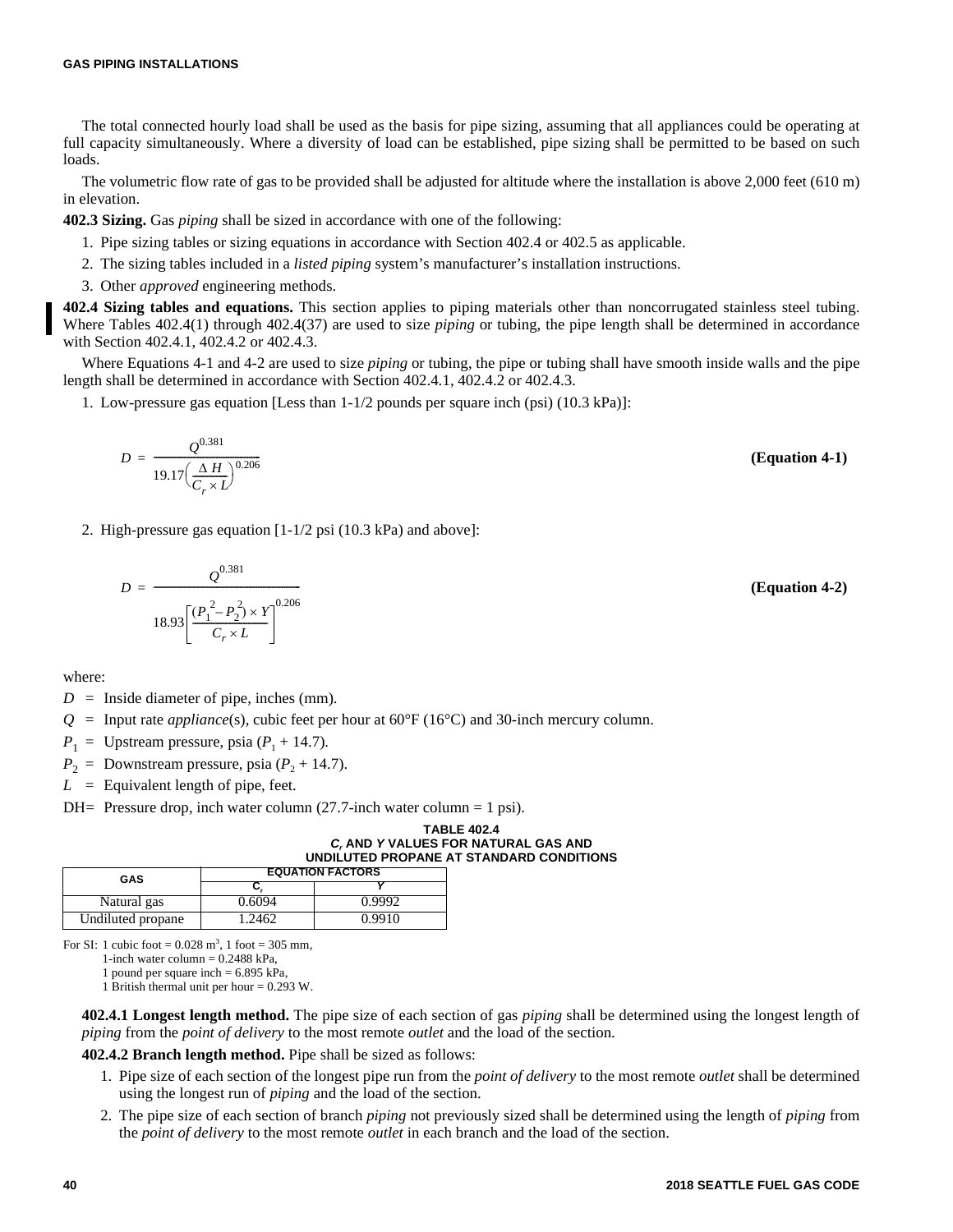The total connected hourly load shall be used as the basis for pipe sizing, assuming that all appliances could be operating at full capacity simultaneously. Where a diversity of load can be established, pipe sizing shall be permitted to be based on such loads.

The volumetric flow rate of gas to be provided shall be adjusted for altitude where the installation is above 2,000 feet (610 m) in elevation.

**402.3 Sizing.** Gas *piping* shall be sized in accordance with one of the following:

1. Pipe sizing tables or sizing equations in accordance with Section 402.4 or 402.5 as applicable.
2. The sizing tables included in a *listed piping* system's manufacturer's installation instructions.
3. Other *approved* engineering methods.

**402.4 Sizing tables and equations.** This section applies to piping materials other than noncorrugated stainless steel tubing. Where Tables 402.4(1) through 402.4(37) are used to size *piping* or tubing, the pipe length shall be determined in accordance with Section 402.4.1, 402.4.2 or 402.4.3.

Where Equations 4-1 and 4-2 are used to size *piping* or tubing, the pipe or tubing shall have smooth inside walls and the pipe length shall be determined in accordance with Section 402.4.1, 402.4.2 or 402.4.3.

1. Low-pressure gas equation [Less than 1-1/2 pounds per square inch (psi) (10.3 kPa)]:

$$D = \frac{Q^{0.381}}{19.17\left(\frac{\Delta H}{C_r \times L}\right)^{0.206}} \qquad \textbf{(Equation 4-1)}$$

2. High-pressure gas equation [1-1/2 psi (10.3 kPa) and above]:

$$D = \frac{Q^{0.381}}{18.93\left[\frac{(P_1^2 - P_2^2) \times Y}{C_r \times L}\right]^{0.206}} \qquad \textbf{(Equation 4-2)}$$

where:

$D$ = Inside diameter of pipe, inches (mm).

$Q$ = Input rate *appliance*(s), cubic feet per hour at 60°F (16°C) and 30-inch mercury column.

$P_1$ = Upstream pressure, psia ($P_1$ + 14.7).

$P_2$ = Downstream pressure, psia ($P_2$ + 14.7).

$L$ = Equivalent length of pipe, feet.

DH= Pressure drop, inch water column (27.7-inch water column = 1 psi).

**TABLE 402.4**
**$C_r$ AND $Y$ VALUES FOR NATURAL GAS AND UNDILUTED PROPANE AT STANDARD CONDITIONS**

| GAS | EQUATION FACTORS | |
|---|---|---|
| | $C_r$ | $Y$ |
| Natural gas | 0.6094 | 0.9992 |
| Undiluted propane | 1.2462 | 0.9910 |

For SI: 1 cubic foot = 0.028 m³, 1 foot = 305 mm,
1-inch water column = 0.2488 kPa,
1 pound per square inch = 6.895 kPa,
1 British thermal unit per hour = 0.293 W.

**402.4.1 Longest length method.** The pipe size of each section of gas *piping* shall be determined using the longest length of *piping* from the *point of delivery* to the most remote *outlet* and the load of the section.

**402.4.2 Branch length method.** Pipe shall be sized as follows:

1. Pipe size of each section of the longest pipe run from the *point of delivery* to the most remote *outlet* shall be determined using the longest run of *piping* and the load of the section.
2. The pipe size of each section of branch *piping* not previously sized shall be determined using the length of *piping* from the *point of delivery* to the most remote *outlet* in each branch and the load of the section.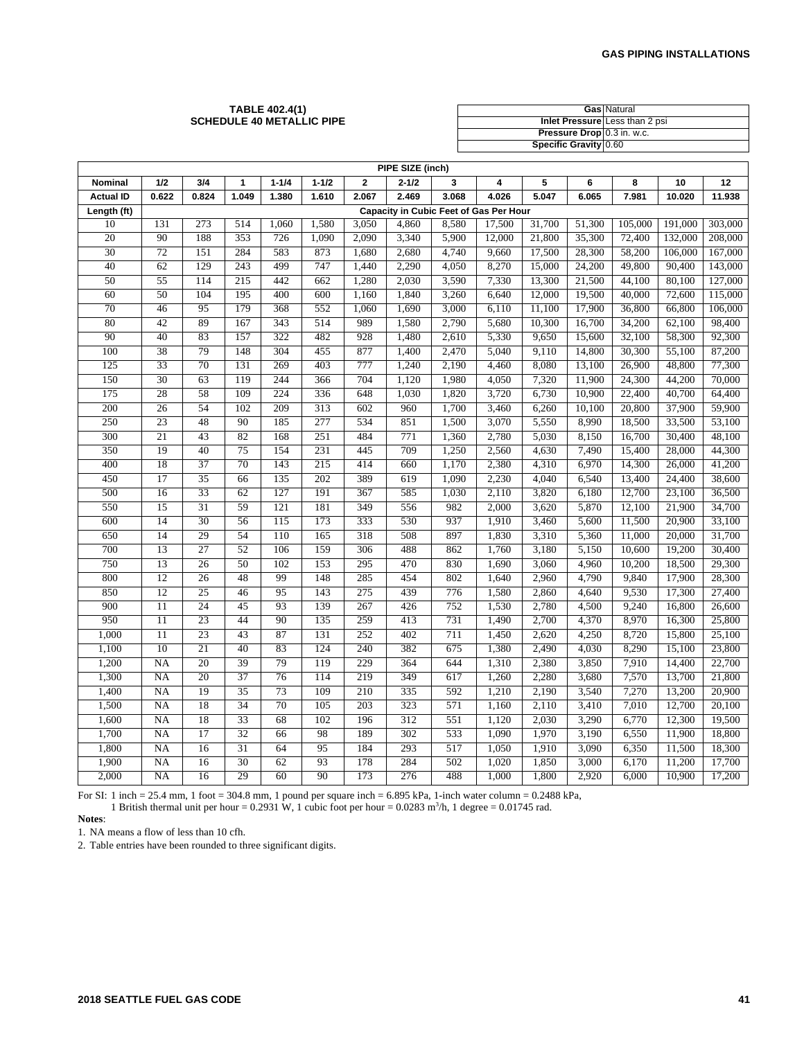**TABLE 402.4(1)**
**SCHEDULE 40 METALLIC PIPE**

| | |
|---|---|
| **Gas** | Natural |
| **Inlet Pressure** | Less than 2 psi |
| **Pressure Drop** | 0.3 in. w.c. |
| **Specific Gravity** | 0.60 |

| | PIPE SIZE (inch) | | | | | | | | | | | | | |
|---|---|---|---|---|---|---|---|---|---|---|---|---|---|---|
| **Nominal** | **1/2** | **3/4** | **1** | **1-1/4** | **1-1/2** | **2** | **2-1/2** | **3** | **4** | **5** | **6** | **8** | **10** | **12** |
| **Actual ID** | **0.622** | **0.824** | **1.049** | **1.380** | **1.610** | **2.067** | **2.469** | **3.068** | **4.026** | **5.047** | **6.065** | **7.981** | **10.020** | **11.938** |
| **Length (ft)** | **Capacity in Cubic Feet of Gas Per Hour** | | | | | | | | | | | | | |
| 10 | 131 | 273 | 514 | 1,060 | 1,580 | 3,050 | 4,860 | 8,580 | 17,500 | 31,700 | 51,300 | 105,000 | 191,000 | 303,000 |
| 20 | 90 | 188 | 353 | 726 | 1,090 | 2,090 | 3,340 | 5,900 | 12,000 | 21,800 | 35,300 | 72,400 | 132,000 | 208,000 |
| 30 | 72 | 151 | 284 | 583 | 873 | 1,680 | 2,680 | 4,740 | 9,660 | 17,500 | 28,300 | 58,200 | 106,000 | 167,000 |
| 40 | 62 | 129 | 243 | 499 | 747 | 1,440 | 2,290 | 4,050 | 8,270 | 15,000 | 24,200 | 49,800 | 90,400 | 143,000 |
| 50 | 55 | 114 | 215 | 442 | 662 | 1,280 | 2,030 | 3,590 | 7,330 | 13,300 | 21,500 | 44,100 | 80,100 | 127,000 |
| 60 | 50 | 104 | 195 | 400 | 600 | 1,160 | 1,840 | 3,260 | 6,640 | 12,000 | 19,500 | 40,000 | 72,600 | 115,000 |
| 70 | 46 | 95 | 179 | 368 | 552 | 1,060 | 1,690 | 3,000 | 6,110 | 11,100 | 17,900 | 36,800 | 66,800 | 106,000 |
| 80 | 42 | 89 | 167 | 343 | 514 | 989 | 1,580 | 2,790 | 5,680 | 10,300 | 16,700 | 34,200 | 62,100 | 98,400 |
| 90 | 40 | 83 | 157 | 322 | 482 | 928 | 1,480 | 2,610 | 5,330 | 9,650 | 15,600 | 32,100 | 58,300 | 92,300 |
| 100 | 38 | 79 | 148 | 304 | 455 | 877 | 1,400 | 2,470 | 5,040 | 9,110 | 14,800 | 30,300 | 55,100 | 87,200 |
| 125 | 33 | 70 | 131 | 269 | 403 | 777 | 1,240 | 2,190 | 4,460 | 8,080 | 13,100 | 26,900 | 48,800 | 77,300 |
| 150 | 30 | 63 | 119 | 244 | 366 | 704 | 1,120 | 1,980 | 4,050 | 7,320 | 11,900 | 24,300 | 44,200 | 70,000 |
| 175 | 28 | 58 | 109 | 224 | 336 | 648 | 1,030 | 1,820 | 3,720 | 6,730 | 10,900 | 22,400 | 40,700 | 64,400 |
| 200 | 26 | 54 | 102 | 209 | 313 | 602 | 960 | 1,700 | 3,460 | 6,260 | 10,100 | 20,800 | 37,900 | 59,900 |
| 250 | 23 | 48 | 90 | 185 | 277 | 534 | 851 | 1,500 | 3,070 | 5,550 | 8,990 | 18,500 | 33,500 | 53,100 |
| 300 | 21 | 43 | 82 | 168 | 251 | 484 | 771 | 1,360 | 2,780 | 5,030 | 8,150 | 16,700 | 30,400 | 48,100 |
| 350 | 19 | 40 | 75 | 154 | 231 | 445 | 709 | 1,250 | 2,560 | 4,630 | 7,490 | 15,400 | 28,000 | 44,300 |
| 400 | 18 | 37 | 70 | 143 | 215 | 414 | 660 | 1,170 | 2,380 | 4,310 | 6,970 | 14,300 | 26,000 | 41,200 |
| 450 | 17 | 35 | 66 | 135 | 202 | 389 | 619 | 1,090 | 2,230 | 4,040 | 6,540 | 13,400 | 24,400 | 38,600 |
| 500 | 16 | 33 | 62 | 127 | 191 | 367 | 585 | 1,030 | 2,110 | 3,820 | 6,180 | 12,700 | 23,100 | 36,500 |
| 550 | 15 | 31 | 59 | 121 | 181 | 349 | 556 | 982 | 2,000 | 3,620 | 5,870 | 12,100 | 21,900 | 34,700 |
| 600 | 14 | 30 | 56 | 115 | 173 | 333 | 530 | 937 | 1,910 | 3,460 | 5,600 | 11,500 | 20,900 | 33,100 |
| 650 | 14 | 29 | 54 | 110 | 165 | 318 | 508 | 897 | 1,830 | 3,310 | 5,360 | 11,000 | 20,000 | 31,700 |
| 700 | 13 | 27 | 52 | 106 | 159 | 306 | 488 | 862 | 1,760 | 3,180 | 5,150 | 10,600 | 19,200 | 30,400 |
| 750 | 13 | 26 | 50 | 102 | 153 | 295 | 470 | 830 | 1,690 | 3,060 | 4,960 | 10,200 | 18,500 | 29,300 |
| 800 | 12 | 26 | 48 | 99 | 148 | 285 | 454 | 802 | 1,640 | 2,960 | 4,790 | 9,840 | 17,900 | 28,300 |
| 850 | 12 | 25 | 46 | 95 | 143 | 275 | 439 | 776 | 1,580 | 2,860 | 4,640 | 9,530 | 17,300 | 27,400 |
| 900 | 11 | 24 | 45 | 93 | 139 | 267 | 426 | 752 | 1,530 | 2,780 | 4,500 | 9,240 | 16,800 | 26,600 |
| 950 | 11 | 23 | 44 | 90 | 135 | 259 | 413 | 731 | 1,490 | 2,700 | 4,370 | 8,970 | 16,300 | 25,800 |
| 1,000 | 11 | 23 | 43 | 87 | 131 | 252 | 402 | 711 | 1,450 | 2,620 | 4,250 | 8,720 | 15,800 | 25,100 |
| 1,100 | 10 | 21 | 40 | 83 | 124 | 240 | 382 | 675 | 1,380 | 2,490 | 4,030 | 8,290 | 15,100 | 23,800 |
| 1,200 | NA | 20 | 39 | 79 | 119 | 229 | 364 | 644 | 1,310 | 2,380 | 3,850 | 7,910 | 14,400 | 22,700 |
| 1,300 | NA | 20 | 37 | 76 | 114 | 219 | 349 | 617 | 1,260 | 2,280 | 3,680 | 7,570 | 13,700 | 21,800 |
| 1,400 | NA | 19 | 35 | 73 | 109 | 210 | 335 | 592 | 1,210 | 2,190 | 3,540 | 7,270 | 13,200 | 20,900 |
| 1,500 | NA | 18 | 34 | 70 | 105 | 203 | 323 | 571 | 1,160 | 2,110 | 3,410 | 7,010 | 12,700 | 20,100 |
| 1,600 | NA | 18 | 33 | 68 | 102 | 196 | 312 | 551 | 1,120 | 2,030 | 3,290 | 6,770 | 12,300 | 19,500 |
| 1,700 | NA | 17 | 32 | 66 | 98 | 189 | 302 | 533 | 1,090 | 1,970 | 3,190 | 6,550 | 11,900 | 18,800 |
| 1,800 | NA | 16 | 31 | 64 | 95 | 184 | 293 | 517 | 1,050 | 1,910 | 3,090 | 6,350 | 11,500 | 18,300 |
| 1,900 | NA | 16 | 30 | 62 | 93 | 178 | 284 | 502 | 1,020 | 1,850 | 3,000 | 6,170 | 11,200 | 17,700 |
| 2,000 | NA | 16 | 29 | 60 | 90 | 173 | 276 | 488 | 1,000 | 1,800 | 2,920 | 6,000 | 10,900 | 17,200 |

For SI: 1 inch = 25.4 mm, 1 foot = 304.8 mm, 1 pound per square inch = 6.895 kPa, 1-inch water column = 0.2488 kPa,
1 British thermal unit per hour = 0.2931 W, 1 cubic foot per hour = 0.0283 $m^3$/h, 1 degree = 0.01745 rad.

**Notes**:

1. NA means a flow of less than 10 cfh.
2. Table entries have been rounded to three significant digits.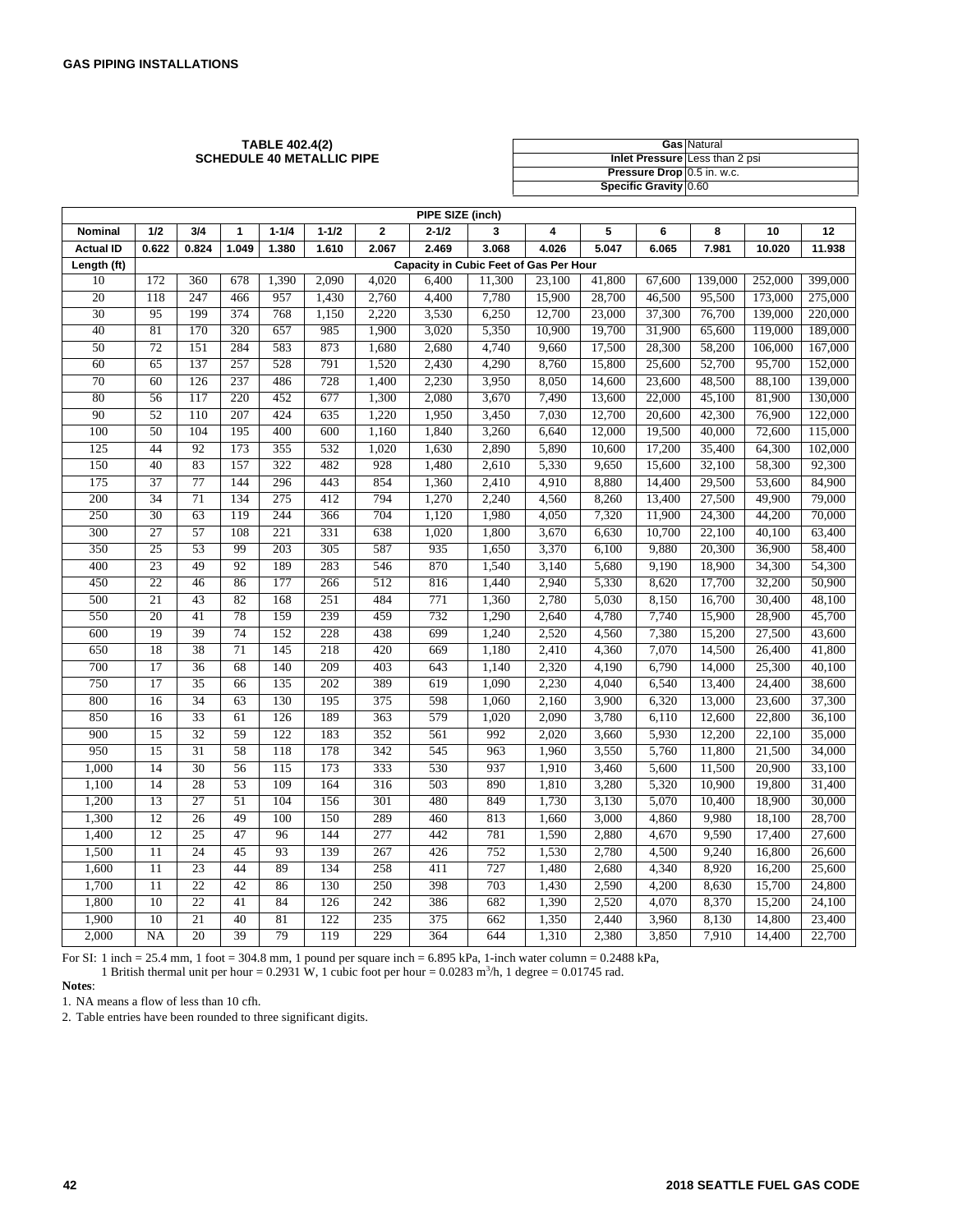## TABLE 402.4(2) SCHEDULE 40 METALLIC PIPE

| | |
|---|---|
| **Gas** | Natural |
| **Inlet Pressure** | Less than 2 psi |
| **Pressure Drop** | 0.5 in. w.c. |
| **Specific Gravity** | 0.60 |

| PIPE SIZE (inch) | | | | | | | | | | | | | | |
|---|---|---|---|---|---|---|---|---|---|---|---|---|---|---|
| **Nominal** | **1/2** | **3/4** | **1** | **1-1/4** | **1-1/2** | **2** | **2-1/2** | **3** | **4** | **5** | **6** | **8** | **10** | **12** |
| **Actual ID** | **0.622** | **0.824** | **1.049** | **1.380** | **1.610** | **2.067** | **2.469** | **3.068** | **4.026** | **5.047** | **6.065** | **7.981** | **10.020** | **11.938** |
| **Length (ft)** | **Capacity in Cubic Feet of Gas Per Hour** | | | | | | | | | | | | | |
| 10 | 172 | 360 | 678 | 1,390 | 2,090 | 4,020 | 6,400 | 11,300 | 23,100 | 41,800 | 67,600 | 139,000 | 252,000 | 399,000 |
| 20 | 118 | 247 | 466 | 957 | 1,430 | 2,760 | 4,400 | 7,780 | 15,900 | 28,700 | 46,500 | 95,500 | 173,000 | 275,000 |
| 30 | 95 | 199 | 374 | 768 | 1,150 | 2,220 | 3,530 | 6,250 | 12,700 | 23,000 | 37,300 | 76,700 | 139,000 | 220,000 |
| 40 | 81 | 170 | 320 | 657 | 985 | 1,900 | 3,020 | 5,350 | 10,900 | 19,700 | 31,900 | 65,600 | 119,000 | 189,000 |
| 50 | 72 | 151 | 284 | 583 | 873 | 1,680 | 2,680 | 4,740 | 9,660 | 17,500 | 28,300 | 58,200 | 106,000 | 167,000 |
| 60 | 65 | 137 | 257 | 528 | 791 | 1,520 | 2,430 | 4,290 | 8,760 | 15,800 | 25,600 | 52,700 | 95,700 | 152,000 |
| 70 | 60 | 126 | 237 | 486 | 728 | 1,400 | 2,230 | 3,950 | 8,050 | 14,600 | 23,600 | 48,500 | 88,100 | 139,000 |
| 80 | 56 | 117 | 220 | 452 | 677 | 1,300 | 2,080 | 3,670 | 7,490 | 13,600 | 22,000 | 45,100 | 81,900 | 130,000 |
| 90 | 52 | 110 | 207 | 424 | 635 | 1,220 | 1,950 | 3,450 | 7,030 | 12,700 | 20,600 | 42,300 | 76,900 | 122,000 |
| 100 | 50 | 104 | 195 | 400 | 600 | 1,160 | 1,840 | 3,260 | 6,640 | 12,000 | 19,500 | 40,000 | 72,600 | 115,000 |
| 125 | 44 | 92 | 173 | 355 | 532 | 1,020 | 1,630 | 2,890 | 5,890 | 10,600 | 17,200 | 35,400 | 64,300 | 102,000 |
| 150 | 40 | 83 | 157 | 322 | 482 | 928 | 1,480 | 2,610 | 5,330 | 9,650 | 15,600 | 32,100 | 58,300 | 92,300 |
| 175 | 37 | 77 | 144 | 296 | 443 | 854 | 1,360 | 2,410 | 4,910 | 8,880 | 14,400 | 29,500 | 53,600 | 84,900 |
| 200 | 34 | 71 | 134 | 275 | 412 | 794 | 1,270 | 2,240 | 4,560 | 8,260 | 13,400 | 27,500 | 49,900 | 79,000 |
| 250 | 30 | 63 | 119 | 244 | 366 | 704 | 1,120 | 1,980 | 4,050 | 7,320 | 11,900 | 24,300 | 44,200 | 70,000 |
| 300 | 27 | 57 | 108 | 221 | 331 | 638 | 1,020 | 1,800 | 3,670 | 6,630 | 10,700 | 22,100 | 40,100 | 63,400 |
| 350 | 25 | 53 | 99 | 203 | 305 | 587 | 935 | 1,650 | 3,370 | 6,100 | 9,880 | 20,300 | 36,900 | 58,400 |
| 400 | 23 | 49 | 92 | 189 | 283 | 546 | 870 | 1,540 | 3,140 | 5,680 | 9,190 | 18,900 | 34,300 | 54,300 |
| 450 | 22 | 46 | 86 | 177 | 266 | 512 | 816 | 1,440 | 2,940 | 5,330 | 8,620 | 17,700 | 32,200 | 50,900 |
| 500 | 21 | 43 | 82 | 168 | 251 | 484 | 771 | 1,360 | 2,780 | 5,030 | 8,150 | 16,700 | 30,400 | 48,100 |
| 550 | 20 | 41 | 78 | 159 | 239 | 459 | 732 | 1,290 | 2,640 | 4,780 | 7,740 | 15,900 | 28,900 | 45,700 |
| 600 | 19 | 39 | 74 | 152 | 228 | 438 | 699 | 1,240 | 2,520 | 4,560 | 7,380 | 15,200 | 27,500 | 43,600 |
| 650 | 18 | 38 | 71 | 145 | 218 | 420 | 669 | 1,180 | 2,410 | 4,360 | 7,070 | 14,500 | 26,400 | 41,800 |
| 700 | 17 | 36 | 68 | 140 | 209 | 403 | 643 | 1,140 | 2,320 | 4,190 | 6,790 | 14,000 | 25,300 | 40,100 |
| 750 | 17 | 35 | 66 | 135 | 202 | 389 | 619 | 1,090 | 2,230 | 4,040 | 6,540 | 13,400 | 24,400 | 38,600 |
| 800 | 16 | 34 | 63 | 130 | 195 | 375 | 598 | 1,060 | 2,160 | 3,900 | 6,320 | 13,000 | 23,600 | 37,300 |
| 850 | 16 | 33 | 61 | 126 | 189 | 363 | 579 | 1,020 | 2,090 | 3,780 | 6,110 | 12,600 | 22,800 | 36,100 |
| 900 | 15 | 32 | 59 | 122 | 183 | 352 | 561 | 992 | 2,020 | 3,660 | 5,930 | 12,200 | 22,100 | 35,000 |
| 950 | 15 | 31 | 58 | 118 | 178 | 342 | 545 | 963 | 1,960 | 3,550 | 5,760 | 11,800 | 21,500 | 34,000 |
| 1,000 | 14 | 30 | 56 | 115 | 173 | 333 | 530 | 937 | 1,910 | 3,460 | 5,600 | 11,500 | 20,900 | 33,100 |
| 1,100 | 14 | 28 | 53 | 109 | 164 | 316 | 503 | 890 | 1,810 | 3,280 | 5,320 | 10,900 | 19,800 | 31,400 |
| 1,200 | 13 | 27 | 51 | 104 | 156 | 301 | 480 | 849 | 1,730 | 3,130 | 5,070 | 10,400 | 18,900 | 30,000 |
| 1,300 | 12 | 26 | 49 | 100 | 150 | 289 | 460 | 813 | 1,660 | 3,000 | 4,860 | 9,980 | 18,100 | 28,700 |
| 1,400 | 12 | 25 | 47 | 96 | 144 | 277 | 442 | 781 | 1,590 | 2,880 | 4,670 | 9,590 | 17,400 | 27,600 |
| 1,500 | 11 | 24 | 45 | 93 | 139 | 267 | 426 | 752 | 1,530 | 2,780 | 4,500 | 9,240 | 16,800 | 26,600 |
| 1,600 | 11 | 23 | 44 | 89 | 134 | 258 | 411 | 727 | 1,480 | 2,680 | 4,340 | 8,920 | 16,200 | 25,600 |
| 1,700 | 11 | 22 | 42 | 86 | 130 | 250 | 398 | 703 | 1,430 | 2,590 | 4,200 | 8,630 | 15,700 | 24,800 |
| 1,800 | 10 | 22 | 41 | 84 | 126 | 242 | 386 | 682 | 1,390 | 2,520 | 4,070 | 8,370 | 15,200 | 24,100 |
| 1,900 | 10 | 21 | 40 | 81 | 122 | 235 | 375 | 662 | 1,350 | 2,440 | 3,960 | 8,130 | 14,800 | 23,400 |
| 2,000 | NA | 20 | 39 | 79 | 119 | 229 | 364 | 644 | 1,310 | 2,380 | 3,850 | 7,910 | 14,400 | 22,700 |

For SI: 1 inch = 25.4 mm, 1 foot = 304.8 mm, 1 pound per square inch = 6.895 kPa, 1-inch water column = 0.2488 kPa, 1 British thermal unit per hour = 0.2931 W, 1 cubic foot per hour = 0.0283 $m^3/h$, 1 degree = 0.01745 rad.

**Notes**:

1. NA means a flow of less than 10 cfh.
2. Table entries have been rounded to three significant digits.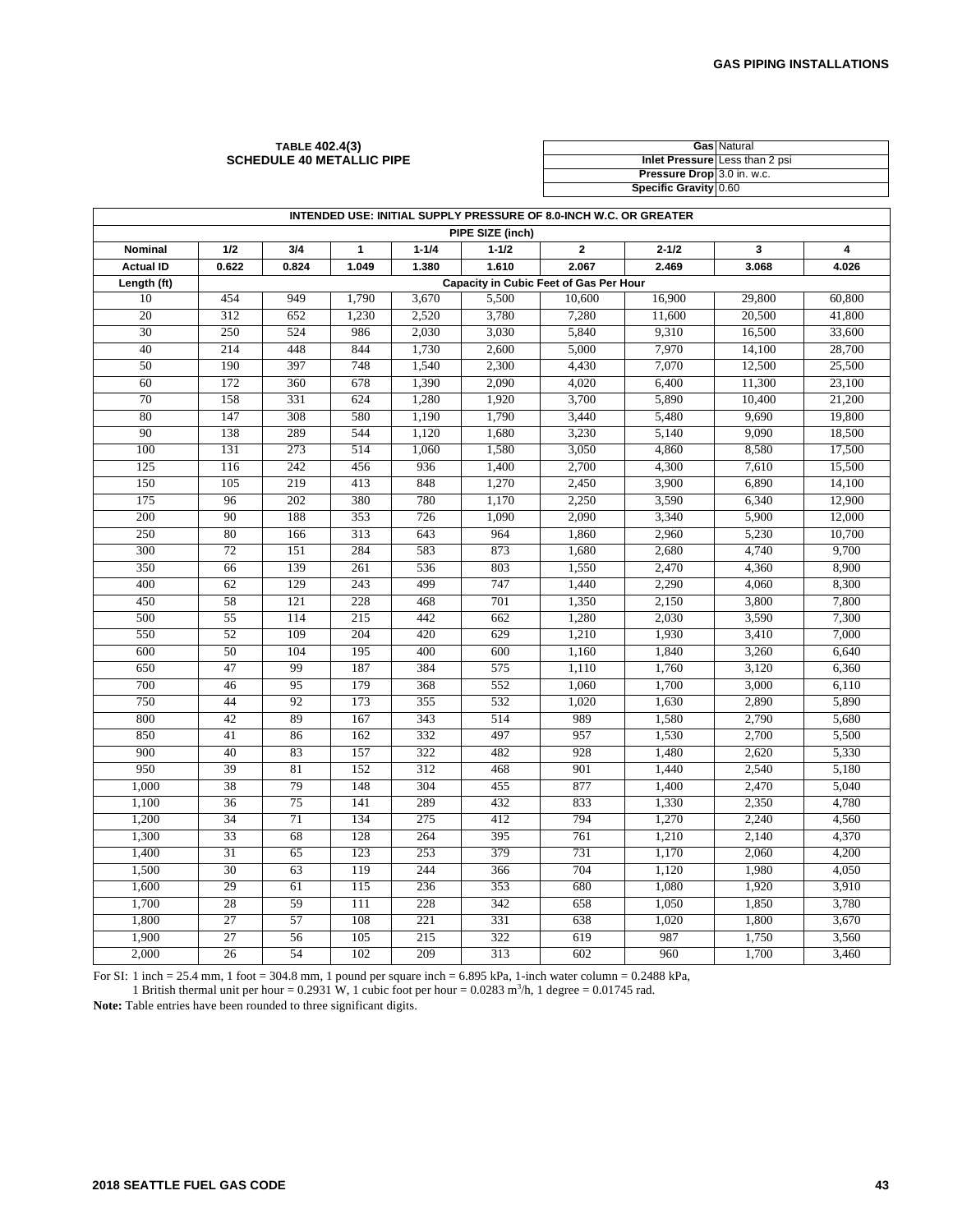**TABLE 402.4(3)**
**SCHEDULE 40 METALLIC PIPE**

| | |
|---|---|
| **Gas** | Natural |
| **Inlet Pressure** | Less than 2 psi |
| **Pressure Drop** | 3.0 in. w.c. |
| **Specific Gravity** | 0.60 |

| INTENDED USE: INITIAL SUPPLY PRESSURE OF 8.0-INCH W.C. OR GREATER | | | | | | | | | |
|---|---|---|---|---|---|---|---|---|---|
| PIPE SIZE (inch) | | | | | | | | | |
| **Nominal** | **1/2** | **3/4** | **1** | **1-1/4** | **1-1/2** | **2** | **2-1/2** | **3** | **4** |
| **Actual ID** | **0.622** | **0.824** | **1.049** | **1.380** | **1.610** | **2.067** | **2.469** | **3.068** | **4.026** |
| **Length (ft)** | **Capacity in Cubic Feet of Gas Per Hour** | | | | | | | | |
| 10 | 454 | 949 | 1,790 | 3,670 | 5,500 | 10,600 | 16,900 | 29,800 | 60,800 |
| 20 | 312 | 652 | 1,230 | 2,520 | 3,780 | 7,280 | 11,600 | 20,500 | 41,800 |
| 30 | 250 | 524 | 986 | 2,030 | 3,030 | 5,840 | 9,310 | 16,500 | 33,600 |
| 40 | 214 | 448 | 844 | 1,730 | 2,600 | 5,000 | 7,970 | 14,100 | 28,700 |
| 50 | 190 | 397 | 748 | 1,540 | 2,300 | 4,430 | 7,070 | 12,500 | 25,500 |
| 60 | 172 | 360 | 678 | 1,390 | 2,090 | 4,020 | 6,400 | 11,300 | 23,100 |
| 70 | 158 | 331 | 624 | 1,280 | 1,920 | 3,700 | 5,890 | 10,400 | 21,200 |
| 80 | 147 | 308 | 580 | 1,190 | 1,790 | 3,440 | 5,480 | 9,690 | 19,800 |
| 90 | 138 | 289 | 544 | 1,120 | 1,680 | 3,230 | 5,140 | 9,090 | 18,500 |
| 100 | 131 | 273 | 514 | 1,060 | 1,580 | 3,050 | 4,860 | 8,580 | 17,500 |
| 125 | 116 | 242 | 456 | 936 | 1,400 | 2,700 | 4,300 | 7,610 | 15,500 |
| 150 | 105 | 219 | 413 | 848 | 1,270 | 2,450 | 3,900 | 6,890 | 14,100 |
| 175 | 96 | 202 | 380 | 780 | 1,170 | 2,250 | 3,590 | 6,340 | 12,900 |
| 200 | 90 | 188 | 353 | 726 | 1,090 | 2,090 | 3,340 | 5,900 | 12,000 |
| 250 | 80 | 166 | 313 | 643 | 964 | 1,860 | 2,960 | 5,230 | 10,700 |
| 300 | 72 | 151 | 284 | 583 | 873 | 1,680 | 2,680 | 4,740 | 9,700 |
| 350 | 66 | 139 | 261 | 536 | 803 | 1,550 | 2,470 | 4,360 | 8,900 |
| 400 | 62 | 129 | 243 | 499 | 747 | 1,440 | 2,290 | 4,060 | 8,300 |
| 450 | 58 | 121 | 228 | 468 | 701 | 1,350 | 2,150 | 3,800 | 7,800 |
| 500 | 55 | 114 | 215 | 442 | 662 | 1,280 | 2,030 | 3,590 | 7,300 |
| 550 | 52 | 109 | 204 | 420 | 629 | 1,210 | 1,930 | 3,410 | 7,000 |
| 600 | 50 | 104 | 195 | 400 | 600 | 1,160 | 1,840 | 3,260 | 6,640 |
| 650 | 47 | 99 | 187 | 384 | 575 | 1,110 | 1,760 | 3,120 | 6,360 |
| 700 | 46 | 95 | 179 | 368 | 552 | 1,060 | 1,700 | 3,000 | 6,110 |
| 750 | 44 | 92 | 173 | 355 | 532 | 1,020 | 1,630 | 2,890 | 5,890 |
| 800 | 42 | 89 | 167 | 343 | 514 | 989 | 1,580 | 2,790 | 5,680 |
| 850 | 41 | 86 | 162 | 332 | 497 | 957 | 1,530 | 2,700 | 5,500 |
| 900 | 40 | 83 | 157 | 322 | 482 | 928 | 1,480 | 2,620 | 5,330 |
| 950 | 39 | 81 | 152 | 312 | 468 | 901 | 1,440 | 2,540 | 5,180 |
| 1,000 | 38 | 79 | 148 | 304 | 455 | 877 | 1,400 | 2,470 | 5,040 |
| 1,100 | 36 | 75 | 141 | 289 | 432 | 833 | 1,330 | 2,350 | 4,780 |
| 1,200 | 34 | 71 | 134 | 275 | 412 | 794 | 1,270 | 2,240 | 4,560 |
| 1,300 | 33 | 68 | 128 | 264 | 395 | 761 | 1,210 | 2,140 | 4,370 |
| 1,400 | 31 | 65 | 123 | 253 | 379 | 731 | 1,170 | 2,060 | 4,200 |
| 1,500 | 30 | 63 | 119 | 244 | 366 | 704 | 1,120 | 1,980 | 4,050 |
| 1,600 | 29 | 61 | 115 | 236 | 353 | 680 | 1,080 | 1,920 | 3,910 |
| 1,700 | 28 | 59 | 111 | 228 | 342 | 658 | 1,050 | 1,850 | 3,780 |
| 1,800 | 27 | 57 | 108 | 221 | 331 | 638 | 1,020 | 1,800 | 3,670 |
| 1,900 | 27 | 56 | 105 | 215 | 322 | 619 | 987 | 1,750 | 3,560 |
| 2,000 | 26 | 54 | 102 | 209 | 313 | 602 | 960 | 1,700 | 3,460 |

For SI: 1 inch = 25.4 mm, 1 foot = 304.8 mm, 1 pound per square inch = 6.895 kPa, 1-inch water column = 0.2488 kPa,
1 British thermal unit per hour = 0.2931 W, 1 cubic foot per hour = 0.0283 $m^3$/h, 1 degree = 0.01745 rad.

**Note:** Table entries have been rounded to three significant digits.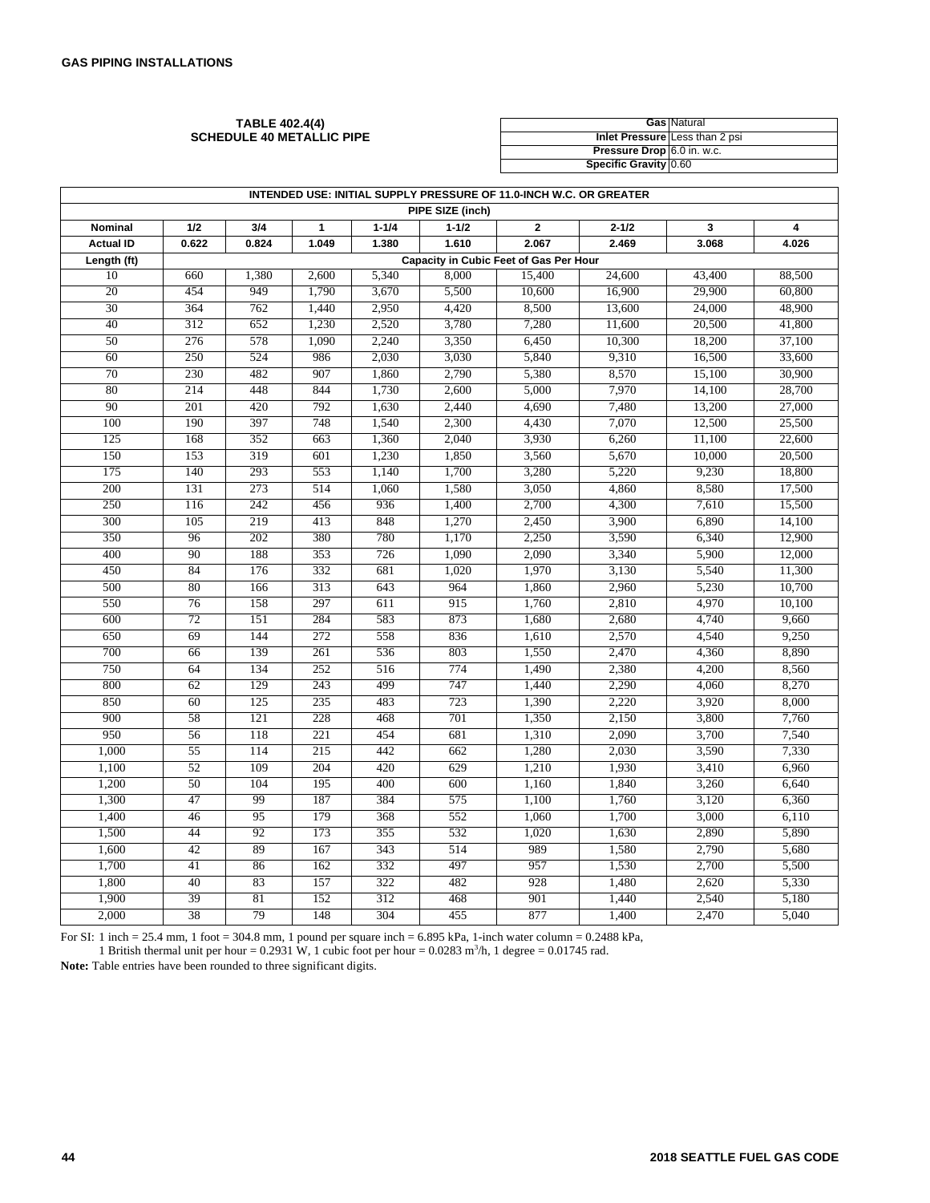**TABLE 402.4(4)**
**SCHEDULE 40 METALLIC PIPE**

| | |
|---|---|
| **Gas** | Natural |
| **Inlet Pressure** | Less than 2 psi |
| **Pressure Drop** | 6.0 in. w.c. |
| **Specific Gravity** | 0.60 |

| INTENDED USE: INITIAL SUPPLY PRESSURE OF 11.0-INCH W.C. OR GREATER | | | | | | | | | |
|---|---|---|---|---|---|---|---|---|---|
| **PIPE SIZE (inch)** | | | | | | | | | |
| **Nominal** | **1/2** | **3/4** | **1** | **1-1/4** | **1-1/2** | **2** | **2-1/2** | **3** | **4** |
| **Actual ID** | **0.622** | **0.824** | **1.049** | **1.380** | **1.610** | **2.067** | **2.469** | **3.068** | **4.026** |
| **Length (ft)** | **Capacity in Cubic Feet of Gas Per Hour** | | | | | | | | |
| 10 | 660 | 1,380 | 2,600 | 5,340 | 8,000 | 15,400 | 24,600 | 43,400 | 88,500 |
| 20 | 454 | 949 | 1,790 | 3,670 | 5,500 | 10,600 | 16,900 | 29,900 | 60,800 |
| 30 | 364 | 762 | 1,440 | 2,950 | 4,420 | 8,500 | 13,600 | 24,000 | 48,900 |
| 40 | 312 | 652 | 1,230 | 2,520 | 3,780 | 7,280 | 11,600 | 20,500 | 41,800 |
| 50 | 276 | 578 | 1,090 | 2,240 | 3,350 | 6,450 | 10,300 | 18,200 | 37,100 |
| 60 | 250 | 524 | 986 | 2,030 | 3,030 | 5,840 | 9,310 | 16,500 | 33,600 |
| 70 | 230 | 482 | 907 | 1,860 | 2,790 | 5,380 | 8,570 | 15,100 | 30,900 |
| 80 | 214 | 448 | 844 | 1,730 | 2,600 | 5,000 | 7,970 | 14,100 | 28,700 |
| 90 | 201 | 420 | 792 | 1,630 | 2,440 | 4,690 | 7,480 | 13,200 | 27,000 |
| 100 | 190 | 397 | 748 | 1,540 | 2,300 | 4,430 | 7,070 | 12,500 | 25,500 |
| 125 | 168 | 352 | 663 | 1,360 | 2,040 | 3,930 | 6,260 | 11,100 | 22,600 |
| 150 | 153 | 319 | 601 | 1,230 | 1,850 | 3,560 | 5,670 | 10,000 | 20,500 |
| 175 | 140 | 293 | 553 | 1,140 | 1,700 | 3,280 | 5,220 | 9,230 | 18,800 |
| 200 | 131 | 273 | 514 | 1,060 | 1,580 | 3,050 | 4,860 | 8,580 | 17,500 |
| 250 | 116 | 242 | 456 | 936 | 1,400 | 2,700 | 4,300 | 7,610 | 15,500 |
| 300 | 105 | 219 | 413 | 848 | 1,270 | 2,450 | 3,900 | 6,890 | 14,100 |
| 350 | 96 | 202 | 380 | 780 | 1,170 | 2,250 | 3,590 | 6,340 | 12,900 |
| 400 | 90 | 188 | 353 | 726 | 1,090 | 2,090 | 3,340 | 5,900 | 12,000 |
| 450 | 84 | 176 | 332 | 681 | 1,020 | 1,970 | 3,130 | 5,540 | 11,300 |
| 500 | 80 | 166 | 313 | 643 | 964 | 1,860 | 2,960 | 5,230 | 10,700 |
| 550 | 76 | 158 | 297 | 611 | 915 | 1,760 | 2,810 | 4,970 | 10,100 |
| 600 | 72 | 151 | 284 | 583 | 873 | 1,680 | 2,680 | 4,740 | 9,660 |
| 650 | 69 | 144 | 272 | 558 | 836 | 1,610 | 2,570 | 4,540 | 9,250 |
| 700 | 66 | 139 | 261 | 536 | 803 | 1,550 | 2,470 | 4,360 | 8,890 |
| 750 | 64 | 134 | 252 | 516 | 774 | 1,490 | 2,380 | 4,200 | 8,560 |
| 800 | 62 | 129 | 243 | 499 | 747 | 1,440 | 2,290 | 4,060 | 8,270 |
| 850 | 60 | 125 | 235 | 483 | 723 | 1,390 | 2,220 | 3,920 | 8,000 |
| 900 | 58 | 121 | 228 | 468 | 701 | 1,350 | 2,150 | 3,800 | 7,760 |
| 950 | 56 | 118 | 221 | 454 | 681 | 1,310 | 2,090 | 3,700 | 7,540 |
| 1,000 | 55 | 114 | 215 | 442 | 662 | 1,280 | 2,030 | 3,590 | 7,330 |
| 1,100 | 52 | 109 | 204 | 420 | 629 | 1,210 | 1,930 | 3,410 | 6,960 |
| 1,200 | 50 | 104 | 195 | 400 | 600 | 1,160 | 1,840 | 3,260 | 6,640 |
| 1,300 | 47 | 99 | 187 | 384 | 575 | 1,100 | 1,760 | 3,120 | 6,360 |
| 1,400 | 46 | 95 | 179 | 368 | 552 | 1,060 | 1,700 | 3,000 | 6,110 |
| 1,500 | 44 | 92 | 173 | 355 | 532 | 1,020 | 1,630 | 2,890 | 5,890 |
| 1,600 | 42 | 89 | 167 | 343 | 514 | 989 | 1,580 | 2,790 | 5,680 |
| 1,700 | 41 | 86 | 162 | 332 | 497 | 957 | 1,530 | 2,700 | 5,500 |
| 1,800 | 40 | 83 | 157 | 322 | 482 | 928 | 1,480 | 2,620 | 5,330 |
| 1,900 | 39 | 81 | 152 | 312 | 468 | 901 | 1,440 | 2,540 | 5,180 |
| 2,000 | 38 | 79 | 148 | 304 | 455 | 877 | 1,400 | 2,470 | 5,040 |

For SI: 1 inch = 25.4 mm, 1 foot = 304.8 mm, 1 pound per square inch = 6.895 kPa, 1-inch water column = 0.2488 kPa,
1 British thermal unit per hour = 0.2931 W, 1 cubic foot per hour = 0.0283 $m^3$/h, 1 degree = 0.01745 rad.

**Note:** Table entries have been rounded to three significant digits.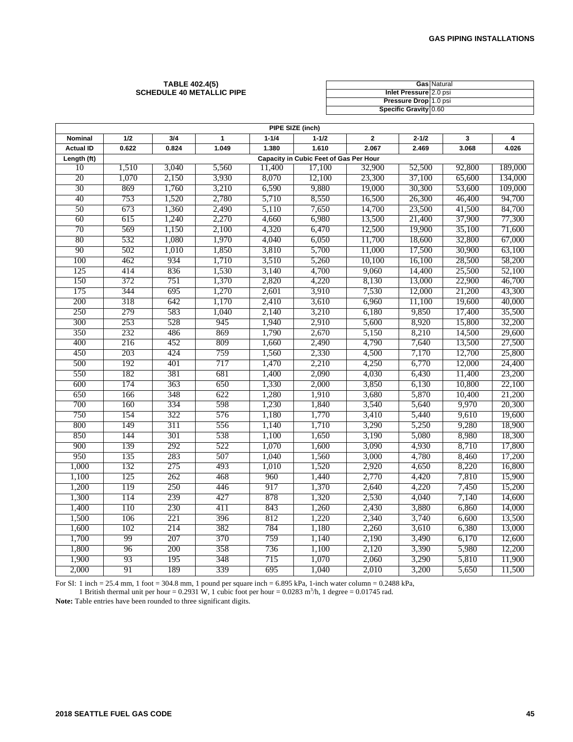**TABLE 402.4(5)**
**SCHEDULE 40 METALLIC PIPE**

| | |
|---|---|
| **Gas** | Natural |
| **Inlet Pressure** | 2.0 psi |
| **Pressure Drop** | 1.0 psi |
| **Specific Gravity** | 0.60 |

| PIPE SIZE (inch) | | | | | | | | | |
|---|---|---|---|---|---|---|---|---|---|
| **Nominal** | **1/2** | **3/4** | **1** | **1-1/4** | **1-1/2** | **2** | **2-1/2** | **3** | **4** |
| **Actual ID** | **0.622** | **0.824** | **1.049** | **1.380** | **1.610** | **2.067** | **2.469** | **3.068** | **4.026** |
| **Length (ft)** | **Capacity in Cubic Feet of Gas Per Hour** | | | | | | | | |
| 10 | 1,510 | 3,040 | 5,560 | 11,400 | 17,100 | 32,900 | 52,500 | 92,800 | 189,000 |
| 20 | 1,070 | 2,150 | 3,930 | 8,070 | 12,100 | 23,300 | 37,100 | 65,600 | 134,000 |
| 30 | 869 | 1,760 | 3,210 | 6,590 | 9,880 | 19,000 | 30,300 | 53,600 | 109,000 |
| 40 | 753 | 1,520 | 2,780 | 5,710 | 8,550 | 16,500 | 26,300 | 46,400 | 94,700 |
| 50 | 673 | 1,360 | 2,490 | 5,110 | 7,650 | 14,700 | 23,500 | 41,500 | 84,700 |
| 60 | 615 | 1,240 | 2,270 | 4,660 | 6,980 | 13,500 | 21,400 | 37,900 | 77,300 |
| 70 | 569 | 1,150 | 2,100 | 4,320 | 6,470 | 12,500 | 19,900 | 35,100 | 71,600 |
| 80 | 532 | 1,080 | 1,970 | 4,040 | 6,050 | 11,700 | 18,600 | 32,800 | 67,000 |
| 90 | 502 | 1,010 | 1,850 | 3,810 | 5,700 | 11,000 | 17,500 | 30,900 | 63,100 |
| 100 | 462 | 934 | 1,710 | 3,510 | 5,260 | 10,100 | 16,100 | 28,500 | 58,200 |
| 125 | 414 | 836 | 1,530 | 3,140 | 4,700 | 9,060 | 14,400 | 25,500 | 52,100 |
| 150 | 372 | 751 | 1,370 | 2,820 | 4,220 | 8,130 | 13,000 | 22,900 | 46,700 |
| 175 | 344 | 695 | 1,270 | 2,601 | 3,910 | 7,530 | 12,000 | 21,200 | 43,300 |
| 200 | 318 | 642 | 1,170 | 2,410 | 3,610 | 6,960 | 11,100 | 19,600 | 40,000 |
| 250 | 279 | 583 | 1,040 | 2,140 | 3,210 | 6,180 | 9,850 | 17,400 | 35,500 |
| 300 | 253 | 528 | 945 | 1,940 | 2,910 | 5,600 | 8,920 | 15,800 | 32,200 |
| 350 | 232 | 486 | 869 | 1,790 | 2,670 | 5,150 | 8,210 | 14,500 | 29,600 |
| 400 | 216 | 452 | 809 | 1,660 | 2,490 | 4,790 | 7,640 | 13,500 | 27,500 |
| 450 | 203 | 424 | 759 | 1,560 | 2,330 | 4,500 | 7,170 | 12,700 | 25,800 |
| 500 | 192 | 401 | 717 | 1,470 | 2,210 | 4,250 | 6,770 | 12,000 | 24,400 |
| 550 | 182 | 381 | 681 | 1,400 | 2,090 | 4,030 | 6,430 | 11,400 | 23,200 |
| 600 | 174 | 363 | 650 | 1,330 | 2,000 | 3,850 | 6,130 | 10,800 | 22,100 |
| 650 | 166 | 348 | 622 | 1,280 | 1,910 | 3,680 | 5,870 | 10,400 | 21,200 |
| 700 | 160 | 334 | 598 | 1,230 | 1,840 | 3,540 | 5,640 | 9,970 | 20,300 |
| 750 | 154 | 322 | 576 | 1,180 | 1,770 | 3,410 | 5,440 | 9,610 | 19,600 |
| 800 | 149 | 311 | 556 | 1,140 | 1,710 | 3,290 | 5,250 | 9,280 | 18,900 |
| 850 | 144 | 301 | 538 | 1,100 | 1,650 | 3,190 | 5,080 | 8,980 | 18,300 |
| 900 | 139 | 292 | 522 | 1,070 | 1,600 | 3,090 | 4,930 | 8,710 | 17,800 |
| 950 | 135 | 283 | 507 | 1,040 | 1,560 | 3,000 | 4,780 | 8,460 | 17,200 |
| 1,000 | 132 | 275 | 493 | 1,010 | 1,520 | 2,920 | 4,650 | 8,220 | 16,800 |
| 1,100 | 125 | 262 | 468 | 960 | 1,440 | 2,770 | 4,420 | 7,810 | 15,900 |
| 1,200 | 119 | 250 | 446 | 917 | 1,370 | 2,640 | 4,220 | 7,450 | 15,200 |
| 1,300 | 114 | 239 | 427 | 878 | 1,320 | 2,530 | 4,040 | 7,140 | 14,600 |
| 1,400 | 110 | 230 | 411 | 843 | 1,260 | 2,430 | 3,880 | 6,860 | 14,000 |
| 1,500 | 106 | 221 | 396 | 812 | 1,220 | 2,340 | 3,740 | 6,600 | 13,500 |
| 1,600 | 102 | 214 | 382 | 784 | 1,180 | 2,260 | 3,610 | 6,380 | 13,000 |
| 1,700 | 99 | 207 | 370 | 759 | 1,140 | 2,190 | 3,490 | 6,170 | 12,600 |
| 1,800 | 96 | 200 | 358 | 736 | 1,100 | 2,120 | 3,390 | 5,980 | 12,200 |
| 1,900 | 93 | 195 | 348 | 715 | 1,070 | 2,060 | 3,290 | 5,810 | 11,900 |
| 2,000 | 91 | 189 | 339 | 695 | 1,040 | 2,010 | 3,200 | 5,650 | 11,500 |

For SI: 1 inch = 25.4 mm, 1 foot = 304.8 mm, 1 pound per square inch = 6.895 kPa, 1-inch water column = 0.2488 kPa,
1 British thermal unit per hour = 0.2931 W, 1 cubic foot per hour = 0.0283 $m^3/h$, 1 degree = 0.01745 rad.

**Note:** Table entries have been rounded to three significant digits.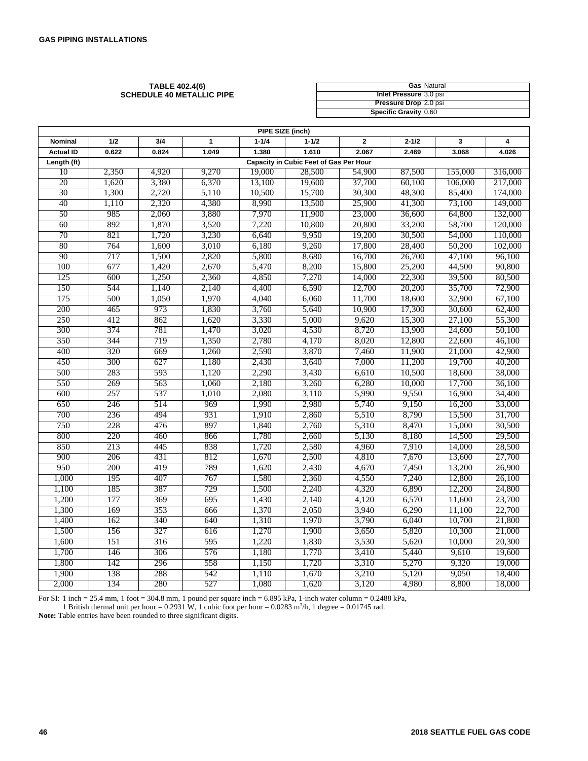### TABLE 402.4(6)
### SCHEDULE 40 METALLIC PIPE

| | |
|---|---|
| **Gas** | Natural |
| **Inlet Pressure** | 3.0 psi |
| **Pressure Drop** | 2.0 psi |
| **Specific Gravity** | 0.60 |

| PIPE SIZE (inch) | | | | | | | | | |
|---|---|---|---|---|---|---|---|---|---|
| **Nominal** | **1/2** | **3/4** | **1** | **1-1/4** | **1-1/2** | **2** | **2-1/2** | **3** | **4** |
| **Actual ID** | **0.622** | **0.824** | **1.049** | **1.380** | **1.610** | **2.067** | **2.469** | **3.068** | **4.026** |
| **Length (ft)** | **Capacity in Cubic Feet of Gas Per Hour** | | | | | | | | |
| 10 | 2,350 | 4,920 | 9,270 | 19,000 | 28,500 | 54,900 | 87,500 | 155,000 | 316,000 |
| 20 | 1,620 | 3,380 | 6,370 | 13,100 | 19,600 | 37,700 | 60,100 | 106,000 | 217,000 |
| 30 | 1,300 | 2,720 | 5,110 | 10,500 | 15,700 | 30,300 | 48,300 | 85,400 | 174,000 |
| 40 | 1,110 | 2,320 | 4,380 | 8,990 | 13,500 | 25,900 | 41,300 | 73,100 | 149,000 |
| 50 | 985 | 2,060 | 3,880 | 7,970 | 11,900 | 23,000 | 36,600 | 64,800 | 132,000 |
| 60 | 892 | 1,870 | 3,520 | 7,220 | 10,800 | 20,800 | 33,200 | 58,700 | 120,000 |
| 70 | 821 | 1,720 | 3,230 | 6,640 | 9,950 | 19,200 | 30,500 | 54,000 | 110,000 |
| 80 | 764 | 1,600 | 3,010 | 6,180 | 9,260 | 17,800 | 28,400 | 50,200 | 102,000 |
| 90 | 717 | 1,500 | 2,820 | 5,800 | 8,680 | 16,700 | 26,700 | 47,100 | 96,100 |
| 100 | 677 | 1,420 | 2,670 | 5,470 | 8,200 | 15,800 | 25,200 | 44,500 | 90,800 |
| 125 | 600 | 1,250 | 2,360 | 4,850 | 7,270 | 14,000 | 22,300 | 39,500 | 80,500 |
| 150 | 544 | 1,140 | 2,140 | 4,400 | 6,590 | 12,700 | 20,200 | 35,700 | 72,900 |
| 175 | 500 | 1,050 | 1,970 | 4,040 | 6,060 | 11,700 | 18,600 | 32,900 | 67,100 |
| 200 | 465 | 973 | 1,830 | 3,760 | 5,640 | 10,900 | 17,300 | 30,600 | 62,400 |
| 250 | 412 | 862 | 1,620 | 3,330 | 5,000 | 9,620 | 15,300 | 27,100 | 55,300 |
| 300 | 374 | 781 | 1,470 | 3,020 | 4,530 | 8,720 | 13,900 | 24,600 | 50,100 |
| 350 | 344 | 719 | 1,350 | 2,780 | 4,170 | 8,020 | 12,800 | 22,600 | 46,100 |
| 400 | 320 | 669 | 1,260 | 2,590 | 3,870 | 7,460 | 11,900 | 21,000 | 42,900 |
| 450 | 300 | 627 | 1,180 | 2,430 | 3,640 | 7,000 | 11,200 | 19,700 | 40,200 |
| 500 | 283 | 593 | 1,120 | 2,290 | 3,430 | 6,610 | 10,500 | 18,600 | 38,000 |
| 550 | 269 | 563 | 1,060 | 2,180 | 3,260 | 6,280 | 10,000 | 17,700 | 36,100 |
| 600 | 257 | 537 | 1,010 | 2,080 | 3,110 | 5,990 | 9,550 | 16,900 | 34,400 |
| 650 | 246 | 514 | 969 | 1,990 | 2,980 | 5,740 | 9,150 | 16,200 | 33,000 |
| 700 | 236 | 494 | 931 | 1,910 | 2,860 | 5,510 | 8,790 | 15,500 | 31,700 |
| 750 | 228 | 476 | 897 | 1,840 | 2,760 | 5,310 | 8,470 | 15,000 | 30,500 |
| 800 | 220 | 460 | 866 | 1,780 | 2,660 | 5,130 | 8,180 | 14,500 | 29,500 |
| 850 | 213 | 445 | 838 | 1,720 | 2,580 | 4,960 | 7,910 | 14,000 | 28,500 |
| 900 | 206 | 431 | 812 | 1,670 | 2,500 | 4,810 | 7,670 | 13,600 | 27,700 |
| 950 | 200 | 419 | 789 | 1,620 | 2,430 | 4,670 | 7,450 | 13,200 | 26,900 |
| 1,000 | 195 | 407 | 767 | 1,580 | 2,360 | 4,550 | 7,240 | 12,800 | 26,100 |
| 1,100 | 185 | 387 | 729 | 1,500 | 2,240 | 4,320 | 6,890 | 12,200 | 24,800 |
| 1,200 | 177 | 369 | 695 | 1,430 | 2,140 | 4,120 | 6,570 | 11,600 | 23,700 |
| 1,300 | 169 | 353 | 666 | 1,370 | 2,050 | 3,940 | 6,290 | 11,100 | 22,700 |
| 1,400 | 162 | 340 | 640 | 1,310 | 1,970 | 3,790 | 6,040 | 10,700 | 21,800 |
| 1,500 | 156 | 327 | 616 | 1,270 | 1,900 | 3,650 | 5,820 | 10,300 | 21,000 |
| 1,600 | 151 | 316 | 595 | 1,220 | 1,830 | 3,530 | 5,620 | 10,000 | 20,300 |
| 1,700 | 146 | 306 | 576 | 1,180 | 1,770 | 3,410 | 5,440 | 9,610 | 19,600 |
| 1,800 | 142 | 296 | 558 | 1,150 | 1,720 | 3,310 | 5,270 | 9,320 | 19,000 |
| 1,900 | 138 | 288 | 542 | 1,110 | 1,670 | 3,210 | 5,120 | 9,050 | 18,400 |
| 2,000 | 134 | 280 | 527 | 1,080 | 1,620 | 3,120 | 4,980 | 8,800 | 18,000 |

For SI: 1 inch = 25.4 mm, 1 foot = 304.8 mm, 1 pound per square inch = 6.895 kPa, 1-inch water column = 0.2488 kPa,
1 British thermal unit per hour = 0.2931 W, 1 cubic foot per hour = 0.0283 $m^3$/h, 1 degree = 0.01745 rad.

**Note:** Table entries have been rounded to three significant digits.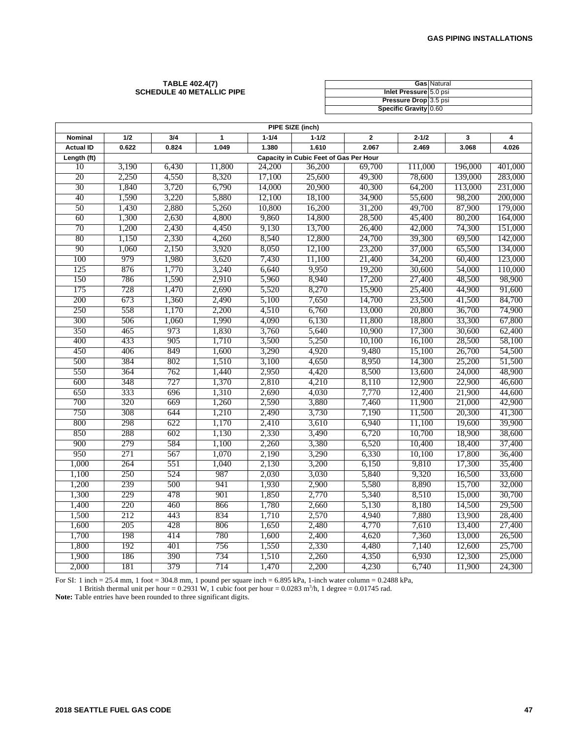**TABLE 402.4(7)**
**SCHEDULE 40 METALLIC PIPE**

| | |
|---|---|
| **Gas** | Natural |
| **Inlet Pressure** | 5.0 psi |
| **Pressure Drop** | 3.5 psi |
| **Specific Gravity** | 0.60 |

| PIPE SIZE (inch) | | | | | | | | | |
|---|---|---|---|---|---|---|---|---|---|
| **Nominal** | **1/2** | **3/4** | **1** | **1-1/4** | **1-1/2** | **2** | **2-1/2** | **3** | **4** |
| **Actual ID** | **0.622** | **0.824** | **1.049** | **1.380** | **1.610** | **2.067** | **2.469** | **3.068** | **4.026** |
| **Length (ft)** | **Capacity in Cubic Feet of Gas Per Hour** | | | | | | | | |
| 10 | 3,190 | 6,430 | 11,800 | 24,200 | 36,200 | 69,700 | 111,000 | 196,000 | 401,000 |
| 20 | 2,250 | 4,550 | 8,320 | 17,100 | 25,600 | 49,300 | 78,600 | 139,000 | 283,000 |
| 30 | 1,840 | 3,720 | 6,790 | 14,000 | 20,900 | 40,300 | 64,200 | 113,000 | 231,000 |
| 40 | 1,590 | 3,220 | 5,880 | 12,100 | 18,100 | 34,900 | 55,600 | 98,200 | 200,000 |
| 50 | 1,430 | 2,880 | 5,260 | 10,800 | 16,200 | 31,200 | 49,700 | 87,900 | 179,000 |
| 60 | 1,300 | 2,630 | 4,800 | 9,860 | 14,800 | 28,500 | 45,400 | 80,200 | 164,000 |
| 70 | 1,200 | 2,430 | 4,450 | 9,130 | 13,700 | 26,400 | 42,000 | 74,300 | 151,000 |
| 80 | 1,150 | 2,330 | 4,260 | 8,540 | 12,800 | 24,700 | 39,300 | 69,500 | 142,000 |
| 90 | 1,060 | 2,150 | 3,920 | 8,050 | 12,100 | 23,200 | 37,000 | 65,500 | 134,000 |
| 100 | 979 | 1,980 | 3,620 | 7,430 | 11,100 | 21,400 | 34,200 | 60,400 | 123,000 |
| 125 | 876 | 1,770 | 3,240 | 6,640 | 9,950 | 19,200 | 30,600 | 54,000 | 110,000 |
| 150 | 786 | 1,590 | 2,910 | 5,960 | 8,940 | 17,200 | 27,400 | 48,500 | 98,900 |
| 175 | 728 | 1,470 | 2,690 | 5,520 | 8,270 | 15,900 | 25,400 | 44,900 | 91,600 |
| 200 | 673 | 1,360 | 2,490 | 5,100 | 7,650 | 14,700 | 23,500 | 41,500 | 84,700 |
| 250 | 558 | 1,170 | 2,200 | 4,510 | 6,760 | 13,000 | 20,800 | 36,700 | 74,900 |
| 300 | 506 | 1,060 | 1,990 | 4,090 | 6,130 | 11,800 | 18,800 | 33,300 | 67,800 |
| 350 | 465 | 973 | 1,830 | 3,760 | 5,640 | 10,900 | 17,300 | 30,600 | 62,400 |
| 400 | 433 | 905 | 1,710 | 3,500 | 5,250 | 10,100 | 16,100 | 28,500 | 58,100 |
| 450 | 406 | 849 | 1,600 | 3,290 | 4,920 | 9,480 | 15,100 | 26,700 | 54,500 |
| 500 | 384 | 802 | 1,510 | 3,100 | 4,650 | 8,950 | 14,300 | 25,200 | 51,500 |
| 550 | 364 | 762 | 1,440 | 2,950 | 4,420 | 8,500 | 13,600 | 24,000 | 48,900 |
| 600 | 348 | 727 | 1,370 | 2,810 | 4,210 | 8,110 | 12,900 | 22,900 | 46,600 |
| 650 | 333 | 696 | 1,310 | 2,690 | 4,030 | 7,770 | 12,400 | 21,900 | 44,600 |
| 700 | 320 | 669 | 1,260 | 2,590 | 3,880 | 7,460 | 11,900 | 21,000 | 42,900 |
| 750 | 308 | 644 | 1,210 | 2,490 | 3,730 | 7,190 | 11,500 | 20,300 | 41,300 |
| 800 | 298 | 622 | 1,170 | 2,410 | 3,610 | 6,940 | 11,100 | 19,600 | 39,900 |
| 850 | 288 | 602 | 1,130 | 2,330 | 3,490 | 6,720 | 10,700 | 18,900 | 38,600 |
| 900 | 279 | 584 | 1,100 | 2,260 | 3,380 | 6,520 | 10,400 | 18,400 | 37,400 |
| 950 | 271 | 567 | 1,070 | 2,190 | 3,290 | 6,330 | 10,100 | 17,800 | 36,400 |
| 1,000 | 264 | 551 | 1,040 | 2,130 | 3,200 | 6,150 | 9,810 | 17,300 | 35,400 |
| 1,100 | 250 | 524 | 987 | 2,030 | 3,030 | 5,840 | 9,320 | 16,500 | 33,600 |
| 1,200 | 239 | 500 | 941 | 1,930 | 2,900 | 5,580 | 8,890 | 15,700 | 32,000 |
| 1,300 | 229 | 478 | 901 | 1,850 | 2,770 | 5,340 | 8,510 | 15,000 | 30,700 |
| 1,400 | 220 | 460 | 866 | 1,780 | 2,660 | 5,130 | 8,180 | 14,500 | 29,500 |
| 1,500 | 212 | 443 | 834 | 1,710 | 2,570 | 4,940 | 7,880 | 13,900 | 28,400 |
| 1,600 | 205 | 428 | 806 | 1,650 | 2,480 | 4,770 | 7,610 | 13,400 | 27,400 |
| 1,700 | 198 | 414 | 780 | 1,600 | 2,400 | 4,620 | 7,360 | 13,000 | 26,500 |
| 1,800 | 192 | 401 | 756 | 1,550 | 2,330 | 4,480 | 7,140 | 12,600 | 25,700 |
| 1,900 | 186 | 390 | 734 | 1,510 | 2,260 | 4,350 | 6,930 | 12,300 | 25,000 |
| 2,000 | 181 | 379 | 714 | 1,470 | 2,200 | 4,230 | 6,740 | 11,900 | 24,300 |

For SI: 1 inch = 25.4 mm, 1 foot = 304.8 mm, 1 pound per square inch = 6.895 kPa, 1-inch water column = 0.2488 kPa,
1 British thermal unit per hour = 0.2931 W, 1 cubic foot per hour = 0.0283 $m^3/h$, 1 degree = 0.01745 rad.

**Note:** Table entries have been rounded to three significant digits.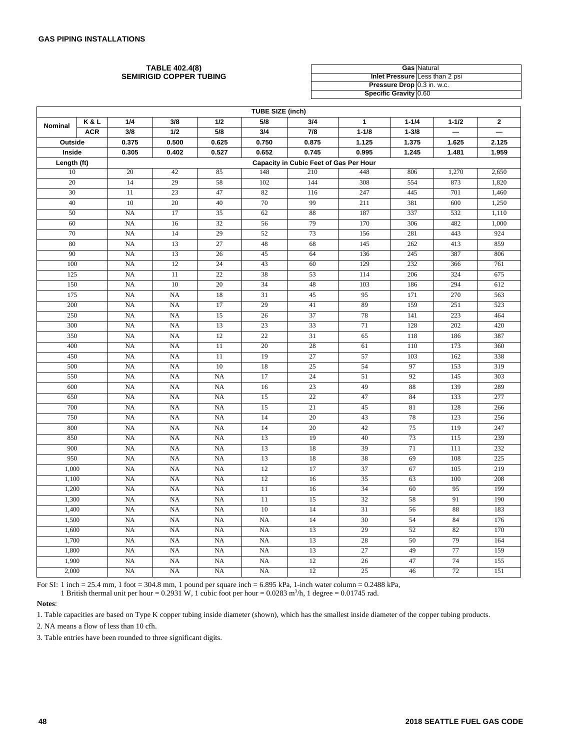## TABLE 402.4(8) SEMIRIGID COPPER TUBING

| | |
|---|---|
| **Gas** | Natural |
| **Inlet Pressure** | Less than 2 psi |
| **Pressure Drop** | 0.3 in. w.c. |
| **Specific Gravity** | 0.60 |

| | | TUBE SIZE (inch) | | | | | | | | |
|---|---|---|---|---|---|---|---|---|---|---|
| Nominal | K & L | 1/4 | 3/8 | 1/2 | 5/8 | 3/4 | 1 | 1-1/4 | 1-1/2 | 2 |
| | ACR | 3/8 | 1/2 | 5/8 | 3/4 | 7/8 | 1-1/8 | 1-3/8 | — | — |
| Outside | | 0.375 | 0.500 | 0.625 | 0.750 | 0.875 | 1.125 | 1.375 | 1.625 | 2.125 |
| Inside | | 0.305 | 0.402 | 0.527 | 0.652 | 0.745 | 0.995 | 1.245 | 1.481 | 1.959 |
| Length (ft) | | Capacity in Cubic Feet of Gas Per Hour | | | | | | | | |
| 10 | | 20 | 42 | 85 | 148 | 210 | 448 | 806 | 1,270 | 2,650 |
| 20 | | 14 | 29 | 58 | 102 | 144 | 308 | 554 | 873 | 1,820 |
| 30 | | 11 | 23 | 47 | 82 | 116 | 247 | 445 | 701 | 1,460 |
| 40 | | 10 | 20 | 40 | 70 | 99 | 211 | 381 | 600 | 1,250 |
| 50 | | NA | 17 | 35 | 62 | 88 | 187 | 337 | 532 | 1,110 |
| 60 | | NA | 16 | 32 | 56 | 79 | 170 | 306 | 482 | 1,000 |
| 70 | | NA | 14 | 29 | 52 | 73 | 156 | 281 | 443 | 924 |
| 80 | | NA | 13 | 27 | 48 | 68 | 145 | 262 | 413 | 859 |
| 90 | | NA | 13 | 26 | 45 | 64 | 136 | 245 | 387 | 806 |
| 100 | | NA | 12 | 24 | 43 | 60 | 129 | 232 | 366 | 761 |
| 125 | | NA | 11 | 22 | 38 | 53 | 114 | 206 | 324 | 675 |
| 150 | | NA | 10 | 20 | 34 | 48 | 103 | 186 | 294 | 612 |
| 175 | | NA | NA | 18 | 31 | 45 | 95 | 171 | 270 | 563 |
| 200 | | NA | NA | 17 | 29 | 41 | 89 | 159 | 251 | 523 |
| 250 | | NA | NA | 15 | 26 | 37 | 78 | 141 | 223 | 464 |
| 300 | | NA | NA | 13 | 23 | 33 | 71 | 128 | 202 | 420 |
| 350 | | NA | NA | 12 | 22 | 31 | 65 | 118 | 186 | 387 |
| 400 | | NA | NA | 11 | 20 | 28 | 61 | 110 | 173 | 360 |
| 450 | | NA | NA | 11 | 19 | 27 | 57 | 103 | 162 | 338 |
| 500 | | NA | NA | 10 | 18 | 25 | 54 | 97 | 153 | 319 |
| 550 | | NA | NA | NA | 17 | 24 | 51 | 92 | 145 | 303 |
| 600 | | NA | NA | NA | 16 | 23 | 49 | 88 | 139 | 289 |
| 650 | | NA | NA | NA | 15 | 22 | 47 | 84 | 133 | 277 |
| 700 | | NA | NA | NA | 15 | 21 | 45 | 81 | 128 | 266 |
| 750 | | NA | NA | NA | 14 | 20 | 43 | 78 | 123 | 256 |
| 800 | | NA | NA | NA | 14 | 20 | 42 | 75 | 119 | 247 |
| 850 | | NA | NA | NA | 13 | 19 | 40 | 73 | 115 | 239 |
| 900 | | NA | NA | NA | 13 | 18 | 39 | 71 | 111 | 232 |
| 950 | | NA | NA | NA | 13 | 18 | 38 | 69 | 108 | 225 |
| 1,000 | | NA | NA | NA | 12 | 17 | 37 | 67 | 105 | 219 |
| 1,100 | | NA | NA | NA | 12 | 16 | 35 | 63 | 100 | 208 |
| 1,200 | | NA | NA | NA | 11 | 16 | 34 | 60 | 95 | 199 |
| 1,300 | | NA | NA | NA | 11 | 15 | 32 | 58 | 91 | 190 |
| 1,400 | | NA | NA | NA | 10 | 14 | 31 | 56 | 88 | 183 |
| 1,500 | | NA | NA | NA | NA | 14 | 30 | 54 | 84 | 176 |
| 1,600 | | NA | NA | NA | NA | 13 | 29 | 52 | 82 | 170 |
| 1,700 | | NA | NA | NA | NA | 13 | 28 | 50 | 79 | 164 |
| 1,800 | | NA | NA | NA | NA | 13 | 27 | 49 | 77 | 159 |
| 1,900 | | NA | NA | NA | NA | 12 | 26 | 47 | 74 | 155 |
| 2,000 | | NA | NA | NA | NA | 12 | 25 | 46 | 72 | 151 |

For SI: 1 inch = 25.4 mm, 1 foot = 304.8 mm, 1 pound per square inch = 6.895 kPa, 1-inch water column = 0.2488 kPa,
1 British thermal unit per hour = 0.2931 W, 1 cubic foot per hour = 0.0283 $m^3$/h, 1 degree = 0.01745 rad.

**Notes**:

1. Table capacities are based on Type K copper tubing inside diameter (shown), which has the smallest inside diameter of the copper tubing products.

2. NA means a flow of less than 10 cfh.

3. Table entries have been rounded to three significant digits.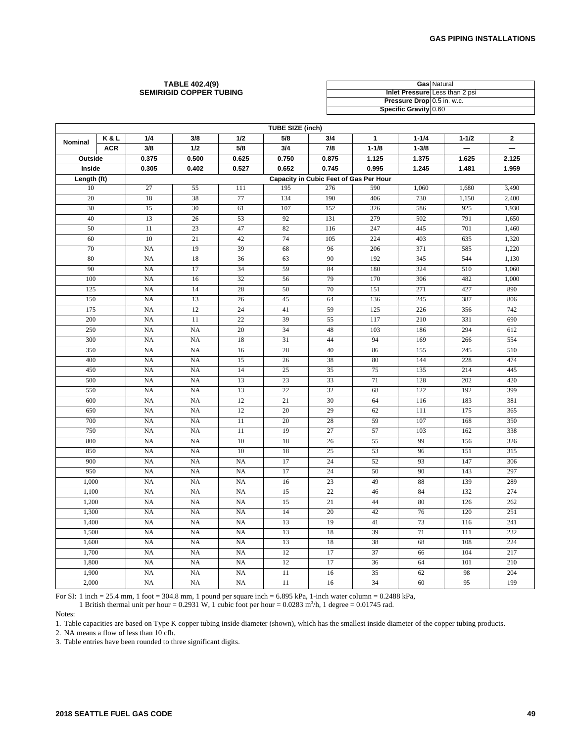**TABLE 402.4(9)**
**SEMIRIGID COPPER TUBING**

| | |
|---|---|
| **Gas** | Natural |
| **Inlet Pressure** | Less than 2 psi |
| **Pressure Drop** | 0.5 in. w.c. |
| **Specific Gravity** | 0.60 |

| TUBE SIZE (inch) | | | | | | | | | | |
|---|---|---|---|---|---|---|---|---|---|---|
| **Nominal** | **K & L** | **1/4** | **3/8** | **1/2** | **5/8** | **3/4** | **1** | **1-1/4** | **1-1/2** | **2** |
| | **ACR** | **3/8** | **1/2** | **5/8** | **3/4** | **7/8** | **1-1/8** | **1-3/8** | **—** | **—** |
| **Outside** | | **0.375** | **0.500** | **0.625** | **0.750** | **0.875** | **1.125** | **1.375** | **1.625** | **2.125** |
| **Inside** | | **0.305** | **0.402** | **0.527** | **0.652** | **0.745** | **0.995** | **1.245** | **1.481** | **1.959** |
| **Length (ft)** | | **Capacity in Cubic Feet of Gas Per Hour** | | | | | | | | |
| 10 | | 27 | 55 | 111 | 195 | 276 | 590 | 1,060 | 1,680 | 3,490 |
| 20 | | 18 | 38 | 77 | 134 | 190 | 406 | 730 | 1,150 | 2,400 |
| 30 | | 15 | 30 | 61 | 107 | 152 | 326 | 586 | 925 | 1,930 |
| 40 | | 13 | 26 | 53 | 92 | 131 | 279 | 502 | 791 | 1,650 |
| 50 | | 11 | 23 | 47 | 82 | 116 | 247 | 445 | 701 | 1,460 |
| 60 | | 10 | 21 | 42 | 74 | 105 | 224 | 403 | 635 | 1,320 |
| 70 | | NA | 19 | 39 | 68 | 96 | 206 | 371 | 585 | 1,220 |
| 80 | | NA | 18 | 36 | 63 | 90 | 192 | 345 | 544 | 1,130 |
| 90 | | NA | 17 | 34 | 59 | 84 | 180 | 324 | 510 | 1,060 |
| 100 | | NA | 16 | 32 | 56 | 79 | 170 | 306 | 482 | 1,000 |
| 125 | | NA | 14 | 28 | 50 | 70 | 151 | 271 | 427 | 890 |
| 150 | | NA | 13 | 26 | 45 | 64 | 136 | 245 | 387 | 806 |
| 175 | | NA | 12 | 24 | 41 | 59 | 125 | 226 | 356 | 742 |
| 200 | | NA | 11 | 22 | 39 | 55 | 117 | 210 | 331 | 690 |
| 250 | | NA | NA | 20 | 34 | 48 | 103 | 186 | 294 | 612 |
| 300 | | NA | NA | 18 | 31 | 44 | 94 | 169 | 266 | 554 |
| 350 | | NA | NA | 16 | 28 | 40 | 86 | 155 | 245 | 510 |
| 400 | | NA | NA | 15 | 26 | 38 | 80 | 144 | 228 | 474 |
| 450 | | NA | NA | 14 | 25 | 35 | 75 | 135 | 214 | 445 |
| 500 | | NA | NA | 13 | 23 | 33 | 71 | 128 | 202 | 420 |
| 550 | | NA | NA | 13 | 22 | 32 | 68 | 122 | 192 | 399 |
| 600 | | NA | NA | 12 | 21 | 30 | 64 | 116 | 183 | 381 |
| 650 | | NA | NA | 12 | 20 | 29 | 62 | 111 | 175 | 365 |
| 700 | | NA | NA | 11 | 20 | 28 | 59 | 107 | 168 | 350 |
| 750 | | NA | NA | 11 | 19 | 27 | 57 | 103 | 162 | 338 |
| 800 | | NA | NA | 10 | 18 | 26 | 55 | 99 | 156 | 326 |
| 850 | | NA | NA | 10 | 18 | 25 | 53 | 96 | 151 | 315 |
| 900 | | NA | NA | NA | 17 | 24 | 52 | 93 | 147 | 306 |
| 950 | | NA | NA | NA | 17 | 24 | 50 | 90 | 143 | 297 |
| 1,000 | | NA | NA | NA | 16 | 23 | 49 | 88 | 139 | 289 |
| 1,100 | | NA | NA | NA | 15 | 22 | 46 | 84 | 132 | 274 |
| 1,200 | | NA | NA | NA | 15 | 21 | 44 | 80 | 126 | 262 |
| 1,300 | | NA | NA | NA | 14 | 20 | 42 | 76 | 120 | 251 |
| 1,400 | | NA | NA | NA | 13 | 19 | 41 | 73 | 116 | 241 |
| 1,500 | | NA | NA | NA | 13 | 18 | 39 | 71 | 111 | 232 |
| 1,600 | | NA | NA | NA | 13 | 18 | 38 | 68 | 108 | 224 |
| 1,700 | | NA | NA | NA | 12 | 17 | 37 | 66 | 104 | 217 |
| 1,800 | | NA | NA | NA | 12 | 17 | 36 | 64 | 101 | 210 |
| 1,900 | | NA | NA | NA | 11 | 16 | 35 | 62 | 98 | 204 |
| 2,000 | | NA | NA | NA | 11 | 16 | 34 | 60 | 95 | 199 |

For SI: 1 inch = 25.4 mm, 1 foot = 304.8 mm, 1 pound per square inch = 6.895 kPa, 1-inch water column = 0.2488 kPa,
1 British thermal unit per hour = 0.2931 W, 1 cubic foot per hour = 0.0283 $m^3/h$, 1 degree = 0.01745 rad.

Notes:

1. Table capacities are based on Type K copper tubing inside diameter (shown), which has the smallest inside diameter of the copper tubing products.
2. NA means a flow of less than 10 cfh.
3. Table entries have been rounded to three significant digits.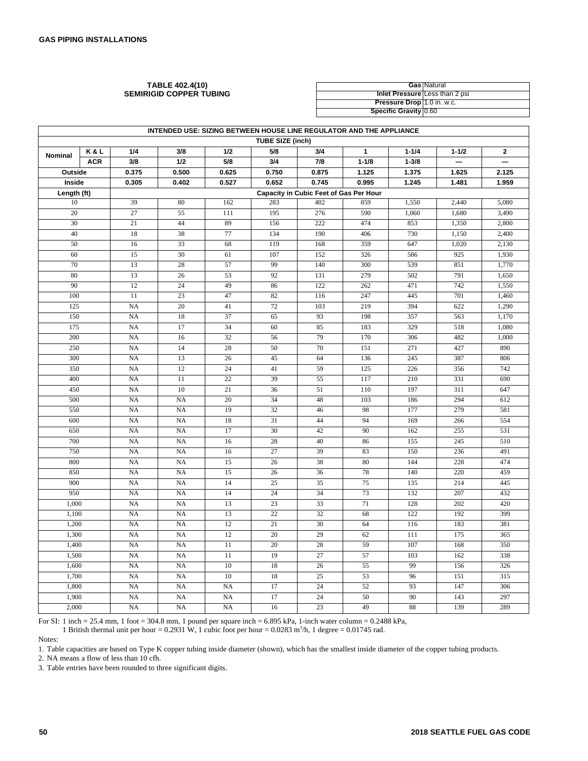## TABLE 402.4(10) SEMIRIGID COPPER TUBING

| | |
|---|---|
| **Gas** | Natural |
| **Inlet Pressure** | Less than 2 psi |
| **Pressure Drop** | 1.0 in. w.c. |
| **Specific Gravity** | 0.60 |

| INTENDED USE: SIZING BETWEEN HOUSE LINE REGULATOR AND THE APPLIANCE | | | | | | | | | | |
|---|---|---|---|---|---|---|---|---|---|---|
| **TUBE SIZE (inch)** | | | | | | | | | | |
| **Nominal** | **K & L** | **1/4** | **3/8** | **1/2** | **5/8** | **3/4** | **1** | **1-1/4** | **1-1/2** | **2** |
| | **ACR** | **3/8** | **1/2** | **5/8** | **3/4** | **7/8** | **1-1/8** | **1-3/8** | **—** | **—** |
| **Outside** | | **0.375** | **0.500** | **0.625** | **0.750** | **0.875** | **1.125** | **1.375** | **1.625** | **2.125** |
| **Inside** | | **0.305** | **0.402** | **0.527** | **0.652** | **0.745** | **0.995** | **1.245** | **1.481** | **1.959** |
| **Length (ft)** | | **Capacity in Cubic Feet of Gas Per Hour** | | | | | | | | |
| 10 | | 39 | 80 | 162 | 283 | 402 | 859 | 1,550 | 2,440 | 5,080 |
| 20 | | 27 | 55 | 111 | 195 | 276 | 590 | 1,060 | 1,680 | 3,490 |
| 30 | | 21 | 44 | 89 | 156 | 222 | 474 | 853 | 1,350 | 2,800 |
| 40 | | 18 | 38 | 77 | 134 | 190 | 406 | 730 | 1,150 | 2,400 |
| 50 | | 16 | 33 | 68 | 119 | 168 | 359 | 647 | 1,020 | 2,130 |
| 60 | | 15 | 30 | 61 | 107 | 152 | 326 | 586 | 925 | 1,930 |
| 70 | | 13 | 28 | 57 | 99 | 140 | 300 | 539 | 851 | 1,770 |
| 80 | | 13 | 26 | 53 | 92 | 131 | 279 | 502 | 791 | 1,650 |
| 90 | | 12 | 24 | 49 | 86 | 122 | 262 | 471 | 742 | 1,550 |
| 100 | | 11 | 23 | 47 | 82 | 116 | 247 | 445 | 701 | 1,460 |
| 125 | | NA | 20 | 41 | 72 | 103 | 219 | 394 | 622 | 1,290 |
| 150 | | NA | 18 | 37 | 65 | 93 | 198 | 357 | 563 | 1,170 |
| 175 | | NA | 17 | 34 | 60 | 85 | 183 | 329 | 518 | 1,080 |
| 200 | | NA | 16 | 32 | 56 | 79 | 170 | 306 | 482 | 1,000 |
| 250 | | NA | 14 | 28 | 50 | 70 | 151 | 271 | 427 | 890 |
| 300 | | NA | 13 | 26 | 45 | 64 | 136 | 245 | 387 | 806 |
| 350 | | NA | 12 | 24 | 41 | 59 | 125 | 226 | 356 | 742 |
| 400 | | NA | 11 | 22 | 39 | 55 | 117 | 210 | 331 | 690 |
| 450 | | NA | 10 | 21 | 36 | 51 | 110 | 197 | 311 | 647 |
| 500 | | NA | NA | 20 | 34 | 48 | 103 | 186 | 294 | 612 |
| 550 | | NA | NA | 19 | 32 | 46 | 98 | 177 | 279 | 581 |
| 600 | | NA | NA | 18 | 31 | 44 | 94 | 169 | 266 | 554 |
| 650 | | NA | NA | 17 | 30 | 42 | 90 | 162 | 255 | 531 |
| 700 | | NA | NA | 16 | 28 | 40 | 86 | 155 | 245 | 510 |
| 750 | | NA | NA | 16 | 27 | 39 | 83 | 150 | 236 | 491 |
| 800 | | NA | NA | 15 | 26 | 38 | 80 | 144 | 228 | 474 |
| 850 | | NA | NA | 15 | 26 | 36 | 78 | 140 | 220 | 459 |
| 900 | | NA | NA | 14 | 25 | 35 | 75 | 135 | 214 | 445 |
| 950 | | NA | NA | 14 | 24 | 34 | 73 | 132 | 207 | 432 |
| 1,000 | | NA | NA | 13 | 23 | 33 | 71 | 128 | 202 | 420 |
| 1,100 | | NA | NA | 13 | 22 | 32 | 68 | 122 | 192 | 399 |
| 1,200 | | NA | NA | 12 | 21 | 30 | 64 | 116 | 183 | 381 |
| 1,300 | | NA | NA | 12 | 20 | 29 | 62 | 111 | 175 | 365 |
| 1,400 | | NA | NA | 11 | 20 | 28 | 59 | 107 | 168 | 350 |
| 1,500 | | NA | NA | 11 | 19 | 27 | 57 | 103 | 162 | 338 |
| 1,600 | | NA | NA | 10 | 18 | 26 | 55 | 99 | 156 | 326 |
| 1,700 | | NA | NA | 10 | 18 | 25 | 53 | 96 | 151 | 315 |
| 1,800 | | NA | NA | NA | 17 | 24 | 52 | 93 | 147 | 306 |
| 1,900 | | NA | NA | NA | 17 | 24 | 50 | 90 | 143 | 297 |
| 2,000 | | NA | NA | NA | 16 | 23 | 49 | 88 | 139 | 289 |

For SI: 1 inch = 25.4 mm, 1 foot = 304.8 mm, 1 pound per square inch = 6.895 kPa, 1-inch water column = 0.2488 kPa,
1 British thermal unit per hour = 0.2931 W, 1 cubic foot per hour = 0.0283 $m^3/h$, 1 degree = 0.01745 rad.

Notes:

1. Table capacities are based on Type K copper tubing inside diameter (shown), which has the smallest inside diameter of the copper tubing products.
2. NA means a flow of less than 10 cfh.
3. Table entries have been rounded to three significant digits.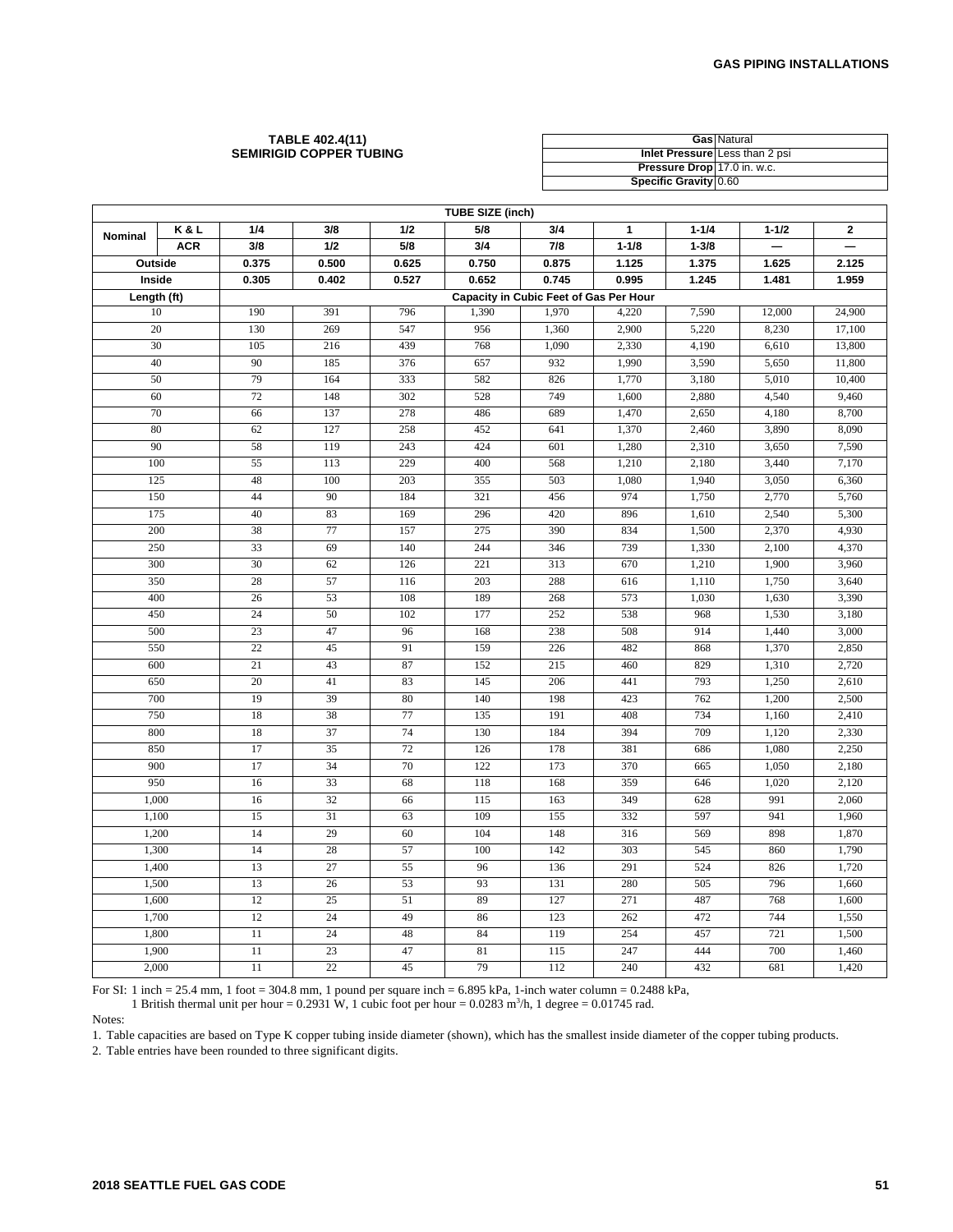## TABLE 402.4(11) SEMIRIGID COPPER TUBING

| | |
|---|---|
| **Gas** | Natural |
| **Inlet Pressure** | Less than 2 psi |
| **Pressure Drop** | 17.0 in. w.c. |
| **Specific Gravity** | 0.60 |

| TUBE SIZE (inch) | | | | | | | | | | |
|---|---|---|---|---|---|---|---|---|---|---|
| **Nominal** | **K & L** | **1/4** | **3/8** | **1/2** | **5/8** | **3/4** | **1** | **1-1/4** | **1-1/2** | **2** |
| | **ACR** | **3/8** | **1/2** | **5/8** | **3/4** | **7/8** | **1-1/8** | **1-3/8** | **—** | **—** |
| **Outside** | | **0.375** | **0.500** | **0.625** | **0.750** | **0.875** | **1.125** | **1.375** | **1.625** | **2.125** |
| **Inside** | | **0.305** | **0.402** | **0.527** | **0.652** | **0.745** | **0.995** | **1.245** | **1.481** | **1.959** |
| **Length (ft)** | | **Capacity in Cubic Feet of Gas Per Hour** | | | | | | | | |
| 10 | | 190 | 391 | 796 | 1,390 | 1,970 | 4,220 | 7,590 | 12,000 | 24,900 |
| 20 | | 130 | 269 | 547 | 956 | 1,360 | 2,900 | 5,220 | 8,230 | 17,100 |
| 30 | | 105 | 216 | 439 | 768 | 1,090 | 2,330 | 4,190 | 6,610 | 13,800 |
| 40 | | 90 | 185 | 376 | 657 | 932 | 1,990 | 3,590 | 5,650 | 11,800 |
| 50 | | 79 | 164 | 333 | 582 | 826 | 1,770 | 3,180 | 5,010 | 10,400 |
| 60 | | 72 | 148 | 302 | 528 | 749 | 1,600 | 2,880 | 4,540 | 9,460 |
| 70 | | 66 | 137 | 278 | 486 | 689 | 1,470 | 2,650 | 4,180 | 8,700 |
| 80 | | 62 | 127 | 258 | 452 | 641 | 1,370 | 2,460 | 3,890 | 8,090 |
| 90 | | 58 | 119 | 243 | 424 | 601 | 1,280 | 2,310 | 3,650 | 7,590 |
| 100 | | 55 | 113 | 229 | 400 | 568 | 1,210 | 2,180 | 3,440 | 7,170 |
| 125 | | 48 | 100 | 203 | 355 | 503 | 1,080 | 1,940 | 3,050 | 6,360 |
| 150 | | 44 | 90 | 184 | 321 | 456 | 974 | 1,750 | 2,770 | 5,760 |
| 175 | | 40 | 83 | 169 | 296 | 420 | 896 | 1,610 | 2,540 | 5,300 |
| 200 | | 38 | 77 | 157 | 275 | 390 | 834 | 1,500 | 2,370 | 4,930 |
| 250 | | 33 | 69 | 140 | 244 | 346 | 739 | 1,330 | 2,100 | 4,370 |
| 300 | | 30 | 62 | 126 | 221 | 313 | 670 | 1,210 | 1,900 | 3,960 |
| 350 | | 28 | 57 | 116 | 203 | 288 | 616 | 1,110 | 1,750 | 3,640 |
| 400 | | 26 | 53 | 108 | 189 | 268 | 573 | 1,030 | 1,630 | 3,390 |
| 450 | | 24 | 50 | 102 | 177 | 252 | 538 | 968 | 1,530 | 3,180 |
| 500 | | 23 | 47 | 96 | 168 | 238 | 508 | 914 | 1,440 | 3,000 |
| 550 | | 22 | 45 | 91 | 159 | 226 | 482 | 868 | 1,370 | 2,850 |
| 600 | | 21 | 43 | 87 | 152 | 215 | 460 | 829 | 1,310 | 2,720 |
| 650 | | 20 | 41 | 83 | 145 | 206 | 441 | 793 | 1,250 | 2,610 |
| 700 | | 19 | 39 | 80 | 140 | 198 | 423 | 762 | 1,200 | 2,500 |
| 750 | | 18 | 38 | 77 | 135 | 191 | 408 | 734 | 1,160 | 2,410 |
| 800 | | 18 | 37 | 74 | 130 | 184 | 394 | 709 | 1,120 | 2,330 |
| 850 | | 17 | 35 | 72 | 126 | 178 | 381 | 686 | 1,080 | 2,250 |
| 900 | | 17 | 34 | 70 | 122 | 173 | 370 | 665 | 1,050 | 2,180 |
| 950 | | 16 | 33 | 68 | 118 | 168 | 359 | 646 | 1,020 | 2,120 |
| 1,000 | | 16 | 32 | 66 | 115 | 163 | 349 | 628 | 991 | 2,060 |
| 1,100 | | 15 | 31 | 63 | 109 | 155 | 332 | 597 | 941 | 1,960 |
| 1,200 | | 14 | 29 | 60 | 104 | 148 | 316 | 569 | 898 | 1,870 |
| 1,300 | | 14 | 28 | 57 | 100 | 142 | 303 | 545 | 860 | 1,790 |
| 1,400 | | 13 | 27 | 55 | 96 | 136 | 291 | 524 | 826 | 1,720 |
| 1,500 | | 13 | 26 | 53 | 93 | 131 | 280 | 505 | 796 | 1,660 |
| 1,600 | | 12 | 25 | 51 | 89 | 127 | 271 | 487 | 768 | 1,600 |
| 1,700 | | 12 | 24 | 49 | 86 | 123 | 262 | 472 | 744 | 1,550 |
| 1,800 | | 11 | 24 | 48 | 84 | 119 | 254 | 457 | 721 | 1,500 |
| 1,900 | | 11 | 23 | 47 | 81 | 115 | 247 | 444 | 700 | 1,460 |
| 2,000 | | 11 | 22 | 45 | 79 | 112 | 240 | 432 | 681 | 1,420 |

For SI: 1 inch = 25.4 mm, 1 foot = 304.8 mm, 1 pound per square inch = 6.895 kPa, 1-inch water column = 0.2488 kPa,
1 British thermal unit per hour = 0.2931 W, 1 cubic foot per hour = 0.0283 $m^3$/h, 1 degree = 0.01745 rad.

Notes:

1. Table capacities are based on Type K copper tubing inside diameter (shown), which has the smallest inside diameter of the copper tubing products.
2. Table entries have been rounded to three significant digits.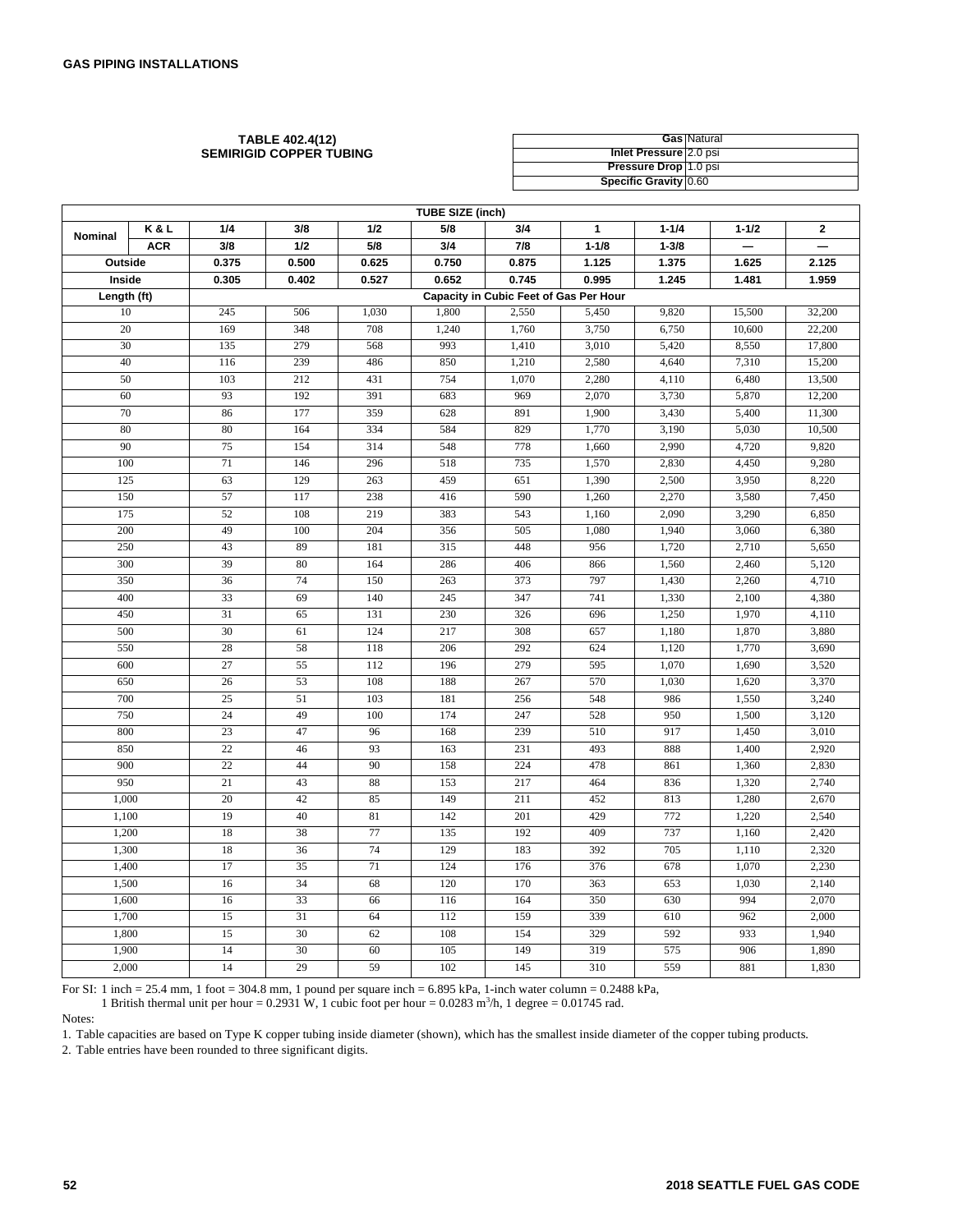## TABLE 402.4(12) SEMIRIGID COPPER TUBING

| | |
|---|---|
| **Gas** | Natural |
| **Inlet Pressure** | 2.0 psi |
| **Pressure Drop** | 1.0 psi |
| **Specific Gravity** | 0.60 |

| | | **TUBE SIZE (inch)** | | | | | | | | |
|---|---|---|---|---|---|---|---|---|---|---|
| **Nominal** | **K & L** | **1/4** | **3/8** | **1/2** | **5/8** | **3/4** | **1** | **1-1/4** | **1-1/2** | **2** |
| | **ACR** | **3/8** | **1/2** | **5/8** | **3/4** | **7/8** | **1-1/8** | **1-3/8** | **—** | **—** |
| **Outside** | | **0.375** | **0.500** | **0.625** | **0.750** | **0.875** | **1.125** | **1.375** | **1.625** | **2.125** |
| **Inside** | | **0.305** | **0.402** | **0.527** | **0.652** | **0.745** | **0.995** | **1.245** | **1.481** | **1.959** |
| **Length (ft)** | | **Capacity in Cubic Feet of Gas Per Hour** | | | | | | | | |
| 10 | | 245 | 506 | 1,030 | 1,800 | 2,550 | 5,450 | 9,820 | 15,500 | 32,200 |
| 20 | | 169 | 348 | 708 | 1,240 | 1,760 | 3,750 | 6,750 | 10,600 | 22,200 |
| 30 | | 135 | 279 | 568 | 993 | 1,410 | 3,010 | 5,420 | 8,550 | 17,800 |
| 40 | | 116 | 239 | 486 | 850 | 1,210 | 2,580 | 4,640 | 7,310 | 15,200 |
| 50 | | 103 | 212 | 431 | 754 | 1,070 | 2,280 | 4,110 | 6,480 | 13,500 |
| 60 | | 93 | 192 | 391 | 683 | 969 | 2,070 | 3,730 | 5,870 | 12,200 |
| 70 | | 86 | 177 | 359 | 628 | 891 | 1,900 | 3,430 | 5,400 | 11,300 |
| 80 | | 80 | 164 | 334 | 584 | 829 | 1,770 | 3,190 | 5,030 | 10,500 |
| 90 | | 75 | 154 | 314 | 548 | 778 | 1,660 | 2,990 | 4,720 | 9,820 |
| 100 | | 71 | 146 | 296 | 518 | 735 | 1,570 | 2,830 | 4,450 | 9,280 |
| 125 | | 63 | 129 | 263 | 459 | 651 | 1,390 | 2,500 | 3,950 | 8,220 |
| 150 | | 57 | 117 | 238 | 416 | 590 | 1,260 | 2,270 | 3,580 | 7,450 |
| 175 | | 52 | 108 | 219 | 383 | 543 | 1,160 | 2,090 | 3,290 | 6,850 |
| 200 | | 49 | 100 | 204 | 356 | 505 | 1,080 | 1,940 | 3,060 | 6,380 |
| 250 | | 43 | 89 | 181 | 315 | 448 | 956 | 1,720 | 2,710 | 5,650 |
| 300 | | 39 | 80 | 164 | 286 | 406 | 866 | 1,560 | 2,460 | 5,120 |
| 350 | | 36 | 74 | 150 | 263 | 373 | 797 | 1,430 | 2,260 | 4,710 |
| 400 | | 33 | 69 | 140 | 245 | 347 | 741 | 1,330 | 2,100 | 4,380 |
| 450 | | 31 | 65 | 131 | 230 | 326 | 696 | 1,250 | 1,970 | 4,110 |
| 500 | | 30 | 61 | 124 | 217 | 308 | 657 | 1,180 | 1,870 | 3,880 |
| 550 | | 28 | 58 | 118 | 206 | 292 | 624 | 1,120 | 1,770 | 3,690 |
| 600 | | 27 | 55 | 112 | 196 | 279 | 595 | 1,070 | 1,690 | 3,520 |
| 650 | | 26 | 53 | 108 | 188 | 267 | 570 | 1,030 | 1,620 | 3,370 |
| 700 | | 25 | 51 | 103 | 181 | 256 | 548 | 986 | 1,550 | 3,240 |
| 750 | | 24 | 49 | 100 | 174 | 247 | 528 | 950 | 1,500 | 3,120 |
| 800 | | 23 | 47 | 96 | 168 | 239 | 510 | 917 | 1,450 | 3,010 |
| 850 | | 22 | 46 | 93 | 163 | 231 | 493 | 888 | 1,400 | 2,920 |
| 900 | | 22 | 44 | 90 | 158 | 224 | 478 | 861 | 1,360 | 2,830 |
| 950 | | 21 | 43 | 88 | 153 | 217 | 464 | 836 | 1,320 | 2,740 |
| 1,000 | | 20 | 42 | 85 | 149 | 211 | 452 | 813 | 1,280 | 2,670 |
| 1,100 | | 19 | 40 | 81 | 142 | 201 | 429 | 772 | 1,220 | 2,540 |
| 1,200 | | 18 | 38 | 77 | 135 | 192 | 409 | 737 | 1,160 | 2,420 |
| 1,300 | | 18 | 36 | 74 | 129 | 183 | 392 | 705 | 1,110 | 2,320 |
| 1,400 | | 17 | 35 | 71 | 124 | 176 | 376 | 678 | 1,070 | 2,230 |
| 1,500 | | 16 | 34 | 68 | 120 | 170 | 363 | 653 | 1,030 | 2,140 |
| 1,600 | | 16 | 33 | 66 | 116 | 164 | 350 | 630 | 994 | 2,070 |
| 1,700 | | 15 | 31 | 64 | 112 | 159 | 339 | 610 | 962 | 2,000 |
| 1,800 | | 15 | 30 | 62 | 108 | 154 | 329 | 592 | 933 | 1,940 |
| 1,900 | | 14 | 30 | 60 | 105 | 149 | 319 | 575 | 906 | 1,890 |
| 2,000 | | 14 | 29 | 59 | 102 | 145 | 310 | 559 | 881 | 1,830 |

For SI: 1 inch = 25.4 mm, 1 foot = 304.8 mm, 1 pound per square inch = 6.895 kPa, 1-inch water column = 0.2488 kPa, 1 British thermal unit per hour = 0.2931 W, 1 cubic foot per hour = 0.0283 $m^3$/h, 1 degree = 0.01745 rad.

Notes:

1. Table capacities are based on Type K copper tubing inside diameter (shown), which has the smallest inside diameter of the copper tubing products.
2. Table entries have been rounded to three significant digits.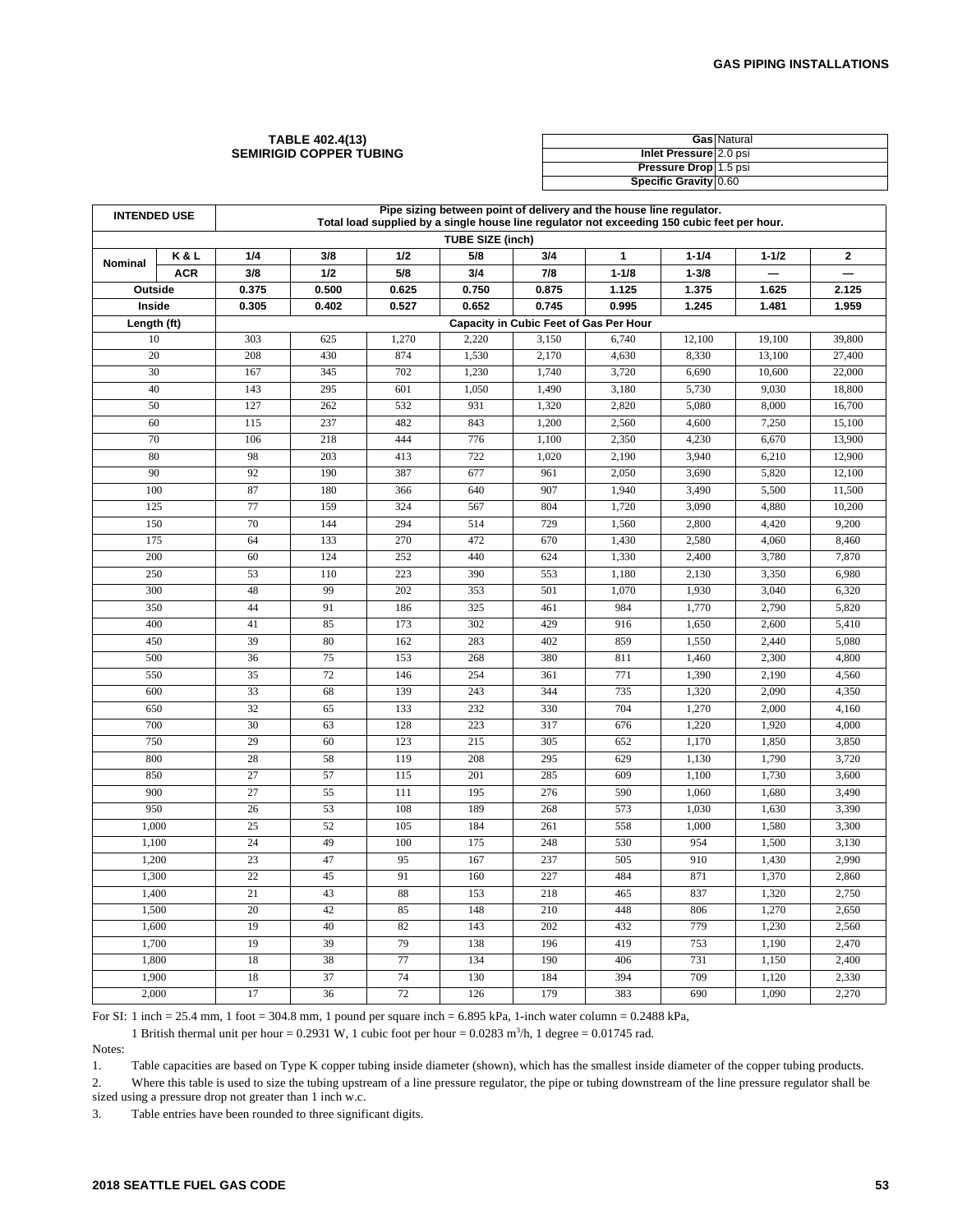**TABLE 402.4(13)**
**SEMIRIGID COPPER TUBING**

| | |
|---|---|
| **Gas** | Natural |
| **Inlet Pressure** | 2.0 psi |
| **Pressure Drop** | 1.5 psi |
| **Specific Gravity** | 0.60 |

| INTENDED USE | | Pipe sizing between point of delivery and the house line regulator. Total load supplied by a single house line regulator not exceeding 150 cubic feet per hour. | | | | | | | | |
|---|---|---|---|---|---|---|---|---|---|---|
| TUBE SIZE (inch) | | | | | | | | | | |
| Nominal | K & L | 1/4 | 3/8 | 1/2 | 5/8 | 3/4 | 1 | 1-1/4 | 1-1/2 | 2 |
| | ACR | 3/8 | 1/2 | 5/8 | 3/4 | 7/8 | 1-1/8 | 1-3/8 | — | — |
| Outside | | 0.375 | 0.500 | 0.625 | 0.750 | 0.875 | 1.125 | 1.375 | 1.625 | 2.125 |
| Inside | | 0.305 | 0.402 | 0.527 | 0.652 | 0.745 | 0.995 | 1.245 | 1.481 | 1.959 |
| Length (ft) | | Capacity in Cubic Feet of Gas Per Hour | | | | | | | | |
| 10 | | 303 | 625 | 1,270 | 2,220 | 3,150 | 6,740 | 12,100 | 19,100 | 39,800 |
| 20 | | 208 | 430 | 874 | 1,530 | 2,170 | 4,630 | 8,330 | 13,100 | 27,400 |
| 30 | | 167 | 345 | 702 | 1,230 | 1,740 | 3,720 | 6,690 | 10,600 | 22,000 |
| 40 | | 143 | 295 | 601 | 1,050 | 1,490 | 3,180 | 5,730 | 9,030 | 18,800 |
| 50 | | 127 | 262 | 532 | 931 | 1,320 | 2,820 | 5,080 | 8,000 | 16,700 |
| 60 | | 115 | 237 | 482 | 843 | 1,200 | 2,560 | 4,600 | 7,250 | 15,100 |
| 70 | | 106 | 218 | 444 | 776 | 1,100 | 2,350 | 4,230 | 6,670 | 13,900 |
| 80 | | 98 | 203 | 413 | 722 | 1,020 | 2,190 | 3,940 | 6,210 | 12,900 |
| 90 | | 92 | 190 | 387 | 677 | 961 | 2,050 | 3,690 | 5,820 | 12,100 |
| 100 | | 87 | 180 | 366 | 640 | 907 | 1,940 | 3,490 | 5,500 | 11,500 |
| 125 | | 77 | 159 | 324 | 567 | 804 | 1,720 | 3,090 | 4,880 | 10,200 |
| 150 | | 70 | 144 | 294 | 514 | 729 | 1,560 | 2,800 | 4,420 | 9,200 |
| 175 | | 64 | 133 | 270 | 472 | 670 | 1,430 | 2,580 | 4,060 | 8,460 |
| 200 | | 60 | 124 | 252 | 440 | 624 | 1,330 | 2,400 | 3,780 | 7,870 |
| 250 | | 53 | 110 | 223 | 390 | 553 | 1,180 | 2,130 | 3,350 | 6,980 |
| 300 | | 48 | 99 | 202 | 353 | 501 | 1,070 | 1,930 | 3,040 | 6,320 |
| 350 | | 44 | 91 | 186 | 325 | 461 | 984 | 1,770 | 2,790 | 5,820 |
| 400 | | 41 | 85 | 173 | 302 | 429 | 916 | 1,650 | 2,600 | 5,410 |
| 450 | | 39 | 80 | 162 | 283 | 402 | 859 | 1,550 | 2,440 | 5,080 |
| 500 | | 36 | 75 | 153 | 268 | 380 | 811 | 1,460 | 2,300 | 4,800 |
| 550 | | 35 | 72 | 146 | 254 | 361 | 771 | 1,390 | 2,190 | 4,560 |
| 600 | | 33 | 68 | 139 | 243 | 344 | 735 | 1,320 | 2,090 | 4,350 |
| 650 | | 32 | 65 | 133 | 232 | 330 | 704 | 1,270 | 2,000 | 4,160 |
| 700 | | 30 | 63 | 128 | 223 | 317 | 676 | 1,220 | 1,920 | 4,000 |
| 750 | | 29 | 60 | 123 | 215 | 305 | 652 | 1,170 | 1,850 | 3,850 |
| 800 | | 28 | 58 | 119 | 208 | 295 | 629 | 1,130 | 1,790 | 3,720 |
| 850 | | 27 | 57 | 115 | 201 | 285 | 609 | 1,100 | 1,730 | 3,600 |
| 900 | | 27 | 55 | 111 | 195 | 276 | 590 | 1,060 | 1,680 | 3,490 |
| 950 | | 26 | 53 | 108 | 189 | 268 | 573 | 1,030 | 1,630 | 3,390 |
| 1,000 | | 25 | 52 | 105 | 184 | 261 | 558 | 1,000 | 1,580 | 3,300 |
| 1,100 | | 24 | 49 | 100 | 175 | 248 | 530 | 954 | 1,500 | 3,130 |
| 1,200 | | 23 | 47 | 95 | 167 | 237 | 505 | 910 | 1,430 | 2,990 |
| 1,300 | | 22 | 45 | 91 | 160 | 227 | 484 | 871 | 1,370 | 2,860 |
| 1,400 | | 21 | 43 | 88 | 153 | 218 | 465 | 837 | 1,320 | 2,750 |
| 1,500 | | 20 | 42 | 85 | 148 | 210 | 448 | 806 | 1,270 | 2,650 |
| 1,600 | | 19 | 40 | 82 | 143 | 202 | 432 | 779 | 1,230 | 2,560 |
| 1,700 | | 19 | 39 | 79 | 138 | 196 | 419 | 753 | 1,190 | 2,470 |
| 1,800 | | 18 | 38 | 77 | 134 | 190 | 406 | 731 | 1,150 | 2,400 |
| 1,900 | | 18 | 37 | 74 | 130 | 184 | 394 | 709 | 1,120 | 2,330 |
| 2,000 | | 17 | 36 | 72 | 126 | 179 | 383 | 690 | 1,090 | 2,270 |

For SI: 1 inch = 25.4 mm, 1 foot = 304.8 mm, 1 pound per square inch = 6.895 kPa, 1-inch water column = 0.2488 kPa,

1 British thermal unit per hour = 0.2931 W, 1 cubic foot per hour = 0.0283 $m^3$/h, 1 degree = 0.01745 rad.

Notes:

1. Table capacities are based on Type K copper tubing inside diameter (shown), which has the smallest inside diameter of the copper tubing products.
2. Where this table is used to size the tubing upstream of a line pressure regulator, the pipe or tubing downstream of the line pressure regulator shall be sized using a pressure drop not greater than 1 inch w.c.
3. Table entries have been rounded to three significant digits.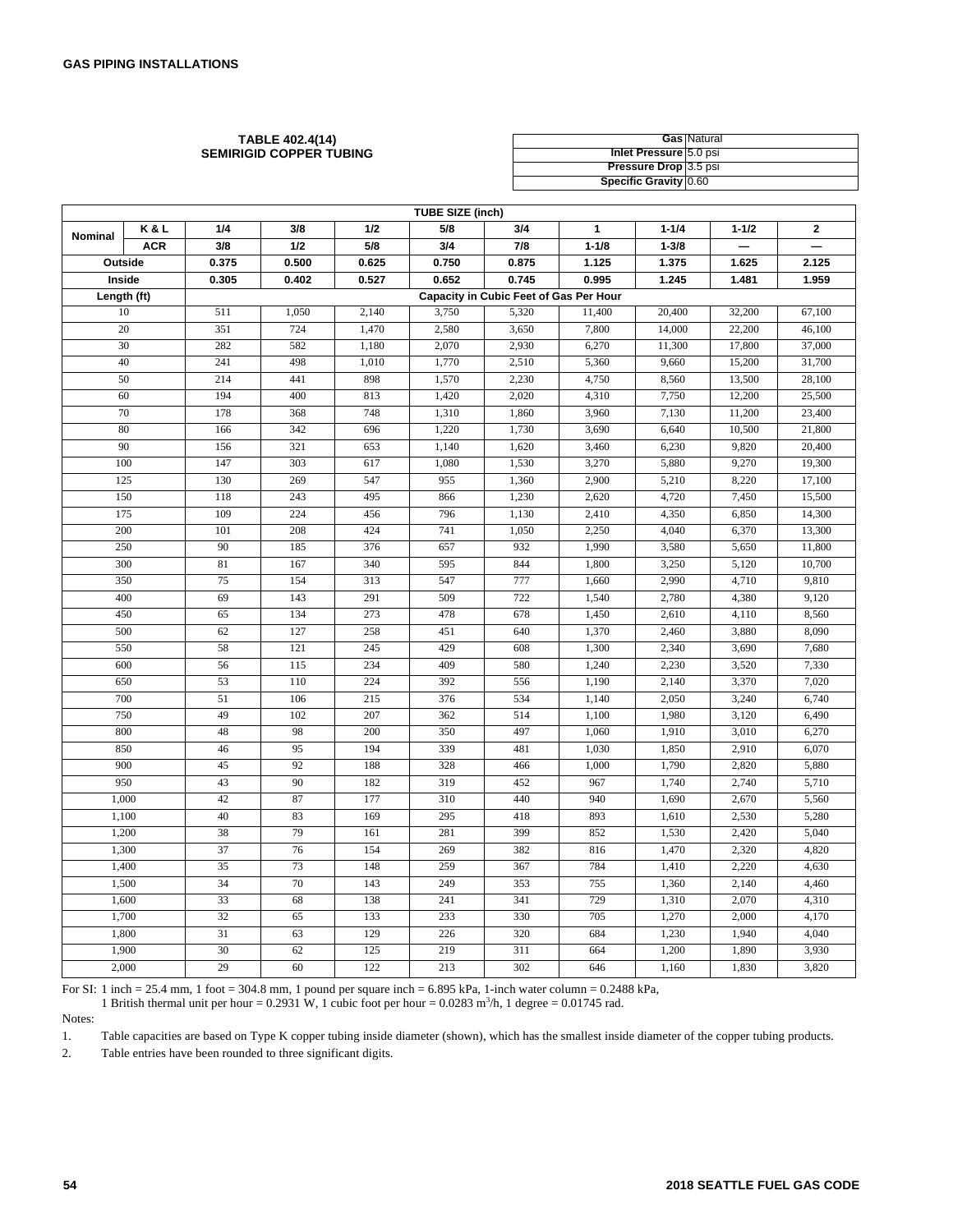**TABLE 402.4(14)**
**SEMIRIGID COPPER TUBING**

| | |
|---|---|
| **Gas** | Natural |
| **Inlet Pressure** | 5.0 psi |
| **Pressure Drop** | 3.5 psi |
| **Specific Gravity** | 0.60 |

| | | **TUBE SIZE (inch)** | | | | | | | | |
|---|---|---|---|---|---|---|---|---|---|---|
| **Nominal** | **K & L** | **1/4** | **3/8** | **1/2** | **5/8** | **3/4** | **1** | **1-1/4** | **1-1/2** | **2** |
| | **ACR** | **3/8** | **1/2** | **5/8** | **3/4** | **7/8** | **1-1/8** | **1-3/8** | **—** | **—** |
| **Outside** | | **0.375** | **0.500** | **0.625** | **0.750** | **0.875** | **1.125** | **1.375** | **1.625** | **2.125** |
| **Inside** | | **0.305** | **0.402** | **0.527** | **0.652** | **0.745** | **0.995** | **1.245** | **1.481** | **1.959** |
| **Length (ft)** | | **Capacity in Cubic Feet of Gas Per Hour** | | | | | | | | |
| 10 | | 511 | 1,050 | 2,140 | 3,750 | 5,320 | 11,400 | 20,400 | 32,200 | 67,100 |
| 20 | | 351 | 724 | 1,470 | 2,580 | 3,650 | 7,800 | 14,000 | 22,200 | 46,100 |
| 30 | | 282 | 582 | 1,180 | 2,070 | 2,930 | 6,270 | 11,300 | 17,800 | 37,000 |
| 40 | | 241 | 498 | 1,010 | 1,770 | 2,510 | 5,360 | 9,660 | 15,200 | 31,700 |
| 50 | | 214 | 441 | 898 | 1,570 | 2,230 | 4,750 | 8,560 | 13,500 | 28,100 |
| 60 | | 194 | 400 | 813 | 1,420 | 2,020 | 4,310 | 7,750 | 12,200 | 25,500 |
| 70 | | 178 | 368 | 748 | 1,310 | 1,860 | 3,960 | 7,130 | 11,200 | 23,400 |
| 80 | | 166 | 342 | 696 | 1,220 | 1,730 | 3,690 | 6,640 | 10,500 | 21,800 |
| 90 | | 156 | 321 | 653 | 1,140 | 1,620 | 3,460 | 6,230 | 9,820 | 20,400 |
| 100 | | 147 | 303 | 617 | 1,080 | 1,530 | 3,270 | 5,880 | 9,270 | 19,300 |
| 125 | | 130 | 269 | 547 | 955 | 1,360 | 2,900 | 5,210 | 8,220 | 17,100 |
| 150 | | 118 | 243 | 495 | 866 | 1,230 | 2,620 | 4,720 | 7,450 | 15,500 |
| 175 | | 109 | 224 | 456 | 796 | 1,130 | 2,410 | 4,350 | 6,850 | 14,300 |
| 200 | | 101 | 208 | 424 | 741 | 1,050 | 2,250 | 4,040 | 6,370 | 13,300 |
| 250 | | 90 | 185 | 376 | 657 | 932 | 1,990 | 3,580 | 5,650 | 11,800 |
| 300 | | 81 | 167 | 340 | 595 | 844 | 1,800 | 3,250 | 5,120 | 10,700 |
| 350 | | 75 | 154 | 313 | 547 | 777 | 1,660 | 2,990 | 4,710 | 9,810 |
| 400 | | 69 | 143 | 291 | 509 | 722 | 1,540 | 2,780 | 4,380 | 9,120 |
| 450 | | 65 | 134 | 273 | 478 | 678 | 1,450 | 2,610 | 4,110 | 8,560 |
| 500 | | 62 | 127 | 258 | 451 | 640 | 1,370 | 2,460 | 3,880 | 8,090 |
| 550 | | 58 | 121 | 245 | 429 | 608 | 1,300 | 2,340 | 3,690 | 7,680 |
| 600 | | 56 | 115 | 234 | 409 | 580 | 1,240 | 2,230 | 3,520 | 7,330 |
| 650 | | 53 | 110 | 224 | 392 | 556 | 1,190 | 2,140 | 3,370 | 7,020 |
| 700 | | 51 | 106 | 215 | 376 | 534 | 1,140 | 2,050 | 3,240 | 6,740 |
| 750 | | 49 | 102 | 207 | 362 | 514 | 1,100 | 1,980 | 3,120 | 6,490 |
| 800 | | 48 | 98 | 200 | 350 | 497 | 1,060 | 1,910 | 3,010 | 6,270 |
| 850 | | 46 | 95 | 194 | 339 | 481 | 1,030 | 1,850 | 2,910 | 6,070 |
| 900 | | 45 | 92 | 188 | 328 | 466 | 1,000 | 1,790 | 2,820 | 5,880 |
| 950 | | 43 | 90 | 182 | 319 | 452 | 967 | 1,740 | 2,740 | 5,710 |
| 1,000 | | 42 | 87 | 177 | 310 | 440 | 940 | 1,690 | 2,670 | 5,560 |
| 1,100 | | 40 | 83 | 169 | 295 | 418 | 893 | 1,610 | 2,530 | 5,280 |
| 1,200 | | 38 | 79 | 161 | 281 | 399 | 852 | 1,530 | 2,420 | 5,040 |
| 1,300 | | 37 | 76 | 154 | 269 | 382 | 816 | 1,470 | 2,320 | 4,820 |
| 1,400 | | 35 | 73 | 148 | 259 | 367 | 784 | 1,410 | 2,220 | 4,630 |
| 1,500 | | 34 | 70 | 143 | 249 | 353 | 755 | 1,360 | 2,140 | 4,460 |
| 1,600 | | 33 | 68 | 138 | 241 | 341 | 729 | 1,310 | 2,070 | 4,310 |
| 1,700 | | 32 | 65 | 133 | 233 | 330 | 705 | 1,270 | 2,000 | 4,170 |
| 1,800 | | 31 | 63 | 129 | 226 | 320 | 684 | 1,230 | 1,940 | 4,040 |
| 1,900 | | 30 | 62 | 125 | 219 | 311 | 664 | 1,200 | 1,890 | 3,930 |
| 2,000 | | 29 | 60 | 122 | 213 | 302 | 646 | 1,160 | 1,830 | 3,820 |

For SI: 1 inch = 25.4 mm, 1 foot = 304.8 mm, 1 pound per square inch = 6.895 kPa, 1-inch water column = 0.2488 kPa,
1 British thermal unit per hour = 0.2931 W, 1 cubic foot per hour = 0.0283 $m^3$/h, 1 degree = 0.01745 rad.

Notes:

1. Table capacities are based on Type K copper tubing inside diameter (shown), which has the smallest inside diameter of the copper tubing products.
2. Table entries have been rounded to three significant digits.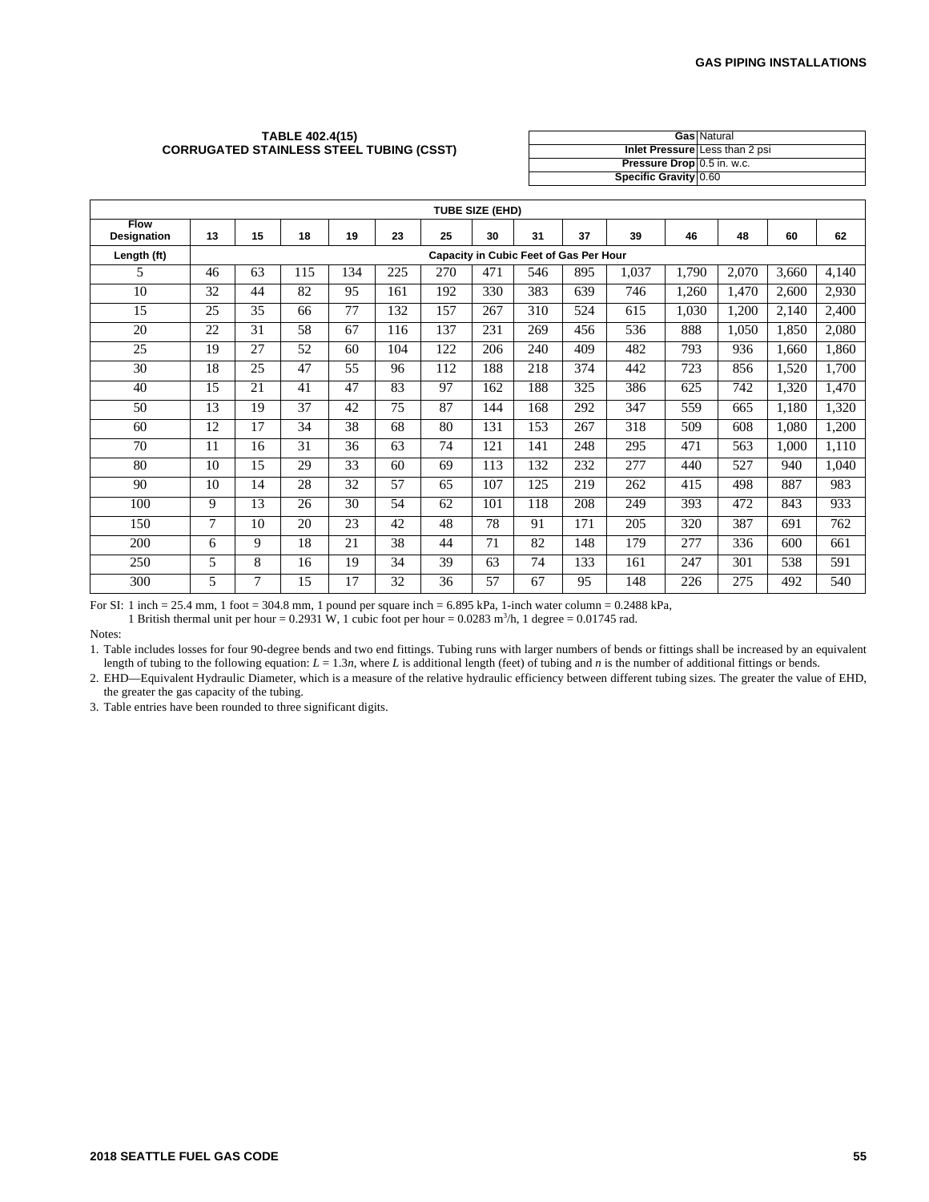**TABLE 402.4(15)**
**CORRUGATED STAINLESS STEEL TUBING (CSST)**

| | |
|---|---|
| **Gas** | Natural |
| **Inlet Pressure** | Less than 2 psi |
| **Pressure Drop** | 0.5 in. w.c. |
| **Specific Gravity** | 0.60 |

| | TUBE SIZE (EHD) | | | | | | | | | | | | | |
|---|---|---|---|---|---|---|---|---|---|---|---|---|---|---|
| **Flow Designation** | **13** | **15** | **18** | **19** | **23** | **25** | **30** | **31** | **37** | **39** | **46** | **48** | **60** | **62** |
| **Length (ft)** | **Capacity in Cubic Feet of Gas Per Hour** | | | | | | | | | | | | | |
| 5 | 46 | 63 | 115 | 134 | 225 | 270 | 471 | 546 | 895 | 1,037 | 1,790 | 2,070 | 3,660 | 4,140 |
| 10 | 32 | 44 | 82 | 95 | 161 | 192 | 330 | 383 | 639 | 746 | 1,260 | 1,470 | 2,600 | 2,930 |
| 15 | 25 | 35 | 66 | 77 | 132 | 157 | 267 | 310 | 524 | 615 | 1,030 | 1,200 | 2,140 | 2,400 |
| 20 | 22 | 31 | 58 | 67 | 116 | 137 | 231 | 269 | 456 | 536 | 888 | 1,050 | 1,850 | 2,080 |
| 25 | 19 | 27 | 52 | 60 | 104 | 122 | 206 | 240 | 409 | 482 | 793 | 936 | 1,660 | 1,860 |
| 30 | 18 | 25 | 47 | 55 | 96 | 112 | 188 | 218 | 374 | 442 | 723 | 856 | 1,520 | 1,700 |
| 40 | 15 | 21 | 41 | 47 | 83 | 97 | 162 | 188 | 325 | 386 | 625 | 742 | 1,320 | 1,470 |
| 50 | 13 | 19 | 37 | 42 | 75 | 87 | 144 | 168 | 292 | 347 | 559 | 665 | 1,180 | 1,320 |
| 60 | 12 | 17 | 34 | 38 | 68 | 80 | 131 | 153 | 267 | 318 | 509 | 608 | 1,080 | 1,200 |
| 70 | 11 | 16 | 31 | 36 | 63 | 74 | 121 | 141 | 248 | 295 | 471 | 563 | 1,000 | 1,110 |
| 80 | 10 | 15 | 29 | 33 | 60 | 69 | 113 | 132 | 232 | 277 | 440 | 527 | 940 | 1,040 |
| 90 | 10 | 14 | 28 | 32 | 57 | 65 | 107 | 125 | 219 | 262 | 415 | 498 | 887 | 983 |
| 100 | 9 | 13 | 26 | 30 | 54 | 62 | 101 | 118 | 208 | 249 | 393 | 472 | 843 | 933 |
| 150 | 7 | 10 | 20 | 23 | 42 | 48 | 78 | 91 | 171 | 205 | 320 | 387 | 691 | 762 |
| 200 | 6 | 9 | 18 | 21 | 38 | 44 | 71 | 82 | 148 | 179 | 277 | 336 | 600 | 661 |
| 250 | 5 | 8 | 16 | 19 | 34 | 39 | 63 | 74 | 133 | 161 | 247 | 301 | 538 | 591 |
| 300 | 5 | 7 | 15 | 17 | 32 | 36 | 57 | 67 | 95 | 148 | 226 | 275 | 492 | 540 |

For SI: 1 inch = 25.4 mm, 1 foot = 304.8 mm, 1 pound per square inch = 6.895 kPa, 1-inch water column = 0.2488 kPa,
1 British thermal unit per hour = 0.2931 W, 1 cubic foot per hour = 0.0283 $m^3/h$, 1 degree = 0.01745 rad.

Notes:

1. Table includes losses for four 90-degree bends and two end fittings. Tubing runs with larger numbers of bends or fittings shall be increased by an equivalent length of tubing to the following equation: $L = 1.3n$, where $L$ is additional length (feet) of tubing and $n$ is the number of additional fittings or bends.
2. EHD—Equivalent Hydraulic Diameter, which is a measure of the relative hydraulic efficiency between different tubing sizes. The greater the value of EHD, the greater the gas capacity of the tubing.
3. Table entries have been rounded to three significant digits.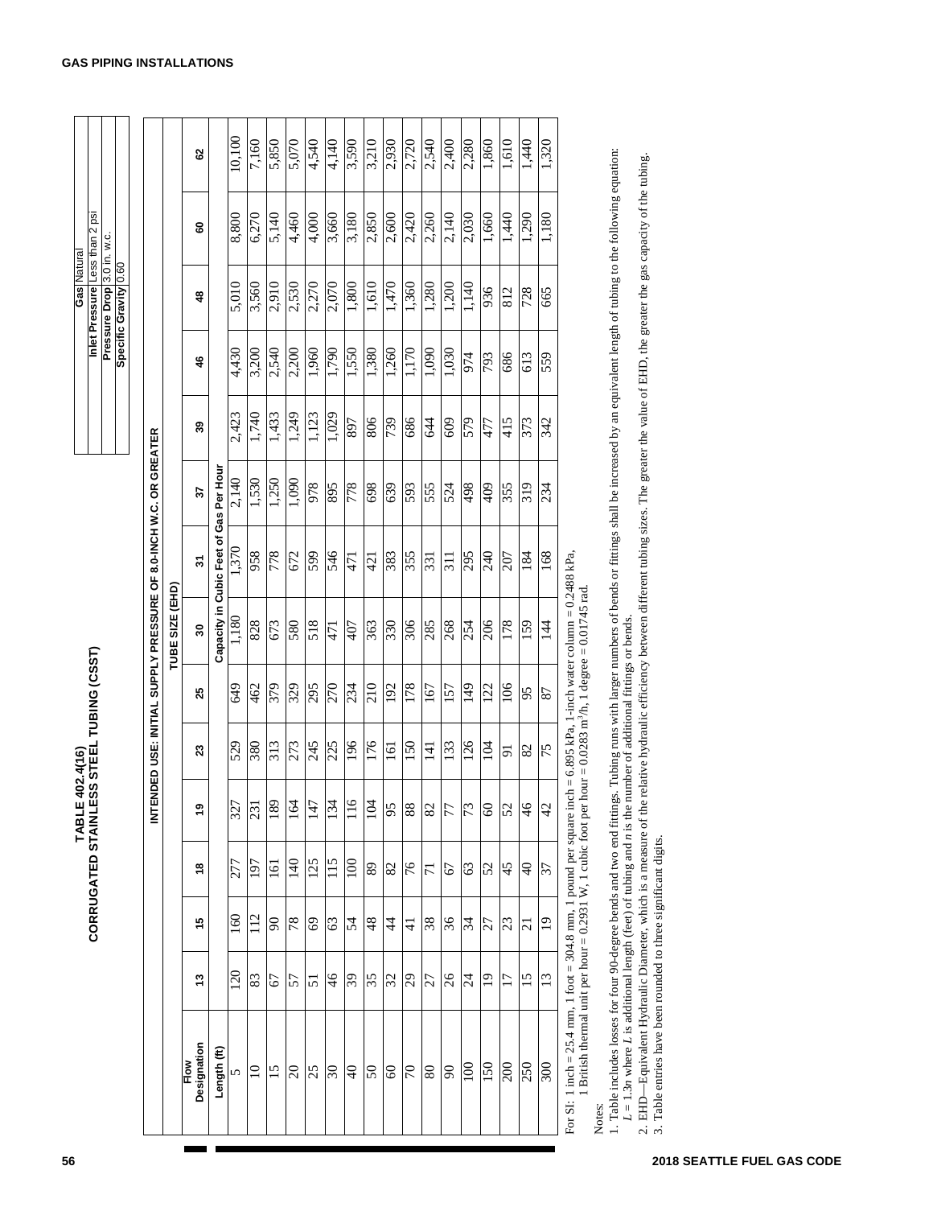# TABLE 402.4(16)
## CORRUGATED STAINLESS STEEL TUBING (CSST)

| Gas | Natural |
|---|---|
| Inlet Pressure | Less than 2 psi |
| Pressure Drop | 3.0 in. w.c. |
| Specific Gravity | 0.60 |

| INTENDED USE: INITIAL SUPPLY PRESSURE OF 8.0-INCH W.C. OR GREATER | | | | | | | | | | | | | | |
|---|---|---|---|---|---|---|---|---|---|---|---|---|---|---|
| | TUBE SIZE (EHD) | | | | | | | | | | | | | |
| Flow Designation | 13 | 15 | 18 | 19 | 23 | 25 | 30 | 31 | 37 | 39 | 46 | 48 | 60 | 62 |
| Length (ft) | Capacity in Cubic Feet of Gas Per Hour | | | | | | | | | | | | | |
| 5 | 120 | 160 | 277 | 327 | 529 | 649 | 1,180 | 1,370 | 2,140 | 2,423 | 4,430 | 5,010 | 8,800 | 10,100 |
| 10 | 83 | 112 | 197 | 231 | 380 | 462 | 828 | 958 | 1,530 | 1,740 | 3,200 | 3,560 | 6,270 | 7,160 |
| 15 | 67 | 90 | 161 | 189 | 313 | 379 | 673 | 778 | 1,250 | 1,433 | 2,540 | 2,910 | 5,140 | 5,850 |
| 20 | 57 | 78 | 140 | 164 | 273 | 329 | 580 | 672 | 1,090 | 1,249 | 2,200 | 2,530 | 4,460 | 5,070 |
| 25 | 51 | 69 | 125 | 147 | 245 | 295 | 518 | 599 | 978 | 1,123 | 1,960 | 2,270 | 4,000 | 4,540 |
| 30 | 46 | 63 | 115 | 134 | 225 | 270 | 471 | 546 | 895 | 1,029 | 1,790 | 2,070 | 3,660 | 4,140 |
| 40 | 39 | 54 | 100 | 116 | 196 | 234 | 407 | 471 | 778 | 897 | 1,550 | 1,800 | 3,180 | 3,590 |
| 50 | 35 | 48 | 89 | 104 | 176 | 210 | 363 | 421 | 698 | 806 | 1,380 | 1,610 | 2,850 | 3,210 |
| 60 | 32 | 44 | 82 | 95 | 161 | 192 | 330 | 383 | 639 | 739 | 1,260 | 1,470 | 2,600 | 2,930 |
| 70 | 29 | 41 | 76 | 88 | 150 | 178 | 306 | 355 | 593 | 686 | 1,170 | 1,360 | 2,420 | 2,720 |
| 80 | 27 | 38 | 71 | 82 | 141 | 167 | 285 | 331 | 555 | 644 | 1,090 | 1,280 | 2,260 | 2,540 |
| 90 | 26 | 36 | 67 | 77 | 133 | 157 | 268 | 311 | 524 | 609 | 1,030 | 1,200 | 2,140 | 2,400 |
| 100 | 24 | 34 | 63 | 73 | 126 | 149 | 254 | 295 | 498 | 579 | 974 | 1,140 | 2,030 | 2,280 |
| 150 | 19 | 27 | 52 | 60 | 104 | 122 | 206 | 240 | 409 | 477 | 793 | 936 | 1,660 | 1,860 |
| 200 | 17 | 23 | 45 | 52 | 91 | 106 | 178 | 207 | 355 | 415 | 686 | 812 | 1,440 | 1,610 |
| 250 | 15 | 21 | 40 | 46 | 82 | 95 | 159 | 184 | 319 | 373 | 613 | 728 | 1,290 | 1,440 |
| 300 | 13 | 19 | 37 | 42 | 75 | 87 | 144 | 168 | 234 | 342 | 559 | 665 | 1,180 | 1,320 |

For SI: 1 inch = 25.4 mm, 1 foot = 304.8 mm, 1 pound per square inch = 6.895 kPa, 1-inch water column = 0.2488 kPa,
1 British thermal unit per hour = 0.2931 W, 1 cubic foot per hour = 0.0283 $m^3/h$, 1 degree = 0.01745 rad.

Notes:

1. Table includes losses for four 90-degree bends and two end fittings. Tubing runs with larger numbers of bends or fittings shall be increased by an equivalent length of tubing to the following equation: $L = 1.3n$ where $L$ is additional length (feet) of tubing and $n$ is the number of additional fittings or bends.
2. EHD—Equivalent Hydraulic Diameter, which is a measure of the relative hydraulic efficiency between different tubing sizes. The greater the value of EHD, the greater the gas capacity of the tubing.
3. Table entries have been rounded to three significant digits.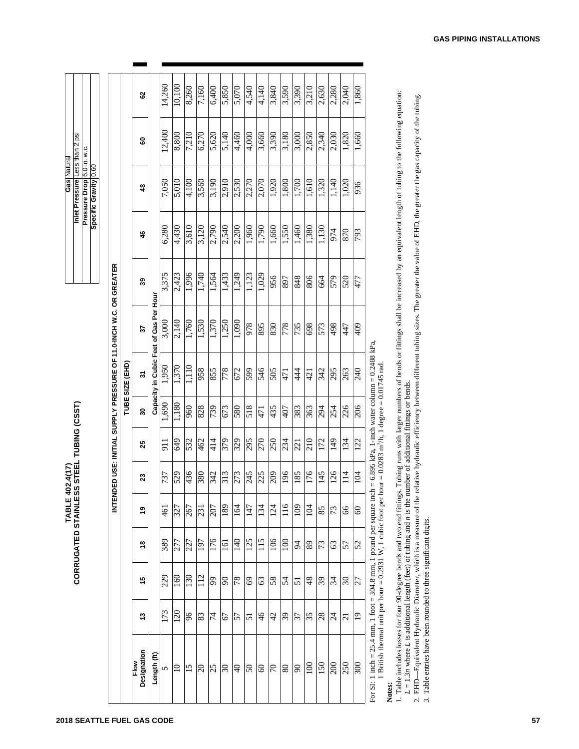## TABLE 402.4(17)
## CORRUGATED STAINLESS STEEL TUBING (CSST)

| Gas | Natural |
|---|---|
| Inlet Pressure | Less than 2 psi |
| Pressure Drop | 6.0 in. w.c. |
| Specific Gravity | 0.60 |

| INTENDED USE: INITIAL SUPPLY PRESSURE OF 11.0-INCH W.C. OR GREATER | | | | | | | | | | | | | | |
|---|---|---|---|---|---|---|---|---|---|---|---|---|---|---|
| | TUBE SIZE (EHD) | | | | | | | | | | | | | |
| Flow Designation | 13 | 15 | 18 | 19 | 23 | 25 | 30 | 31 | 37 | 39 | 46 | 48 | 60 | 62 |
| Length (ft) | Capacity in Cubic Feet of Gas Per Hour | | | | | | | | | | | | | |
| 5 | 173 | 229 | 389 | 461 | 737 | 911 | 1,690 | 1,950 | 3,000 | 3,375 | 6,280 | 7,050 | 12,400 | 14,260 |
| 10 | 120 | 160 | 277 | 327 | 529 | 649 | 1,180 | 1,370 | 2,140 | 2,423 | 4,430 | 5,010 | 8,800 | 10,100 |
| 15 | 96 | 130 | 227 | 267 | 436 | 532 | 960 | 1,110 | 1,760 | 1,996 | 3,610 | 4,100 | 7,210 | 8,260 |
| 20 | 83 | 112 | 197 | 231 | 380 | 462 | 828 | 958 | 1,530 | 1,740 | 3,120 | 3,560 | 6,270 | 7,160 |
| 25 | 74 | 99 | 176 | 207 | 342 | 414 | 739 | 855 | 1,370 | 1,564 | 2,790 | 3,190 | 5,620 | 6,400 |
| 30 | 67 | 90 | 161 | 189 | 313 | 379 | 673 | 778 | 1,250 | 1,433 | 2,540 | 2,910 | 5,140 | 5,850 |
| 40 | 57 | 78 | 140 | 164 | 273 | 329 | 580 | 672 | 1,090 | 1,249 | 2,200 | 2,530 | 4,460 | 5,070 |
| 50 | 51 | 69 | 125 | 147 | 245 | 295 | 518 | 599 | 978 | 1,123 | 1,960 | 2,270 | 4,000 | 4,540 |
| 60 | 46 | 63 | 115 | 134 | 225 | 270 | 471 | 546 | 895 | 1,029 | 1,790 | 2,070 | 3,660 | 4,140 |
| 70 | 42 | 58 | 106 | 124 | 209 | 250 | 435 | 505 | 830 | 956 | 1,660 | 1,920 | 3,390 | 3,840 |
| 80 | 39 | 54 | 100 | 116 | 196 | 234 | 407 | 471 | 778 | 897 | 1,550 | 1,800 | 3,180 | 3,590 |
| 90 | 37 | 51 | 94 | 109 | 185 | 221 | 383 | 444 | 735 | 848 | 1,460 | 1,700 | 3,000 | 3,390 |
| 100 | 35 | 48 | 89 | 104 | 176 | 210 | 363 | 421 | 698 | 806 | 1,380 | 1,610 | 2,850 | 3,210 |
| 150 | 28 | 39 | 73 | 85 | 145 | 172 | 294 | 342 | 573 | 664 | 1,130 | 1,320 | 2,340 | 2,630 |
| 200 | 24 | 34 | 63 | 73 | 126 | 149 | 254 | 295 | 498 | 579 | 974 | 1,140 | 2,030 | 2,280 |
| 250 | 21 | 30 | 57 | 66 | 114 | 134 | 226 | 263 | 447 | 520 | 870 | 1,020 | 1,820 | 2,040 |
| 300 | 19 | 27 | 52 | 60 | 104 | 122 | 206 | 240 | 409 | 477 | 793 | 936 | 1,660 | 1,860 |

For SI: 1 inch = 25.4 mm, 1 foot = 304.8 mm, 1 pound per square inch = 6.895 kPa, 1-inch water column = 0.2488 kPa,
1 British thermal unit per hour = 0.2931 W, 1 cubic foot per hour = 0.0283 $m^3/h$, 1 degree = 0.01745 rad.

**Notes:**

1. Table includes losses for four 90-degree bends and two end fittings. Tubing runs with larger numbers of bends or fittings shall be increased by an equivalent length of tubing to the following equation: $L = 1.3n$ where $L$ is additional length (feet) of tubing and $n$ is the number of additional fittings or bends.
2. EHD—Equivalent Hydraulic Diameter, which is a measure of the relative hydraulic efficiency between different tubing sizes. The greater the value of EHD, the greater the gas capacity of the tubing.
3. Table entries have been rounded to three significant digits.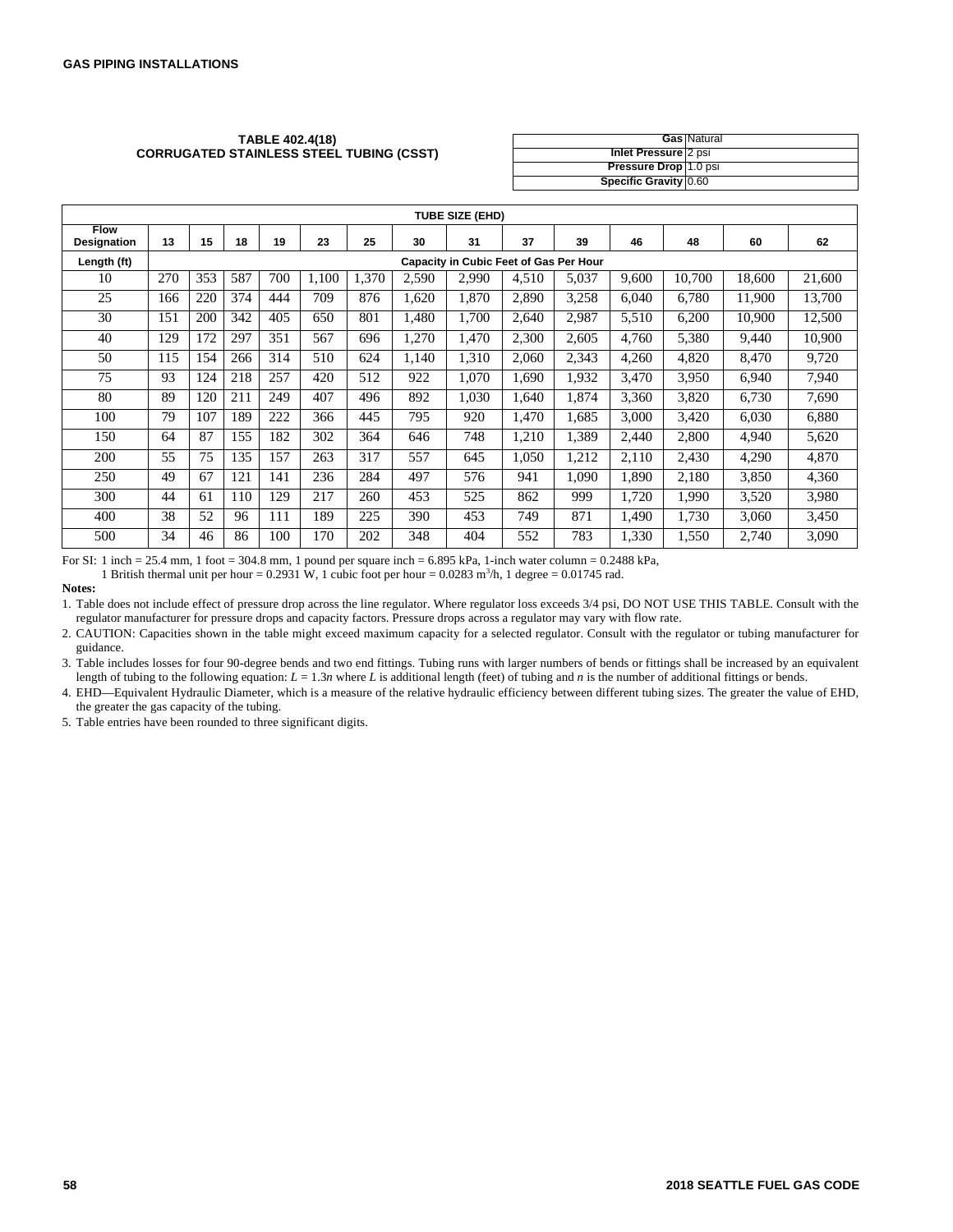**TABLE 402.4(18)**
**CORRUGATED STAINLESS STEEL TUBING (CSST)**

| | |
|---|---|
| **Gas** | Natural |
| **Inlet Pressure** | 2 psi |
| **Pressure Drop** | 1.0 psi |
| **Specific Gravity** | 0.60 |

| TUBE SIZE (EHD) | | | | | | | | | | | | | | |
|---|---|---|---|---|---|---|---|---|---|---|---|---|---|---|
| **Flow Designation** | **13** | **15** | **18** | **19** | **23** | **25** | **30** | **31** | **37** | **39** | **46** | **48** | **60** | **62** |
| **Length (ft)** | **Capacity in Cubic Feet of Gas Per Hour** | | | | | | | | | | | | | |
| 10 | 270 | 353 | 587 | 700 | 1,100 | 1,370 | 2,590 | 2,990 | 4,510 | 5,037 | 9,600 | 10,700 | 18,600 | 21,600 |
| 25 | 166 | 220 | 374 | 444 | 709 | 876 | 1,620 | 1,870 | 2,890 | 3,258 | 6,040 | 6,780 | 11,900 | 13,700 |
| 30 | 151 | 200 | 342 | 405 | 650 | 801 | 1,480 | 1,700 | 2,640 | 2,987 | 5,510 | 6,200 | 10,900 | 12,500 |
| 40 | 129 | 172 | 297 | 351 | 567 | 696 | 1,270 | 1,470 | 2,300 | 2,605 | 4,760 | 5,380 | 9,440 | 10,900 |
| 50 | 115 | 154 | 266 | 314 | 510 | 624 | 1,140 | 1,310 | 2,060 | 2,343 | 4,260 | 4,820 | 8,470 | 9,720 |
| 75 | 93 | 124 | 218 | 257 | 420 | 512 | 922 | 1,070 | 1,690 | 1,932 | 3,470 | 3,950 | 6,940 | 7,940 |
| 80 | 89 | 120 | 211 | 249 | 407 | 496 | 892 | 1,030 | 1,640 | 1,874 | 3,360 | 3,820 | 6,730 | 7,690 |
| 100 | 79 | 107 | 189 | 222 | 366 | 445 | 795 | 920 | 1,470 | 1,685 | 3,000 | 3,420 | 6,030 | 6,880 |
| 150 | 64 | 87 | 155 | 182 | 302 | 364 | 646 | 748 | 1,210 | 1,389 | 2,440 | 2,800 | 4,940 | 5,620 |
| 200 | 55 | 75 | 135 | 157 | 263 | 317 | 557 | 645 | 1,050 | 1,212 | 2,110 | 2,430 | 4,290 | 4,870 |
| 250 | 49 | 67 | 121 | 141 | 236 | 284 | 497 | 576 | 941 | 1,090 | 1,890 | 2,180 | 3,850 | 4,360 |
| 300 | 44 | 61 | 110 | 129 | 217 | 260 | 453 | 525 | 862 | 999 | 1,720 | 1,990 | 3,520 | 3,980 |
| 400 | 38 | 52 | 96 | 111 | 189 | 225 | 390 | 453 | 749 | 871 | 1,490 | 1,730 | 3,060 | 3,450 |
| 500 | 34 | 46 | 86 | 100 | 170 | 202 | 348 | 404 | 552 | 783 | 1,330 | 1,550 | 2,740 | 3,090 |

For SI: 1 inch = 25.4 mm, 1 foot = 304.8 mm, 1 pound per square inch = 6.895 kPa, 1-inch water column = 0.2488 kPa,
1 British thermal unit per hour = 0.2931 W, 1 cubic foot per hour = 0.0283 $m^3/h$, 1 degree = 0.01745 rad.

**Notes:**

1. Table does not include effect of pressure drop across the line regulator. Where regulator loss exceeds 3/4 psi, DO NOT USE THIS TABLE. Consult with the regulator manufacturer for pressure drops and capacity factors. Pressure drops across a regulator may vary with flow rate.
2. CAUTION: Capacities shown in the table might exceed maximum capacity for a selected regulator. Consult with the regulator or tubing manufacturer for guidance.
3. Table includes losses for four 90-degree bends and two end fittings. Tubing runs with larger numbers of bends or fittings shall be increased by an equivalent length of tubing to the following equation: $L = 1.3n$ where $L$ is additional length (feet) of tubing and $n$ is the number of additional fittings or bends.
4. EHD—Equivalent Hydraulic Diameter, which is a measure of the relative hydraulic efficiency between different tubing sizes. The greater the value of EHD, the greater the gas capacity of the tubing.
5. Table entries have been rounded to three significant digits.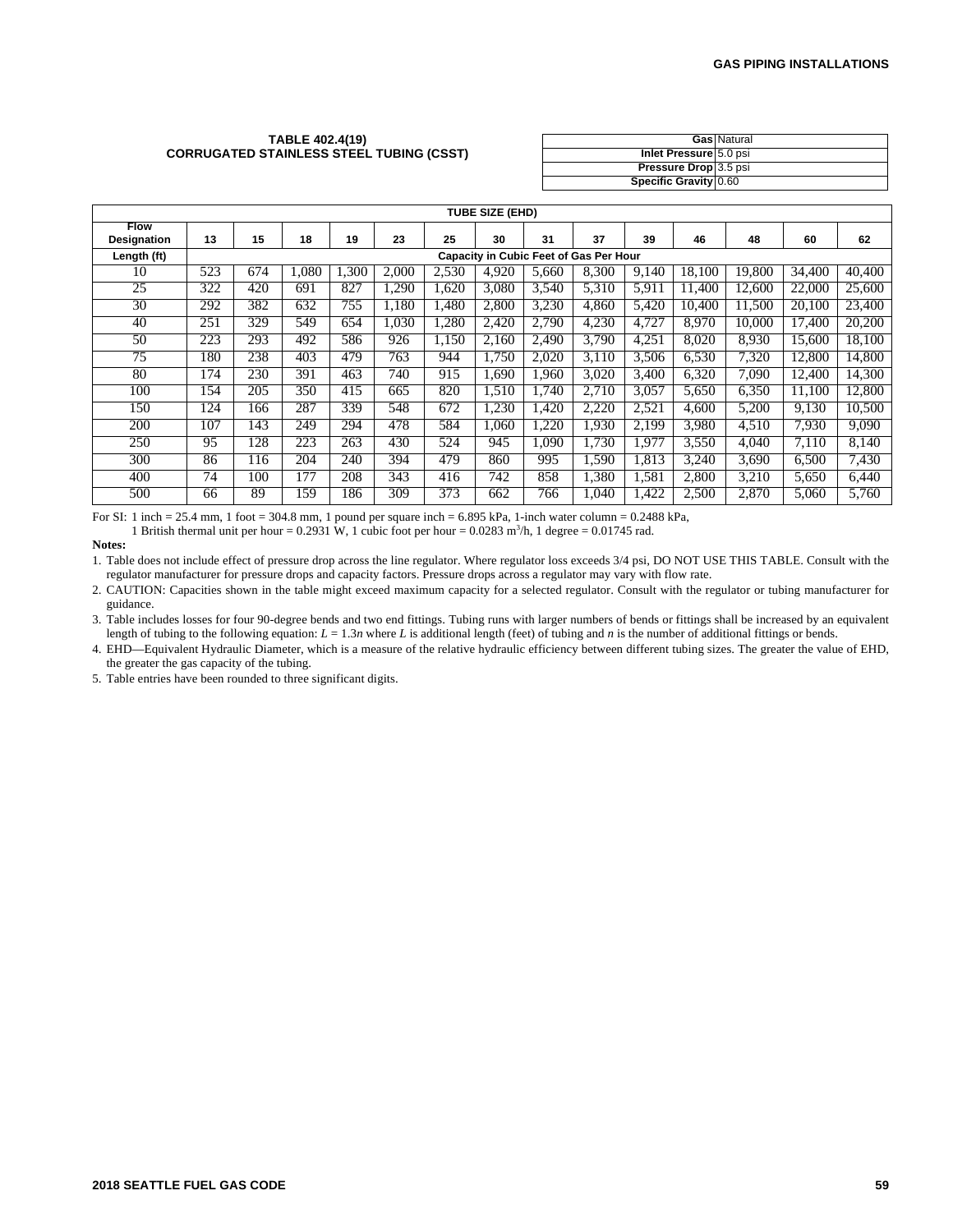**TABLE 402.4(19)**
**CORRUGATED STAINLESS STEEL TUBING (CSST)**

| | |
|---|---|
| **Gas** | Natural |
| **Inlet Pressure** | 5.0 psi |
| **Pressure Drop** | 3.5 psi |
| **Specific Gravity** | 0.60 |

| | TUBE SIZE (EHD) | | | | | | | | | | | | | |
|---|---|---|---|---|---|---|---|---|---|---|---|---|---|---|
| **Flow Designation** | **13** | **15** | **18** | **19** | **23** | **25** | **30** | **31** | **37** | **39** | **46** | **48** | **60** | **62** |
| **Length (ft)** | Capacity in Cubic Feet of Gas Per Hour | | | | | | | | | | | | | |
| 10 | 523 | 674 | 1,080 | 1,300 | 2,000 | 2,530 | 4,920 | 5,660 | 8,300 | 9,140 | 18,100 | 19,800 | 34,400 | 40,400 |
| 25 | 322 | 420 | 691 | 827 | 1,290 | 1,620 | 3,080 | 3,540 | 5,310 | 5,911 | 11,400 | 12,600 | 22,000 | 25,600 |
| 30 | 292 | 382 | 632 | 755 | 1,180 | 1,480 | 2,800 | 3,230 | 4,860 | 5,420 | 10,400 | 11,500 | 20,100 | 23,400 |
| 40 | 251 | 329 | 549 | 654 | 1,030 | 1,280 | 2,420 | 2,790 | 4,230 | 4,727 | 8,970 | 10,000 | 17,400 | 20,200 |
| 50 | 223 | 293 | 492 | 586 | 926 | 1,150 | 2,160 | 2,490 | 3,790 | 4,251 | 8,020 | 8,930 | 15,600 | 18,100 |
| 75 | 180 | 238 | 403 | 479 | 763 | 944 | 1,750 | 2,020 | 3,110 | 3,506 | 6,530 | 7,320 | 12,800 | 14,800 |
| 80 | 174 | 230 | 391 | 463 | 740 | 915 | 1,690 | 1,960 | 3,020 | 3,400 | 6,320 | 7,090 | 12,400 | 14,300 |
| 100 | 154 | 205 | 350 | 415 | 665 | 820 | 1,510 | 1,740 | 2,710 | 3,057 | 5,650 | 6,350 | 11,100 | 12,800 |
| 150 | 124 | 166 | 287 | 339 | 548 | 672 | 1,230 | 1,420 | 2,220 | 2,521 | 4,600 | 5,200 | 9,130 | 10,500 |
| 200 | 107 | 143 | 249 | 294 | 478 | 584 | 1,060 | 1,220 | 1,930 | 2,199 | 3,980 | 4,510 | 7,930 | 9,090 |
| 250 | 95 | 128 | 223 | 263 | 430 | 524 | 945 | 1,090 | 1,730 | 1,977 | 3,550 | 4,040 | 7,110 | 8,140 |
| 300 | 86 | 116 | 204 | 240 | 394 | 479 | 860 | 995 | 1,590 | 1,813 | 3,240 | 3,690 | 6,500 | 7,430 |
| 400 | 74 | 100 | 177 | 208 | 343 | 416 | 742 | 858 | 1,380 | 1,581 | 2,800 | 3,210 | 5,650 | 6,440 |
| 500 | 66 | 89 | 159 | 186 | 309 | 373 | 662 | 766 | 1,040 | 1,422 | 2,500 | 2,870 | 5,060 | 5,760 |

For SI: 1 inch = 25.4 mm, 1 foot = 304.8 mm, 1 pound per square inch = 6.895 kPa, 1-inch water column = 0.2488 kPa,
1 British thermal unit per hour = 0.2931 W, 1 cubic foot per hour = 0.0283 $m^3/h$, 1 degree = 0.01745 rad.

**Notes:**

1. Table does not include effect of pressure drop across the line regulator. Where regulator loss exceeds 3/4 psi, DO NOT USE THIS TABLE. Consult with the regulator manufacturer for pressure drops and capacity factors. Pressure drops across a regulator may vary with flow rate.
2. CAUTION: Capacities shown in the table might exceed maximum capacity for a selected regulator. Consult with the regulator or tubing manufacturer for guidance.
3. Table includes losses for four 90-degree bends and two end fittings. Tubing runs with larger numbers of bends or fittings shall be increased by an equivalent length of tubing to the following equation: $L = 1.3n$ where $L$ is additional length (feet) of tubing and $n$ is the number of additional fittings or bends.
4. EHD—Equivalent Hydraulic Diameter, which is a measure of the relative hydraulic efficiency between different tubing sizes. The greater the value of EHD, the greater the gas capacity of the tubing.
5. Table entries have been rounded to three significant digits.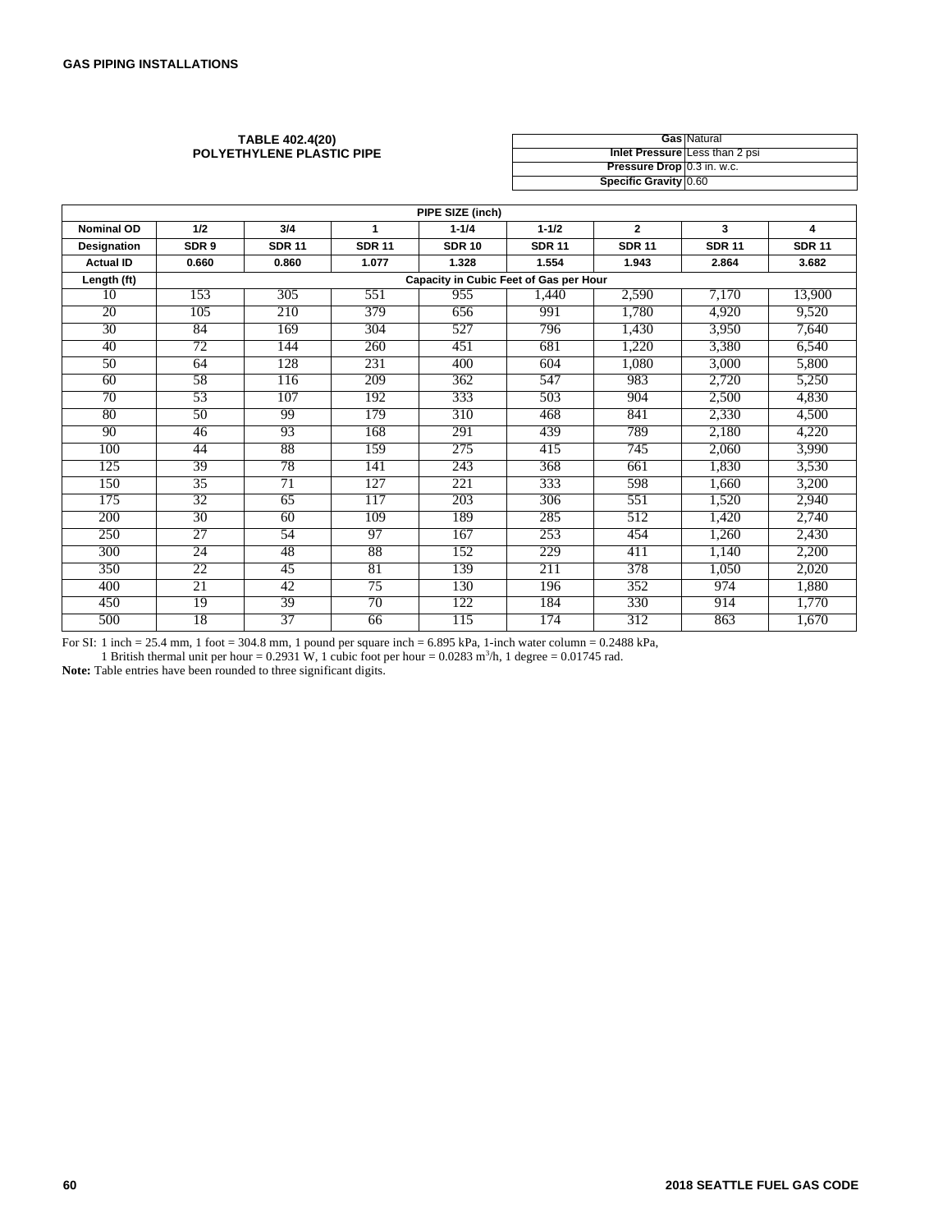**TABLE 402.4(20)**
**POLYETHYLENE PLASTIC PIPE**

| | |
|---|---|
| **Gas** | Natural |
| **Inlet Pressure** | Less than 2 psi |
| **Pressure Drop** | 0.3 in. w.c. |
| **Specific Gravity** | 0.60 |

| PIPE SIZE (inch) | | | | | | | | |
|---|---|---|---|---|---|---|---|---|
| **Nominal OD** | **1/2** | **3/4** | **1** | **1-1/4** | **1-1/2** | **2** | **3** | **4** |
| **Designation** | **SDR 9** | **SDR 11** | **SDR 11** | **SDR 10** | **SDR 11** | **SDR 11** | **SDR 11** | **SDR 11** |
| **Actual ID** | **0.660** | **0.860** | **1.077** | **1.328** | **1.554** | **1.943** | **2.864** | **3.682** |
| **Length (ft)** | **Capacity in Cubic Feet of Gas per Hour** | | | | | | | |
| 10 | 153 | 305 | 551 | 955 | 1,440 | 2,590 | 7,170 | 13,900 |
| 20 | 105 | 210 | 379 | 656 | 991 | 1,780 | 4,920 | 9,520 |
| 30 | 84 | 169 | 304 | 527 | 796 | 1,430 | 3,950 | 7,640 |
| 40 | 72 | 144 | 260 | 451 | 681 | 1,220 | 3,380 | 6,540 |
| 50 | 64 | 128 | 231 | 400 | 604 | 1,080 | 3,000 | 5,800 |
| 60 | 58 | 116 | 209 | 362 | 547 | 983 | 2,720 | 5,250 |
| 70 | 53 | 107 | 192 | 333 | 503 | 904 | 2,500 | 4,830 |
| 80 | 50 | 99 | 179 | 310 | 468 | 841 | 2,330 | 4,500 |
| 90 | 46 | 93 | 168 | 291 | 439 | 789 | 2,180 | 4,220 |
| 100 | 44 | 88 | 159 | 275 | 415 | 745 | 2,060 | 3,990 |
| 125 | 39 | 78 | 141 | 243 | 368 | 661 | 1,830 | 3,530 |
| 150 | 35 | 71 | 127 | 221 | 333 | 598 | 1,660 | 3,200 |
| 175 | 32 | 65 | 117 | 203 | 306 | 551 | 1,520 | 2,940 |
| 200 | 30 | 60 | 109 | 189 | 285 | 512 | 1,420 | 2,740 |
| 250 | 27 | 54 | 97 | 167 | 253 | 454 | 1,260 | 2,430 |
| 300 | 24 | 48 | 88 | 152 | 229 | 411 | 1,140 | 2,200 |
| 350 | 22 | 45 | 81 | 139 | 211 | 378 | 1,050 | 2,020 |
| 400 | 21 | 42 | 75 | 130 | 196 | 352 | 974 | 1,880 |
| 450 | 19 | 39 | 70 | 122 | 184 | 330 | 914 | 1,770 |
| 500 | 18 | 37 | 66 | 115 | 174 | 312 | 863 | 1,670 |

For SI: 1 inch = 25.4 mm, 1 foot = 304.8 mm, 1 pound per square inch = 6.895 kPa, 1-inch water column = 0.2488 kPa, 1 British thermal unit per hour = 0.2931 W, 1 cubic foot per hour = 0.0283 $m^3/h$, 1 degree = 0.01745 rad.

**Note:** Table entries have been rounded to three significant digits.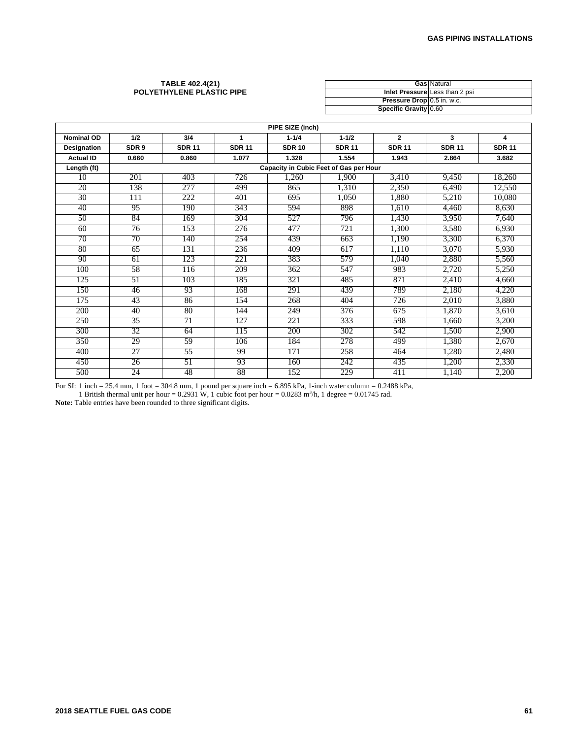**TABLE 402.4(21)**
**POLYETHYLENE PLASTIC PIPE**

| | |
|---|---|
| **Gas** | Natural |
| **Inlet Pressure** | Less than 2 psi |
| **Pressure Drop** | 0.5 in. w.c. |
| **Specific Gravity** | 0.60 |

| PIPE SIZE (inch) | | | | | | | | |
|---|---|---|---|---|---|---|---|---|
| **Nominal OD** | **1/2** | **3/4** | **1** | **1-1/4** | **1-1/2** | **2** | **3** | **4** |
| **Designation** | **SDR 9** | **SDR 11** | **SDR 11** | **SDR 10** | **SDR 11** | **SDR 11** | **SDR 11** | **SDR 11** |
| **Actual ID** | **0.660** | **0.860** | **1.077** | **1.328** | **1.554** | **1.943** | **2.864** | **3.682** |
| **Length (ft)** | **Capacity in Cubic Feet of Gas per Hour** | | | | | | | |
| 10 | 201 | 403 | 726 | 1,260 | 1,900 | 3,410 | 9,450 | 18,260 |
| 20 | 138 | 277 | 499 | 865 | 1,310 | 2,350 | 6,490 | 12,550 |
| 30 | 111 | 222 | 401 | 695 | 1,050 | 1,880 | 5,210 | 10,080 |
| 40 | 95 | 190 | 343 | 594 | 898 | 1,610 | 4,460 | 8,630 |
| 50 | 84 | 169 | 304 | 527 | 796 | 1,430 | 3,950 | 7,640 |
| 60 | 76 | 153 | 276 | 477 | 721 | 1,300 | 3,580 | 6,930 |
| 70 | 70 | 140 | 254 | 439 | 663 | 1,190 | 3,300 | 6,370 |
| 80 | 65 | 131 | 236 | 409 | 617 | 1,110 | 3,070 | 5,930 |
| 90 | 61 | 123 | 221 | 383 | 579 | 1,040 | 2,880 | 5,560 |
| 100 | 58 | 116 | 209 | 362 | 547 | 983 | 2,720 | 5,250 |
| 125 | 51 | 103 | 185 | 321 | 485 | 871 | 2,410 | 4,660 |
| 150 | 46 | 93 | 168 | 291 | 439 | 789 | 2,180 | 4,220 |
| 175 | 43 | 86 | 154 | 268 | 404 | 726 | 2,010 | 3,880 |
| 200 | 40 | 80 | 144 | 249 | 376 | 675 | 1,870 | 3,610 |
| 250 | 35 | 71 | 127 | 221 | 333 | 598 | 1,660 | 3,200 |
| 300 | 32 | 64 | 115 | 200 | 302 | 542 | 1,500 | 2,900 |
| 350 | 29 | 59 | 106 | 184 | 278 | 499 | 1,380 | 2,670 |
| 400 | 27 | 55 | 99 | 171 | 258 | 464 | 1,280 | 2,480 |
| 450 | 26 | 51 | 93 | 160 | 242 | 435 | 1,200 | 2,330 |
| 500 | 24 | 48 | 88 | 152 | 229 | 411 | 1,140 | 2,200 |

For SI: 1 inch = 25.4 mm, 1 foot = 304.8 mm, 1 pound per square inch = 6.895 kPa, 1-inch water column = 0.2488 kPa,
1 British thermal unit per hour = 0.2931 W, 1 cubic foot per hour = 0.0283 $m^3/h$, 1 degree = 0.01745 rad.

**Note:** Table entries have been rounded to three significant digits.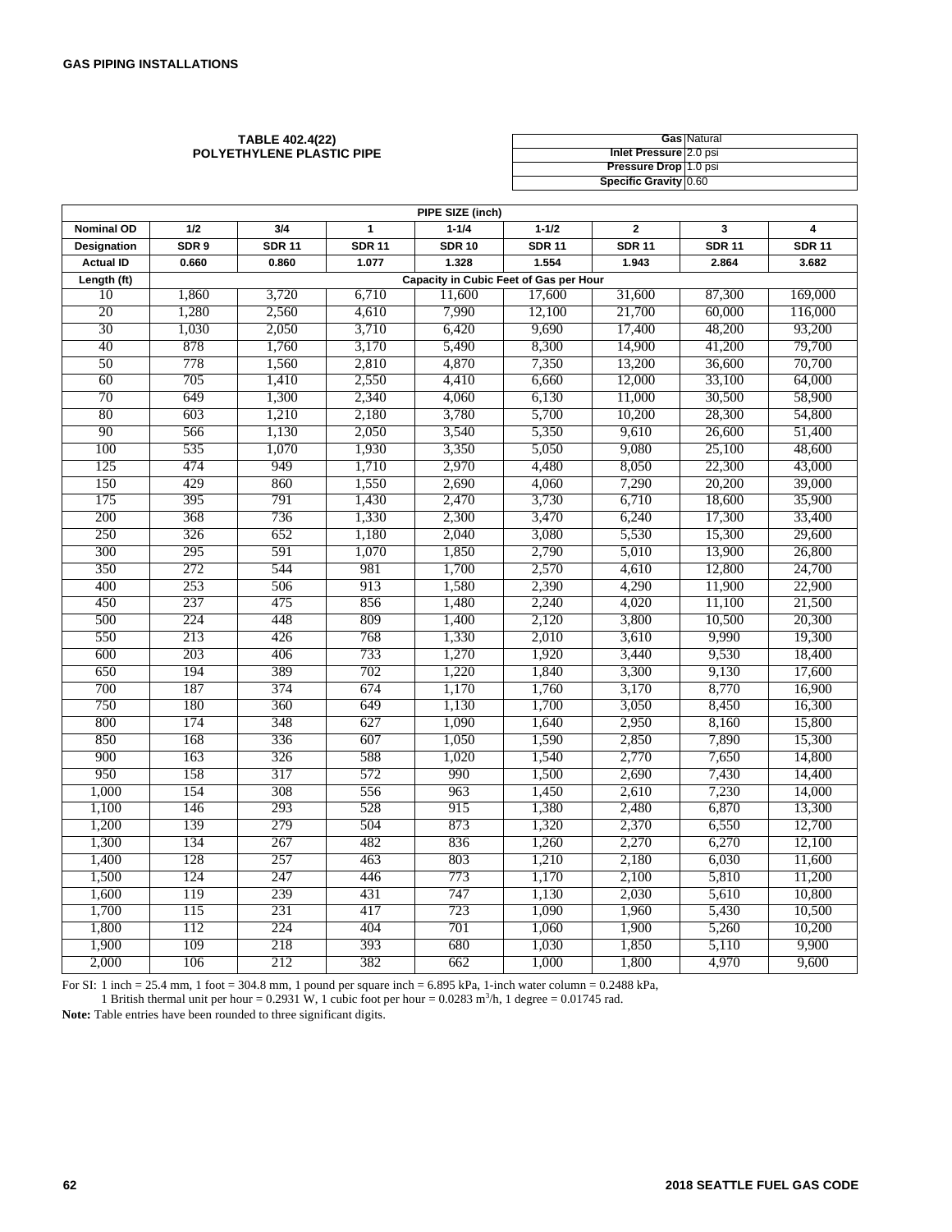**TABLE 402.4(22)**
**POLYETHYLENE PLASTIC PIPE**

| | |
|---|---|
| **Gas** | Natural |
| **Inlet Pressure** | 2.0 psi |
| **Pressure Drop** | 1.0 psi |
| **Specific Gravity** | 0.60 |

| PIPE SIZE (inch) | | | | | | | | |
|---|---|---|---|---|---|---|---|---|
| **Nominal OD** | **1/2** | **3/4** | **1** | **1-1/4** | **1-1/2** | **2** | **3** | **4** |
| **Designation** | **SDR 9** | **SDR 11** | **SDR 11** | **SDR 10** | **SDR 11** | **SDR 11** | **SDR 11** | **SDR 11** |
| **Actual ID** | **0.660** | **0.860** | **1.077** | **1.328** | **1.554** | **1.943** | **2.864** | **3.682** |
| **Length (ft)** | **Capacity in Cubic Feet of Gas per Hour** | | | | | | | |
| 10 | 1,860 | 3,720 | 6,710 | 11,600 | 17,600 | 31,600 | 87,300 | 169,000 |
| 20 | 1,280 | 2,560 | 4,610 | 7,990 | 12,100 | 21,700 | 60,000 | 116,000 |
| 30 | 1,030 | 2,050 | 3,710 | 6,420 | 9,690 | 17,400 | 48,200 | 93,200 |
| 40 | 878 | 1,760 | 3,170 | 5,490 | 8,300 | 14,900 | 41,200 | 79,700 |
| 50 | 778 | 1,560 | 2,810 | 4,870 | 7,350 | 13,200 | 36,600 | 70,700 |
| 60 | 705 | 1,410 | 2,550 | 4,410 | 6,660 | 12,000 | 33,100 | 64,000 |
| 70 | 649 | 1,300 | 2,340 | 4,060 | 6,130 | 11,000 | 30,500 | 58,900 |
| 80 | 603 | 1,210 | 2,180 | 3,780 | 5,700 | 10,200 | 28,300 | 54,800 |
| 90 | 566 | 1,130 | 2,050 | 3,540 | 5,350 | 9,610 | 26,600 | 51,400 |
| 100 | 535 | 1,070 | 1,930 | 3,350 | 5,050 | 9,080 | 25,100 | 48,600 |
| 125 | 474 | 949 | 1,710 | 2,970 | 4,480 | 8,050 | 22,300 | 43,000 |
| 150 | 429 | 860 | 1,550 | 2,690 | 4,060 | 7,290 | 20,200 | 39,000 |
| 175 | 395 | 791 | 1,430 | 2,470 | 3,730 | 6,710 | 18,600 | 35,900 |
| 200 | 368 | 736 | 1,330 | 2,300 | 3,470 | 6,240 | 17,300 | 33,400 |
| 250 | 326 | 652 | 1,180 | 2,040 | 3,080 | 5,530 | 15,300 | 29,600 |
| 300 | 295 | 591 | 1,070 | 1,850 | 2,790 | 5,010 | 13,900 | 26,800 |
| 350 | 272 | 544 | 981 | 1,700 | 2,570 | 4,610 | 12,800 | 24,700 |
| 400 | 253 | 506 | 913 | 1,580 | 2,390 | 4,290 | 11,900 | 22,900 |
| 450 | 237 | 475 | 856 | 1,480 | 2,240 | 4,020 | 11,100 | 21,500 |
| 500 | 224 | 448 | 809 | 1,400 | 2,120 | 3,800 | 10,500 | 20,300 |
| 550 | 213 | 426 | 768 | 1,330 | 2,010 | 3,610 | 9,990 | 19,300 |
| 600 | 203 | 406 | 733 | 1,270 | 1,920 | 3,440 | 9,530 | 18,400 |
| 650 | 194 | 389 | 702 | 1,220 | 1,840 | 3,300 | 9,130 | 17,600 |
| 700 | 187 | 374 | 674 | 1,170 | 1,760 | 3,170 | 8,770 | 16,900 |
| 750 | 180 | 360 | 649 | 1,130 | 1,700 | 3,050 | 8,450 | 16,300 |
| 800 | 174 | 348 | 627 | 1,090 | 1,640 | 2,950 | 8,160 | 15,800 |
| 850 | 168 | 336 | 607 | 1,050 | 1,590 | 2,850 | 7,890 | 15,300 |
| 900 | 163 | 326 | 588 | 1,020 | 1,540 | 2,770 | 7,650 | 14,800 |
| 950 | 158 | 317 | 572 | 990 | 1,500 | 2,690 | 7,430 | 14,400 |
| 1,000 | 154 | 308 | 556 | 963 | 1,450 | 2,610 | 7,230 | 14,000 |
| 1,100 | 146 | 293 | 528 | 915 | 1,380 | 2,480 | 6,870 | 13,300 |
| 1,200 | 139 | 279 | 504 | 873 | 1,320 | 2,370 | 6,550 | 12,700 |
| 1,300 | 134 | 267 | 482 | 836 | 1,260 | 2,270 | 6,270 | 12,100 |
| 1,400 | 128 | 257 | 463 | 803 | 1,210 | 2,180 | 6,030 | 11,600 |
| 1,500 | 124 | 247 | 446 | 773 | 1,170 | 2,100 | 5,810 | 11,200 |
| 1,600 | 119 | 239 | 431 | 747 | 1,130 | 2,030 | 5,610 | 10,800 |
| 1,700 | 115 | 231 | 417 | 723 | 1,090 | 1,960 | 5,430 | 10,500 |
| 1,800 | 112 | 224 | 404 | 701 | 1,060 | 1,900 | 5,260 | 10,200 |
| 1,900 | 109 | 218 | 393 | 680 | 1,030 | 1,850 | 5,110 | 9,900 |
| 2,000 | 106 | 212 | 382 | 662 | 1,000 | 1,800 | 4,970 | 9,600 |

For SI: 1 inch = 25.4 mm, 1 foot = 304.8 mm, 1 pound per square inch = 6.895 kPa, 1-inch water column = 0.2488 kPa,
1 British thermal unit per hour = 0.2931 W, 1 cubic foot per hour = 0.0283 $m^3/h$, 1 degree = 0.01745 rad.

**Note:** Table entries have been rounded to three significant digits.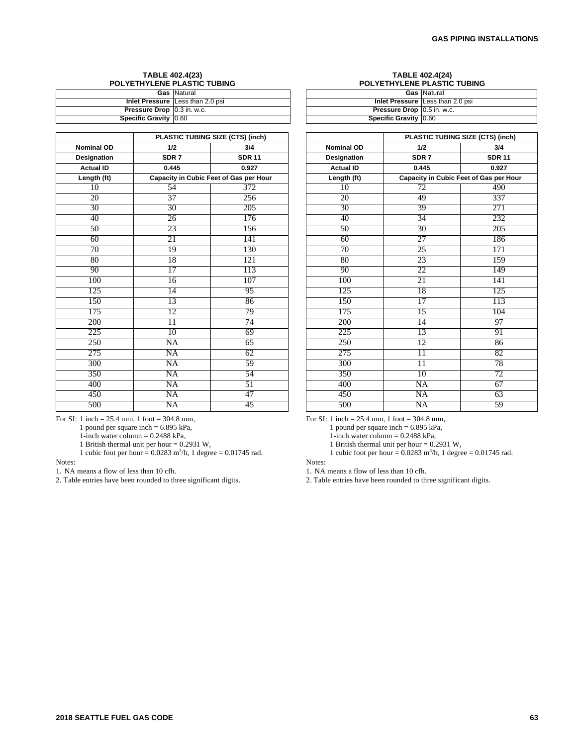### TABLE 402.4(23)
### POLYETHYLENE PLASTIC TUBING

| | |
|---|---|
| **Gas** | Natural |
| **Inlet Pressure** | Less than 2.0 psi |
| **Pressure Drop** | 0.3 in. w.c. |
| **Specific Gravity** | 0.60 |

| | PLASTIC TUBING SIZE (CTS) (inch) | |
|---|---|---|
| **Nominal OD** | **1/2** | **3/4** |
| **Designation** | **SDR 7** | **SDR 11** |
| **Actual ID** | **0.445** | **0.927** |
| **Length (ft)** | **Capacity in Cubic Feet of Gas per Hour** | |
| 10 | 54 | 372 |
| 20 | 37 | 256 |
| 30 | 30 | 205 |
| 40 | 26 | 176 |
| 50 | 23 | 156 |
| 60 | 21 | 141 |
| 70 | 19 | 130 |
| 80 | 18 | 121 |
| 90 | 17 | 113 |
| 100 | 16 | 107 |
| 125 | 14 | 95 |
| 150 | 13 | 86 |
| 175 | 12 | 79 |
| 200 | 11 | 74 |
| 225 | 10 | 69 |
| 250 | NA | 65 |
| 275 | NA | 62 |
| 300 | NA | 59 |
| 350 | NA | 54 |
| 400 | NA | 51 |
| 450 | NA | 47 |
| 500 | NA | 45 |

For SI: 1 inch = 25.4 mm, 1 foot = 304.8 mm,
1 pound per square inch = 6.895 kPa,
1-inch water column = 0.2488 kPa,
1 British thermal unit per hour = 0.2931 W,
1 cubic foot per hour = 0.0283 $m^3$/h, 1 degree = 0.01745 rad.

Notes:

1. NA means a flow of less than 10 cfh.
2. Table entries have been rounded to three significant digits.

### TABLE 402.4(24)
### POLYETHYLENE PLASTIC TUBING

| | |
|---|---|
| **Gas** | Natural |
| **Inlet Pressure** | Less than 2.0 psi |
| **Pressure Drop** | 0.5 in. w.c. |
| **Specific Gravity** | 0.60 |

| | PLASTIC TUBING SIZE (CTS) (inch) | |
|---|---|---|
| **Nominal OD** | **1/2** | **3/4** |
| **Designation** | **SDR 7** | **SDR 11** |
| **Actual ID** | **0.445** | **0.927** |
| **Length (ft)** | **Capacity in Cubic Feet of Gas per Hour** | |
| 10 | 72 | 490 |
| 20 | 49 | 337 |
| 30 | 39 | 271 |
| 40 | 34 | 232 |
| 50 | 30 | 205 |
| 60 | 27 | 186 |
| 70 | 25 | 171 |
| 80 | 23 | 159 |
| 90 | 22 | 149 |
| 100 | 21 | 141 |
| 125 | 18 | 125 |
| 150 | 17 | 113 |
| 175 | 15 | 104 |
| 200 | 14 | 97 |
| 225 | 13 | 91 |
| 250 | 12 | 86 |
| 275 | 11 | 82 |
| 300 | 11 | 78 |
| 350 | 10 | 72 |
| 400 | NA | 67 |
| 450 | NA | 63 |
| 500 | NA | 59 |

For SI: 1 inch = 25.4 mm, 1 foot = 304.8 mm,
1 pound per square inch = 6.895 kPa,
1-inch water column = 0.2488 kPa,
1 British thermal unit per hour = 0.2931 W,
1 cubic foot per hour = 0.0283 $m^3$/h, 1 degree = 0.01745 rad.

Notes:

1. NA means a flow of less than 10 cfh.
2. Table entries have been rounded to three significant digits.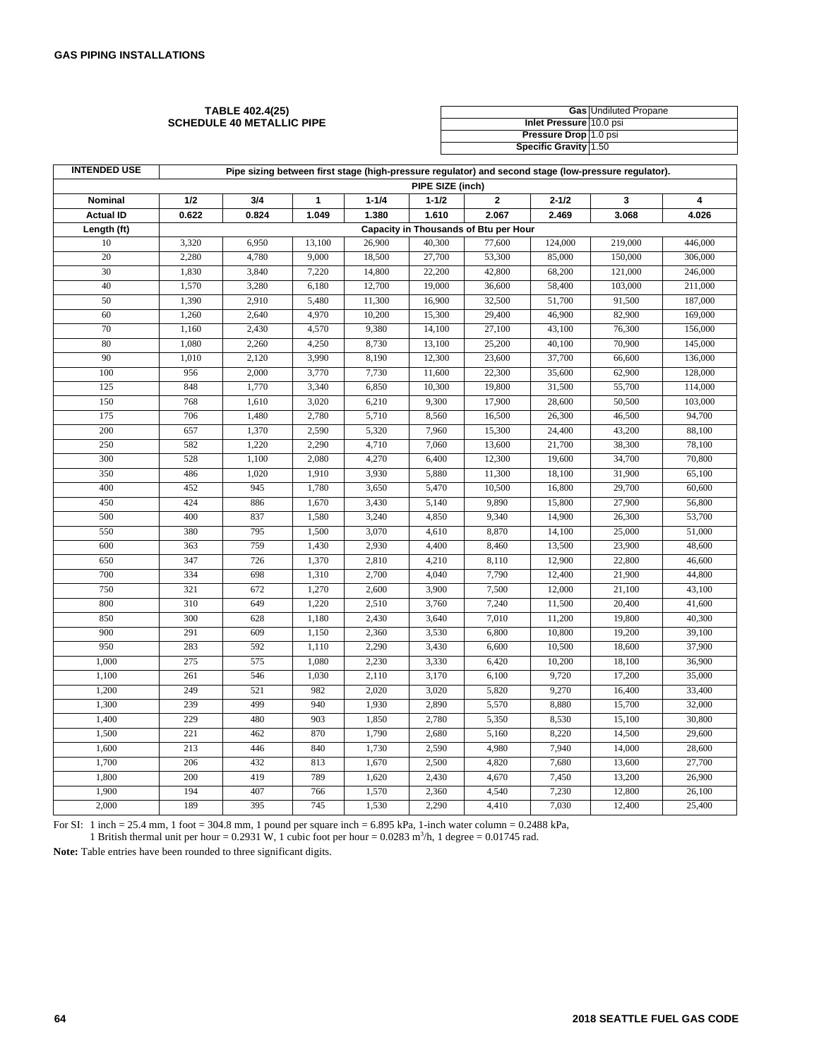## TABLE 402.4(25) SCHEDULE 40 METALLIC PIPE

| | |
|---|---|
| **Gas** | Undiluted Propane |
| **Inlet Pressure** | 10.0 psi |
| **Pressure Drop** | 1.0 psi |
| **Specific Gravity** | 1.50 |

| **INTENDED USE** | **Pipe sizing between first stage (high-pressure regulator) and second stage (low-pressure regulator).** | | | | | | | | |
|---|---|---|---|---|---|---|---|---|---|
| | **PIPE SIZE (inch)** | | | | | | | | |
| **Nominal** | **1/2** | **3/4** | **1** | **1-1/4** | **1-1/2** | **2** | **2-1/2** | **3** | **4** |
| **Actual ID** | **0.622** | **0.824** | **1.049** | **1.380** | **1.610** | **2.067** | **2.469** | **3.068** | **4.026** |
| **Length (ft)** | **Capacity in Thousands of Btu per Hour** | | | | | | | | |
| 10 | 3,320 | 6,950 | 13,100 | 26,900 | 40,300 | 77,600 | 124,000 | 219,000 | 446,000 |
| 20 | 2,280 | 4,780 | 9,000 | 18,500 | 27,700 | 53,300 | 85,000 | 150,000 | 306,000 |
| 30 | 1,830 | 3,840 | 7,220 | 14,800 | 22,200 | 42,800 | 68,200 | 121,000 | 246,000 |
| 40 | 1,570 | 3,280 | 6,180 | 12,700 | 19,000 | 36,600 | 58,400 | 103,000 | 211,000 |
| 50 | 1,390 | 2,910 | 5,480 | 11,300 | 16,900 | 32,500 | 51,700 | 91,500 | 187,000 |
| 60 | 1,260 | 2,640 | 4,970 | 10,200 | 15,300 | 29,400 | 46,900 | 82,900 | 169,000 |
| 70 | 1,160 | 2,430 | 4,570 | 9,380 | 14,100 | 27,100 | 43,100 | 76,300 | 156,000 |
| 80 | 1,080 | 2,260 | 4,250 | 8,730 | 13,100 | 25,200 | 40,100 | 70,900 | 145,000 |
| 90 | 1,010 | 2,120 | 3,990 | 8,190 | 12,300 | 23,600 | 37,700 | 66,600 | 136,000 |
| 100 | 956 | 2,000 | 3,770 | 7,730 | 11,600 | 22,300 | 35,600 | 62,900 | 128,000 |
| 125 | 848 | 1,770 | 3,340 | 6,850 | 10,300 | 19,800 | 31,500 | 55,700 | 114,000 |
| 150 | 768 | 1,610 | 3,020 | 6,210 | 9,300 | 17,900 | 28,600 | 50,500 | 103,000 |
| 175 | 706 | 1,480 | 2,780 | 5,710 | 8,560 | 16,500 | 26,300 | 46,500 | 94,700 |
| 200 | 657 | 1,370 | 2,590 | 5,320 | 7,960 | 15,300 | 24,400 | 43,200 | 88,100 |
| 250 | 582 | 1,220 | 2,290 | 4,710 | 7,060 | 13,600 | 21,700 | 38,300 | 78,100 |
| 300 | 528 | 1,100 | 2,080 | 4,270 | 6,400 | 12,300 | 19,600 | 34,700 | 70,800 |
| 350 | 486 | 1,020 | 1,910 | 3,930 | 5,880 | 11,300 | 18,100 | 31,900 | 65,100 |
| 400 | 452 | 945 | 1,780 | 3,650 | 5,470 | 10,500 | 16,800 | 29,700 | 60,600 |
| 450 | 424 | 886 | 1,670 | 3,430 | 5,140 | 9,890 | 15,800 | 27,900 | 56,800 |
| 500 | 400 | 837 | 1,580 | 3,240 | 4,850 | 9,340 | 14,900 | 26,300 | 53,700 |
| 550 | 380 | 795 | 1,500 | 3,070 | 4,610 | 8,870 | 14,100 | 25,000 | 51,000 |
| 600 | 363 | 759 | 1,430 | 2,930 | 4,400 | 8,460 | 13,500 | 23,900 | 48,600 |
| 650 | 347 | 726 | 1,370 | 2,810 | 4,210 | 8,110 | 12,900 | 22,800 | 46,600 |
| 700 | 334 | 698 | 1,310 | 2,700 | 4,040 | 7,790 | 12,400 | 21,900 | 44,800 |
| 750 | 321 | 672 | 1,270 | 2,600 | 3,900 | 7,500 | 12,000 | 21,100 | 43,100 |
| 800 | 310 | 649 | 1,220 | 2,510 | 3,760 | 7,240 | 11,500 | 20,400 | 41,600 |
| 850 | 300 | 628 | 1,180 | 2,430 | 3,640 | 7,010 | 11,200 | 19,800 | 40,300 |
| 900 | 291 | 609 | 1,150 | 2,360 | 3,530 | 6,800 | 10,800 | 19,200 | 39,100 |
| 950 | 283 | 592 | 1,110 | 2,290 | 3,430 | 6,600 | 10,500 | 18,600 | 37,900 |
| 1,000 | 275 | 575 | 1,080 | 2,230 | 3,330 | 6,420 | 10,200 | 18,100 | 36,900 |
| 1,100 | 261 | 546 | 1,030 | 2,110 | 3,170 | 6,100 | 9,720 | 17,200 | 35,000 |
| 1,200 | 249 | 521 | 982 | 2,020 | 3,020 | 5,820 | 9,270 | 16,400 | 33,400 |
| 1,300 | 239 | 499 | 940 | 1,930 | 2,890 | 5,570 | 8,880 | 15,700 | 32,000 |
| 1,400 | 229 | 480 | 903 | 1,850 | 2,780 | 5,350 | 8,530 | 15,100 | 30,800 |
| 1,500 | 221 | 462 | 870 | 1,790 | 2,680 | 5,160 | 8,220 | 14,500 | 29,600 |
| 1,600 | 213 | 446 | 840 | 1,730 | 2,590 | 4,980 | 7,940 | 14,000 | 28,600 |
| 1,700 | 206 | 432 | 813 | 1,670 | 2,500 | 4,820 | 7,680 | 13,600 | 27,700 |
| 1,800 | 200 | 419 | 789 | 1,620 | 2,430 | 4,670 | 7,450 | 13,200 | 26,900 |
| 1,900 | 194 | 407 | 766 | 1,570 | 2,360 | 4,540 | 7,230 | 12,800 | 26,100 |
| 2,000 | 189 | 395 | 745 | 1,530 | 2,290 | 4,410 | 7,030 | 12,400 | 25,400 |

For SI: 1 inch = 25.4 mm, 1 foot = 304.8 mm, 1 pound per square inch = 6.895 kPa, 1-inch water column = 0.2488 kPa, 1 British thermal unit per hour = 0.2931 W, 1 cubic foot per hour = 0.0283 $m^3$/h, 1 degree = 0.01745 rad.

**Note:** Table entries have been rounded to three significant digits.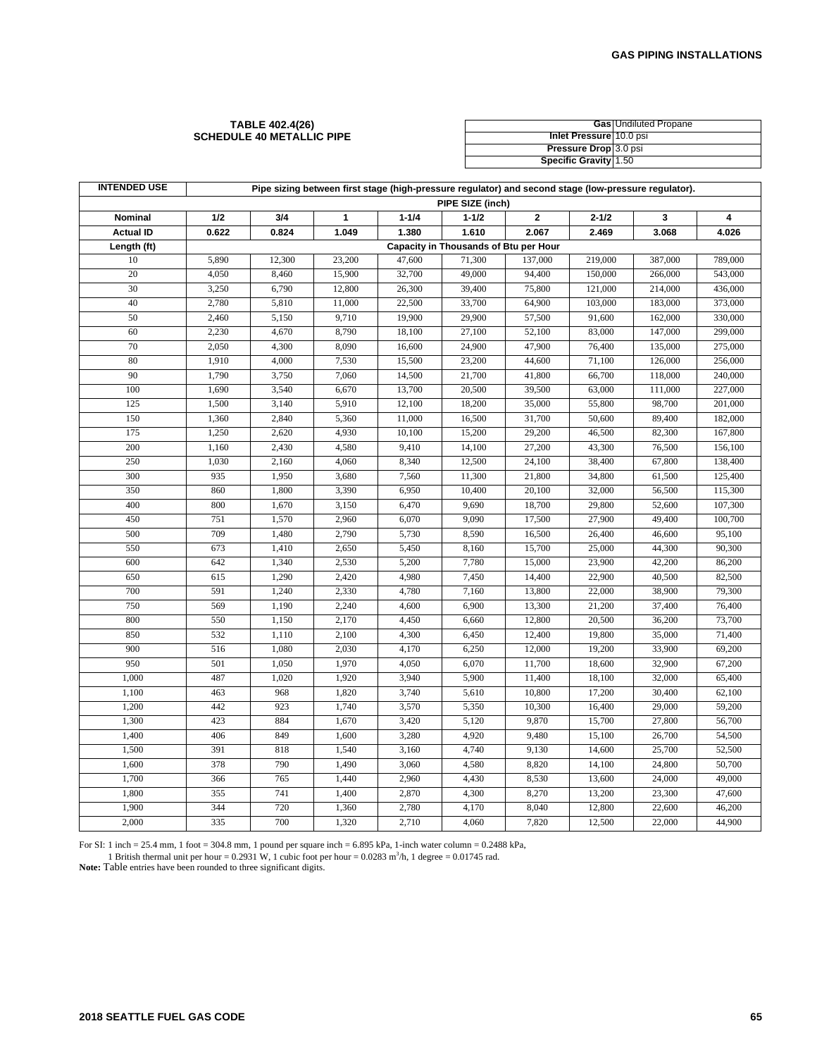**TABLE 402.4(26)**
**SCHEDULE 40 METALLIC PIPE**

| | |
|---|---|
| **Gas** | Undiluted Propane |
| **Inlet Pressure** | 10.0 psi |
| **Pressure Drop** | 3.0 psi |
| **Specific Gravity** | 1.50 |

| **INTENDED USE** | **Pipe sizing between first stage (high-pressure regulator) and second stage (low-pressure regulator).** | | | | | | | | |
|---|---|---|---|---|---|---|---|---|---|
| | **PIPE SIZE (inch)** | | | | | | | | |
| **Nominal** | **1/2** | **3/4** | **1** | **1-1/4** | **1-1/2** | **2** | **2-1/2** | **3** | **4** |
| **Actual ID** | **0.622** | **0.824** | **1.049** | **1.380** | **1.610** | **2.067** | **2.469** | **3.068** | **4.026** |
| **Length (ft)** | **Capacity in Thousands of Btu per Hour** | | | | | | | | |
| 10 | 5,890 | 12,300 | 23,200 | 47,600 | 71,300 | 137,000 | 219,000 | 387,000 | 789,000 |
| 20 | 4,050 | 8,460 | 15,900 | 32,700 | 49,000 | 94,400 | 150,000 | 266,000 | 543,000 |
| 30 | 3,250 | 6,790 | 12,800 | 26,300 | 39,400 | 75,800 | 121,000 | 214,000 | 436,000 |
| 40 | 2,780 | 5,810 | 11,000 | 22,500 | 33,700 | 64,900 | 103,000 | 183,000 | 373,000 |
| 50 | 2,460 | 5,150 | 9,710 | 19,900 | 29,900 | 57,500 | 91,600 | 162,000 | 330,000 |
| 60 | 2,230 | 4,670 | 8,790 | 18,100 | 27,100 | 52,100 | 83,000 | 147,000 | 299,000 |
| 70 | 2,050 | 4,300 | 8,090 | 16,600 | 24,900 | 47,900 | 76,400 | 135,000 | 275,000 |
| 80 | 1,910 | 4,000 | 7,530 | 15,500 | 23,200 | 44,600 | 71,100 | 126,000 | 256,000 |
| 90 | 1,790 | 3,750 | 7,060 | 14,500 | 21,700 | 41,800 | 66,700 | 118,000 | 240,000 |
| 100 | 1,690 | 3,540 | 6,670 | 13,700 | 20,500 | 39,500 | 63,000 | 111,000 | 227,000 |
| 125 | 1,500 | 3,140 | 5,910 | 12,100 | 18,200 | 35,000 | 55,800 | 98,700 | 201,000 |
| 150 | 1,360 | 2,840 | 5,360 | 11,000 | 16,500 | 31,700 | 50,600 | 89,400 | 182,000 |
| 175 | 1,250 | 2,620 | 4,930 | 10,100 | 15,200 | 29,200 | 46,500 | 82,300 | 167,800 |
| 200 | 1,160 | 2,430 | 4,580 | 9,410 | 14,100 | 27,200 | 43,300 | 76,500 | 156,100 |
| 250 | 1,030 | 2,160 | 4,060 | 8,340 | 12,500 | 24,100 | 38,400 | 67,800 | 138,400 |
| 300 | 935 | 1,950 | 3,680 | 7,560 | 11,300 | 21,800 | 34,800 | 61,500 | 125,400 |
| 350 | 860 | 1,800 | 3,390 | 6,950 | 10,400 | 20,100 | 32,000 | 56,500 | 115,300 |
| 400 | 800 | 1,670 | 3,150 | 6,470 | 9,690 | 18,700 | 29,800 | 52,600 | 107,300 |
| 450 | 751 | 1,570 | 2,960 | 6,070 | 9,090 | 17,500 | 27,900 | 49,400 | 100,700 |
| 500 | 709 | 1,480 | 2,790 | 5,730 | 8,590 | 16,500 | 26,400 | 46,600 | 95,100 |
| 550 | 673 | 1,410 | 2,650 | 5,450 | 8,160 | 15,700 | 25,000 | 44,300 | 90,300 |
| 600 | 642 | 1,340 | 2,530 | 5,200 | 7,780 | 15,000 | 23,900 | 42,200 | 86,200 |
| 650 | 615 | 1,290 | 2,420 | 4,980 | 7,450 | 14,400 | 22,900 | 40,500 | 82,500 |
| 700 | 591 | 1,240 | 2,330 | 4,780 | 7,160 | 13,800 | 22,000 | 38,900 | 79,300 |
| 750 | 569 | 1,190 | 2,240 | 4,600 | 6,900 | 13,300 | 21,200 | 37,400 | 76,400 |
| 800 | 550 | 1,150 | 2,170 | 4,450 | 6,660 | 12,800 | 20,500 | 36,200 | 73,700 |
| 850 | 532 | 1,110 | 2,100 | 4,300 | 6,450 | 12,400 | 19,800 | 35,000 | 71,400 |
| 900 | 516 | 1,080 | 2,030 | 4,170 | 6,250 | 12,000 | 19,200 | 33,900 | 69,200 |
| 950 | 501 | 1,050 | 1,970 | 4,050 | 6,070 | 11,700 | 18,600 | 32,900 | 67,200 |
| 1,000 | 487 | 1,020 | 1,920 | 3,940 | 5,900 | 11,400 | 18,100 | 32,000 | 65,400 |
| 1,100 | 463 | 968 | 1,820 | 3,740 | 5,610 | 10,800 | 17,200 | 30,400 | 62,100 |
| 1,200 | 442 | 923 | 1,740 | 3,570 | 5,350 | 10,300 | 16,400 | 29,000 | 59,200 |
| 1,300 | 423 | 884 | 1,670 | 3,420 | 5,120 | 9,870 | 15,700 | 27,800 | 56,700 |
| 1,400 | 406 | 849 | 1,600 | 3,280 | 4,920 | 9,480 | 15,100 | 26,700 | 54,500 |
| 1,500 | 391 | 818 | 1,540 | 3,160 | 4,740 | 9,130 | 14,600 | 25,700 | 52,500 |
| 1,600 | 378 | 790 | 1,490 | 3,060 | 4,580 | 8,820 | 14,100 | 24,800 | 50,700 |
| 1,700 | 366 | 765 | 1,440 | 2,960 | 4,430 | 8,530 | 13,600 | 24,000 | 49,000 |
| 1,800 | 355 | 741 | 1,400 | 2,870 | 4,300 | 8,270 | 13,200 | 23,300 | 47,600 |
| 1,900 | 344 | 720 | 1,360 | 2,780 | 4,170 | 8,040 | 12,800 | 22,600 | 46,200 |
| 2,000 | 335 | 700 | 1,320 | 2,710 | 4,060 | 7,820 | 12,500 | 22,000 | 44,900 |

For SI: 1 inch = 25.4 mm, 1 foot = 304.8 mm, 1 pound per square inch = 6.895 kPa, 1-inch water column = 0.2488 kPa,
1 British thermal unit per hour = 0.2931 W, 1 cubic foot per hour = 0.0283 $m^3$/h, 1 degree = 0.01745 rad.

**Note:** Table entries have been rounded to three significant digits.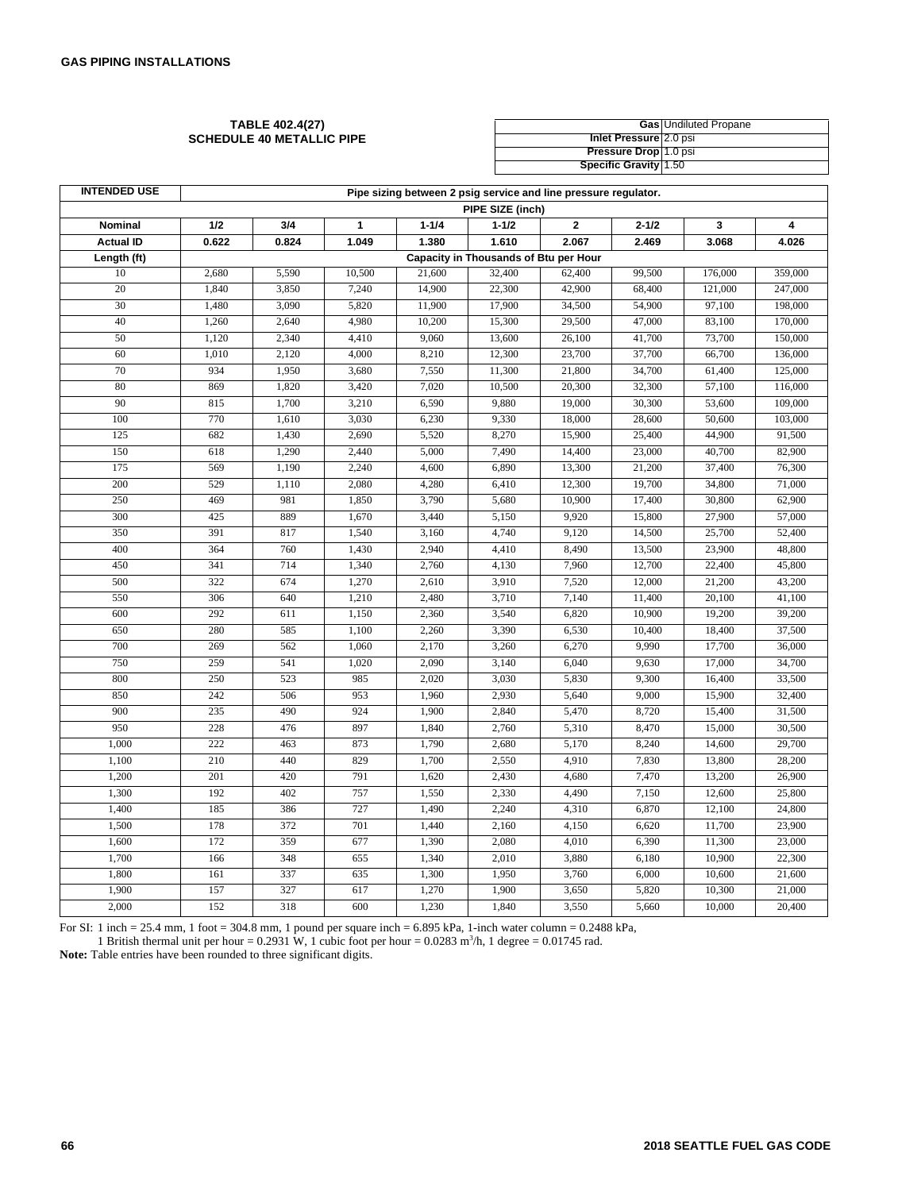## TABLE 402.4(27)
## SCHEDULE 40 METALLIC PIPE

| | |
|---|---|
| **Gas** | Undiluted Propane |
| **Inlet Pressure** | 2.0 psi |
| **Pressure Drop** | 1.0 psi |
| **Specific Gravity** | 1.50 |

| **INTENDED USE** | **Pipe sizing between 2 psig service and line pressure regulator.** | | | | | | | | |
|---|---|---|---|---|---|---|---|---|---|
| | **PIPE SIZE (inch)** | | | | | | | | |
| **Nominal** | **1/2** | **3/4** | **1** | **1-1/4** | **1-1/2** | **2** | **2-1/2** | **3** | **4** |
| **Actual ID** | **0.622** | **0.824** | **1.049** | **1.380** | **1.610** | **2.067** | **2.469** | **3.068** | **4.026** |
| **Length (ft)** | **Capacity in Thousands of Btu per Hour** | | | | | | | | |
| 10 | 2,680 | 5,590 | 10,500 | 21,600 | 32,400 | 62,400 | 99,500 | 176,000 | 359,000 |
| 20 | 1,840 | 3,850 | 7,240 | 14,900 | 22,300 | 42,900 | 68,400 | 121,000 | 247,000 |
| 30 | 1,480 | 3,090 | 5,820 | 11,900 | 17,900 | 34,500 | 54,900 | 97,100 | 198,000 |
| 40 | 1,260 | 2,640 | 4,980 | 10,200 | 15,300 | 29,500 | 47,000 | 83,100 | 170,000 |
| 50 | 1,120 | 2,340 | 4,410 | 9,060 | 13,600 | 26,100 | 41,700 | 73,700 | 150,000 |
| 60 | 1,010 | 2,120 | 4,000 | 8,210 | 12,300 | 23,700 | 37,700 | 66,700 | 136,000 |
| 70 | 934 | 1,950 | 3,680 | 7,550 | 11,300 | 21,800 | 34,700 | 61,400 | 125,000 |
| 80 | 869 | 1,820 | 3,420 | 7,020 | 10,500 | 20,300 | 32,300 | 57,100 | 116,000 |
| 90 | 815 | 1,700 | 3,210 | 6,590 | 9,880 | 19,000 | 30,300 | 53,600 | 109,000 |
| 100 | 770 | 1,610 | 3,030 | 6,230 | 9,330 | 18,000 | 28,600 | 50,600 | 103,000 |
| 125 | 682 | 1,430 | 2,690 | 5,520 | 8,270 | 15,900 | 25,400 | 44,900 | 91,500 |
| 150 | 618 | 1,290 | 2,440 | 5,000 | 7,490 | 14,400 | 23,000 | 40,700 | 82,900 |
| 175 | 569 | 1,190 | 2,240 | 4,600 | 6,890 | 13,300 | 21,200 | 37,400 | 76,300 |
| 200 | 529 | 1,110 | 2,080 | 4,280 | 6,410 | 12,300 | 19,700 | 34,800 | 71,000 |
| 250 | 469 | 981 | 1,850 | 3,790 | 5,680 | 10,900 | 17,400 | 30,800 | 62,900 |
| 300 | 425 | 889 | 1,670 | 3,440 | 5,150 | 9,920 | 15,800 | 27,900 | 57,000 |
| 350 | 391 | 817 | 1,540 | 3,160 | 4,740 | 9,120 | 14,500 | 25,700 | 52,400 |
| 400 | 364 | 760 | 1,430 | 2,940 | 4,410 | 8,490 | 13,500 | 23,900 | 48,800 |
| 450 | 341 | 714 | 1,340 | 2,760 | 4,130 | 7,960 | 12,700 | 22,400 | 45,800 |
| 500 | 322 | 674 | 1,270 | 2,610 | 3,910 | 7,520 | 12,000 | 21,200 | 43,200 |
| 550 | 306 | 640 | 1,210 | 2,480 | 3,710 | 7,140 | 11,400 | 20,100 | 41,100 |
| 600 | 292 | 611 | 1,150 | 2,360 | 3,540 | 6,820 | 10,900 | 19,200 | 39,200 |
| 650 | 280 | 585 | 1,100 | 2,260 | 3,390 | 6,530 | 10,400 | 18,400 | 37,500 |
| 700 | 269 | 562 | 1,060 | 2,170 | 3,260 | 6,270 | 9,990 | 17,700 | 36,000 |
| 750 | 259 | 541 | 1,020 | 2,090 | 3,140 | 6,040 | 9,630 | 17,000 | 34,700 |
| 800 | 250 | 523 | 985 | 2,020 | 3,030 | 5,830 | 9,300 | 16,400 | 33,500 |
| 850 | 242 | 506 | 953 | 1,960 | 2,930 | 5,640 | 9,000 | 15,900 | 32,400 |
| 900 | 235 | 490 | 924 | 1,900 | 2,840 | 5,470 | 8,720 | 15,400 | 31,500 |
| 950 | 228 | 476 | 897 | 1,840 | 2,760 | 5,310 | 8,470 | 15,000 | 30,500 |
| 1,000 | 222 | 463 | 873 | 1,790 | 2,680 | 5,170 | 8,240 | 14,600 | 29,700 |
| 1,100 | 210 | 440 | 829 | 1,700 | 2,550 | 4,910 | 7,830 | 13,800 | 28,200 |
| 1,200 | 201 | 420 | 791 | 1,620 | 2,430 | 4,680 | 7,470 | 13,200 | 26,900 |
| 1,300 | 192 | 402 | 757 | 1,550 | 2,330 | 4,490 | 7,150 | 12,600 | 25,800 |
| 1,400 | 185 | 386 | 727 | 1,490 | 2,240 | 4,310 | 6,870 | 12,100 | 24,800 |
| 1,500 | 178 | 372 | 701 | 1,440 | 2,160 | 4,150 | 6,620 | 11,700 | 23,900 |
| 1,600 | 172 | 359 | 677 | 1,390 | 2,080 | 4,010 | 6,390 | 11,300 | 23,000 |
| 1,700 | 166 | 348 | 655 | 1,340 | 2,010 | 3,880 | 6,180 | 10,900 | 22,300 |
| 1,800 | 161 | 337 | 635 | 1,300 | 1,950 | 3,760 | 6,000 | 10,600 | 21,600 |
| 1,900 | 157 | 327 | 617 | 1,270 | 1,900 | 3,650 | 5,820 | 10,300 | 21,000 |
| 2,000 | 152 | 318 | 600 | 1,230 | 1,840 | 3,550 | 5,660 | 10,000 | 20,400 |

For SI: 1 inch = 25.4 mm, 1 foot = 304.8 mm, 1 pound per square inch = 6.895 kPa, 1-inch water column = 0.2488 kPa,
1 British thermal unit per hour = 0.2931 W, 1 cubic foot per hour = 0.0283 $m^3/h$, 1 degree = 0.01745 rad.

**Note:** Table entries have been rounded to three significant digits.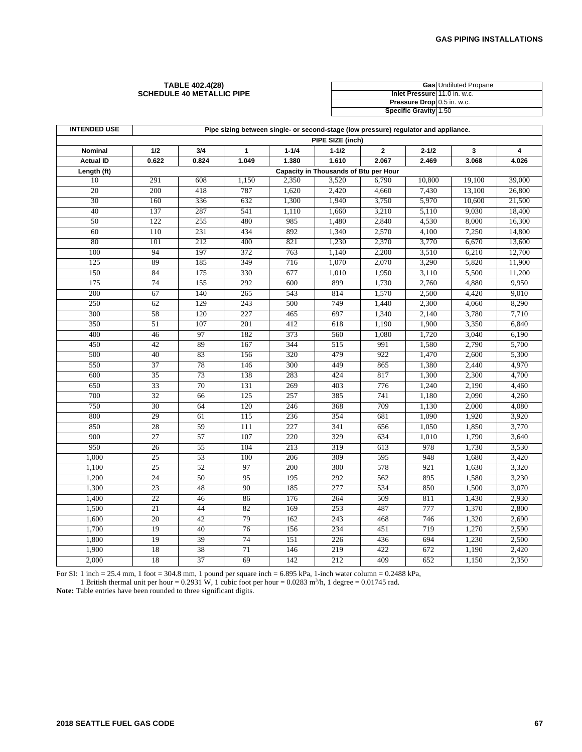## TABLE 402.4(28) SCHEDULE 40 METALLIC PIPE

| | |
|---|---|
| **Gas** | Undiluted Propane |
| **Inlet Pressure** | 11.0 in. w.c. |
| **Pressure Drop** | 0.5 in. w.c. |
| **Specific Gravity** | 1.50 |

| **INTENDED USE** | **Pipe sizing between single- or second-stage (low pressure) regulator and appliance.** | | | | | | | | |
|---|---|---|---|---|---|---|---|---|---|
| | **PIPE SIZE (inch)** | | | | | | | | |
| **Nominal** | **1/2** | **3/4** | **1** | **1-1/4** | **1-1/2** | **2** | **2-1/2** | **3** | **4** |
| **Actual ID** | **0.622** | **0.824** | **1.049** | **1.380** | **1.610** | **2.067** | **2.469** | **3.068** | **4.026** |
| **Length (ft)** | **Capacity in Thousands of Btu per Hour** | | | | | | | | |
| 10 | 291 | 608 | 1,150 | 2,350 | 3,520 | 6,790 | 10,800 | 19,100 | 39,000 |
| 20 | 200 | 418 | 787 | 1,620 | 2,420 | 4,660 | 7,430 | 13,100 | 26,800 |
| 30 | 160 | 336 | 632 | 1,300 | 1,940 | 3,750 | 5,970 | 10,600 | 21,500 |
| 40 | 137 | 287 | 541 | 1,110 | 1,660 | 3,210 | 5,110 | 9,030 | 18,400 |
| 50 | 122 | 255 | 480 | 985 | 1,480 | 2,840 | 4,530 | 8,000 | 16,300 |
| 60 | 110 | 231 | 434 | 892 | 1,340 | 2,570 | 4,100 | 7,250 | 14,800 |
| 80 | 101 | 212 | 400 | 821 | 1,230 | 2,370 | 3,770 | 6,670 | 13,600 |
| 100 | 94 | 197 | 372 | 763 | 1,140 | 2,200 | 3,510 | 6,210 | 12,700 |
| 125 | 89 | 185 | 349 | 716 | 1,070 | 2,070 | 3,290 | 5,820 | 11,900 |
| 150 | 84 | 175 | 330 | 677 | 1,010 | 1,950 | 3,110 | 5,500 | 11,200 |
| 175 | 74 | 155 | 292 | 600 | 899 | 1,730 | 2,760 | 4,880 | 9,950 |
| 200 | 67 | 140 | 265 | 543 | 814 | 1,570 | 2,500 | 4,420 | 9,010 |
| 250 | 62 | 129 | 243 | 500 | 749 | 1,440 | 2,300 | 4,060 | 8,290 |
| 300 | 58 | 120 | 227 | 465 | 697 | 1,340 | 2,140 | 3,780 | 7,710 |
| 350 | 51 | 107 | 201 | 412 | 618 | 1,190 | 1,900 | 3,350 | 6,840 |
| 400 | 46 | 97 | 182 | 373 | 560 | 1,080 | 1,720 | 3,040 | 6,190 |
| 450 | 42 | 89 | 167 | 344 | 515 | 991 | 1,580 | 2,790 | 5,700 |
| 500 | 40 | 83 | 156 | 320 | 479 | 922 | 1,470 | 2,600 | 5,300 |
| 550 | 37 | 78 | 146 | 300 | 449 | 865 | 1,380 | 2,440 | 4,970 |
| 600 | 35 | 73 | 138 | 283 | 424 | 817 | 1,300 | 2,300 | 4,700 |
| 650 | 33 | 70 | 131 | 269 | 403 | 776 | 1,240 | 2,190 | 4,460 |
| 700 | 32 | 66 | 125 | 257 | 385 | 741 | 1,180 | 2,090 | 4,260 |
| 750 | 30 | 64 | 120 | 246 | 368 | 709 | 1,130 | 2,000 | 4,080 |
| 800 | 29 | 61 | 115 | 236 | 354 | 681 | 1,090 | 1,920 | 3,920 |
| 850 | 28 | 59 | 111 | 227 | 341 | 656 | 1,050 | 1,850 | 3,770 |
| 900 | 27 | 57 | 107 | 220 | 329 | 634 | 1,010 | 1,790 | 3,640 |
| 950 | 26 | 55 | 104 | 213 | 319 | 613 | 978 | 1,730 | 3,530 |
| 1,000 | 25 | 53 | 100 | 206 | 309 | 595 | 948 | 1,680 | 3,420 |
| 1,100 | 25 | 52 | 97 | 200 | 300 | 578 | 921 | 1,630 | 3,320 |
| 1,200 | 24 | 50 | 95 | 195 | 292 | 562 | 895 | 1,580 | 3,230 |
| 1,300 | 23 | 48 | 90 | 185 | 277 | 534 | 850 | 1,500 | 3,070 |
| 1,400 | 22 | 46 | 86 | 176 | 264 | 509 | 811 | 1,430 | 2,930 |
| 1,500 | 21 | 44 | 82 | 169 | 253 | 487 | 777 | 1,370 | 2,800 |
| 1,600 | 20 | 42 | 79 | 162 | 243 | 468 | 746 | 1,320 | 2,690 |
| 1,700 | 19 | 40 | 76 | 156 | 234 | 451 | 719 | 1,270 | 2,590 |
| 1,800 | 19 | 39 | 74 | 151 | 226 | 436 | 694 | 1,230 | 2,500 |
| 1,900 | 18 | 38 | 71 | 146 | 219 | 422 | 672 | 1,190 | 2,420 |
| 2,000 | 18 | 37 | 69 | 142 | 212 | 409 | 652 | 1,150 | 2,350 |

For SI: 1 inch = 25.4 mm, 1 foot = 304.8 mm, 1 pound per square inch = 6.895 kPa, 1-inch water column = 0.2488 kPa, 1 British thermal unit per hour = 0.2931 W, 1 cubic foot per hour = 0.0283 $m^3/h$, 1 degree = 0.01745 rad.

**Note:** Table entries have been rounded to three significant digits.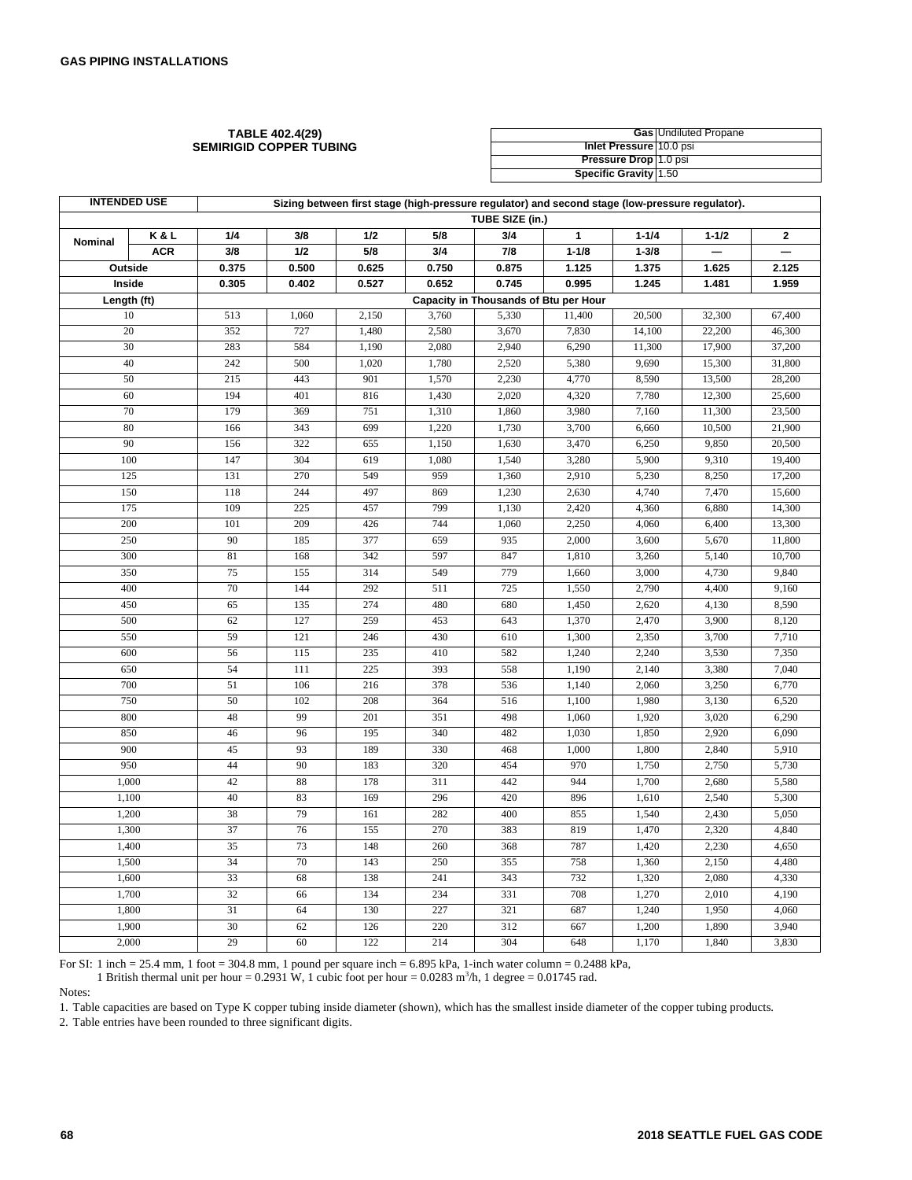**TABLE 402.4(29)**
**SEMIRIGID COPPER TUBING**

| | |
|---|---|
| **Gas** | Undiluted Propane |
| **Inlet Pressure** | 10.0 psi |
| **Pressure Drop** | 1.0 psi |
| **Specific Gravity** | 1.50 |

| INTENDED USE | | Sizing between first stage (high-pressure regulator) and second stage (low-pressure regulator). | | | | | | | | |
|---|---|---|---|---|---|---|---|---|---|---|
| | | **TUBE SIZE (in.)** | | | | | | | | |
| **Nominal** | **K & L** | **1/4** | **3/8** | **1/2** | **5/8** | **3/4** | **1** | **1-1/4** | **1-1/2** | **2** |
| | **ACR** | **3/8** | **1/2** | **5/8** | **3/4** | **7/8** | **1-1/8** | **1-3/8** | **—** | **—** |
| **Outside** | | **0.375** | **0.500** | **0.625** | **0.750** | **0.875** | **1.125** | **1.375** | **1.625** | **2.125** |
| **Inside** | | **0.305** | **0.402** | **0.527** | **0.652** | **0.745** | **0.995** | **1.245** | **1.481** | **1.959** |
| **Length (ft)** | | **Capacity in Thousands of Btu per Hour** | | | | | | | | |
| 10 | | 513 | 1,060 | 2,150 | 3,760 | 5,330 | 11,400 | 20,500 | 32,300 | 67,400 |
| 20 | | 352 | 727 | 1,480 | 2,580 | 3,670 | 7,830 | 14,100 | 22,200 | 46,300 |
| 30 | | 283 | 584 | 1,190 | 2,080 | 2,940 | 6,290 | 11,300 | 17,900 | 37,200 |
| 40 | | 242 | 500 | 1,020 | 1,780 | 2,520 | 5,380 | 9,690 | 15,300 | 31,800 |
| 50 | | 215 | 443 | 901 | 1,570 | 2,230 | 4,770 | 8,590 | 13,500 | 28,200 |
| 60 | | 194 | 401 | 816 | 1,430 | 2,020 | 4,320 | 7,780 | 12,300 | 25,600 |
| 70 | | 179 | 369 | 751 | 1,310 | 1,860 | 3,980 | 7,160 | 11,300 | 23,500 |
| 80 | | 166 | 343 | 699 | 1,220 | 1,730 | 3,700 | 6,660 | 10,500 | 21,900 |
| 90 | | 156 | 322 | 655 | 1,150 | 1,630 | 3,470 | 6,250 | 9,850 | 20,500 |
| 100 | | 147 | 304 | 619 | 1,080 | 1,540 | 3,280 | 5,900 | 9,310 | 19,400 |
| 125 | | 131 | 270 | 549 | 959 | 1,360 | 2,910 | 5,230 | 8,250 | 17,200 |
| 150 | | 118 | 244 | 497 | 869 | 1,230 | 2,630 | 4,740 | 7,470 | 15,600 |
| 175 | | 109 | 225 | 457 | 799 | 1,130 | 2,420 | 4,360 | 6,880 | 14,300 |
| 200 | | 101 | 209 | 426 | 744 | 1,060 | 2,250 | 4,060 | 6,400 | 13,300 |
| 250 | | 90 | 185 | 377 | 659 | 935 | 2,000 | 3,600 | 5,670 | 11,800 |
| 300 | | 81 | 168 | 342 | 597 | 847 | 1,810 | 3,260 | 5,140 | 10,700 |
| 350 | | 75 | 155 | 314 | 549 | 779 | 1,660 | 3,000 | 4,730 | 9,840 |
| 400 | | 70 | 144 | 292 | 511 | 725 | 1,550 | 2,790 | 4,400 | 9,160 |
| 450 | | 65 | 135 | 274 | 480 | 680 | 1,450 | 2,620 | 4,130 | 8,590 |
| 500 | | 62 | 127 | 259 | 453 | 643 | 1,370 | 2,470 | 3,900 | 8,120 |
| 550 | | 59 | 121 | 246 | 430 | 610 | 1,300 | 2,350 | 3,700 | 7,710 |
| 600 | | 56 | 115 | 235 | 410 | 582 | 1,240 | 2,240 | 3,530 | 7,350 |
| 650 | | 54 | 111 | 225 | 393 | 558 | 1,190 | 2,140 | 3,380 | 7,040 |
| 700 | | 51 | 106 | 216 | 378 | 536 | 1,140 | 2,060 | 3,250 | 6,770 |
| 750 | | 50 | 102 | 208 | 364 | 516 | 1,100 | 1,980 | 3,130 | 6,520 |
| 800 | | 48 | 99 | 201 | 351 | 498 | 1,060 | 1,920 | 3,020 | 6,290 |
| 850 | | 46 | 96 | 195 | 340 | 482 | 1,030 | 1,850 | 2,920 | 6,090 |
| 900 | | 45 | 93 | 189 | 330 | 468 | 1,000 | 1,800 | 2,840 | 5,910 |
| 950 | | 44 | 90 | 183 | 320 | 454 | 970 | 1,750 | 2,750 | 5,730 |
| 1,000 | | 42 | 88 | 178 | 311 | 442 | 944 | 1,700 | 2,680 | 5,580 |
| 1,100 | | 40 | 83 | 169 | 296 | 420 | 896 | 1,610 | 2,540 | 5,300 |
| 1,200 | | 38 | 79 | 161 | 282 | 400 | 855 | 1,540 | 2,430 | 5,050 |
| 1,300 | | 37 | 76 | 155 | 270 | 383 | 819 | 1,470 | 2,320 | 4,840 |
| 1,400 | | 35 | 73 | 148 | 260 | 368 | 787 | 1,420 | 2,230 | 4,650 |
| 1,500 | | 34 | 70 | 143 | 250 | 355 | 758 | 1,360 | 2,150 | 4,480 |
| 1,600 | | 33 | 68 | 138 | 241 | 343 | 732 | 1,320 | 2,080 | 4,330 |
| 1,700 | | 32 | 66 | 134 | 234 | 331 | 708 | 1,270 | 2,010 | 4,190 |
| 1,800 | | 31 | 64 | 130 | 227 | 321 | 687 | 1,240 | 1,950 | 4,060 |
| 1,900 | | 30 | 62 | 126 | 220 | 312 | 667 | 1,200 | 1,890 | 3,940 |
| 2,000 | | 29 | 60 | 122 | 214 | 304 | 648 | 1,170 | 1,840 | 3,830 |

For SI: 1 inch = 25.4 mm, 1 foot = 304.8 mm, 1 pound per square inch = 6.895 kPa, 1-inch water column = 0.2488 kPa,
1 British thermal unit per hour = 0.2931 W, 1 cubic foot per hour = 0.0283 $m^3/h$, 1 degree = 0.01745 rad.

Notes:

1. Table capacities are based on Type K copper tubing inside diameter (shown), which has the smallest inside diameter of the copper tubing products.
2. Table entries have been rounded to three significant digits.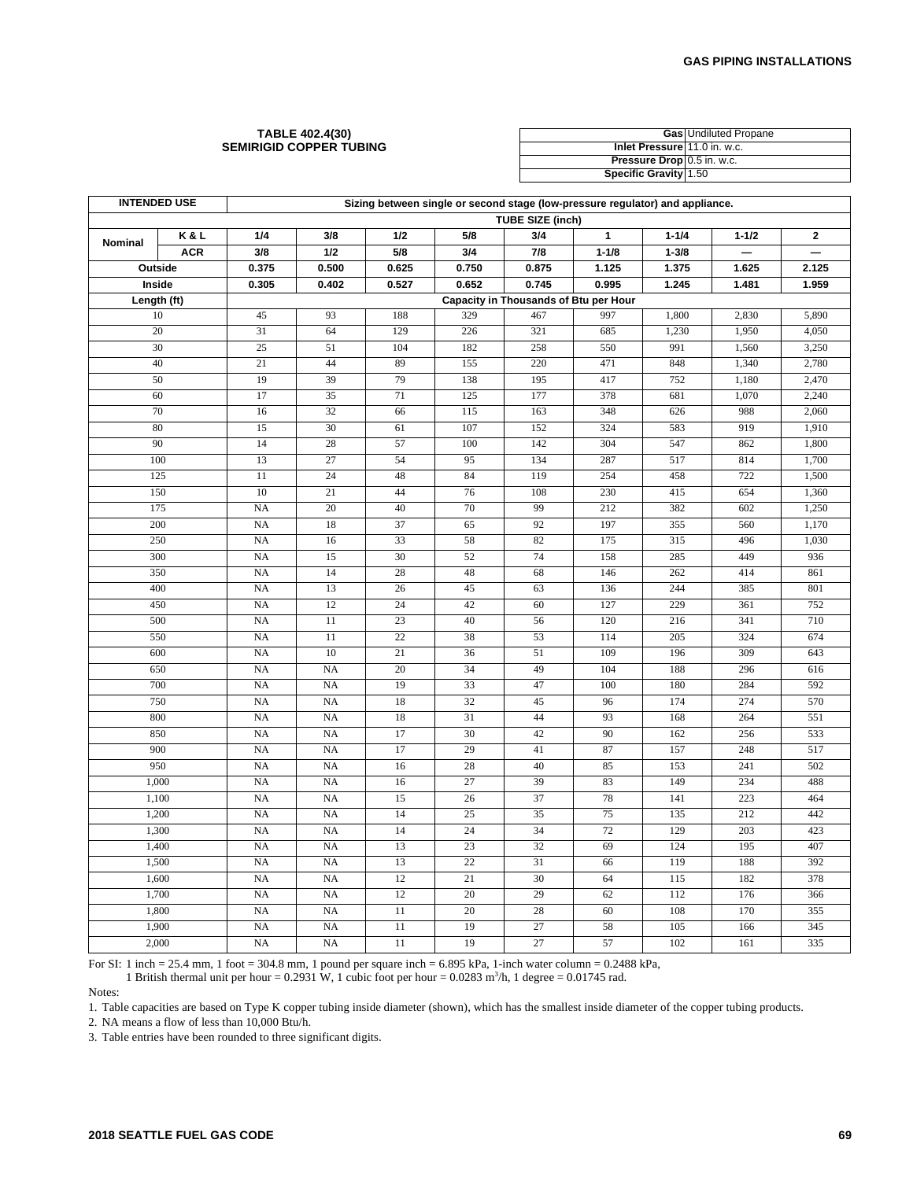**TABLE 402.4(30)**
**SEMIRIGID COPPER TUBING**

| | |
|---|---|
| **Gas** | Undiluted Propane |
| **Inlet Pressure** | 11.0 in. w.c. |
| **Pressure Drop** | 0.5 in. w.c. |
| **Specific Gravity** | 1.50 |

| **INTENDED USE** | | **Sizing between single or second stage (low-pressure regulator) and appliance.** | | | | | | | | |
|---|---|---|---|---|---|---|---|---|---|---|
| | | **TUBE SIZE (inch)** | | | | | | | | |
| **Nominal** | **K & L** | **1/4** | **3/8** | **1/2** | **5/8** | **3/4** | **1** | **1-1/4** | **1-1/2** | **2** |
| | **ACR** | **3/8** | **1/2** | **5/8** | **3/4** | **7/8** | **1-1/8** | **1-3/8** | **—** | **—** |
| **Outside** | | **0.375** | **0.500** | **0.625** | **0.750** | **0.875** | **1.125** | **1.375** | **1.625** | **2.125** |
| **Inside** | | **0.305** | **0.402** | **0.527** | **0.652** | **0.745** | **0.995** | **1.245** | **1.481** | **1.959** |
| **Length (ft)** | | **Capacity in Thousands of Btu per Hour** | | | | | | | | |
| 10 | | 45 | 93 | 188 | 329 | 467 | 997 | 1,800 | 2,830 | 5,890 |
| 20 | | 31 | 64 | 129 | 226 | 321 | 685 | 1,230 | 1,950 | 4,050 |
| 30 | | 25 | 51 | 104 | 182 | 258 | 550 | 991 | 1,560 | 3,250 |
| 40 | | 21 | 44 | 89 | 155 | 220 | 471 | 848 | 1,340 | 2,780 |
| 50 | | 19 | 39 | 79 | 138 | 195 | 417 | 752 | 1,180 | 2,470 |
| 60 | | 17 | 35 | 71 | 125 | 177 | 378 | 681 | 1,070 | 2,240 |
| 70 | | 16 | 32 | 66 | 115 | 163 | 348 | 626 | 988 | 2,060 |
| 80 | | 15 | 30 | 61 | 107 | 152 | 324 | 583 | 919 | 1,910 |
| 90 | | 14 | 28 | 57 | 100 | 142 | 304 | 547 | 862 | 1,800 |
| 100 | | 13 | 27 | 54 | 95 | 134 | 287 | 517 | 814 | 1,700 |
| 125 | | 11 | 24 | 48 | 84 | 119 | 254 | 458 | 722 | 1,500 |
| 150 | | 10 | 21 | 44 | 76 | 108 | 230 | 415 | 654 | 1,360 |
| 175 | | NA | 20 | 40 | 70 | 99 | 212 | 382 | 602 | 1,250 |
| 200 | | NA | 18 | 37 | 65 | 92 | 197 | 355 | 560 | 1,170 |
| 250 | | NA | 16 | 33 | 58 | 82 | 175 | 315 | 496 | 1,030 |
| 300 | | NA | 15 | 30 | 52 | 74 | 158 | 285 | 449 | 936 |
| 350 | | NA | 14 | 28 | 48 | 68 | 146 | 262 | 414 | 861 |
| 400 | | NA | 13 | 26 | 45 | 63 | 136 | 244 | 385 | 801 |
| 450 | | NA | 12 | 24 | 42 | 60 | 127 | 229 | 361 | 752 |
| 500 | | NA | 11 | 23 | 40 | 56 | 120 | 216 | 341 | 710 |
| 550 | | NA | 11 | 22 | 38 | 53 | 114 | 205 | 324 | 674 |
| 600 | | NA | 10 | 21 | 36 | 51 | 109 | 196 | 309 | 643 |
| 650 | | NA | NA | 20 | 34 | 49 | 104 | 188 | 296 | 616 |
| 700 | | NA | NA | 19 | 33 | 47 | 100 | 180 | 284 | 592 |
| 750 | | NA | NA | 18 | 32 | 45 | 96 | 174 | 274 | 570 |
| 800 | | NA | NA | 18 | 31 | 44 | 93 | 168 | 264 | 551 |
| 850 | | NA | NA | 17 | 30 | 42 | 90 | 162 | 256 | 533 |
| 900 | | NA | NA | 17 | 29 | 41 | 87 | 157 | 248 | 517 |
| 950 | | NA | NA | 16 | 28 | 40 | 85 | 153 | 241 | 502 |
| 1,000 | | NA | NA | 16 | 27 | 39 | 83 | 149 | 234 | 488 |
| 1,100 | | NA | NA | 15 | 26 | 37 | 78 | 141 | 223 | 464 |
| 1,200 | | NA | NA | 14 | 25 | 35 | 75 | 135 | 212 | 442 |
| 1,300 | | NA | NA | 14 | 24 | 34 | 72 | 129 | 203 | 423 |
| 1,400 | | NA | NA | 13 | 23 | 32 | 69 | 124 | 195 | 407 |
| 1,500 | | NA | NA | 13 | 22 | 31 | 66 | 119 | 188 | 392 |
| 1,600 | | NA | NA | 12 | 21 | 30 | 64 | 115 | 182 | 378 |
| 1,700 | | NA | NA | 12 | 20 | 29 | 62 | 112 | 176 | 366 |
| 1,800 | | NA | NA | 11 | 20 | 28 | 60 | 108 | 170 | 355 |
| 1,900 | | NA | NA | 11 | 19 | 27 | 58 | 105 | 166 | 345 |
| 2,000 | | NA | NA | 11 | 19 | 27 | 57 | 102 | 161 | 335 |

For SI: 1 inch = 25.4 mm, 1 foot = 304.8 mm, 1 pound per square inch = 6.895 kPa, 1-inch water column = 0.2488 kPa,
1 British thermal unit per hour = 0.2931 W, 1 cubic foot per hour = 0.0283 $m^3/h$, 1 degree = 0.01745 rad.

Notes:

1. Table capacities are based on Type K copper tubing inside diameter (shown), which has the smallest inside diameter of the copper tubing products.
2. NA means a flow of less than 10,000 Btu/h.
3. Table entries have been rounded to three significant digits.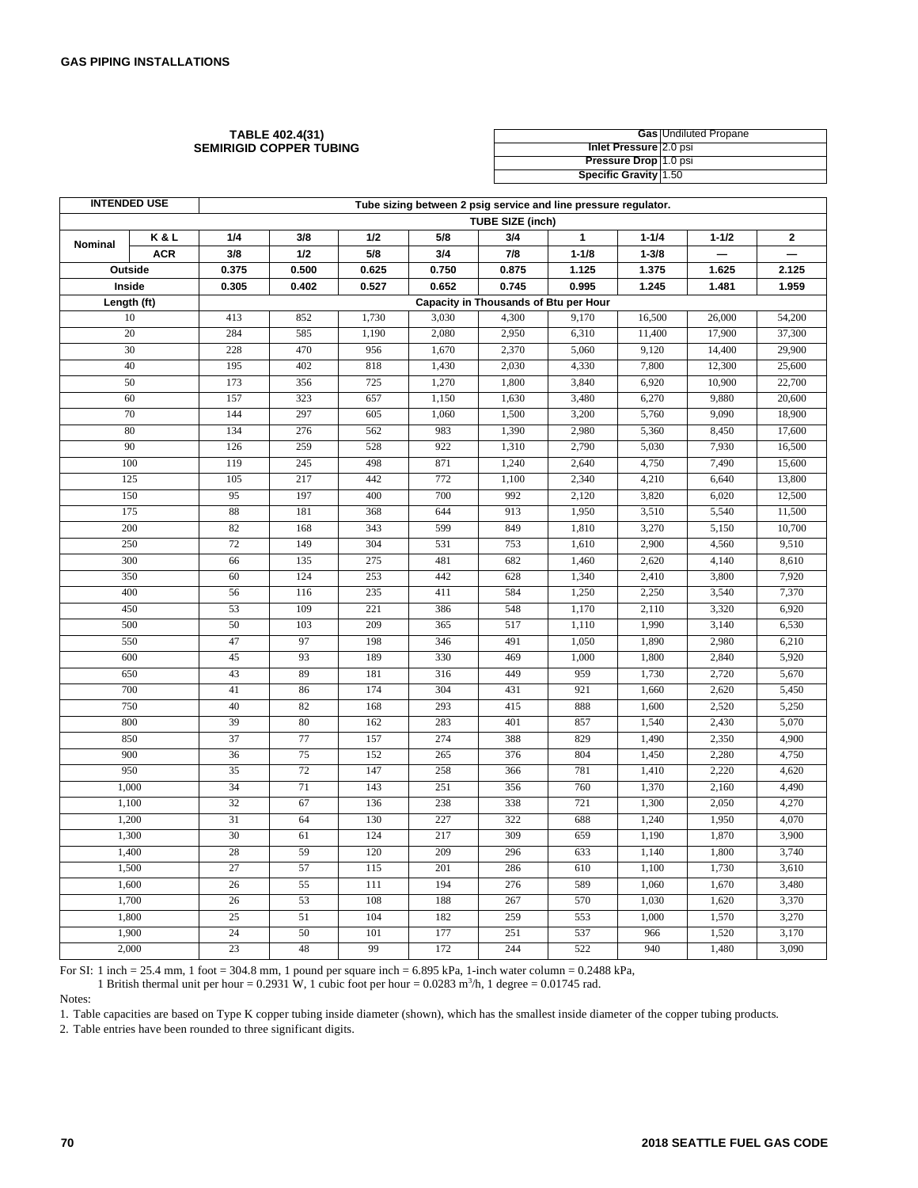**TABLE 402.4(31)**
**SEMIRIGID COPPER TUBING**

| | |
|---|---|
| **Gas** | Undiluted Propane |
| **Inlet Pressure** | 2.0 psi |
| **Pressure Drop** | 1.0 psi |
| **Specific Gravity** | 1.50 |

| **INTENDED USE** | | **Tube sizing between 2 psig service and line pressure regulator.** | | | | | | | | |
|---|---|---|---|---|---|---|---|---|---|---|
| | | **TUBE SIZE (inch)** | | | | | | | | |
| **Nominal** | **K & L** | **1/4** | **3/8** | **1/2** | **5/8** | **3/4** | **1** | **1-1/4** | **1-1/2** | **2** |
| | **ACR** | **3/8** | **1/2** | **5/8** | **3/4** | **7/8** | **1-1/8** | **1-3/8** | **—** | **—** |
| **Outside** | | **0.375** | **0.500** | **0.625** | **0.750** | **0.875** | **1.125** | **1.375** | **1.625** | **2.125** |
| **Inside** | | **0.305** | **0.402** | **0.527** | **0.652** | **0.745** | **0.995** | **1.245** | **1.481** | **1.959** |
| **Length (ft)** | | **Capacity in Thousands of Btu per Hour** | | | | | | | | |
| 10 | | 413 | 852 | 1,730 | 3,030 | 4,300 | 9,170 | 16,500 | 26,000 | 54,200 |
| 20 | | 284 | 585 | 1,190 | 2,080 | 2,950 | 6,310 | 11,400 | 17,900 | 37,300 |
| 30 | | 228 | 470 | 956 | 1,670 | 2,370 | 5,060 | 9,120 | 14,400 | 29,900 |
| 40 | | 195 | 402 | 818 | 1,430 | 2,030 | 4,330 | 7,800 | 12,300 | 25,600 |
| 50 | | 173 | 356 | 725 | 1,270 | 1,800 | 3,840 | 6,920 | 10,900 | 22,700 |
| 60 | | 157 | 323 | 657 | 1,150 | 1,630 | 3,480 | 6,270 | 9,880 | 20,600 |
| 70 | | 144 | 297 | 605 | 1,060 | 1,500 | 3,200 | 5,760 | 9,090 | 18,900 |
| 80 | | 134 | 276 | 562 | 983 | 1,390 | 2,980 | 5,360 | 8,450 | 17,600 |
| 90 | | 126 | 259 | 528 | 922 | 1,310 | 2,790 | 5,030 | 7,930 | 16,500 |
| 100 | | 119 | 245 | 498 | 871 | 1,240 | 2,640 | 4,750 | 7,490 | 15,600 |
| 125 | | 105 | 217 | 442 | 772 | 1,100 | 2,340 | 4,210 | 6,640 | 13,800 |
| 150 | | 95 | 197 | 400 | 700 | 992 | 2,120 | 3,820 | 6,020 | 12,500 |
| 175 | | 88 | 181 | 368 | 644 | 913 | 1,950 | 3,510 | 5,540 | 11,500 |
| 200 | | 82 | 168 | 343 | 599 | 849 | 1,810 | 3,270 | 5,150 | 10,700 |
| 250 | | 72 | 149 | 304 | 531 | 753 | 1,610 | 2,900 | 4,560 | 9,510 |
| 300 | | 66 | 135 | 275 | 481 | 682 | 1,460 | 2,620 | 4,140 | 8,610 |
| 350 | | 60 | 124 | 253 | 442 | 628 | 1,340 | 2,410 | 3,800 | 7,920 |
| 400 | | 56 | 116 | 235 | 411 | 584 | 1,250 | 2,250 | 3,540 | 7,370 |
| 450 | | 53 | 109 | 221 | 386 | 548 | 1,170 | 2,110 | 3,320 | 6,920 |
| 500 | | 50 | 103 | 209 | 365 | 517 | 1,110 | 1,990 | 3,140 | 6,530 |
| 550 | | 47 | 97 | 198 | 346 | 491 | 1,050 | 1,890 | 2,980 | 6,210 |
| 600 | | 45 | 93 | 189 | 330 | 469 | 1,000 | 1,800 | 2,840 | 5,920 |
| 650 | | 43 | 89 | 181 | 316 | 449 | 959 | 1,730 | 2,720 | 5,670 |
| 700 | | 41 | 86 | 174 | 304 | 431 | 921 | 1,660 | 2,620 | 5,450 |
| 750 | | 40 | 82 | 168 | 293 | 415 | 888 | 1,600 | 2,520 | 5,250 |
| 800 | | 39 | 80 | 162 | 283 | 401 | 857 | 1,540 | 2,430 | 5,070 |
| 850 | | 37 | 77 | 157 | 274 | 388 | 829 | 1,490 | 2,350 | 4,900 |
| 900 | | 36 | 75 | 152 | 265 | 376 | 804 | 1,450 | 2,280 | 4,750 |
| 950 | | 35 | 72 | 147 | 258 | 366 | 781 | 1,410 | 2,220 | 4,620 |
| 1,000 | | 34 | 71 | 143 | 251 | 356 | 760 | 1,370 | 2,160 | 4,490 |
| 1,100 | | 32 | 67 | 136 | 238 | 338 | 721 | 1,300 | 2,050 | 4,270 |
| 1,200 | | 31 | 64 | 130 | 227 | 322 | 688 | 1,240 | 1,950 | 4,070 |
| 1,300 | | 30 | 61 | 124 | 217 | 309 | 659 | 1,190 | 1,870 | 3,900 |
| 1,400 | | 28 | 59 | 120 | 209 | 296 | 633 | 1,140 | 1,800 | 3,740 |
| 1,500 | | 27 | 57 | 115 | 201 | 286 | 610 | 1,100 | 1,730 | 3,610 |
| 1,600 | | 26 | 55 | 111 | 194 | 276 | 589 | 1,060 | 1,670 | 3,480 |
| 1,700 | | 26 | 53 | 108 | 188 | 267 | 570 | 1,030 | 1,620 | 3,370 |
| 1,800 | | 25 | 51 | 104 | 182 | 259 | 553 | 1,000 | 1,570 | 3,270 |
| 1,900 | | 24 | 50 | 101 | 177 | 251 | 537 | 966 | 1,520 | 3,170 |
| 2,000 | | 23 | 48 | 99 | 172 | 244 | 522 | 940 | 1,480 | 3,090 |

For SI: 1 inch = 25.4 mm, 1 foot = 304.8 mm, 1 pound per square inch = 6.895 kPa, 1-inch water column = 0.2488 kPa,
1 British thermal unit per hour = 0.2931 W, 1 cubic foot per hour = 0.0283 $m^3$/h, 1 degree = 0.01745 rad.

Notes:

1. Table capacities are based on Type K copper tubing inside diameter (shown), which has the smallest inside diameter of the copper tubing products.
2. Table entries have been rounded to three significant digits.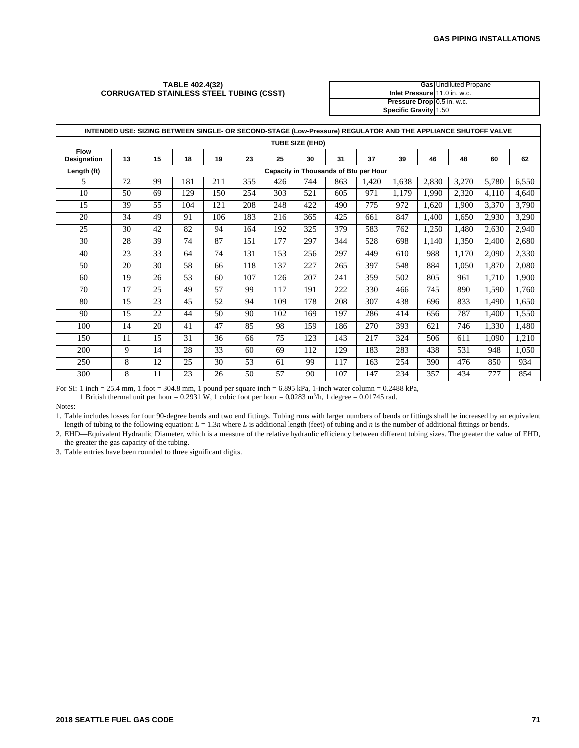**TABLE 402.4(32)**
**CORRUGATED STAINLESS STEEL TUBING (CSST)**

| | |
|---|---|
| **Gas** | Undiluted Propane |
| **Inlet Pressure** | 11.0 in. w.c. |
| **Pressure Drop** | 0.5 in. w.c. |
| **Specific Gravity** | 1.50 |

| INTENDED USE: SIZING BETWEEN SINGLE- OR SECOND-STAGE (Low-Pressure) REGULATOR AND THE APPLIANCE SHUTOFF VALVE | | | | | | | | | | | | | | |
|---|---|---|---|---|---|---|---|---|---|---|---|---|---|---|
| | TUBE SIZE (EHD) | | | | | | | | | | | | | |
| **Flow Designation** | **13** | **15** | **18** | **19** | **23** | **25** | **30** | **31** | **37** | **39** | **46** | **48** | **60** | **62** |
| **Length (ft)** | Capacity in Thousands of Btu per Hour | | | | | | | | | | | | | |
| 5 | 72 | 99 | 181 | 211 | 355 | 426 | 744 | 863 | 1,420 | 1,638 | 2,830 | 3,270 | 5,780 | 6,550 |
| 10 | 50 | 69 | 129 | 150 | 254 | 303 | 521 | 605 | 971 | 1,179 | 1,990 | 2,320 | 4,110 | 4,640 |
| 15 | 39 | 55 | 104 | 121 | 208 | 248 | 422 | 490 | 775 | 972 | 1,620 | 1,900 | 3,370 | 3,790 |
| 20 | 34 | 49 | 91 | 106 | 183 | 216 | 365 | 425 | 661 | 847 | 1,400 | 1,650 | 2,930 | 3,290 |
| 25 | 30 | 42 | 82 | 94 | 164 | 192 | 325 | 379 | 583 | 762 | 1,250 | 1,480 | 2,630 | 2,940 |
| 30 | 28 | 39 | 74 | 87 | 151 | 177 | 297 | 344 | 528 | 698 | 1,140 | 1,350 | 2,400 | 2,680 |
| 40 | 23 | 33 | 64 | 74 | 131 | 153 | 256 | 297 | 449 | 610 | 988 | 1,170 | 2,090 | 2,330 |
| 50 | 20 | 30 | 58 | 66 | 118 | 137 | 227 | 265 | 397 | 548 | 884 | 1,050 | 1,870 | 2,080 |
| 60 | 19 | 26 | 53 | 60 | 107 | 126 | 207 | 241 | 359 | 502 | 805 | 961 | 1,710 | 1,900 |
| 70 | 17 | 25 | 49 | 57 | 99 | 117 | 191 | 222 | 330 | 466 | 745 | 890 | 1,590 | 1,760 |
| 80 | 15 | 23 | 45 | 52 | 94 | 109 | 178 | 208 | 307 | 438 | 696 | 833 | 1,490 | 1,650 |
| 90 | 15 | 22 | 44 | 50 | 90 | 102 | 169 | 197 | 286 | 414 | 656 | 787 | 1,400 | 1,550 |
| 100 | 14 | 20 | 41 | 47 | 85 | 98 | 159 | 186 | 270 | 393 | 621 | 746 | 1,330 | 1,480 |
| 150 | 11 | 15 | 31 | 36 | 66 | 75 | 123 | 143 | 217 | 324 | 506 | 611 | 1,090 | 1,210 |
| 200 | 9 | 14 | 28 | 33 | 60 | 69 | 112 | 129 | 183 | 283 | 438 | 531 | 948 | 1,050 |
| 250 | 8 | 12 | 25 | 30 | 53 | 61 | 99 | 117 | 163 | 254 | 390 | 476 | 850 | 934 |
| 300 | 8 | 11 | 23 | 26 | 50 | 57 | 90 | 107 | 147 | 234 | 357 | 434 | 777 | 854 |

For SI: 1 inch = 25.4 mm, 1 foot = 304.8 mm, 1 pound per square inch = 6.895 kPa, 1-inch water column = 0.2488 kPa,
1 British thermal unit per hour = 0.2931 W, 1 cubic foot per hour = 0.0283 $m^3/h$, 1 degree = 0.01745 rad.

Notes:

1. Table includes losses for four 90-degree bends and two end fittings. Tubing runs with larger numbers of bends or fittings shall be increased by an equivalent length of tubing to the following equation: $L = 1.3n$ where $L$ is additional length (feet) of tubing and $n$ is the number of additional fittings or bends.
2. EHD—Equivalent Hydraulic Diameter, which is a measure of the relative hydraulic efficiency between different tubing sizes. The greater the value of EHD, the greater the gas capacity of the tubing.
3. Table entries have been rounded to three significant digits.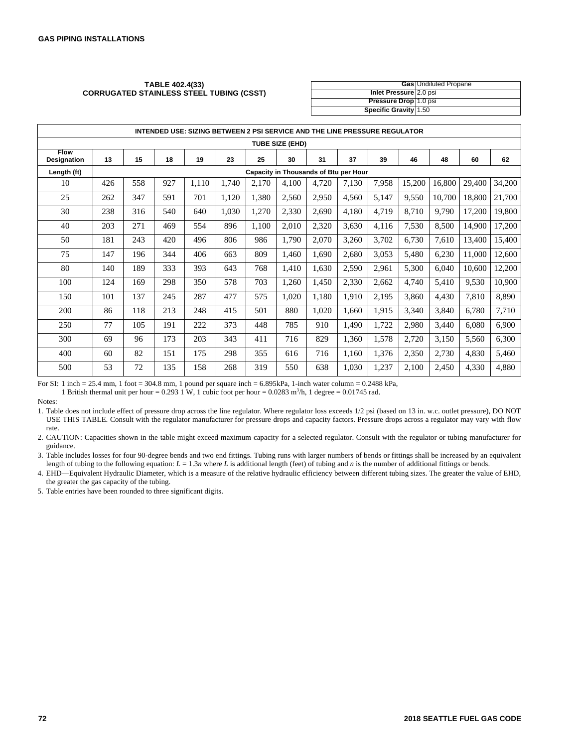### TABLE 402.4(33)
### CORRUGATED STAINLESS STEEL TUBING (CSST)

| | |
|---|---|
| **Gas** | Undiluted Propane |
| **Inlet Pressure** | 2.0 psi |
| **Pressure Drop** | 1.0 psi |
| **Specific Gravity** | 1.50 |

| INTENDED USE: SIZING BETWEEN 2 PSI SERVICE AND THE LINE PRESSURE REGULATOR | | | | | | | | | | | | | | |
|---|---|---|---|---|---|---|---|---|---|---|---|---|---|---|
| | TUBE SIZE (EHD) | | | | | | | | | | | | | |
| **Flow Designation** | **13** | **15** | **18** | **19** | **23** | **25** | **30** | **31** | **37** | **39** | **46** | **48** | **60** | **62** |
| **Length (ft)** | **Capacity in Thousands of Btu per Hour** | | | | | | | | | | | | | |
| 10 | 426 | 558 | 927 | 1,110 | 1,740 | 2,170 | 4,100 | 4,720 | 7,130 | 7,958 | 15,200 | 16,800 | 29,400 | 34,200 |
| 25 | 262 | 347 | 591 | 701 | 1,120 | 1,380 | 2,560 | 2,950 | 4,560 | 5,147 | 9,550 | 10,700 | 18,800 | 21,700 |
| 30 | 238 | 316 | 540 | 640 | 1,030 | 1,270 | 2,330 | 2,690 | 4,180 | 4,719 | 8,710 | 9,790 | 17,200 | 19,800 |
| 40 | 203 | 271 | 469 | 554 | 896 | 1,100 | 2,010 | 2,320 | 3,630 | 4,116 | 7,530 | 8,500 | 14,900 | 17,200 |
| 50 | 181 | 243 | 420 | 496 | 806 | 986 | 1,790 | 2,070 | 3,260 | 3,702 | 6,730 | 7,610 | 13,400 | 15,400 |
| 75 | 147 | 196 | 344 | 406 | 663 | 809 | 1,460 | 1,690 | 2,680 | 3,053 | 5,480 | 6,230 | 11,000 | 12,600 |
| 80 | 140 | 189 | 333 | 393 | 643 | 768 | 1,410 | 1,630 | 2,590 | 2,961 | 5,300 | 6,040 | 10,600 | 12,200 |
| 100 | 124 | 169 | 298 | 350 | 578 | 703 | 1,260 | 1,450 | 2,330 | 2,662 | 4,740 | 5,410 | 9,530 | 10,900 |
| 150 | 101 | 137 | 245 | 287 | 477 | 575 | 1,020 | 1,180 | 1,910 | 2,195 | 3,860 | 4,430 | 7,810 | 8,890 |
| 200 | 86 | 118 | 213 | 248 | 415 | 501 | 880 | 1,020 | 1,660 | 1,915 | 3,340 | 3,840 | 6,780 | 7,710 |
| 250 | 77 | 105 | 191 | 222 | 373 | 448 | 785 | 910 | 1,490 | 1,722 | 2,980 | 3,440 | 6,080 | 6,900 |
| 300 | 69 | 96 | 173 | 203 | 343 | 411 | 716 | 829 | 1,360 | 1,578 | 2,720 | 3,150 | 5,560 | 6,300 |
| 400 | 60 | 82 | 151 | 175 | 298 | 355 | 616 | 716 | 1,160 | 1,376 | 2,350 | 2,730 | 4,830 | 5,460 |
| 500 | 53 | 72 | 135 | 158 | 268 | 319 | 550 | 638 | 1,030 | 1,237 | 2,100 | 2,450 | 4,330 | 4,880 |

For SI: 1 inch = 25.4 mm, 1 foot = 304.8 mm, 1 pound per square inch = 6.895kPa, 1-inch water column = 0.2488 kPa,
1 British thermal unit per hour = 0.293 1 W, 1 cubic foot per hour = 0.0283 $m^3$/h, 1 degree = 0.01745 rad.

Notes:

1. Table does not include effect of pressure drop across the line regulator. Where regulator loss exceeds 1/2 psi (based on 13 in. w.c. outlet pressure), DO NOT USE THIS TABLE. Consult with the regulator manufacturer for pressure drops and capacity factors. Pressure drops across a regulator may vary with flow rate.
2. CAUTION: Capacities shown in the table might exceed maximum capacity for a selected regulator. Consult with the regulator or tubing manufacturer for guidance.
3. Table includes losses for four 90-degree bends and two end fittings. Tubing runs with larger numbers of bends or fittings shall be increased by an equivalent length of tubing to the following equation: $L = 1.3n$ where $L$ is additional length (feet) of tubing and $n$ is the number of additional fittings or bends.
4. EHD—Equivalent Hydraulic Diameter, which is a measure of the relative hydraulic efficiency between different tubing sizes. The greater the value of EHD, the greater the gas capacity of the tubing.
5. Table entries have been rounded to three significant digits.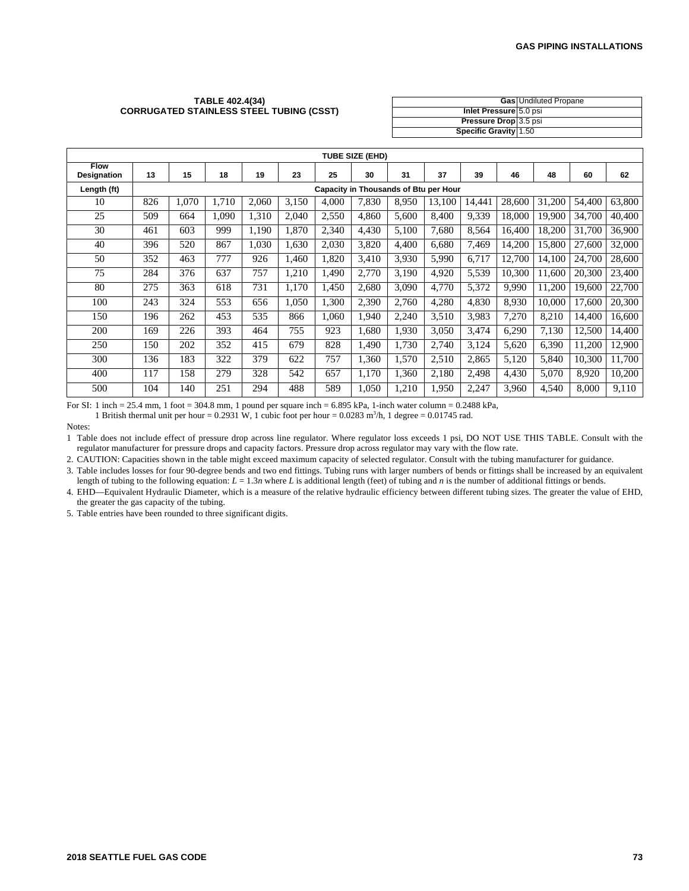**TABLE 402.4(34)**
**CORRUGATED STAINLESS STEEL TUBING (CSST)**

| | |
|---|---|
| **Gas** | Undiluted Propane |
| **Inlet Pressure** | 5.0 psi |
| **Pressure Drop** | 3.5 psi |
| **Specific Gravity** | 1.50 |

| | TUBE SIZE (EHD) | | | | | | | | | | | | | |
|---|---|---|---|---|---|---|---|---|---|---|---|---|---|---|
| **Flow Designation** | **13** | **15** | **18** | **19** | **23** | **25** | **30** | **31** | **37** | **39** | **46** | **48** | **60** | **62** |
| **Length (ft)** | **Capacity in Thousands of Btu per Hour** | | | | | | | | | | | | | |
| 10 | 826 | 1,070 | 1,710 | 2,060 | 3,150 | 4,000 | 7,830 | 8,950 | 13,100 | 14,441 | 28,600 | 31,200 | 54,400 | 63,800 |
| 25 | 509 | 664 | 1,090 | 1,310 | 2,040 | 2,550 | 4,860 | 5,600 | 8,400 | 9,339 | 18,000 | 19,900 | 34,700 | 40,400 |
| 30 | 461 | 603 | 999 | 1,190 | 1,870 | 2,340 | 4,430 | 5,100 | 7,680 | 8,564 | 16,400 | 18,200 | 31,700 | 36,900 |
| 40 | 396 | 520 | 867 | 1,030 | 1,630 | 2,030 | 3,820 | 4,400 | 6,680 | 7,469 | 14,200 | 15,800 | 27,600 | 32,000 |
| 50 | 352 | 463 | 777 | 926 | 1,460 | 1,820 | 3,410 | 3,930 | 5,990 | 6,717 | 12,700 | 14,100 | 24,700 | 28,600 |
| 75 | 284 | 376 | 637 | 757 | 1,210 | 1,490 | 2,770 | 3,190 | 4,920 | 5,539 | 10,300 | 11,600 | 20,300 | 23,400 |
| 80 | 275 | 363 | 618 | 731 | 1,170 | 1,450 | 2,680 | 3,090 | 4,770 | 5,372 | 9,990 | 11,200 | 19,600 | 22,700 |
| 100 | 243 | 324 | 553 | 656 | 1,050 | 1,300 | 2,390 | 2,760 | 4,280 | 4,830 | 8,930 | 10,000 | 17,600 | 20,300 |
| 150 | 196 | 262 | 453 | 535 | 866 | 1,060 | 1,940 | 2,240 | 3,510 | 3,983 | 7,270 | 8,210 | 14,400 | 16,600 |
| 200 | 169 | 226 | 393 | 464 | 755 | 923 | 1,680 | 1,930 | 3,050 | 3,474 | 6,290 | 7,130 | 12,500 | 14,400 |
| 250 | 150 | 202 | 352 | 415 | 679 | 828 | 1,490 | 1,730 | 2,740 | 3,124 | 5,620 | 6,390 | 11,200 | 12,900 |
| 300 | 136 | 183 | 322 | 379 | 622 | 757 | 1,360 | 1,570 | 2,510 | 2,865 | 5,120 | 5,840 | 10,300 | 11,700 |
| 400 | 117 | 158 | 279 | 328 | 542 | 657 | 1,170 | 1,360 | 2,180 | 2,498 | 4,430 | 5,070 | 8,920 | 10,200 |
| 500 | 104 | 140 | 251 | 294 | 488 | 589 | 1,050 | 1,210 | 1,950 | 2,247 | 3,960 | 4,540 | 8,000 | 9,110 |

For SI: 1 inch = 25.4 mm, 1 foot = 304.8 mm, 1 pound per square inch = 6.895 kPa, 1-inch water column = 0.2488 kPa,
1 British thermal unit per hour = 0.2931 W, 1 cubic foot per hour = 0.0283 $m^3/h$, 1 degree = 0.01745 rad.

Notes:

1 Table does not include effect of pressure drop across line regulator. Where regulator loss exceeds 1 psi, DO NOT USE THIS TABLE. Consult with the regulator manufacturer for pressure drops and capacity factors. Pressure drop across regulator may vary with the flow rate.

2. CAUTION: Capacities shown in the table might exceed maximum capacity of selected regulator. Consult with the tubing manufacturer for guidance.

3. Table includes losses for four 90-degree bends and two end fittings. Tubing runs with larger numbers of bends or fittings shall be increased by an equivalent length of tubing to the following equation: $L = 1.3n$ where $L$ is additional length (feet) of tubing and $n$ is the number of additional fittings or bends.

4. EHD—Equivalent Hydraulic Diameter, which is a measure of the relative hydraulic efficiency between different tubing sizes. The greater the value of EHD, the greater the gas capacity of the tubing.

5. Table entries have been rounded to three significant digits.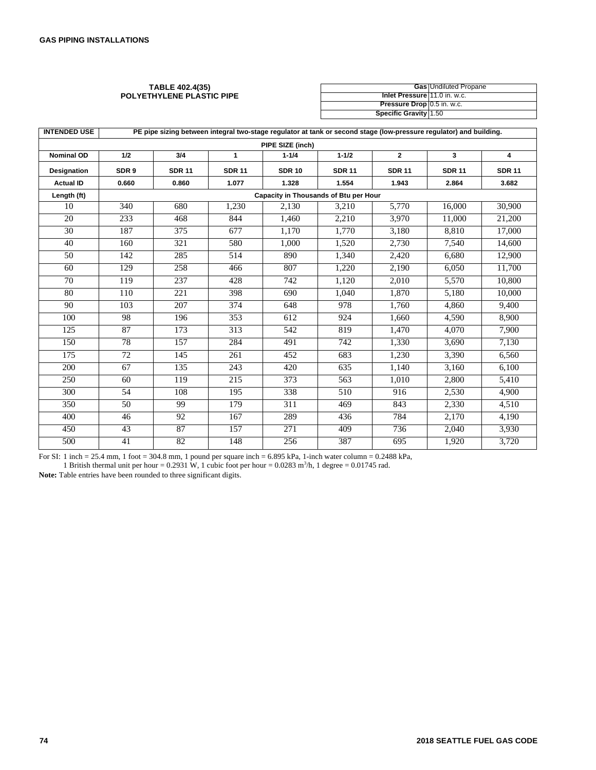### TABLE 402.4(35)
### POLYETHYLENE PLASTIC PIPE

| | |
|---|---|
| **Gas** | Undiluted Propane |
| **Inlet Pressure** | 11.0 in. w.c. |
| **Pressure Drop** | 0.5 in. w.c. |
| **Specific Gravity** | 1.50 |

| **INTENDED USE** | **PE pipe sizing between integral two-stage regulator at tank or second stage (low-pressure regulator) and building.** | | | | | | | |
|---|---|---|---|---|---|---|---|---|
| | **PIPE SIZE (inch)** | | | | | | | |
| **Nominal OD** | **1/2** | **3/4** | **1** | **1-1/4** | **1-1/2** | **2** | **3** | **4** |
| **Designation** | **SDR 9** | **SDR 11** | **SDR 11** | **SDR 10** | **SDR 11** | **SDR 11** | **SDR 11** | **SDR 11** |
| **Actual ID** | **0.660** | **0.860** | **1.077** | **1.328** | **1.554** | **1.943** | **2.864** | **3.682** |
| **Length (ft)** | **Capacity in Thousands of Btu per Hour** | | | | | | | |
| 10 | 340 | 680 | 1,230 | 2,130 | 3,210 | 5,770 | 16,000 | 30,900 |
| 20 | 233 | 468 | 844 | 1,460 | 2,210 | 3,970 | 11,000 | 21,200 |
| 30 | 187 | 375 | 677 | 1,170 | 1,770 | 3,180 | 8,810 | 17,000 |
| 40 | 160 | 321 | 580 | 1,000 | 1,520 | 2,730 | 7,540 | 14,600 |
| 50 | 142 | 285 | 514 | 890 | 1,340 | 2,420 | 6,680 | 12,900 |
| 60 | 129 | 258 | 466 | 807 | 1,220 | 2,190 | 6,050 | 11,700 |
| 70 | 119 | 237 | 428 | 742 | 1,120 | 2,010 | 5,570 | 10,800 |
| 80 | 110 | 221 | 398 | 690 | 1,040 | 1,870 | 5,180 | 10,000 |
| 90 | 103 | 207 | 374 | 648 | 978 | 1,760 | 4,860 | 9,400 |
| 100 | 98 | 196 | 353 | 612 | 924 | 1,660 | 4,590 | 8,900 |
| 125 | 87 | 173 | 313 | 542 | 819 | 1,470 | 4,070 | 7,900 |
| 150 | 78 | 157 | 284 | 491 | 742 | 1,330 | 3,690 | 7,130 |
| 175 | 72 | 145 | 261 | 452 | 683 | 1,230 | 3,390 | 6,560 |
| 200 | 67 | 135 | 243 | 420 | 635 | 1,140 | 3,160 | 6,100 |
| 250 | 60 | 119 | 215 | 373 | 563 | 1,010 | 2,800 | 5,410 |
| 300 | 54 | 108 | 195 | 338 | 510 | 916 | 2,530 | 4,900 |
| 350 | 50 | 99 | 179 | 311 | 469 | 843 | 2,330 | 4,510 |
| 400 | 46 | 92 | 167 | 289 | 436 | 784 | 2,170 | 4,190 |
| 450 | 43 | 87 | 157 | 271 | 409 | 736 | 2,040 | 3,930 |
| 500 | 41 | 82 | 148 | 256 | 387 | 695 | 1,920 | 3,720 |

For SI: 1 inch = 25.4 mm, 1 foot = 304.8 mm, 1 pound per square inch = 6.895 kPa, 1-inch water column = 0.2488 kPa,
1 British thermal unit per hour = 0.2931 W, 1 cubic foot per hour = 0.0283 $m^3/h$, 1 degree = 0.01745 rad.

**Note:** Table entries have been rounded to three significant digits.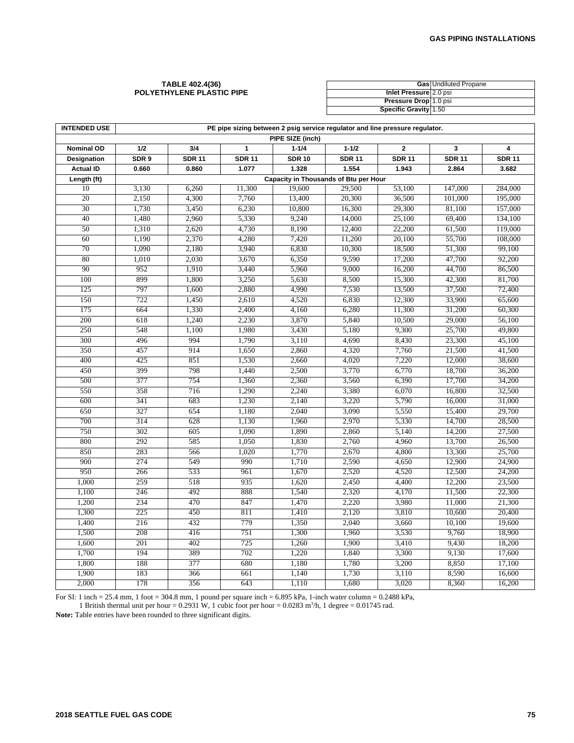**TABLE 402.4(36)**
**POLYETHYLENE PLASTIC PIPE**

| | |
|---|---|
| **Gas** | Undiluted Propane |
| **Inlet Pressure** | 2.0 psi |
| **Pressure Drop** | 1.0 psi |
| **Specific Gravity** | 1.50 |

| **INTENDED USE** | **PE pipe sizing between 2 psig service regulator and line pressure regulator.** | | | | | | | |
|---|---|---|---|---|---|---|---|---|
| | **PIPE SIZE (inch)** | | | | | | | |
| **Nominal OD** | **1/2** | **3/4** | **1** | **1-1/4** | **1-1/2** | **2** | **3** | **4** |
| **Designation** | **SDR 9** | **SDR 11** | **SDR 11** | **SDR 10** | **SDR 11** | **SDR 11** | **SDR 11** | **SDR 11** |
| **Actual ID** | **0.660** | **0.860** | **1.077** | **1.328** | **1.554** | **1.943** | **2.864** | **3.682** |
| **Length (ft)** | **Capacity in Thousands of Btu per Hour** | | | | | | | |
| 10 | 3,130 | 6,260 | 11,300 | 19,600 | 29,500 | 53,100 | 147,000 | 284,000 |
| 20 | 2,150 | 4,300 | 7,760 | 13,400 | 20,300 | 36,500 | 101,000 | 195,000 |
| 30 | 1,730 | 3,450 | 6,230 | 10,800 | 16,300 | 29,300 | 81,100 | 157,000 |
| 40 | 1,480 | 2,960 | 5,330 | 9,240 | 14,000 | 25,100 | 69,400 | 134,100 |
| 50 | 1,310 | 2,620 | 4,730 | 8,190 | 12,400 | 22,200 | 61,500 | 119,000 |
| 60 | 1,190 | 2,370 | 4,280 | 7,420 | 11,200 | 20,100 | 55,700 | 108,000 |
| 70 | 1,090 | 2,180 | 3,940 | 6,830 | 10,300 | 18,500 | 51,300 | 99,100 |
| 80 | 1,010 | 2,030 | 3,670 | 6,350 | 9,590 | 17,200 | 47,700 | 92,200 |
| 90 | 952 | 1,910 | 3,440 | 5,960 | 9,000 | 16,200 | 44,700 | 86,500 |
| 100 | 899 | 1,800 | 3,250 | 5,630 | 8,500 | 15,300 | 42,300 | 81,700 |
| 125 | 797 | 1,600 | 2,880 | 4,990 | 7,530 | 13,500 | 37,500 | 72,400 |
| 150 | 722 | 1,450 | 2,610 | 4,520 | 6,830 | 12,300 | 33,900 | 65,600 |
| 175 | 664 | 1,330 | 2,400 | 4,160 | 6,280 | 11,300 | 31,200 | 60,300 |
| 200 | 618 | 1,240 | 2,230 | 3,870 | 5,840 | 10,500 | 29,000 | 56,100 |
| 250 | 548 | 1,100 | 1,980 | 3,430 | 5,180 | 9,300 | 25,700 | 49,800 |
| 300 | 496 | 994 | 1,790 | 3,110 | 4,690 | 8,430 | 23,300 | 45,100 |
| 350 | 457 | 914 | 1,650 | 2,860 | 4,320 | 7,760 | 21,500 | 41,500 |
| 400 | 425 | 851 | 1,530 | 2,660 | 4,020 | 7,220 | 12,000 | 38,600 |
| 450 | 399 | 798 | 1,440 | 2,500 | 3,770 | 6,770 | 18,700 | 36,200 |
| 500 | 377 | 754 | 1,360 | 2,360 | 3,560 | 6,390 | 17,700 | 34,200 |
| 550 | 358 | 716 | 1,290 | 2,240 | 3,380 | 6,070 | 16,800 | 32,500 |
| 600 | 341 | 683 | 1,230 | 2,140 | 3,220 | 5,790 | 16,000 | 31,000 |
| 650 | 327 | 654 | 1,180 | 2,040 | 3,090 | 5,550 | 15,400 | 29,700 |
| 700 | 314 | 628 | 1,130 | 1,960 | 2,970 | 5,330 | 14,700 | 28,500 |
| 750 | 302 | 605 | 1,090 | 1,890 | 2,860 | 5,140 | 14,200 | 27,500 |
| 800 | 292 | 585 | 1,050 | 1,830 | 2,760 | 4,960 | 13,700 | 26,500 |
| 850 | 283 | 566 | 1,020 | 1,770 | 2,670 | 4,800 | 13,300 | 25,700 |
| 900 | 274 | 549 | 990 | 1,710 | 2,590 | 4,650 | 12,900 | 24,900 |
| 950 | 266 | 533 | 961 | 1,670 | 2,520 | 4,520 | 12,500 | 24,200 |
| 1,000 | 259 | 518 | 935 | 1,620 | 2,450 | 4,400 | 12,200 | 23,500 |
| 1,100 | 246 | 492 | 888 | 1,540 | 2,320 | 4,170 | 11,500 | 22,300 |
| 1,200 | 234 | 470 | 847 | 1,470 | 2,220 | 3,980 | 11,000 | 21,300 |
| 1,300 | 225 | 450 | 811 | 1,410 | 2,120 | 3,810 | 10,600 | 20,400 |
| 1,400 | 216 | 432 | 779 | 1,350 | 2,040 | 3,660 | 10,100 | 19,600 |
| 1,500 | 208 | 416 | 751 | 1,300 | 1,960 | 3,530 | 9,760 | 18,900 |
| 1,600 | 201 | 402 | 725 | 1,260 | 1,900 | 3,410 | 9,430 | 18,200 |
| 1,700 | 194 | 389 | 702 | 1,220 | 1,840 | 3,300 | 9,130 | 17,600 |
| 1,800 | 188 | 377 | 680 | 1,180 | 1,780 | 3,200 | 8,850 | 17,100 |
| 1,900 | 183 | 366 | 661 | 1,140 | 1,730 | 3,110 | 8,590 | 16,600 |
| 2,000 | 178 | 356 | 643 | 1,110 | 1,680 | 3,020 | 8,360 | 16,200 |

For SI: 1 inch = 25.4 mm, 1 foot = 304.8 mm, 1 pound per square inch = 6.895 kPa, 1-inch water column = 0.2488 kPa,
1 British thermal unit per hour = 0.2931 W, 1 cubic foot per hour = 0.0283 $m^3$/h, 1 degree = 0.01745 rad.

**Note:** Table entries have been rounded to three significant digits.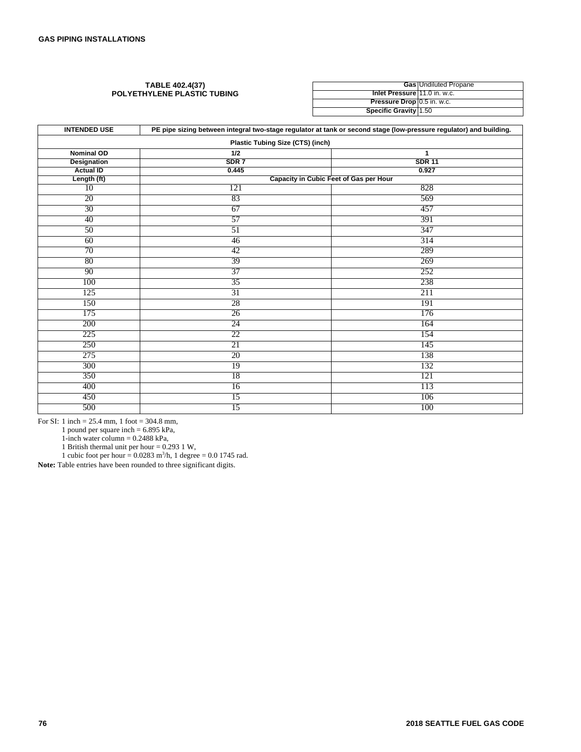# TABLE 402.4(37)
## POLYETHYLENE PLASTIC TUBING

| | |
|---|---|
| **Gas** | Undiluted Propane |
| **Inlet Pressure** | 11.0 in. w.c. |
| **Pressure Drop** | 0.5 in. w.c. |
| **Specific Gravity** | 1.50 |

| **INTENDED USE** | **PE pipe sizing between integral two-stage regulator at tank or second stage (low-pressure regulator) and building.** | |
|---|---|---|
| **Plastic Tubing Size (CTS) (inch)** | | |
| **Nominal OD** | **1/2** | **1** |
| **Designation** | **SDR 7** | **SDR 11** |
| **Actual ID** | **0.445** | **0.927** |
| **Length (ft)** | **Capacity in Cubic Feet of Gas per Hour** | |
| 10 | 121 | 828 |
| 20 | 83 | 569 |
| 30 | 67 | 457 |
| 40 | 57 | 391 |
| 50 | 51 | 347 |
| 60 | 46 | 314 |
| 70 | 42 | 289 |
| 80 | 39 | 269 |
| 90 | 37 | 252 |
| 100 | 35 | 238 |
| 125 | 31 | 211 |
| 150 | 28 | 191 |
| 175 | 26 | 176 |
| 200 | 24 | 164 |
| 225 | 22 | 154 |
| 250 | 21 | 145 |
| 275 | 20 | 138 |
| 300 | 19 | 132 |
| 350 | 18 | 121 |
| 400 | 16 | 113 |
| 450 | 15 | 106 |
| 500 | 15 | 100 |

For SI: 1 inch = 25.4 mm, 1 foot = 304.8 mm,
1 pound per square inch = 6.895 kPa,
1-inch water column = 0.2488 kPa,
1 British thermal unit per hour = 0.293 1 W,
1 cubic foot per hour = 0.0283 $m^3/h$, 1 degree = 0.0 1745 rad.

**Note:** Table entries have been rounded to three significant digits.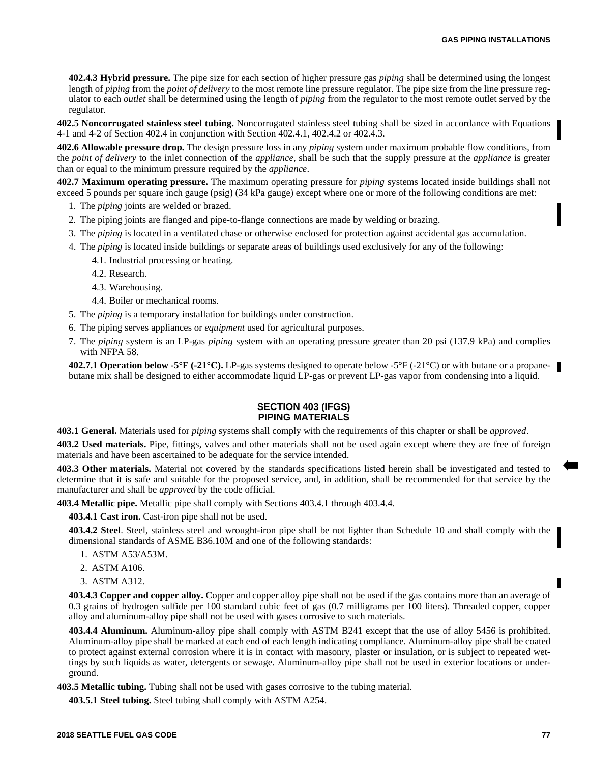**402.4.3 Hybrid pressure.** The pipe size for each section of higher pressure gas *piping* shall be determined using the longest length of *piping* from the *point of delivery* to the most remote line pressure regulator. The pipe size from the line pressure regulator to each *outlet* shall be determined using the length of *piping* from the regulator to the most remote outlet served by the regulator.

**402.5 Noncorrugated stainless steel tubing.** Noncorrugated stainless steel tubing shall be sized in accordance with Equations 4-1 and 4-2 of Section 402.4 in conjunction with Section 402.4.1, 402.4.2 or 402.4.3.

**402.6 Allowable pressure drop.** The design pressure loss in any *piping* system under maximum probable flow conditions, from the *point of delivery* to the inlet connection of the *appliance*, shall be such that the supply pressure at the *appliance* is greater than or equal to the minimum pressure required by the *appliance*.

**402.7 Maximum operating pressure.** The maximum operating pressure for *piping* systems located inside buildings shall not exceed 5 pounds per square inch gauge (psig) (34 kPa gauge) except where one or more of the following conditions are met:

1. The *piping* joints are welded or brazed.
2. The piping joints are flanged and pipe-to-flange connections are made by welding or brazing.
3. The *piping* is located in a ventilated chase or otherwise enclosed for protection against accidental gas accumulation.
4. The *piping* is located inside buildings or separate areas of buildings used exclusively for any of the following:
   - 4.1. Industrial processing or heating.
   - 4.2. Research.
   - 4.3. Warehousing.
   - 4.4. Boiler or mechanical rooms.
5. The *piping* is a temporary installation for buildings under construction.
6. The piping serves appliances or *equipment* used for agricultural purposes.
7. The *piping* system is an LP-gas *piping* system with an operating pressure greater than 20 psi (137.9 kPa) and complies with NFPA 58.

**402.7.1 Operation below -5°F (-21°C).** LP-gas systems designed to operate below -5°F (-21°C) or with butane or a propane-butane mix shall be designed to either accommodate liquid LP-gas or prevent LP-gas vapor from condensing into a liquid.

## SECTION 403 (IFGS) PIPING MATERIALS

**403.1 General.** Materials used for *piping* systems shall comply with the requirements of this chapter or shall be *approved*.

**403.2 Used materials.** Pipe, fittings, valves and other materials shall not be used again except where they are free of foreign materials and have been ascertained to be adequate for the service intended.

**403.3 Other materials.** Material not covered by the standards specifications listed herein shall be investigated and tested to determine that it is safe and suitable for the proposed service, and, in addition, shall be recommended for that service by the manufacturer and shall be *approved* by the code official.

**403.4 Metallic pipe.** Metallic pipe shall comply with Sections 403.4.1 through 403.4.4.

**403.4.1 Cast iron.** Cast-iron pipe shall not be used.

**403.4.2 Steel**. Steel, stainless steel and wrought-iron pipe shall be not lighter than Schedule 10 and shall comply with the dimensional standards of ASME B36.10M and one of the following standards:

1. ASTM A53/A53M.
2. ASTM A106.
3. ASTM A312.

**403.4.3 Copper and copper alloy.** Copper and copper alloy pipe shall not be used if the gas contains more than an average of 0.3 grains of hydrogen sulfide per 100 standard cubic feet of gas (0.7 milligrams per 100 liters). Threaded copper, copper alloy and aluminum-alloy pipe shall not be used with gases corrosive to such materials.

**403.4.4 Aluminum.** Aluminum-alloy pipe shall comply with ASTM B241 except that the use of alloy 5456 is prohibited. Aluminum-alloy pipe shall be marked at each end of each length indicating compliance. Aluminum-alloy pipe shall be coated to protect against external corrosion where it is in contact with masonry, plaster or insulation, or is subject to repeated wettings by such liquids as water, detergents or sewage. Aluminum-alloy pipe shall not be used in exterior locations or underground.

**403.5 Metallic tubing.** Tubing shall not be used with gases corrosive to the tubing material.

**403.5.1 Steel tubing.** Steel tubing shall comply with ASTM A254.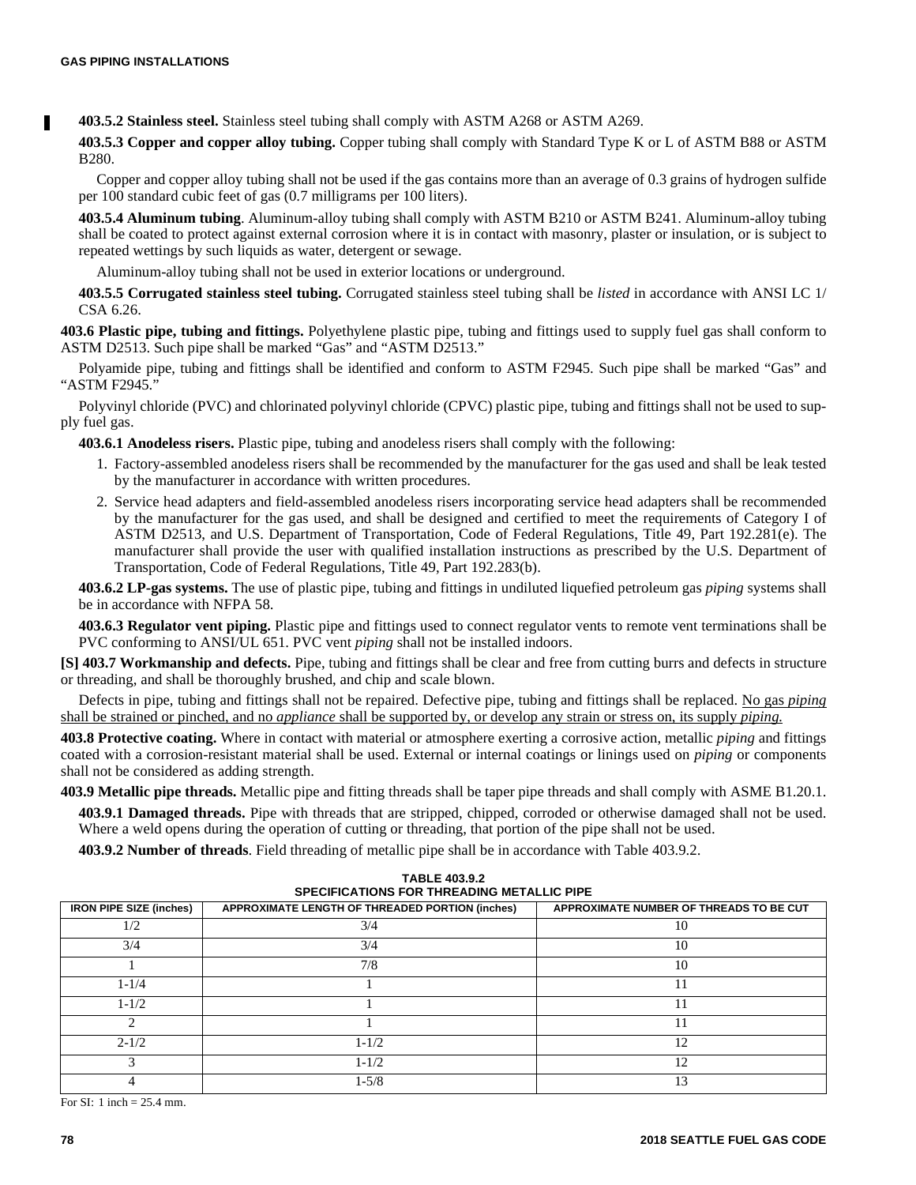**403.5.2 Stainless steel.** Stainless steel tubing shall comply with ASTM A268 or ASTM A269.

**403.5.3 Copper and copper alloy tubing.** Copper tubing shall comply with Standard Type K or L of ASTM B88 or ASTM B280.

Copper and copper alloy tubing shall not be used if the gas contains more than an average of 0.3 grains of hydrogen sulfide per 100 standard cubic feet of gas (0.7 milligrams per 100 liters).

**403.5.4 Aluminum tubing**. Aluminum-alloy tubing shall comply with ASTM B210 or ASTM B241. Aluminum-alloy tubing shall be coated to protect against external corrosion where it is in contact with masonry, plaster or insulation, or is subject to repeated wettings by such liquids as water, detergent or sewage.

Aluminum-alloy tubing shall not be used in exterior locations or underground.

**403.5.5 Corrugated stainless steel tubing.** Corrugated stainless steel tubing shall be *listed* in accordance with ANSI LC 1/CSA 6.26.

**403.6 Plastic pipe, tubing and fittings.** Polyethylene plastic pipe, tubing and fittings used to supply fuel gas shall conform to ASTM D2513. Such pipe shall be marked "Gas" and "ASTM D2513."

Polyamide pipe, tubing and fittings shall be identified and conform to ASTM F2945. Such pipe shall be marked "Gas" and "ASTM F2945."

Polyvinyl chloride (PVC) and chlorinated polyvinyl chloride (CPVC) plastic pipe, tubing and fittings shall not be used to supply fuel gas.

**403.6.1 Anodeless risers.** Plastic pipe, tubing and anodeless risers shall comply with the following:

1. Factory-assembled anodeless risers shall be recommended by the manufacturer for the gas used and shall be leak tested by the manufacturer in accordance with written procedures.
2. Service head adapters and field-assembled anodeless risers incorporating service head adapters shall be recommended by the manufacturer for the gas used, and shall be designed and certified to meet the requirements of Category I of ASTM D2513, and U.S. Department of Transportation, Code of Federal Regulations, Title 49, Part 192.281(e). The manufacturer shall provide the user with qualified installation instructions as prescribed by the U.S. Department of Transportation, Code of Federal Regulations, Title 49, Part 192.283(b).

**403.6.2 LP-gas systems.** The use of plastic pipe, tubing and fittings in undiluted liquefied petroleum gas *piping* systems shall be in accordance with NFPA 58.

**403.6.3 Regulator vent piping.** Plastic pipe and fittings used to connect regulator vents to remote vent terminations shall be PVC conforming to ANSI/UL 651. PVC vent *piping* shall not be installed indoors.

**[S] 403.7 Workmanship and defects.** Pipe, tubing and fittings shall be clear and free from cutting burrs and defects in structure or threading, and shall be thoroughly brushed, and chip and scale blown.

Defects in pipe, tubing and fittings shall not be repaired. Defective pipe, tubing and fittings shall be replaced. No gas *piping* shall be strained or pinched, and no *appliance* shall be supported by, or develop any strain or stress on, its supply *piping.*

**403.8 Protective coating.** Where in contact with material or atmosphere exerting a corrosive action, metallic *piping* and fittings coated with a corrosion-resistant material shall be used. External or internal coatings or linings used on *piping* or components shall not be considered as adding strength.

**403.9 Metallic pipe threads.** Metallic pipe and fitting threads shall be taper pipe threads and shall comply with ASME B1.20.1.

**403.9.1 Damaged threads.** Pipe with threads that are stripped, chipped, corroded or otherwise damaged shall not be used. Where a weld opens during the operation of cutting or threading, that portion of the pipe shall not be used.

**403.9.2 Number of threads**. Field threading of metallic pipe shall be in accordance with Table 403.9.2.

**TABLE 403.9.2**
**SPECIFICATIONS FOR THREADING METALLIC PIPE**

| IRON PIPE SIZE (inches) | APPROXIMATE LENGTH OF THREADED PORTION (inches) | APPROXIMATE NUMBER OF THREADS TO BE CUT |
|---|---|---|
| 1/2 | 3/4 | 10 |
| 3/4 | 3/4 | 10 |
| 1 | 7/8 | 10 |
| 1-1/4 | 1 | 11 |
| 1-1/2 | 1 | 11 |
| 2 | 1 | 11 |
| 2-1/2 | 1-1/2 | 12 |
| 3 | 1-1/2 | 12 |
| 4 | 1-5/8 | 13 |

For SI: 1 inch = 25.4 mm.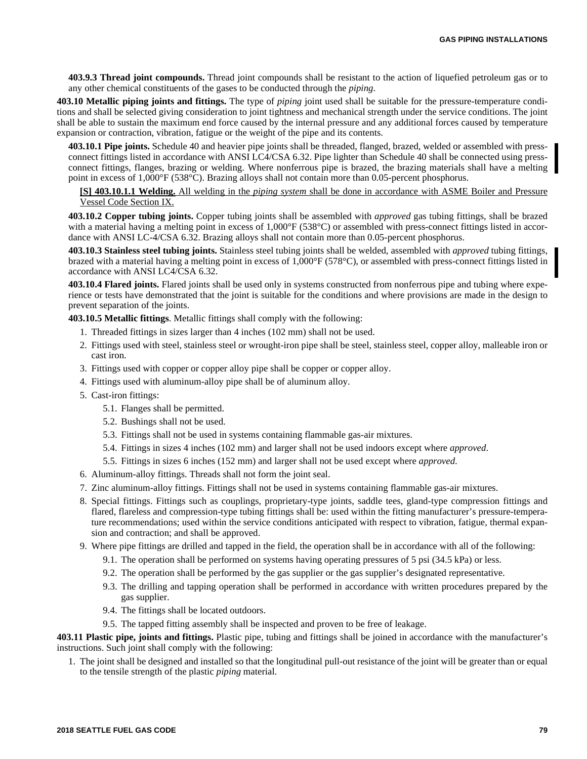**403.9.3 Thread joint compounds.** Thread joint compounds shall be resistant to the action of liquefied petroleum gas or to any other chemical constituents of the gases to be conducted through the *piping*.

**403.10 Metallic piping joints and fittings.** The type of *piping* joint used shall be suitable for the pressure-temperature conditions and shall be selected giving consideration to joint tightness and mechanical strength under the service conditions. The joint shall be able to sustain the maximum end force caused by the internal pressure and any additional forces caused by temperature expansion or contraction, vibration, fatigue or the weight of the pipe and its contents.

**403.10.1 Pipe joints.** Schedule 40 and heavier pipe joints shall be threaded, flanged, brazed, welded or assembled with press-connect fittings listed in accordance with ANSI LC4/CSA 6.32. Pipe lighter than Schedule 40 shall be connected using press-connect fittings, flanges, brazing or welding. Where nonferrous pipe is brazed, the brazing materials shall have a melting point in excess of 1,000°F (538°C). Brazing alloys shall not contain more than 0.05-percent phosphorus.

**[S] 403.10.1.1 Welding.** All welding in the *piping system* shall be done in accordance with ASME Boiler and Pressure Vessel Code Section IX.

**403.10.2 Copper tubing joints.** Copper tubing joints shall be assembled with *approved* gas tubing fittings, shall be brazed with a material having a melting point in excess of 1,000°F (538°C) or assembled with press-connect fittings listed in accordance with ANSI LC-4/CSA 6.32. Brazing alloys shall not contain more than 0.05-percent phosphorus.

**403.10.3 Stainless steel tubing joints.** Stainless steel tubing joints shall be welded, assembled with *approved* tubing fittings, brazed with a material having a melting point in excess of 1,000°F (578°C), or assembled with press-connect fittings listed in accordance with ANSI LC4/CSA 6.32.

**403.10.4 Flared joints.** Flared joints shall be used only in systems constructed from nonferrous pipe and tubing where experience or tests have demonstrated that the joint is suitable for the conditions and where provisions are made in the design to prevent separation of the joints.

**403.10.5 Metallic fittings**. Metallic fittings shall comply with the following:

1. Threaded fittings in sizes larger than 4 inches (102 mm) shall not be used.
2. Fittings used with steel, stainless steel or wrought-iron pipe shall be steel, stainless steel, copper alloy, malleable iron or cast iron.
3. Fittings used with copper or copper alloy pipe shall be copper or copper alloy.
4. Fittings used with aluminum-alloy pipe shall be of aluminum alloy.
5. Cast-iron fittings:
   - 5.1. Flanges shall be permitted.
   - 5.2. Bushings shall not be used.
   - 5.3. Fittings shall not be used in systems containing flammable gas-air mixtures.
   - 5.4. Fittings in sizes 4 inches (102 mm) and larger shall not be used indoors except where *approved*.
   - 5.5. Fittings in sizes 6 inches (152 mm) and larger shall not be used except where *approved*.
6. Aluminum-alloy fittings. Threads shall not form the joint seal.
7. Zinc aluminum-alloy fittings. Fittings shall not be used in systems containing flammable gas-air mixtures.
8. Special fittings. Fittings such as couplings, proprietary-type joints, saddle tees, gland-type compression fittings and flared, flareless and compression-type tubing fittings shall be: used within the fitting manufacturer's pressure-temperature recommendations; used within the service conditions anticipated with respect to vibration, fatigue, thermal expansion and contraction; and shall be approved.
9. Where pipe fittings are drilled and tapped in the field, the operation shall be in accordance with all of the following:
   - 9.1. The operation shall be performed on systems having operating pressures of 5 psi (34.5 kPa) or less.
   - 9.2. The operation shall be performed by the gas supplier or the gas supplier's designated representative.
   - 9.3. The drilling and tapping operation shall be performed in accordance with written procedures prepared by the gas supplier.
   - 9.4. The fittings shall be located outdoors.
   - 9.5. The tapped fitting assembly shall be inspected and proven to be free of leakage.

**403.11 Plastic pipe, joints and fittings.** Plastic pipe, tubing and fittings shall be joined in accordance with the manufacturer's instructions. Such joint shall comply with the following:

1. The joint shall be designed and installed so that the longitudinal pull-out resistance of the joint will be greater than or equal to the tensile strength of the plastic *piping* material.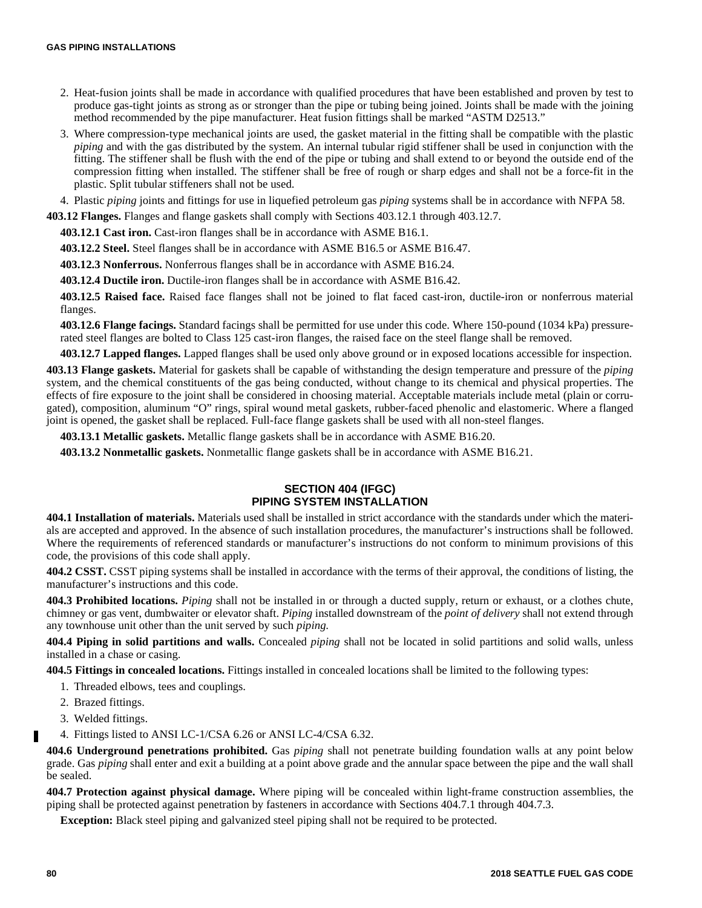2. Heat-fusion joints shall be made in accordance with qualified procedures that have been established and proven by test to produce gas-tight joints as strong as or stronger than the pipe or tubing being joined. Joints shall be made with the joining method recommended by the pipe manufacturer. Heat fusion fittings shall be marked "ASTM D2513."
3. Where compression-type mechanical joints are used, the gasket material in the fitting shall be compatible with the plastic *piping* and with the gas distributed by the system. An internal tubular rigid stiffener shall be used in conjunction with the fitting. The stiffener shall be flush with the end of the pipe or tubing and shall extend to or beyond the outside end of the compression fitting when installed. The stiffener shall be free of rough or sharp edges and shall not be a force-fit in the plastic. Split tubular stiffeners shall not be used.
4. Plastic *piping* joints and fittings for use in liquefied petroleum gas *piping* systems shall be in accordance with NFPA 58.

**403.12 Flanges.** Flanges and flange gaskets shall comply with Sections 403.12.1 through 403.12.7.

**403.12.1 Cast iron.** Cast-iron flanges shall be in accordance with ASME B16.1.

**403.12.2 Steel.** Steel flanges shall be in accordance with ASME B16.5 or ASME B16.47.

**403.12.3 Nonferrous.** Nonferrous flanges shall be in accordance with ASME B16.24.

**403.12.4 Ductile iron.** Ductile-iron flanges shall be in accordance with ASME B16.42.

**403.12.5 Raised face.** Raised face flanges shall not be joined to flat faced cast-iron, ductile-iron or nonferrous material flanges.

**403.12.6 Flange facings.** Standard facings shall be permitted for use under this code. Where 150-pound (1034 kPa) pressure-rated steel flanges are bolted to Class 125 cast-iron flanges, the raised face on the steel flange shall be removed.

**403.12.7 Lapped flanges.** Lapped flanges shall be used only above ground or in exposed locations accessible for inspection.

**403.13 Flange gaskets.** Material for gaskets shall be capable of withstanding the design temperature and pressure of the *piping* system, and the chemical constituents of the gas being conducted, without change to its chemical and physical properties. The effects of fire exposure to the joint shall be considered in choosing material. Acceptable materials include metal (plain or corrugated), composition, aluminum "O" rings, spiral wound metal gaskets, rubber-faced phenolic and elastomeric. Where a flanged joint is opened, the gasket shall be replaced. Full-face flange gaskets shall be used with all non-steel flanges.

**403.13.1 Metallic gaskets.** Metallic flange gaskets shall be in accordance with ASME B16.20.

**403.13.2 Nonmetallic gaskets.** Nonmetallic flange gaskets shall be in accordance with ASME B16.21.

## SECTION 404 (IFGC) PIPING SYSTEM INSTALLATION

**404.1 Installation of materials.** Materials used shall be installed in strict accordance with the standards under which the materials are accepted and approved. In the absence of such installation procedures, the manufacturer's instructions shall be followed. Where the requirements of referenced standards or manufacturer's instructions do not conform to minimum provisions of this code, the provisions of this code shall apply.

**404.2 CSST.** CSST piping systems shall be installed in accordance with the terms of their approval, the conditions of listing, the manufacturer's instructions and this code.

**404.3 Prohibited locations.** *Piping* shall not be installed in or through a ducted supply, return or exhaust, or a clothes chute, chimney or gas vent, dumbwaiter or elevator shaft. *Piping* installed downstream of the *point of delivery* shall not extend through any townhouse unit other than the unit served by such *piping.*

**404.4 Piping in solid partitions and walls.** Concealed *piping* shall not be located in solid partitions and solid walls, unless installed in a chase or casing.

**404.5 Fittings in concealed locations.** Fittings installed in concealed locations shall be limited to the following types:

1. Threaded elbows, tees and couplings.
2. Brazed fittings.
3. Welded fittings.
4. Fittings listed to ANSI LC-1/CSA 6.26 or ANSI LC-4/CSA 6.32.

**404.6 Underground penetrations prohibited.** Gas *piping* shall not penetrate building foundation walls at any point below grade. Gas *piping* shall enter and exit a building at a point above grade and the annular space between the pipe and the wall shall be sealed.

**404.7 Protection against physical damage.** Where piping will be concealed within light-frame construction assemblies, the piping shall be protected against penetration by fasteners in accordance with Sections 404.7.1 through 404.7.3.

**Exception:** Black steel piping and galvanized steel piping shall not be required to be protected.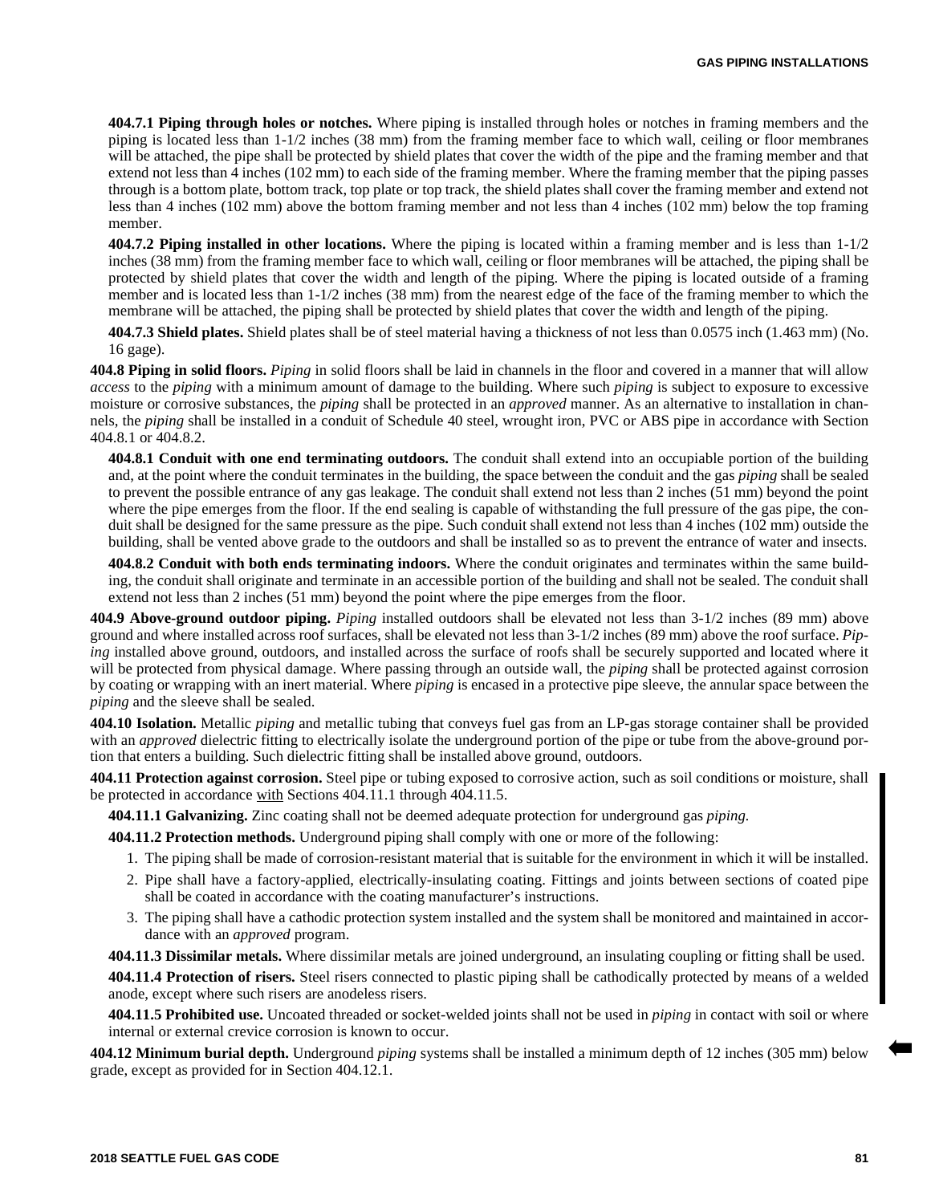**404.7.1 Piping through holes or notches.** Where piping is installed through holes or notches in framing members and the piping is located less than 1-1/2 inches (38 mm) from the framing member face to which wall, ceiling or floor membranes will be attached, the pipe shall be protected by shield plates that cover the width of the pipe and the framing member and that extend not less than 4 inches (102 mm) to each side of the framing member. Where the framing member that the piping passes through is a bottom plate, bottom track, top plate or top track, the shield plates shall cover the framing member and extend not less than 4 inches (102 mm) above the bottom framing member and not less than 4 inches (102 mm) below the top framing member.

**404.7.2 Piping installed in other locations.** Where the piping is located within a framing member and is less than 1-1/2 inches (38 mm) from the framing member face to which wall, ceiling or floor membranes will be attached, the piping shall be protected by shield plates that cover the width and length of the piping. Where the piping is located outside of a framing member and is located less than 1-1/2 inches (38 mm) from the nearest edge of the face of the framing member to which the membrane will be attached, the piping shall be protected by shield plates that cover the width and length of the piping.

**404.7.3 Shield plates.** Shield plates shall be of steel material having a thickness of not less than 0.0575 inch (1.463 mm) (No. 16 gage).

**404.8 Piping in solid floors.** *Piping* in solid floors shall be laid in channels in the floor and covered in a manner that will allow *access* to the *piping* with a minimum amount of damage to the building. Where such *piping* is subject to exposure to excessive moisture or corrosive substances, the *piping* shall be protected in an *approved* manner. As an alternative to installation in channels, the *piping* shall be installed in a conduit of Schedule 40 steel, wrought iron, PVC or ABS pipe in accordance with Section 404.8.1 or 404.8.2.

**404.8.1 Conduit with one end terminating outdoors.** The conduit shall extend into an occupiable portion of the building and, at the point where the conduit terminates in the building, the space between the conduit and the gas *piping* shall be sealed to prevent the possible entrance of any gas leakage. The conduit shall extend not less than 2 inches (51 mm) beyond the point where the pipe emerges from the floor. If the end sealing is capable of withstanding the full pressure of the gas pipe, the conduit shall be designed for the same pressure as the pipe. Such conduit shall extend not less than 4 inches (102 mm) outside the building, shall be vented above grade to the outdoors and shall be installed so as to prevent the entrance of water and insects.

**404.8.2 Conduit with both ends terminating indoors.** Where the conduit originates and terminates within the same building, the conduit shall originate and terminate in an accessible portion of the building and shall not be sealed. The conduit shall extend not less than 2 inches (51 mm) beyond the point where the pipe emerges from the floor.

**404.9 Above-ground outdoor piping.** *Piping* installed outdoors shall be elevated not less than 3-1/2 inches (89 mm) above ground and where installed across roof surfaces, shall be elevated not less than 3-1/2 inches (89 mm) above the roof surface. *Piping* installed above ground, outdoors, and installed across the surface of roofs shall be securely supported and located where it will be protected from physical damage. Where passing through an outside wall, the *piping* shall be protected against corrosion by coating or wrapping with an inert material. Where *piping* is encased in a protective pipe sleeve, the annular space between the *piping* and the sleeve shall be sealed.

**404.10 Isolation.** Metallic *piping* and metallic tubing that conveys fuel gas from an LP-gas storage container shall be provided with an *approved* dielectric fitting to electrically isolate the underground portion of the pipe or tube from the above-ground portion that enters a building. Such dielectric fitting shall be installed above ground, outdoors.

**404.11 Protection against corrosion.** Steel pipe or tubing exposed to corrosive action, such as soil conditions or moisture, shall be protected in accordance with Sections 404.11.1 through 404.11.5.

**404.11.1 Galvanizing.** Zinc coating shall not be deemed adequate protection for underground gas *piping.*

**404.11.2 Protection methods.** Underground piping shall comply with one or more of the following:

1. The piping shall be made of corrosion-resistant material that is suitable for the environment in which it will be installed.
2. Pipe shall have a factory-applied, electrically-insulating coating. Fittings and joints between sections of coated pipe shall be coated in accordance with the coating manufacturer's instructions.
3. The piping shall have a cathodic protection system installed and the system shall be monitored and maintained in accordance with an *approved* program.

**404.11.3 Dissimilar metals.** Where dissimilar metals are joined underground, an insulating coupling or fitting shall be used.

**404.11.4 Protection of risers.** Steel risers connected to plastic piping shall be cathodically protected by means of a welded anode, except where such risers are anodeless risers.

**404.11.5 Prohibited use.** Uncoated threaded or socket-welded joints shall not be used in *piping* in contact with soil or where internal or external crevice corrosion is known to occur.

**404.12 Minimum burial depth.** Underground *piping* systems shall be installed a minimum depth of 12 inches (305 mm) below grade, except as provided for in Section 404.12.1.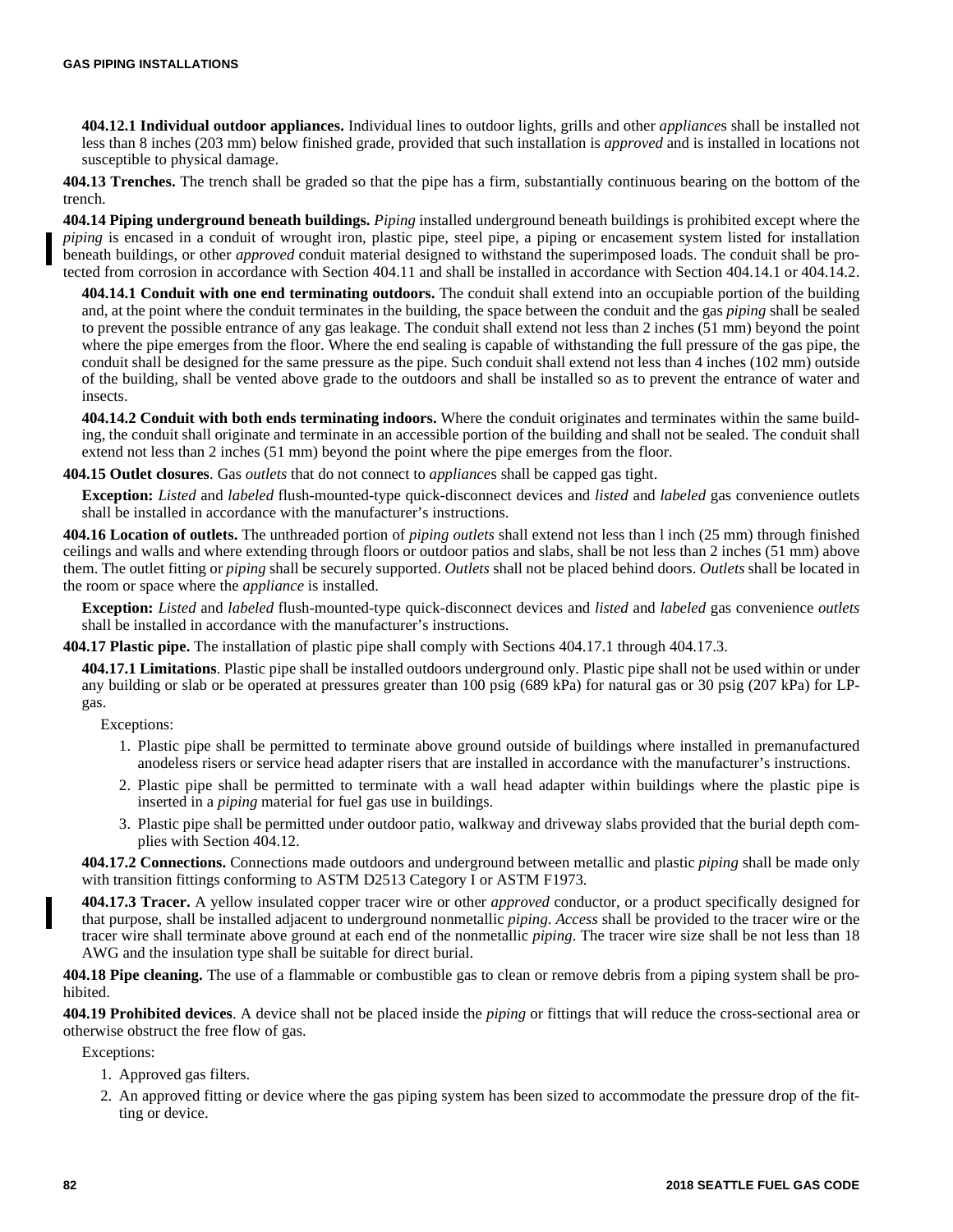**404.12.1 Individual outdoor appliances.** Individual lines to outdoor lights, grills and other *appliance*s shall be installed not less than 8 inches (203 mm) below finished grade, provided that such installation is *approved* and is installed in locations not susceptible to physical damage.

**404.13 Trenches.** The trench shall be graded so that the pipe has a firm, substantially continuous bearing on the bottom of the trench.

**404.14 Piping underground beneath buildings.** *Piping* installed underground beneath buildings is prohibited except where the *piping* is encased in a conduit of wrought iron, plastic pipe, steel pipe, a piping or encasement system listed for installation beneath buildings, or other *approved* conduit material designed to withstand the superimposed loads. The conduit shall be protected from corrosion in accordance with Section 404.11 and shall be installed in accordance with Section 404.14.1 or 404.14.2.

**404.14.1 Conduit with one end terminating outdoors.** The conduit shall extend into an occupiable portion of the building and, at the point where the conduit terminates in the building, the space between the conduit and the gas *piping* shall be sealed to prevent the possible entrance of any gas leakage. The conduit shall extend not less than 2 inches (51 mm) beyond the point where the pipe emerges from the floor. Where the end sealing is capable of withstanding the full pressure of the gas pipe, the conduit shall be designed for the same pressure as the pipe. Such conduit shall extend not less than 4 inches (102 mm) outside of the building, shall be vented above grade to the outdoors and shall be installed so as to prevent the entrance of water and insects.

**404.14.2 Conduit with both ends terminating indoors.** Where the conduit originates and terminates within the same building, the conduit shall originate and terminate in an accessible portion of the building and shall not be sealed. The conduit shall extend not less than 2 inches (51 mm) beyond the point where the pipe emerges from the floor.

**404.15 Outlet closures**. Gas *outlets* that do not connect to *appliance*s shall be capped gas tight.

**Exception:** *Listed* and *labeled* flush-mounted-type quick-disconnect devices and *listed* and *labeled* gas convenience outlets shall be installed in accordance with the manufacturer's instructions.

**404.16 Location of outlets.** The unthreaded portion of *piping outlets* shall extend not less than l inch (25 mm) through finished ceilings and walls and where extending through floors or outdoor patios and slabs, shall be not less than 2 inches (51 mm) above them. The outlet fitting or *piping* shall be securely supported. *Outlets* shall not be placed behind doors. *Outlets* shall be located in the room or space where the *appliance* is installed.

**Exception:** *Listed* and *labeled* flush-mounted-type quick-disconnect devices and *listed* and *labeled* gas convenience *outlets* shall be installed in accordance with the manufacturer's instructions.

**404.17 Plastic pipe.** The installation of plastic pipe shall comply with Sections 404.17.1 through 404.17.3.

**404.17.1 Limitations**. Plastic pipe shall be installed outdoors underground only. Plastic pipe shall not be used within or under any building or slab or be operated at pressures greater than 100 psig (689 kPa) for natural gas or 30 psig (207 kPa) for LP-gas.

Exceptions:

1. Plastic pipe shall be permitted to terminate above ground outside of buildings where installed in premanufactured anodeless risers or service head adapter risers that are installed in accordance with the manufacturer's instructions.
2. Plastic pipe shall be permitted to terminate with a wall head adapter within buildings where the plastic pipe is inserted in a *piping* material for fuel gas use in buildings.
3. Plastic pipe shall be permitted under outdoor patio, walkway and driveway slabs provided that the burial depth complies with Section 404.12.

**404.17.2 Connections.** Connections made outdoors and underground between metallic and plastic *piping* shall be made only with transition fittings conforming to ASTM D2513 Category I or ASTM F1973.

**404.17.3 Tracer.** A yellow insulated copper tracer wire or other *approved* conductor, or a product specifically designed for that purpose, shall be installed adjacent to underground nonmetallic *piping*. *Access* shall be provided to the tracer wire or the tracer wire shall terminate above ground at each end of the nonmetallic *piping*. The tracer wire size shall be not less than 18 AWG and the insulation type shall be suitable for direct burial.

**404.18 Pipe cleaning.** The use of a flammable or combustible gas to clean or remove debris from a piping system shall be prohibited.

**404.19 Prohibited devices**. A device shall not be placed inside the *piping* or fittings that will reduce the cross-sectional area or otherwise obstruct the free flow of gas.

Exceptions:

1. Approved gas filters.
2. An approved fitting or device where the gas piping system has been sized to accommodate the pressure drop of the fitting or device.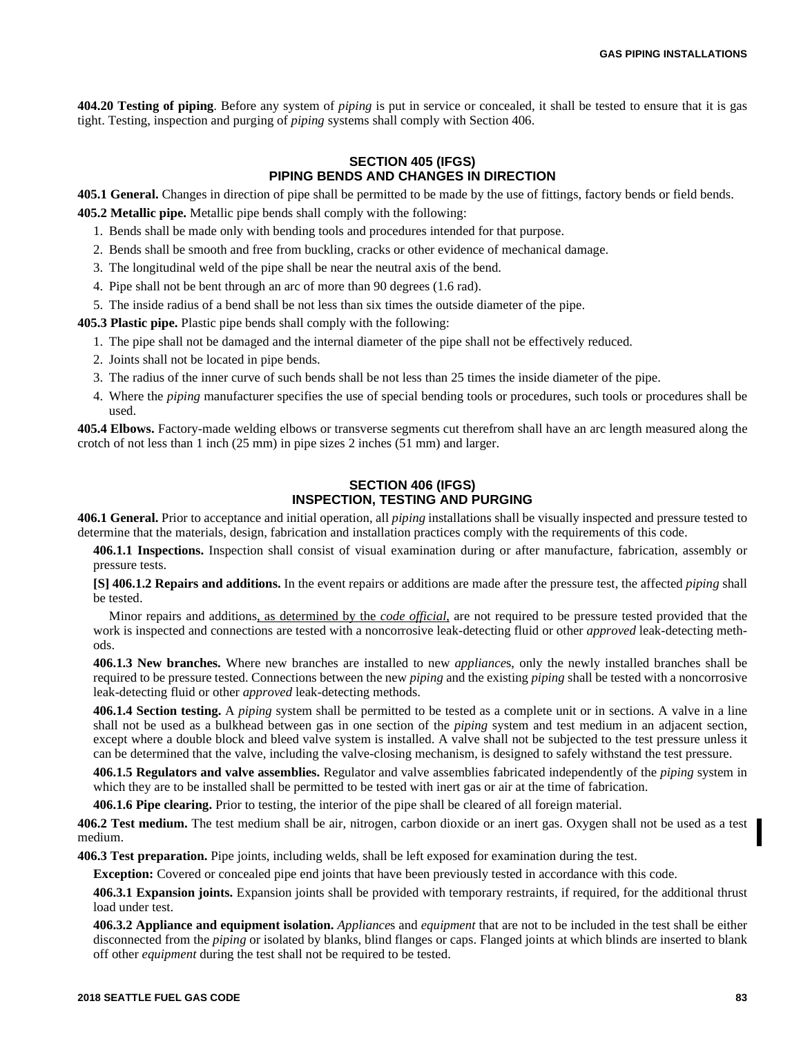**404.20 Testing of piping**. Before any system of *piping* is put in service or concealed, it shall be tested to ensure that it is gas tight. Testing, inspection and purging of *piping* systems shall comply with Section 406.

## SECTION 405 (IFGS)
## PIPING BENDS AND CHANGES IN DIRECTION

**405.1 General.** Changes in direction of pipe shall be permitted to be made by the use of fittings, factory bends or field bends.

**405.2 Metallic pipe.** Metallic pipe bends shall comply with the following:

1. Bends shall be made only with bending tools and procedures intended for that purpose.
2. Bends shall be smooth and free from buckling, cracks or other evidence of mechanical damage.
3. The longitudinal weld of the pipe shall be near the neutral axis of the bend.
4. Pipe shall not be bent through an arc of more than 90 degrees (1.6 rad).
5. The inside radius of a bend shall be not less than six times the outside diameter of the pipe.

**405.3 Plastic pipe.** Plastic pipe bends shall comply with the following:

1. The pipe shall not be damaged and the internal diameter of the pipe shall not be effectively reduced.
2. Joints shall not be located in pipe bends.
3. The radius of the inner curve of such bends shall be not less than 25 times the inside diameter of the pipe.
4. Where the *piping* manufacturer specifies the use of special bending tools or procedures, such tools or procedures shall be used.

**405.4 Elbows.** Factory-made welding elbows or transverse segments cut therefrom shall have an arc length measured along the crotch of not less than 1 inch (25 mm) in pipe sizes 2 inches (51 mm) and larger.

## SECTION 406 (IFGS)
## INSPECTION, TESTING AND PURGING

**406.1 General.** Prior to acceptance and initial operation, all *piping* installations shall be visually inspected and pressure tested to determine that the materials, design, fabrication and installation practices comply with the requirements of this code.

**406.1.1 Inspections.** Inspection shall consist of visual examination during or after manufacture, fabrication, assembly or pressure tests.

**[S] 406.1.2 Repairs and additions.** In the event repairs or additions are made after the pressure test, the affected *piping* shall be tested.

Minor repairs and additions, as determined by the *code official*, are not required to be pressure tested provided that the work is inspected and connections are tested with a noncorrosive leak-detecting fluid or other *approved* leak-detecting methods.

**406.1.3 New branches.** Where new branches are installed to new *appliance*s, only the newly installed branches shall be required to be pressure tested. Connections between the new *piping* and the existing *piping* shall be tested with a noncorrosive leak-detecting fluid or other *approved* leak-detecting methods.

**406.1.4 Section testing.** A *piping* system shall be permitted to be tested as a complete unit or in sections. A valve in a line shall not be used as a bulkhead between gas in one section of the *piping* system and test medium in an adjacent section, except where a double block and bleed valve system is installed. A valve shall not be subjected to the test pressure unless it can be determined that the valve, including the valve-closing mechanism, is designed to safely withstand the test pressure.

**406.1.5 Regulators and valve assemblies.** Regulator and valve assemblies fabricated independently of the *piping* system in which they are to be installed shall be permitted to be tested with inert gas or air at the time of fabrication.

**406.1.6 Pipe clearing.** Prior to testing, the interior of the pipe shall be cleared of all foreign material.

**406.2 Test medium.** The test medium shall be air, nitrogen, carbon dioxide or an inert gas. Oxygen shall not be used as a test medium.

**406.3 Test preparation.** Pipe joints, including welds, shall be left exposed for examination during the test.

**Exception:** Covered or concealed pipe end joints that have been previously tested in accordance with this code.

**406.3.1 Expansion joints.** Expansion joints shall be provided with temporary restraints, if required, for the additional thrust load under test.

**406.3.2 Appliance and equipment isolation.** *Appliance*s and *equipment* that are not to be included in the test shall be either disconnected from the *piping* or isolated by blanks, blind flanges or caps. Flanged joints at which blinds are inserted to blank off other *equipment* during the test shall not be required to be tested.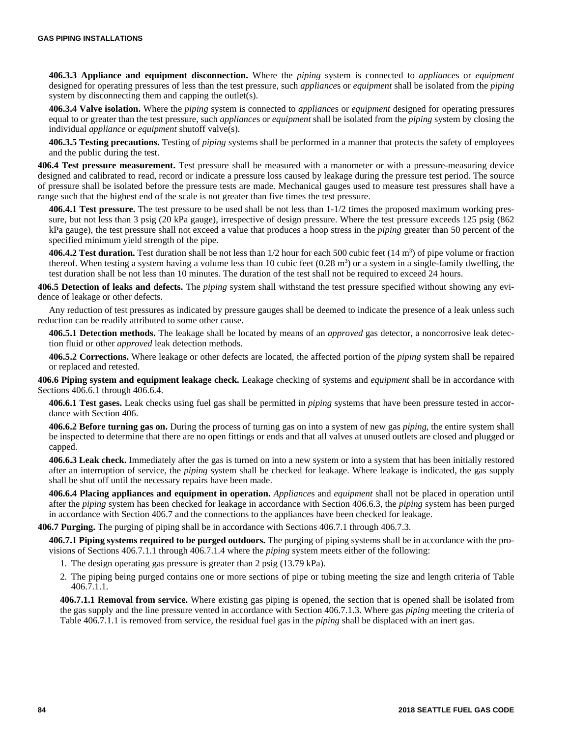**406.3.3 Appliance and equipment disconnection.** Where the *piping* system is connected to *appliance*s or *equipment* designed for operating pressures of less than the test pressure, such *appliance*s or *equipment* shall be isolated from the *piping* system by disconnecting them and capping the outlet(s).

**406.3.4 Valve isolation.** Where the *piping* system is connected to *appliance*s or *equipment* designed for operating pressures equal to or greater than the test pressure, such *appliance*s or *equipment* shall be isolated from the *piping* system by closing the individual *appliance* or *equipment* shutoff valve(s).

**406.3.5 Testing precautions.** Testing of *piping* systems shall be performed in a manner that protects the safety of employees and the public during the test.

**406.4 Test pressure measurement.** Test pressure shall be measured with a manometer or with a pressure-measuring device designed and calibrated to read, record or indicate a pressure loss caused by leakage during the pressure test period. The source of pressure shall be isolated before the pressure tests are made. Mechanical gauges used to measure test pressures shall have a range such that the highest end of the scale is not greater than five times the test pressure.

**406.4.1 Test pressure.** The test pressure to be used shall be not less than 1-1/2 times the proposed maximum working pressure, but not less than 3 psig (20 kPa gauge), irrespective of design pressure. Where the test pressure exceeds 125 psig (862 kPa gauge), the test pressure shall not exceed a value that produces a hoop stress in the *piping* greater than 50 percent of the specified minimum yield strength of the pipe.

**406.4.2 Test duration.** Test duration shall be not less than 1/2 hour for each 500 cubic feet (14 $m^3$) of pipe volume or fraction thereof. When testing a system having a volume less than 10 cubic feet (0.28 $m^3$) or a system in a single-family dwelling, the test duration shall be not less than 10 minutes. The duration of the test shall not be required to exceed 24 hours.

**406.5 Detection of leaks and defects.** The *piping* system shall withstand the test pressure specified without showing any evidence of leakage or other defects.

Any reduction of test pressures as indicated by pressure gauges shall be deemed to indicate the presence of a leak unless such reduction can be readily attributed to some other cause.

**406.5.1 Detection methods.** The leakage shall be located by means of an *approved* gas detector, a noncorrosive leak detection fluid or other *approved* leak detection methods.

**406.5.2 Corrections.** Where leakage or other defects are located, the affected portion of the *piping* system shall be repaired or replaced and retested.

**406.6 Piping system and equipment leakage check.** Leakage checking of systems and *equipment* shall be in accordance with Sections 406.6.1 through 406.6.4.

**406.6.1 Test gases.** Leak checks using fuel gas shall be permitted in *piping* systems that have been pressure tested in accordance with Section 406.

**406.6.2 Before turning gas on.** During the process of turning gas on into a system of new gas *piping*, the entire system shall be inspected to determine that there are no open fittings or ends and that all valves at unused outlets are closed and plugged or capped.

**406.6.3 Leak check.** Immediately after the gas is turned on into a new system or into a system that has been initially restored after an interruption of service, the *piping* system shall be checked for leakage. Where leakage is indicated, the gas supply shall be shut off until the necessary repairs have been made.

**406.6.4 Placing appliances and equipment in operation.** *Appliance*s and *equipment* shall not be placed in operation until after the *piping* system has been checked for leakage in accordance with Section 406.6.3, the *piping* system has been purged in accordance with Section 406.7 and the connections to the appliances have been checked for leakage.

**406.7 Purging.** The purging of piping shall be in accordance with Sections 406.7.1 through 406.7.3.

**406.7.1 Piping systems required to be purged outdoors.** The purging of piping systems shall be in accordance with the provisions of Sections 406.7.1.1 through 406.7.1.4 where the *piping* system meets either of the following:

1. The design operating gas pressure is greater than 2 psig (13.79 kPa).
2. The piping being purged contains one or more sections of pipe or tubing meeting the size and length criteria of Table 406.7.1.1.

**406.7.1.1 Removal from service.** Where existing gas piping is opened, the section that is opened shall be isolated from the gas supply and the line pressure vented in accordance with Section 406.7.1.3. Where gas *piping* meeting the criteria of Table 406.7.1.1 is removed from service, the residual fuel gas in the *piping* shall be displaced with an inert gas.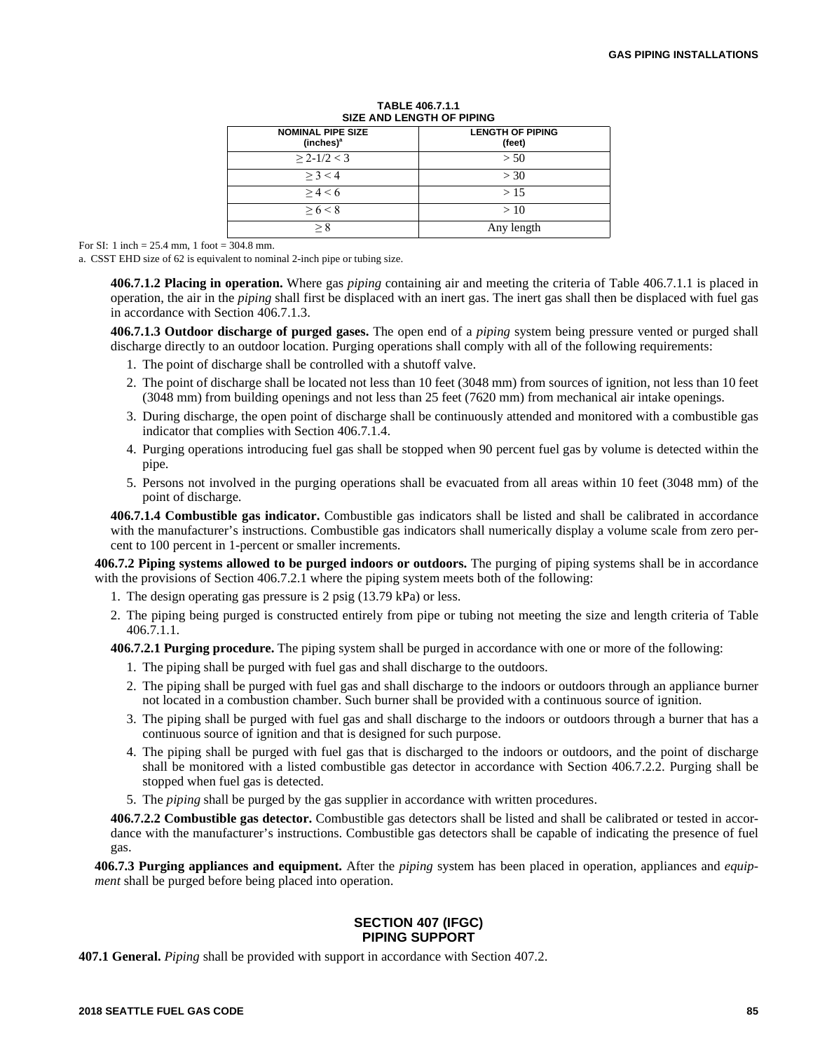**TABLE 406.7.1.1**
**SIZE AND LENGTH OF PIPING**

| NOMINAL PIPE SIZE (inches)[a] | LENGTH OF PIPING (feet) |
|---|---|
| ≥ 2-1/2 < 3 | > 50 |
| ≥ 3 < 4 | > 30 |
| ≥ 4 < 6 | > 15 |
| ≥ 6 < 8 | > 10 |
| ≥ 8 | Any length |

For SI: 1 inch = 25.4 mm, 1 foot = 304.8 mm.

a. CSST EHD size of 62 is equivalent to nominal 2-inch pipe or tubing size.

**406.7.1.2 Placing in operation.** Where gas *piping* containing air and meeting the criteria of Table 406.7.1.1 is placed in operation, the air in the *piping* shall first be displaced with an inert gas. The inert gas shall then be displaced with fuel gas in accordance with Section 406.7.1.3.

**406.7.1.3 Outdoor discharge of purged gases.** The open end of a *piping* system being pressure vented or purged shall discharge directly to an outdoor location. Purging operations shall comply with all of the following requirements:

1. The point of discharge shall be controlled with a shutoff valve.
2. The point of discharge shall be located not less than 10 feet (3048 mm) from sources of ignition, not less than 10 feet (3048 mm) from building openings and not less than 25 feet (7620 mm) from mechanical air intake openings.
3. During discharge, the open point of discharge shall be continuously attended and monitored with a combustible gas indicator that complies with Section 406.7.1.4.
4. Purging operations introducing fuel gas shall be stopped when 90 percent fuel gas by volume is detected within the pipe.
5. Persons not involved in the purging operations shall be evacuated from all areas within 10 feet (3048 mm) of the point of discharge.

**406.7.1.4 Combustible gas indicator.** Combustible gas indicators shall be listed and shall be calibrated in accordance with the manufacturer's instructions. Combustible gas indicators shall numerically display a volume scale from zero percent to 100 percent in 1-percent or smaller increments.

**406.7.2 Piping systems allowed to be purged indoors or outdoors.** The purging of piping systems shall be in accordance with the provisions of Section 406.7.2.1 where the piping system meets both of the following:

1. The design operating gas pressure is 2 psig (13.79 kPa) or less.
2. The piping being purged is constructed entirely from pipe or tubing not meeting the size and length criteria of Table 406.7.1.1.

**406.7.2.1 Purging procedure.** The piping system shall be purged in accordance with one or more of the following:

1. The piping shall be purged with fuel gas and shall discharge to the outdoors.
2. The piping shall be purged with fuel gas and shall discharge to the indoors or outdoors through an appliance burner not located in a combustion chamber. Such burner shall be provided with a continuous source of ignition.
3. The piping shall be purged with fuel gas and shall discharge to the indoors or outdoors through a burner that has a continuous source of ignition and that is designed for such purpose.
4. The piping shall be purged with fuel gas that is discharged to the indoors or outdoors, and the point of discharge shall be monitored with a listed combustible gas detector in accordance with Section 406.7.2.2. Purging shall be stopped when fuel gas is detected.
5. The *piping* shall be purged by the gas supplier in accordance with written procedures.

**406.7.2.2 Combustible gas detector.** Combustible gas detectors shall be listed and shall be calibrated or tested in accordance with the manufacturer's instructions. Combustible gas detectors shall be capable of indicating the presence of fuel gas.

**406.7.3 Purging appliances and equipment.** After the *piping* system has been placed in operation, appliances and *equipment* shall be purged before being placed into operation.

## SECTION 407 (IFGC) PIPING SUPPORT

**407.1 General.** *Piping* shall be provided with support in accordance with Section 407.2.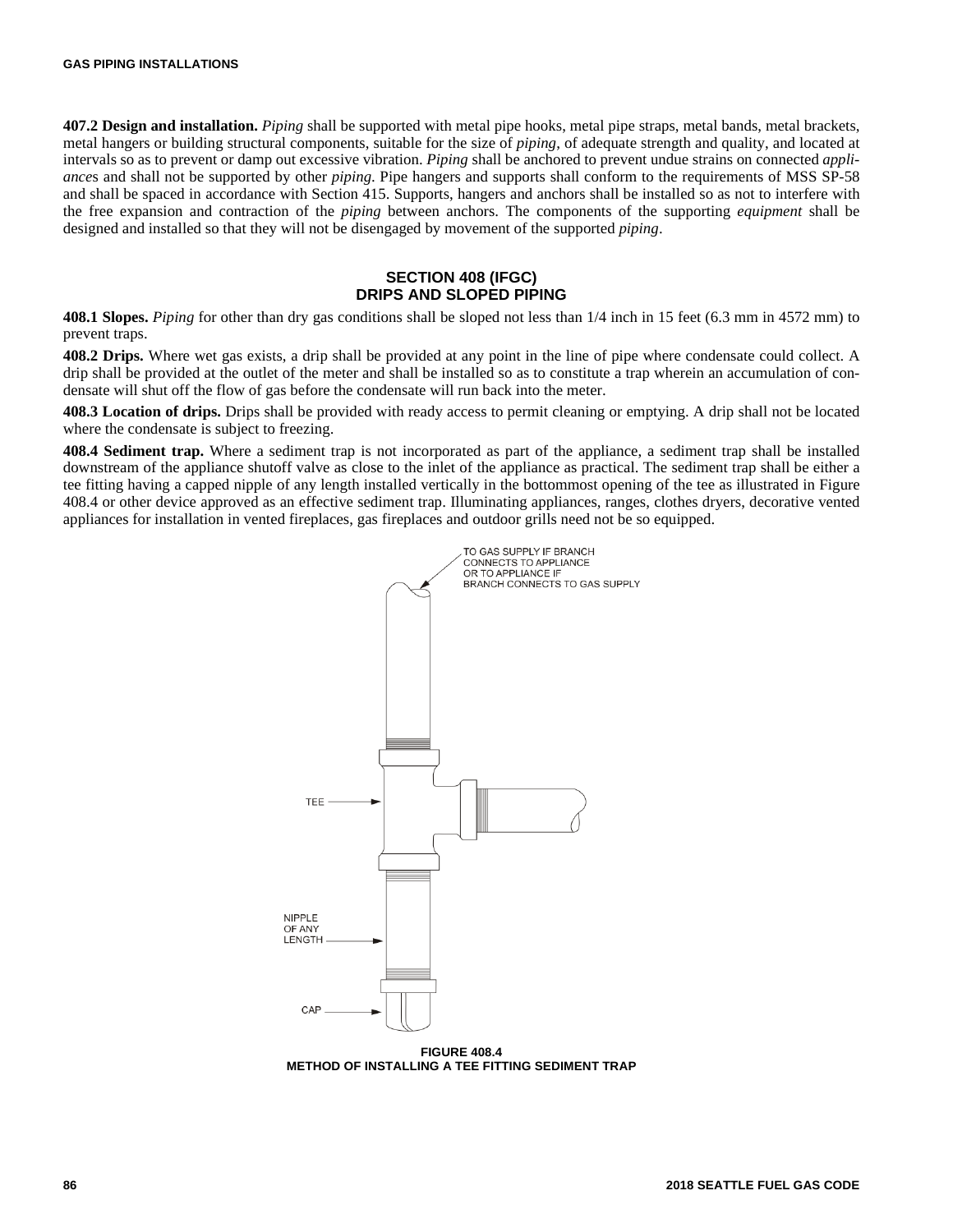**407.2 Design and installation.** *Piping* shall be supported with metal pipe hooks, metal pipe straps, metal bands, metal brackets, metal hangers or building structural components, suitable for the size of *piping*, of adequate strength and quality, and located at intervals so as to prevent or damp out excessive vibration. *Piping* shall be anchored to prevent undue strains on connected *appliances* and shall not be supported by other *piping*. Pipe hangers and supports shall conform to the requirements of MSS SP-58 and shall be spaced in accordance with Section 415. Supports, hangers and anchors shall be installed so as not to interfere with the free expansion and contraction of the *piping* between anchors. The components of the supporting *equipment* shall be designed and installed so that they will not be disengaged by movement of the supported *piping*.

## SECTION 408 (IFGC)
## DRIPS AND SLOPED PIPING

**408.1 Slopes.** *Piping* for other than dry gas conditions shall be sloped not less than 1/4 inch in 15 feet (6.3 mm in 4572 mm) to prevent traps.

**408.2 Drips.** Where wet gas exists, a drip shall be provided at any point in the line of pipe where condensate could collect. A drip shall be provided at the outlet of the meter and shall be installed so as to constitute a trap wherein an accumulation of condensate will shut off the flow of gas before the condensate will run back into the meter.

**408.3 Location of drips.** Drips shall be provided with ready access to permit cleaning or emptying. A drip shall not be located where the condensate is subject to freezing.

**408.4 Sediment trap.** Where a sediment trap is not incorporated as part of the appliance, a sediment trap shall be installed downstream of the appliance shutoff valve as close to the inlet of the appliance as practical. The sediment trap shall be either a tee fitting having a capped nipple of any length installed vertically in the bottommost opening of the tee as illustrated in Figure 408.4 or other device approved as an effective sediment trap. Illuminating appliances, ranges, clothes dryers, decorative vented appliances for installation in vented fireplaces, gas fireplaces and outdoor grills need not be so equipped.

TO GAS SUPPLY IF BRANCH CONNECTS TO APPLIANCE OR TO APPLIANCE IF BRANCH CONNECTS TO GAS SUPPLY

TEE

NIPPLE OF ANY LENGTH

CAP

**FIGURE 408.4**
**METHOD OF INSTALLING A TEE FITTING SEDIMENT TRAP**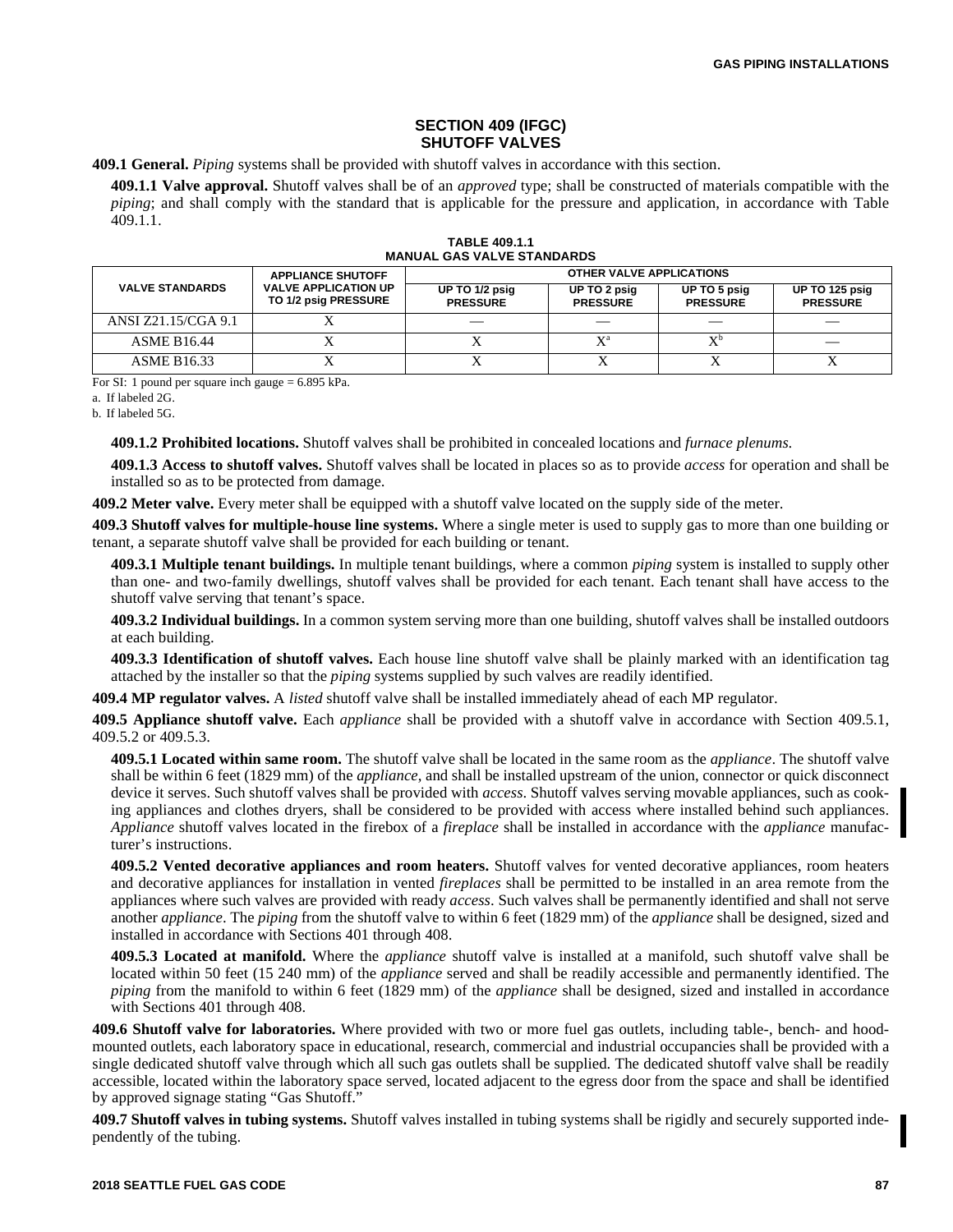## SECTION 409 (IFGC) SHUTOFF VALVES

**409.1 General.** *Piping* systems shall be provided with shutoff valves in accordance with this section.

**409.1.1 Valve approval.** Shutoff valves shall be of an *approved* type; shall be constructed of materials compatible with the *piping*; and shall comply with the standard that is applicable for the pressure and application, in accordance with Table 409.1.1.

**TABLE 409.1.1**
**MANUAL GAS VALVE STANDARDS**

| VALVE STANDARDS | APPLIANCE SHUTOFF VALVE APPLICATION UP TO 1/2 psig PRESSURE | OTHER VALVE APPLICATIONS | | | |
|---|---|---|---|---|---|
| | | UP TO 1/2 psig PRESSURE | UP TO 2 psig PRESSURE | UP TO 5 psig PRESSURE | UP TO 125 psig PRESSURE |
| ANSI Z21.15/CGA 9.1 | X | — | — | — | — |
| ASME B16.44 | X | X | X[a] | X[b] | — |
| ASME B16.33 | X | X | X | X | X |

For SI: 1 pound per square inch gauge = 6.895 kPa.

a. If labeled 2G.

b. If labeled 5G.

**409.1.2 Prohibited locations.** Shutoff valves shall be prohibited in concealed locations and *furnace plenums*.

**409.1.3 Access to shutoff valves.** Shutoff valves shall be located in places so as to provide *access* for operation and shall be installed so as to be protected from damage.

**409.2 Meter valve.** Every meter shall be equipped with a shutoff valve located on the supply side of the meter.

**409.3 Shutoff valves for multiple-house line systems.** Where a single meter is used to supply gas to more than one building or tenant, a separate shutoff valve shall be provided for each building or tenant.

**409.3.1 Multiple tenant buildings.** In multiple tenant buildings, where a common *piping* system is installed to supply other than one- and two-family dwellings, shutoff valves shall be provided for each tenant. Each tenant shall have access to the shutoff valve serving that tenant's space.

**409.3.2 Individual buildings.** In a common system serving more than one building, shutoff valves shall be installed outdoors at each building.

**409.3.3 Identification of shutoff valves.** Each house line shutoff valve shall be plainly marked with an identification tag attached by the installer so that the *piping* systems supplied by such valves are readily identified.

**409.4 MP regulator valves.** A *listed* shutoff valve shall be installed immediately ahead of each MP regulator.

**409.5 Appliance shutoff valve.** Each *appliance* shall be provided with a shutoff valve in accordance with Section 409.5.1, 409.5.2 or 409.5.3.

**409.5.1 Located within same room.** The shutoff valve shall be located in the same room as the *appliance*. The shutoff valve shall be within 6 feet (1829 mm) of the *appliance*, and shall be installed upstream of the union, connector or quick disconnect device it serves. Such shutoff valves shall be provided with *access*. Shutoff valves serving movable appliances, such as cooking appliances and clothes dryers, shall be considered to be provided with access where installed behind such appliances. *Appliance* shutoff valves located in the firebox of a *fireplace* shall be installed in accordance with the *appliance* manufacturer's instructions.

**409.5.2 Vented decorative appliances and room heaters.** Shutoff valves for vented decorative appliances, room heaters and decorative appliances for installation in vented *fireplaces* shall be permitted to be installed in an area remote from the appliances where such valves are provided with ready *access*. Such valves shall be permanently identified and shall not serve another *appliance*. The *piping* from the shutoff valve to within 6 feet (1829 mm) of the *appliance* shall be designed, sized and installed in accordance with Sections 401 through 408.

**409.5.3 Located at manifold.** Where the *appliance* shutoff valve is installed at a manifold, such shutoff valve shall be located within 50 feet (15 240 mm) of the *appliance* served and shall be readily accessible and permanently identified. The *piping* from the manifold to within 6 feet (1829 mm) of the *appliance* shall be designed, sized and installed in accordance with Sections 401 through 408.

**409.6 Shutoff valve for laboratories.** Where provided with two or more fuel gas outlets, including table-, bench- and hood-mounted outlets, each laboratory space in educational, research, commercial and industrial occupancies shall be provided with a single dedicated shutoff valve through which all such gas outlets shall be supplied. The dedicated shutoff valve shall be readily accessible, located within the laboratory space served, located adjacent to the egress door from the space and shall be identified by approved signage stating "Gas Shutoff."

**409.7 Shutoff valves in tubing systems.** Shutoff valves installed in tubing systems shall be rigidly and securely supported independently of the tubing.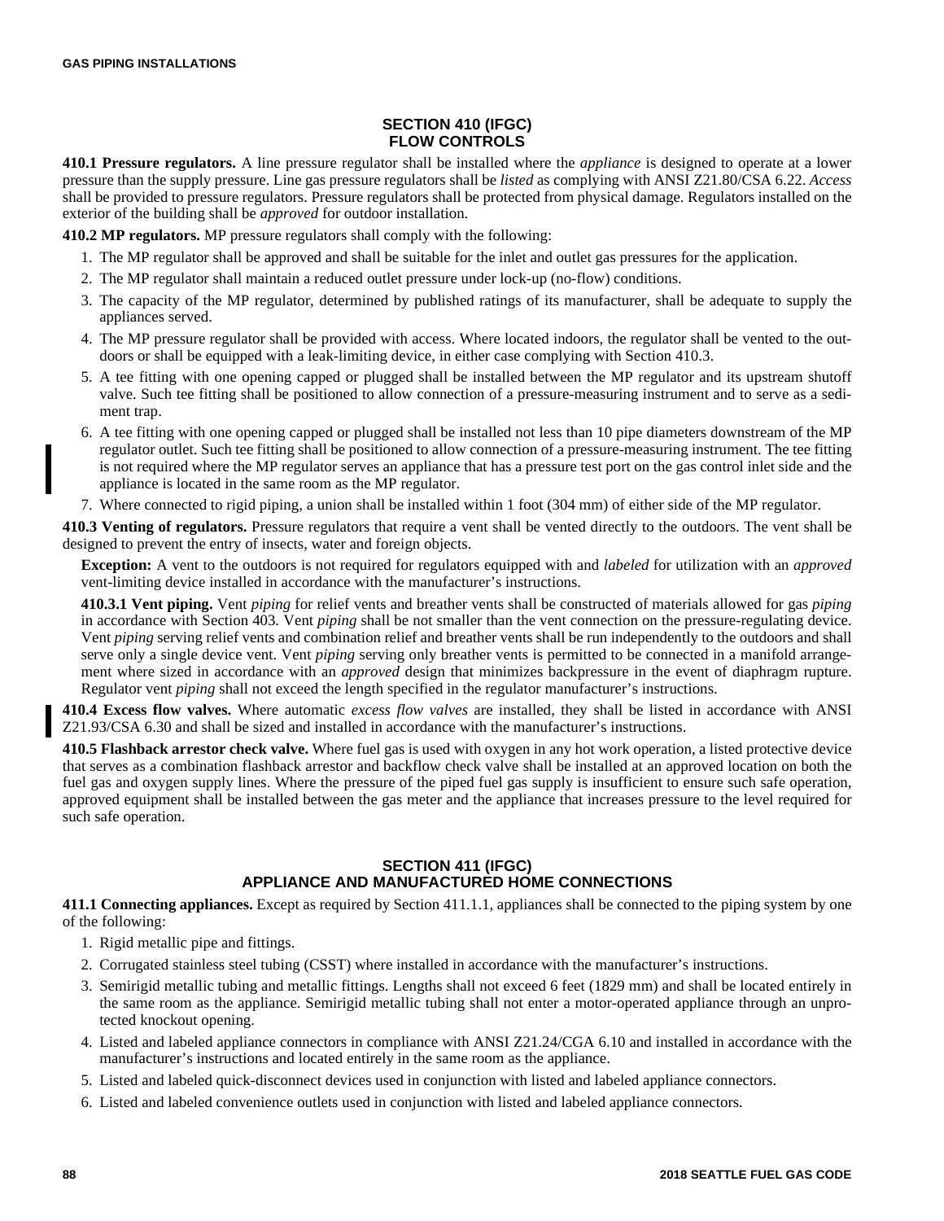## SECTION 410 (IFGC) FLOW CONTROLS

**410.1 Pressure regulators.** A line pressure regulator shall be installed where the *appliance* is designed to operate at a lower pressure than the supply pressure. Line gas pressure regulators shall be *listed* as complying with ANSI Z21.80/CSA 6.22. *Access* shall be provided to pressure regulators. Pressure regulators shall be protected from physical damage. Regulators installed on the exterior of the building shall be *approved* for outdoor installation.

**410.2 MP regulators.** MP pressure regulators shall comply with the following:

1. The MP regulator shall be approved and shall be suitable for the inlet and outlet gas pressures for the application.
2. The MP regulator shall maintain a reduced outlet pressure under lock-up (no-flow) conditions.
3. The capacity of the MP regulator, determined by published ratings of its manufacturer, shall be adequate to supply the appliances served.
4. The MP pressure regulator shall be provided with access. Where located indoors, the regulator shall be vented to the outdoors or shall be equipped with a leak-limiting device, in either case complying with Section 410.3.
5. A tee fitting with one opening capped or plugged shall be installed between the MP regulator and its upstream shutoff valve. Such tee fitting shall be positioned to allow connection of a pressure-measuring instrument and to serve as a sediment trap.
6. A tee fitting with one opening capped or plugged shall be installed not less than 10 pipe diameters downstream of the MP regulator outlet. Such tee fitting shall be positioned to allow connection of a pressure-measuring instrument. The tee fitting is not required where the MP regulator serves an appliance that has a pressure test port on the gas control inlet side and the appliance is located in the same room as the MP regulator.
7. Where connected to rigid piping, a union shall be installed within 1 foot (304 mm) of either side of the MP regulator.

**410.3 Venting of regulators.** Pressure regulators that require a vent shall be vented directly to the outdoors. The vent shall be designed to prevent the entry of insects, water and foreign objects.

**Exception:** A vent to the outdoors is not required for regulators equipped with and *labeled* for utilization with an *approved* vent-limiting device installed in accordance with the manufacturer's instructions.

**410.3.1 Vent piping.** Vent *piping* for relief vents and breather vents shall be constructed of materials allowed for gas *piping* in accordance with Section 403. Vent *piping* shall be not smaller than the vent connection on the pressure-regulating device. Vent *piping* serving relief vents and combination relief and breather vents shall be run independently to the outdoors and shall serve only a single device vent. Vent *piping* serving only breather vents is permitted to be connected in a manifold arrangement where sized in accordance with an *approved* design that minimizes backpressure in the event of diaphragm rupture. Regulator vent *piping* shall not exceed the length specified in the regulator manufacturer's instructions.

**410.4 Excess flow valves.** Where automatic *excess flow valves* are installed, they shall be listed in accordance with ANSI Z21.93/CSA 6.30 and shall be sized and installed in accordance with the manufacturer's instructions.

**410.5 Flashback arrestor check valve.** Where fuel gas is used with oxygen in any hot work operation, a listed protective device that serves as a combination flashback arrestor and backflow check valve shall be installed at an approved location on both the fuel gas and oxygen supply lines. Where the pressure of the piped fuel gas supply is insufficient to ensure such safe operation, approved equipment shall be installed between the gas meter and the appliance that increases pressure to the level required for such safe operation.

## SECTION 411 (IFGC) APPLIANCE AND MANUFACTURED HOME CONNECTIONS

**411.1 Connecting appliances.** Except as required by Section 411.1.1, appliances shall be connected to the piping system by one of the following:

1. Rigid metallic pipe and fittings.
2. Corrugated stainless steel tubing (CSST) where installed in accordance with the manufacturer's instructions.
3. Semirigid metallic tubing and metallic fittings. Lengths shall not exceed 6 feet (1829 mm) and shall be located entirely in the same room as the appliance. Semirigid metallic tubing shall not enter a motor-operated appliance through an unprotected knockout opening.
4. Listed and labeled appliance connectors in compliance with ANSI Z21.24/CGA 6.10 and installed in accordance with the manufacturer's instructions and located entirely in the same room as the appliance.
5. Listed and labeled quick-disconnect devices used in conjunction with listed and labeled appliance connectors.
6. Listed and labeled convenience outlets used in conjunction with listed and labeled appliance connectors.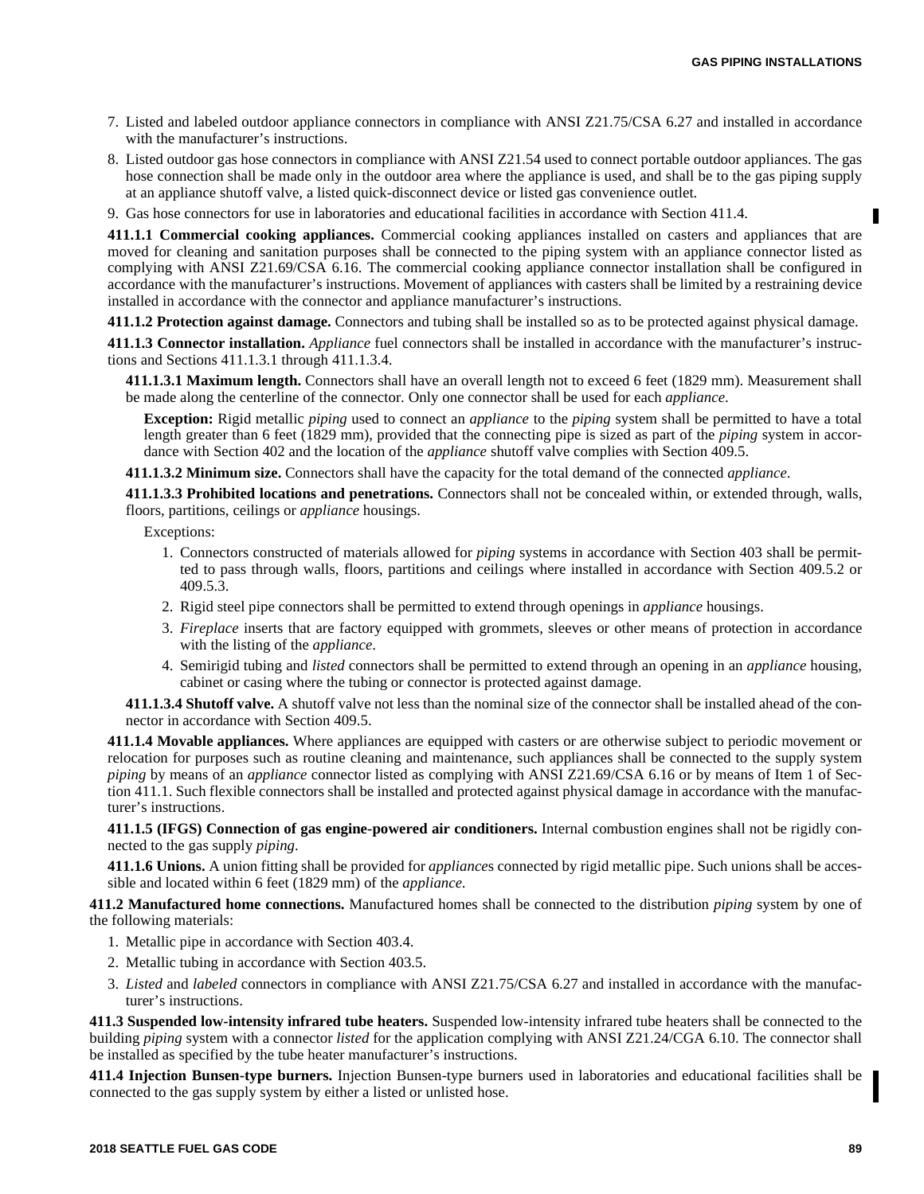7. Listed and labeled outdoor appliance connectors in compliance with ANSI Z21.75/CSA 6.27 and installed in accordance with the manufacturer's instructions.
8. Listed outdoor gas hose connectors in compliance with ANSI Z21.54 used to connect portable outdoor appliances. The gas hose connection shall be made only in the outdoor area where the appliance is used, and shall be to the gas piping supply at an appliance shutoff valve, a listed quick-disconnect device or listed gas convenience outlet.
9. Gas hose connectors for use in laboratories and educational facilities in accordance with Section 411.4.

**411.1.1 Commercial cooking appliances.** Commercial cooking appliances installed on casters and appliances that are moved for cleaning and sanitation purposes shall be connected to the piping system with an appliance connector listed as complying with ANSI Z21.69/CSA 6.16. The commercial cooking appliance connector installation shall be configured in accordance with the manufacturer's instructions. Movement of appliances with casters shall be limited by a restraining device installed in accordance with the connector and appliance manufacturer's instructions.

**411.1.2 Protection against damage.** Connectors and tubing shall be installed so as to be protected against physical damage.

**411.1.3 Connector installation.** *Appliance* fuel connectors shall be installed in accordance with the manufacturer's instructions and Sections 411.1.3.1 through 411.1.3.4.

**411.1.3.1 Maximum length.** Connectors shall have an overall length not to exceed 6 feet (1829 mm). Measurement shall be made along the centerline of the connector. Only one connector shall be used for each *appliance*.

**Exception:** Rigid metallic *piping* used to connect an *appliance* to the *piping* system shall be permitted to have a total length greater than 6 feet (1829 mm), provided that the connecting pipe is sized as part of the *piping* system in accordance with Section 402 and the location of the *appliance* shutoff valve complies with Section 409.5.

**411.1.3.2 Minimum size.** Connectors shall have the capacity for the total demand of the connected *appliance*.

**411.1.3.3 Prohibited locations and penetrations.** Connectors shall not be concealed within, or extended through, walls, floors, partitions, ceilings or *appliance* housings.

Exceptions:

1. Connectors constructed of materials allowed for *piping* systems in accordance with Section 403 shall be permitted to pass through walls, floors, partitions and ceilings where installed in accordance with Section 409.5.2 or 409.5.3.
2. Rigid steel pipe connectors shall be permitted to extend through openings in *appliance* housings.
3. *Fireplace* inserts that are factory equipped with grommets, sleeves or other means of protection in accordance with the listing of the *appliance*.
4. Semirigid tubing and *listed* connectors shall be permitted to extend through an opening in an *appliance* housing, cabinet or casing where the tubing or connector is protected against damage.

**411.1.3.4 Shutoff valve.** A shutoff valve not less than the nominal size of the connector shall be installed ahead of the connector in accordance with Section 409.5.

**411.1.4 Movable appliances.** Where appliances are equipped with casters or are otherwise subject to periodic movement or relocation for purposes such as routine cleaning and maintenance, such appliances shall be connected to the supply system *piping* by means of an *appliance* connector listed as complying with ANSI Z21.69/CSA 6.16 or by means of Item 1 of Section 411.1. Such flexible connectors shall be installed and protected against physical damage in accordance with the manufacturer's instructions.

**411.1.5 (IFGS) Connection of gas engine-powered air conditioners.** Internal combustion engines shall not be rigidly connected to the gas supply *piping*.

**411.1.6 Unions.** A union fitting shall be provided for *appliance*s connected by rigid metallic pipe. Such unions shall be accessible and located within 6 feet (1829 mm) of the *appliance*.

**411.2 Manufactured home connections.** Manufactured homes shall be connected to the distribution *piping* system by one of the following materials:

1. Metallic pipe in accordance with Section 403.4.
2. Metallic tubing in accordance with Section 403.5.
3. *Listed* and *labeled* connectors in compliance with ANSI Z21.75/CSA 6.27 and installed in accordance with the manufacturer's instructions.

**411.3 Suspended low-intensity infrared tube heaters.** Suspended low-intensity infrared tube heaters shall be connected to the building *piping* system with a connector *listed* for the application complying with ANSI Z21.24/CGA 6.10. The connector shall be installed as specified by the tube heater manufacturer's instructions.

**411.4 Injection Bunsen-type burners.** Injection Bunsen-type burners used in laboratories and educational facilities shall be connected to the gas supply system by either a listed or unlisted hose.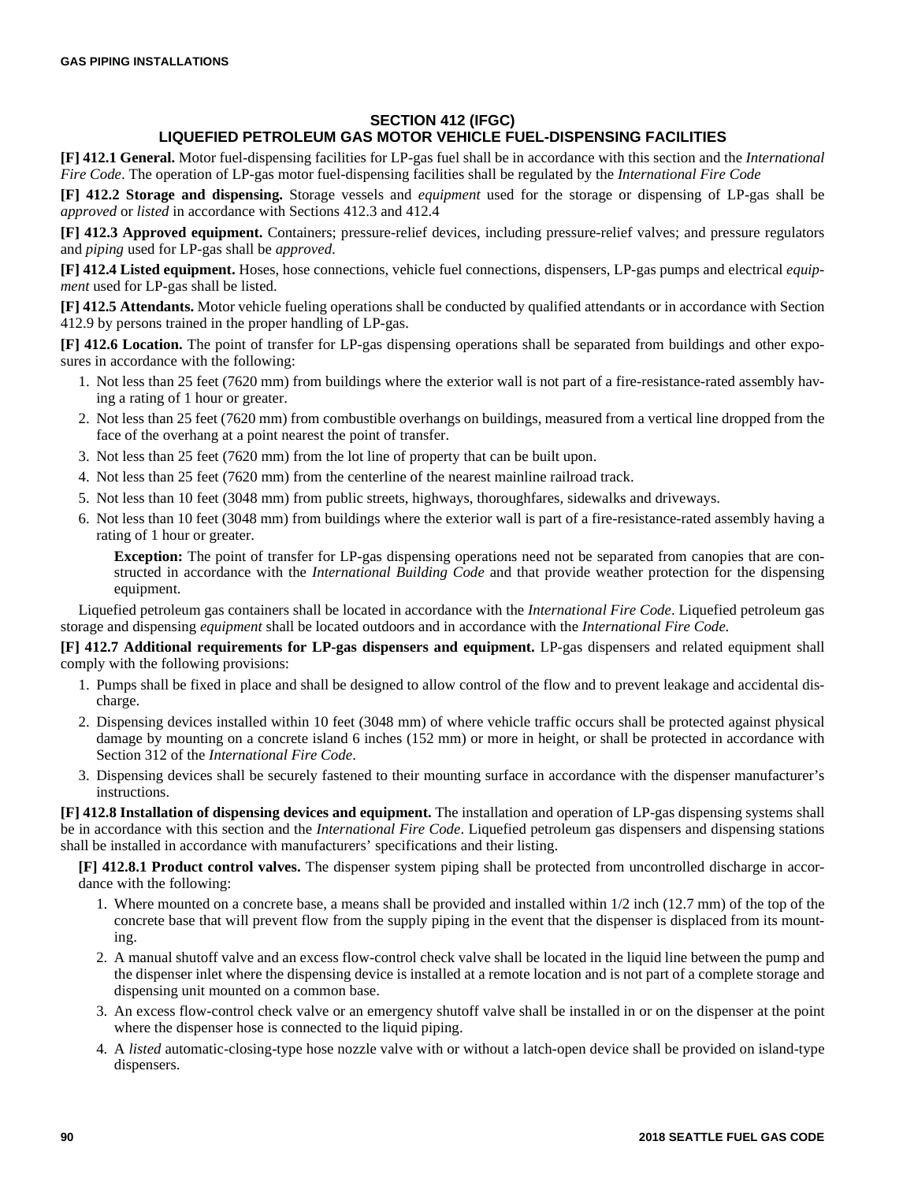## SECTION 412 (IFGC)
## LIQUEFIED PETROLEUM GAS MOTOR VEHICLE FUEL-DISPENSING FACILITIES

**[F] 412.1 General.** Motor fuel-dispensing facilities for LP-gas fuel shall be in accordance with this section and the *International Fire Code*. The operation of LP-gas motor fuel-dispensing facilities shall be regulated by the *International Fire Code*

**[F] 412.2 Storage and dispensing.** Storage vessels and *equipment* used for the storage or dispensing of LP-gas shall be *approved* or *listed* in accordance with Sections 412.3 and 412.4

**[F] 412.3 Approved equipment.** Containers; pressure-relief devices, including pressure-relief valves; and pressure regulators and *piping* used for LP-gas shall be *approved*.

**[F] 412.4 Listed equipment.** Hoses, hose connections, vehicle fuel connections, dispensers, LP-gas pumps and electrical *equipment* used for LP-gas shall be listed.

**[F] 412.5 Attendants.** Motor vehicle fueling operations shall be conducted by qualified attendants or in accordance with Section 412.9 by persons trained in the proper handling of LP-gas.

**[F] 412.6 Location.** The point of transfer for LP-gas dispensing operations shall be separated from buildings and other exposures in accordance with the following:

1. Not less than 25 feet (7620 mm) from buildings where the exterior wall is not part of a fire-resistance-rated assembly having a rating of 1 hour or greater.
2. Not less than 25 feet (7620 mm) from combustible overhangs on buildings, measured from a vertical line dropped from the face of the overhang at a point nearest the point of transfer.
3. Not less than 25 feet (7620 mm) from the lot line of property that can be built upon.
4. Not less than 25 feet (7620 mm) from the centerline of the nearest mainline railroad track.
5. Not less than 10 feet (3048 mm) from public streets, highways, thoroughfares, sidewalks and driveways.
6. Not less than 10 feet (3048 mm) from buildings where the exterior wall is part of a fire-resistance-rated assembly having a rating of 1 hour or greater.

   **Exception:** The point of transfer for LP-gas dispensing operations need not be separated from canopies that are constructed in accordance with the *International Building Code* and that provide weather protection for the dispensing equipment.

Liquefied petroleum gas containers shall be located in accordance with the *International Fire Code*. Liquefied petroleum gas storage and dispensing *equipment* shall be located outdoors and in accordance with the *International Fire Code.*

**[F] 412.7 Additional requirements for LP-gas dispensers and equipment.** LP-gas dispensers and related equipment shall comply with the following provisions:

1. Pumps shall be fixed in place and shall be designed to allow control of the flow and to prevent leakage and accidental discharge.
2. Dispensing devices installed within 10 feet (3048 mm) of where vehicle traffic occurs shall be protected against physical damage by mounting on a concrete island 6 inches (152 mm) or more in height, or shall be protected in accordance with Section 312 of the *International Fire Code*.
3. Dispensing devices shall be securely fastened to their mounting surface in accordance with the dispenser manufacturer's instructions.

**[F] 412.8 Installation of dispensing devices and equipment.** The installation and operation of LP-gas dispensing systems shall be in accordance with this section and the *International Fire Code*. Liquefied petroleum gas dispensers and dispensing stations shall be installed in accordance with manufacturers' specifications and their listing.

**[F] 412.8.1 Product control valves.** The dispenser system piping shall be protected from uncontrolled discharge in accordance with the following:

1. Where mounted on a concrete base, a means shall be provided and installed within 1/2 inch (12.7 mm) of the top of the concrete base that will prevent flow from the supply piping in the event that the dispenser is displaced from its mounting.
2. A manual shutoff valve and an excess flow-control check valve shall be located in the liquid line between the pump and the dispenser inlet where the dispensing device is installed at a remote location and is not part of a complete storage and dispensing unit mounted on a common base.
3. An excess flow-control check valve or an emergency shutoff valve shall be installed in or on the dispenser at the point where the dispenser hose is connected to the liquid piping.
4. A *listed* automatic-closing-type hose nozzle valve with or without a latch-open device shall be provided on island-type dispensers.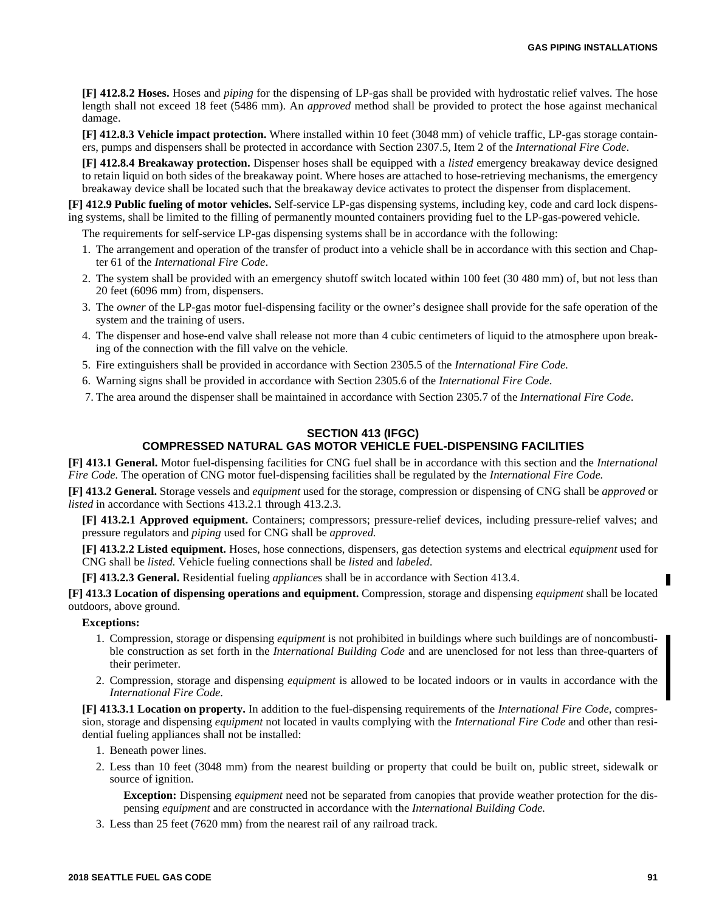**[F] 412.8.2 Hoses.** Hoses and *piping* for the dispensing of LP-gas shall be provided with hydrostatic relief valves. The hose length shall not exceed 18 feet (5486 mm). An *approved* method shall be provided to protect the hose against mechanical damage.

**[F] 412.8.3 Vehicle impact protection.** Where installed within 10 feet (3048 mm) of vehicle traffic, LP-gas storage containers, pumps and dispensers shall be protected in accordance with Section 2307.5, Item 2 of the *International Fire Code*.

**[F] 412.8.4 Breakaway protection.** Dispenser hoses shall be equipped with a *listed* emergency breakaway device designed to retain liquid on both sides of the breakaway point. Where hoses are attached to hose-retrieving mechanisms, the emergency breakaway device shall be located such that the breakaway device activates to protect the dispenser from displacement.

**[F] 412.9 Public fueling of motor vehicles.** Self-service LP-gas dispensing systems, including key, code and card lock dispensing systems, shall be limited to the filling of permanently mounted containers providing fuel to the LP-gas-powered vehicle.

The requirements for self-service LP-gas dispensing systems shall be in accordance with the following:

1. The arrangement and operation of the transfer of product into a vehicle shall be in accordance with this section and Chapter 61 of the *International Fire Code*.
2. The system shall be provided with an emergency shutoff switch located within 100 feet (30 480 mm) of, but not less than 20 feet (6096 mm) from, dispensers.
3. The *owner* of the LP-gas motor fuel-dispensing facility or the owner's designee shall provide for the safe operation of the system and the training of users.
4. The dispenser and hose-end valve shall release not more than 4 cubic centimeters of liquid to the atmosphere upon breaking of the connection with the fill valve on the vehicle.
5. Fire extinguishers shall be provided in accordance with Section 2305.5 of the *International Fire Code.*
6. Warning signs shall be provided in accordance with Section 2305.6 of the *International Fire Code*.
7. The area around the dispenser shall be maintained in accordance with Section 2305.7 of the *International Fire Code*.

## SECTION 413 (IFGC) COMPRESSED NATURAL GAS MOTOR VEHICLE FUEL-DISPENSING FACILITIES

**[F] 413.1 General.** Motor fuel-dispensing facilities for CNG fuel shall be in accordance with this section and the *International Fire Code.* The operation of CNG motor fuel-dispensing facilities shall be regulated by the *International Fire Code.*

**[F] 413.2 General.** Storage vessels and *equipment* used for the storage, compression or dispensing of CNG shall be *approved* or *listed* in accordance with Sections 413.2.1 through 413.2.3.

**[F] 413.2.1 Approved equipment.** Containers; compressors; pressure-relief devices, including pressure-relief valves; and pressure regulators and *piping* used for CNG shall be *approved.*

**[F] 413.2.2 Listed equipment.** Hoses, hose connections, dispensers, gas detection systems and electrical *equipment* used for CNG shall be *listed.* Vehicle fueling connections shall be *listed* and *labeled*.

**[F] 413.2.3 General.** Residential fueling *appliance*s shall be in accordance with Section 413.4.

**[F] 413.3 Location of dispensing operations and equipment.** Compression, storage and dispensing *equipment* shall be located outdoors, above ground.

**Exceptions:**

1. Compression, storage or dispensing *equipment* is not prohibited in buildings where such buildings are of noncombustible construction as set forth in the *International Building Code* and are unenclosed for not less than three-quarters of their perimeter.
2. Compression, storage and dispensing *equipment* is allowed to be located indoors or in vaults in accordance with the *International Fire Code*.

**[F] 413.3.1 Location on property.** In addition to the fuel-dispensing requirements of the *International Fire Code,* compression, storage and dispensing *equipment* not located in vaults complying with the *International Fire Code* and other than residential fueling appliances shall not be installed:

1. Beneath power lines.
2. Less than 10 feet (3048 mm) from the nearest building or property that could be built on, public street, sidewalk or source of ignition.

   **Exception:** Dispensing *equipment* need not be separated from canopies that provide weather protection for the dispensing *equipment* and are constructed in accordance with the *International Building Code.*
3. Less than 25 feet (7620 mm) from the nearest rail of any railroad track.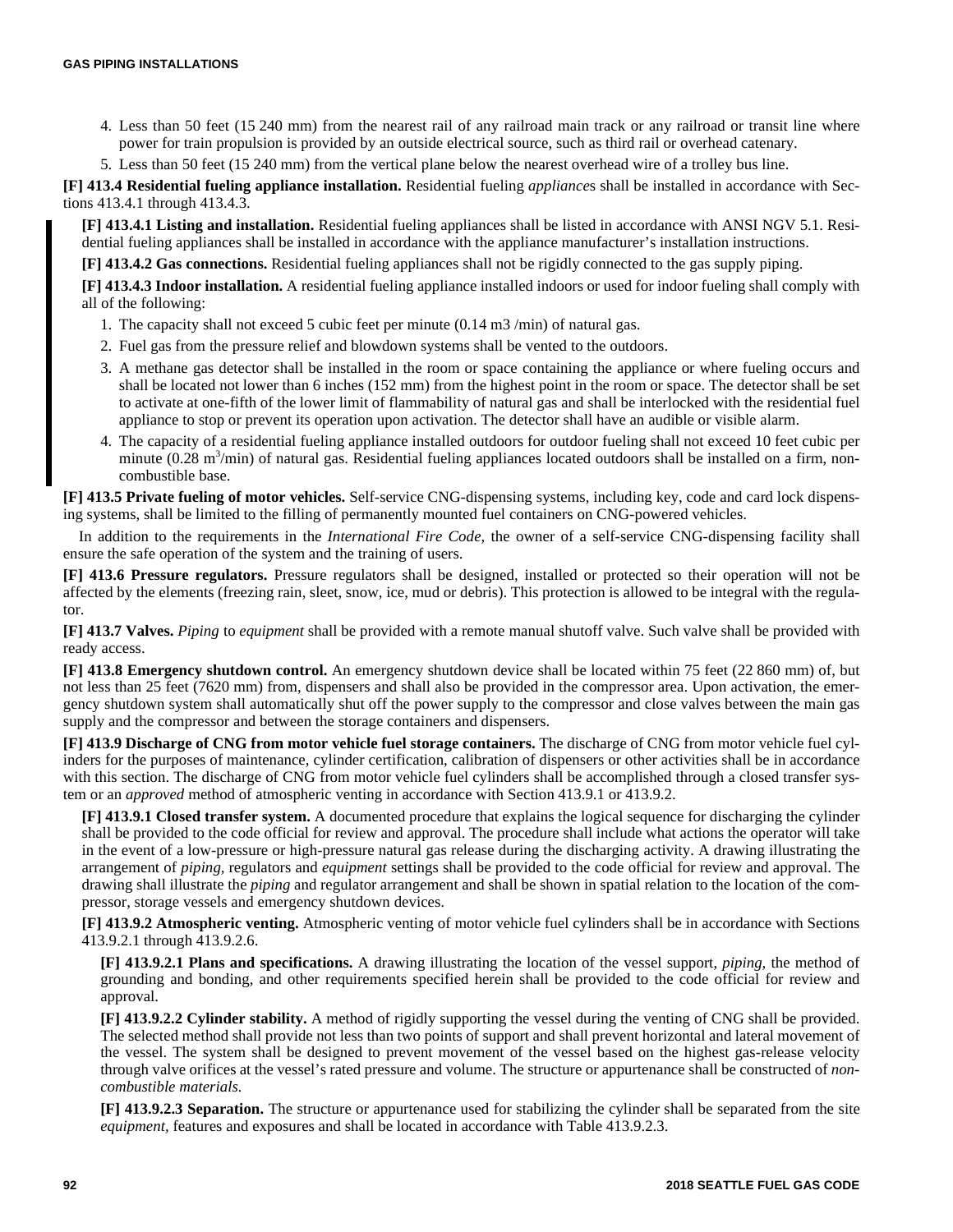4. Less than 50 feet (15 240 mm) from the nearest rail of any railroad main track or any railroad or transit line where power for train propulsion is provided by an outside electrical source, such as third rail or overhead catenary.
5. Less than 50 feet (15 240 mm) from the vertical plane below the nearest overhead wire of a trolley bus line.

**[F] 413.4 Residential fueling appliance installation.** Residential fueling *appliance*s shall be installed in accordance with Sections 413.4.1 through 413.4.3.

**[F] 413.4.1 Listing and installation.** Residential fueling appliances shall be listed in accordance with ANSI NGV 5.1. Residential fueling appliances shall be installed in accordance with the appliance manufacturer's installation instructions.

**[F] 413.4.2 Gas connections.** Residential fueling appliances shall not be rigidly connected to the gas supply piping.

**[F] 413.4.3 Indoor installation.** A residential fueling appliance installed indoors or used for indoor fueling shall comply with all of the following:

1. The capacity shall not exceed 5 cubic feet per minute (0.14 m3 /min) of natural gas.
2. Fuel gas from the pressure relief and blowdown systems shall be vented to the outdoors.
3. A methane gas detector shall be installed in the room or space containing the appliance or where fueling occurs and shall be located not lower than 6 inches (152 mm) from the highest point in the room or space. The detector shall be set to activate at one-fifth of the lower limit of flammability of natural gas and shall be interlocked with the residential fuel appliance to stop or prevent its operation upon activation. The detector shall have an audible or visible alarm.
4. The capacity of a residential fueling appliance installed outdoors for outdoor fueling shall not exceed 10 feet cubic per minute (0.28 $m^3$/min) of natural gas. Residential fueling appliances located outdoors shall be installed on a firm, noncombustible base.

**[F] 413.5 Private fueling of motor vehicles.** Self-service CNG-dispensing systems, including key, code and card lock dispensing systems, shall be limited to the filling of permanently mounted fuel containers on CNG-powered vehicles.

In addition to the requirements in the *International Fire Code*, the owner of a self-service CNG-dispensing facility shall ensure the safe operation of the system and the training of users.

**[F] 413.6 Pressure regulators.** Pressure regulators shall be designed, installed or protected so their operation will not be affected by the elements (freezing rain, sleet, snow, ice, mud or debris). This protection is allowed to be integral with the regulator.

**[F] 413.7 Valves.** *Piping* to *equipment* shall be provided with a remote manual shutoff valve. Such valve shall be provided with ready access.

**[F] 413.8 Emergency shutdown control.** An emergency shutdown device shall be located within 75 feet (22 860 mm) of, but not less than 25 feet (7620 mm) from, dispensers and shall also be provided in the compressor area. Upon activation, the emergency shutdown system shall automatically shut off the power supply to the compressor and close valves between the main gas supply and the compressor and between the storage containers and dispensers.

**[F] 413.9 Discharge of CNG from motor vehicle fuel storage containers.** The discharge of CNG from motor vehicle fuel cylinders for the purposes of maintenance, cylinder certification, calibration of dispensers or other activities shall be in accordance with this section. The discharge of CNG from motor vehicle fuel cylinders shall be accomplished through a closed transfer system or an *approved* method of atmospheric venting in accordance with Section 413.9.1 or 413.9.2.

**[F] 413.9.1 Closed transfer system.** A documented procedure that explains the logical sequence for discharging the cylinder shall be provided to the code official for review and approval. The procedure shall include what actions the operator will take in the event of a low-pressure or high-pressure natural gas release during the discharging activity. A drawing illustrating the arrangement of *piping*, regulators and *equipment* settings shall be provided to the code official for review and approval. The drawing shall illustrate the *piping* and regulator arrangement and shall be shown in spatial relation to the location of the compressor, storage vessels and emergency shutdown devices.

**[F] 413.9.2 Atmospheric venting.** Atmospheric venting of motor vehicle fuel cylinders shall be in accordance with Sections 413.9.2.1 through 413.9.2.6.

**[F] 413.9.2.1 Plans and specifications.** A drawing illustrating the location of the vessel support, *piping*, the method of grounding and bonding, and other requirements specified herein shall be provided to the code official for review and approval.

**[F] 413.9.2.2 Cylinder stability.** A method of rigidly supporting the vessel during the venting of CNG shall be provided. The selected method shall provide not less than two points of support and shall prevent horizontal and lateral movement of the vessel. The system shall be designed to prevent movement of the vessel based on the highest gas-release velocity through valve orifices at the vessel's rated pressure and volume. The structure or appurtenance shall be constructed of *noncombustible materials*.

**[F] 413.9.2.3 Separation.** The structure or appurtenance used for stabilizing the cylinder shall be separated from the site *equipment*, features and exposures and shall be located in accordance with Table 413.9.2.3.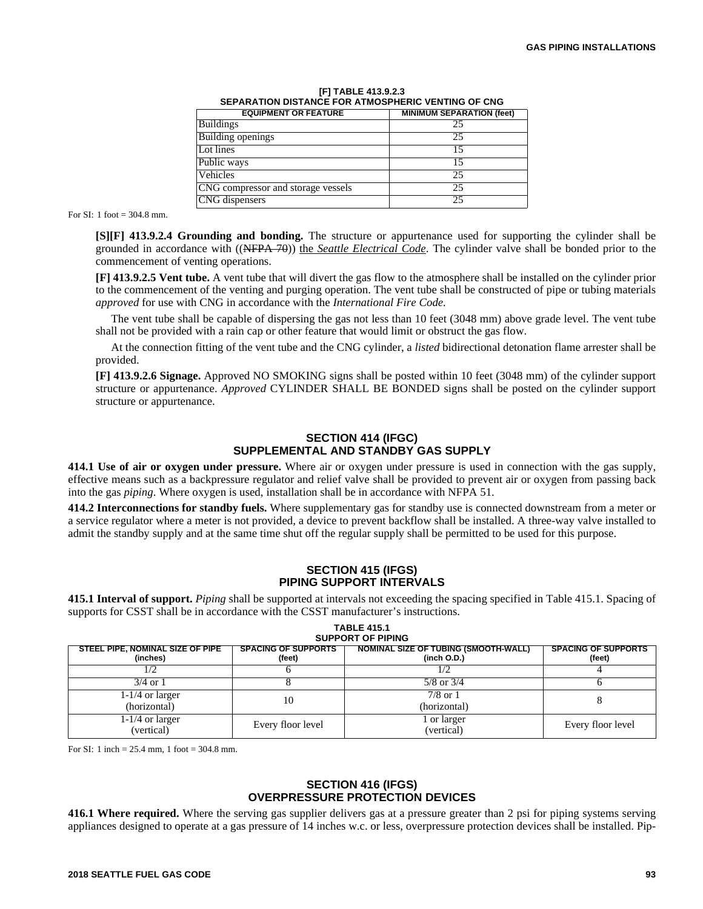**[F] TABLE 413.9.2.3**
**SEPARATION DISTANCE FOR ATMOSPHERIC VENTING OF CNG**

| EQUIPMENT OR FEATURE | MINIMUM SEPARATION (feet) |
|---|---|
| Buildings | 25 |
| Building openings | 25 |
| Lot lines | 15 |
| Public ways | 15 |
| Vehicles | 25 |
| CNG compressor and storage vessels | 25 |
| CNG dispensers | 25 |

For SI: 1 foot = 304.8 mm.

**[S][F] 413.9.2.4 Grounding and bonding.** The structure or appurtenance used for supporting the cylinder shall be grounded in accordance with ((~~NFPA 70~~)) the *Seattle Electrical Code*. The cylinder valve shall be bonded prior to the commencement of venting operations.

**[F] 413.9.2.5 Vent tube.** A vent tube that will divert the gas flow to the atmosphere shall be installed on the cylinder prior to the commencement of the venting and purging operation. The vent tube shall be constructed of pipe or tubing materials *approved* for use with CNG in accordance with the *International Fire Code.*

The vent tube shall be capable of dispersing the gas not less than 10 feet (3048 mm) above grade level. The vent tube shall not be provided with a rain cap or other feature that would limit or obstruct the gas flow.

At the connection fitting of the vent tube and the CNG cylinder, a *listed* bidirectional detonation flame arrester shall be provided.

**[F] 413.9.2.6 Signage.** Approved NO SMOKING signs shall be posted within 10 feet (3048 mm) of the cylinder support structure or appurtenance. *Approved* CYLINDER SHALL BE BONDED signs shall be posted on the cylinder support structure or appurtenance.

## SECTION 414 (IFGC) SUPPLEMENTAL AND STANDBY GAS SUPPLY

**414.1 Use of air or oxygen under pressure.** Where air or oxygen under pressure is used in connection with the gas supply, effective means such as a backpressure regulator and relief valve shall be provided to prevent air or oxygen from passing back into the gas *piping*. Where oxygen is used, installation shall be in accordance with NFPA 51.

**414.2 Interconnections for standby fuels.** Where supplementary gas for standby use is connected downstream from a meter or a service regulator where a meter is not provided, a device to prevent backflow shall be installed. A three-way valve installed to admit the standby supply and at the same time shut off the regular supply shall be permitted to be used for this purpose.

## SECTION 415 (IFGS) PIPING SUPPORT INTERVALS

**415.1 Interval of support.** *Piping* shall be supported at intervals not exceeding the spacing specified in Table 415.1. Spacing of supports for CSST shall be in accordance with the CSST manufacturer's instructions.

**TABLE 415.1**
**SUPPORT OF PIPING**

| STEEL PIPE, NOMINAL SIZE OF PIPE (inches) | SPACING OF SUPPORTS (feet) | NOMINAL SIZE OF TUBING (SMOOTH-WALL) (inch O.D.) | SPACING OF SUPPORTS (feet) |
|---|---|---|---|
| 1/2 | 6 | 1/2 | 4 |
| 3/4 or 1 | 8 | 5/8 or 3/4 | 6 |
| 1-1/4 or larger (horizontal) | 10 | 7/8 or 1 (horizontal) | 8 |
| 1-1/4 or larger (vertical) | Every floor level | 1 or larger (vertical) | Every floor level |

For SI: 1 inch = 25.4 mm, 1 foot = 304.8 mm.

## SECTION 416 (IFGS) OVERPRESSURE PROTECTION DEVICES

**416.1 Where required.** Where the serving gas supplier delivers gas at a pressure greater than 2 psi for piping systems serving appliances designed to operate at a gas pressure of 14 inches w.c. or less, overpressure protection devices shall be installed. Pip-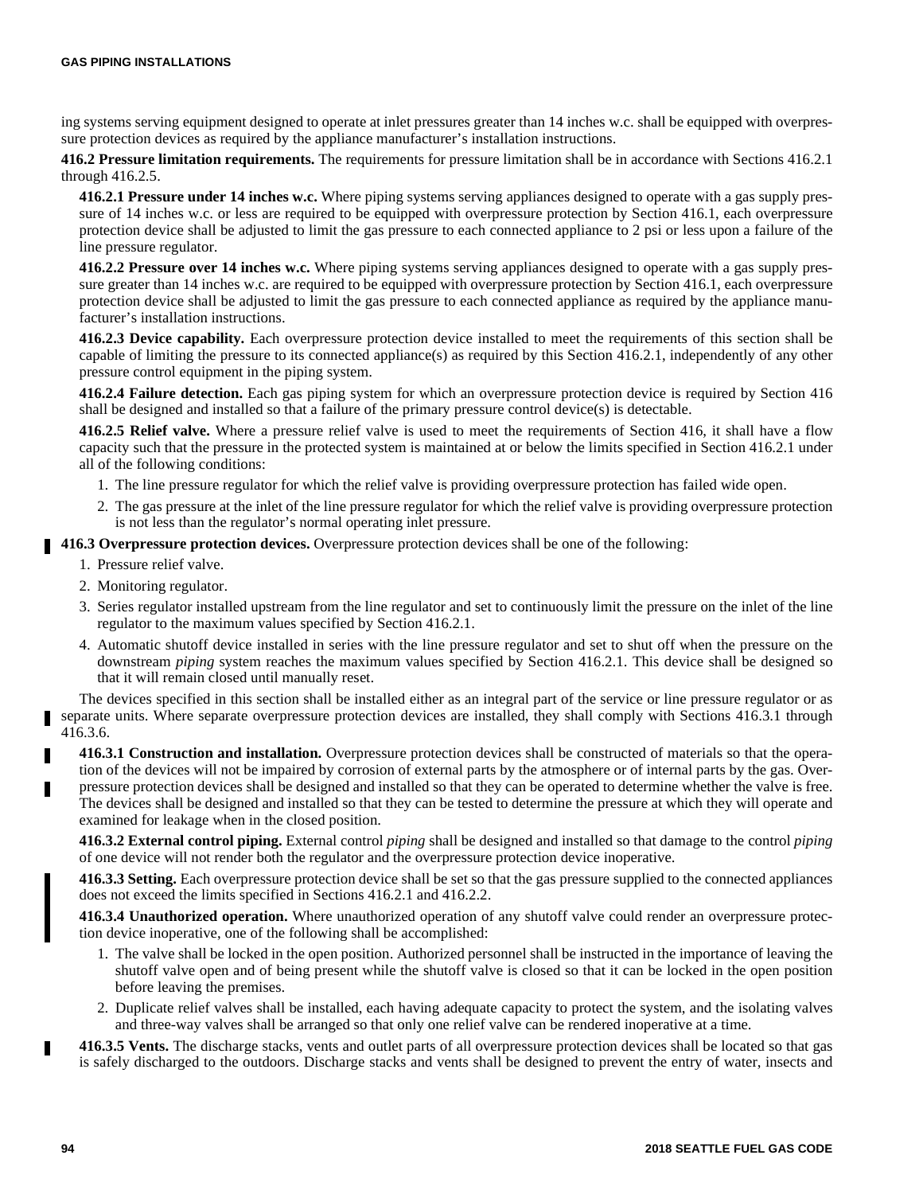ing systems serving equipment designed to operate at inlet pressures greater than 14 inches w.c. shall be equipped with overpressure protection devices as required by the appliance manufacturer's installation instructions.

**416.2 Pressure limitation requirements.** The requirements for pressure limitation shall be in accordance with Sections 416.2.1 through 416.2.5.

**416.2.1 Pressure under 14 inches w.c.** Where piping systems serving appliances designed to operate with a gas supply pressure of 14 inches w.c. or less are required to be equipped with overpressure protection by Section 416.1, each overpressure protection device shall be adjusted to limit the gas pressure to each connected appliance to 2 psi or less upon a failure of the line pressure regulator.

**416.2.2 Pressure over 14 inches w.c.** Where piping systems serving appliances designed to operate with a gas supply pressure greater than 14 inches w.c. are required to be equipped with overpressure protection by Section 416.1, each overpressure protection device shall be adjusted to limit the gas pressure to each connected appliance as required by the appliance manufacturer's installation instructions.

**416.2.3 Device capability.** Each overpressure protection device installed to meet the requirements of this section shall be capable of limiting the pressure to its connected appliance(s) as required by this Section 416.2.1, independently of any other pressure control equipment in the piping system.

**416.2.4 Failure detection.** Each gas piping system for which an overpressure protection device is required by Section 416 shall be designed and installed so that a failure of the primary pressure control device(s) is detectable.

**416.2.5 Relief valve.** Where a pressure relief valve is used to meet the requirements of Section 416, it shall have a flow capacity such that the pressure in the protected system is maintained at or below the limits specified in Section 416.2.1 under all of the following conditions:

1. The line pressure regulator for which the relief valve is providing overpressure protection has failed wide open.
2. The gas pressure at the inlet of the line pressure regulator for which the relief valve is providing overpressure protection is not less than the regulator's normal operating inlet pressure.

**416.3 Overpressure protection devices.** Overpressure protection devices shall be one of the following:

1. Pressure relief valve.
2. Monitoring regulator.
3. Series regulator installed upstream from the line regulator and set to continuously limit the pressure on the inlet of the line regulator to the maximum values specified by Section 416.2.1.
4. Automatic shutoff device installed in series with the line pressure regulator and set to shut off when the pressure on the downstream *piping* system reaches the maximum values specified by Section 416.2.1. This device shall be designed so that it will remain closed until manually reset.

The devices specified in this section shall be installed either as an integral part of the service or line pressure regulator or as separate units. Where separate overpressure protection devices are installed, they shall comply with Sections 416.3.1 through 416.3.6.

**416.3.1 Construction and installation.** Overpressure protection devices shall be constructed of materials so that the operation of the devices will not be impaired by corrosion of external parts by the atmosphere or of internal parts by the gas. Overpressure protection devices shall be designed and installed so that they can be operated to determine whether the valve is free. The devices shall be designed and installed so that they can be tested to determine the pressure at which they will operate and examined for leakage when in the closed position.

**416.3.2 External control piping.** External control *piping* shall be designed and installed so that damage to the control *piping* of one device will not render both the regulator and the overpressure protection device inoperative.

**416.3.3 Setting.** Each overpressure protection device shall be set so that the gas pressure supplied to the connected appliances does not exceed the limits specified in Sections 416.2.1 and 416.2.2.

**416.3.4 Unauthorized operation.** Where unauthorized operation of any shutoff valve could render an overpressure protection device inoperative, one of the following shall be accomplished:

1. The valve shall be locked in the open position. Authorized personnel shall be instructed in the importance of leaving the shutoff valve open and of being present while the shutoff valve is closed so that it can be locked in the open position before leaving the premises.
2. Duplicate relief valves shall be installed, each having adequate capacity to protect the system, and the isolating valves and three-way valves shall be arranged so that only one relief valve can be rendered inoperative at a time.

**416.3.5 Vents.** The discharge stacks, vents and outlet parts of all overpressure protection devices shall be located so that gas is safely discharged to the outdoors. Discharge stacks and vents shall be designed to prevent the entry of water, insects and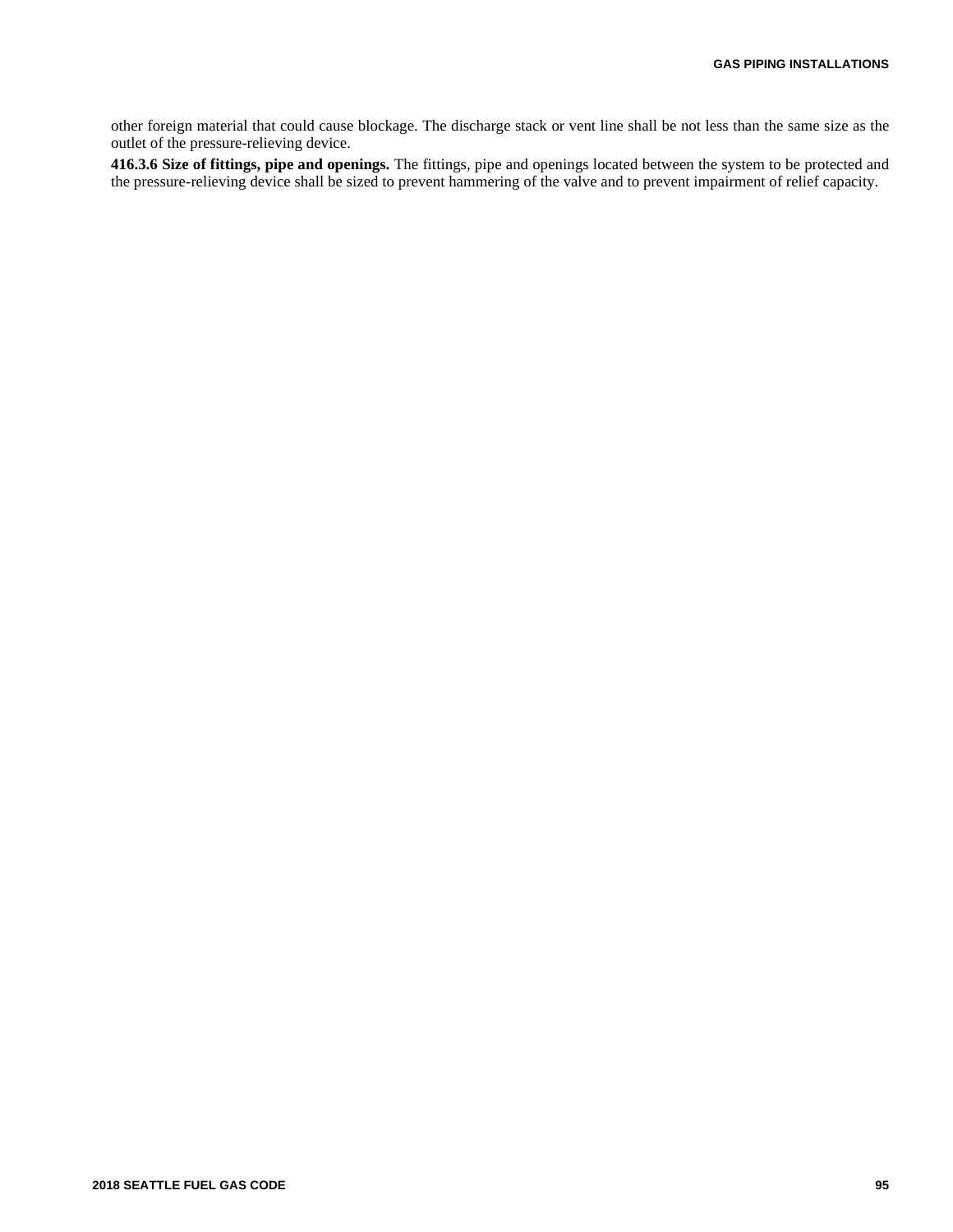other foreign material that could cause blockage. The discharge stack or vent line shall be not less than the same size as the outlet of the pressure-relieving device.

**416.3.6 Size of fittings, pipe and openings.** The fittings, pipe and openings located between the system to be protected and the pressure-relieving device shall be sized to prevent hammering of the valve and to prevent impairment of relief capacity.